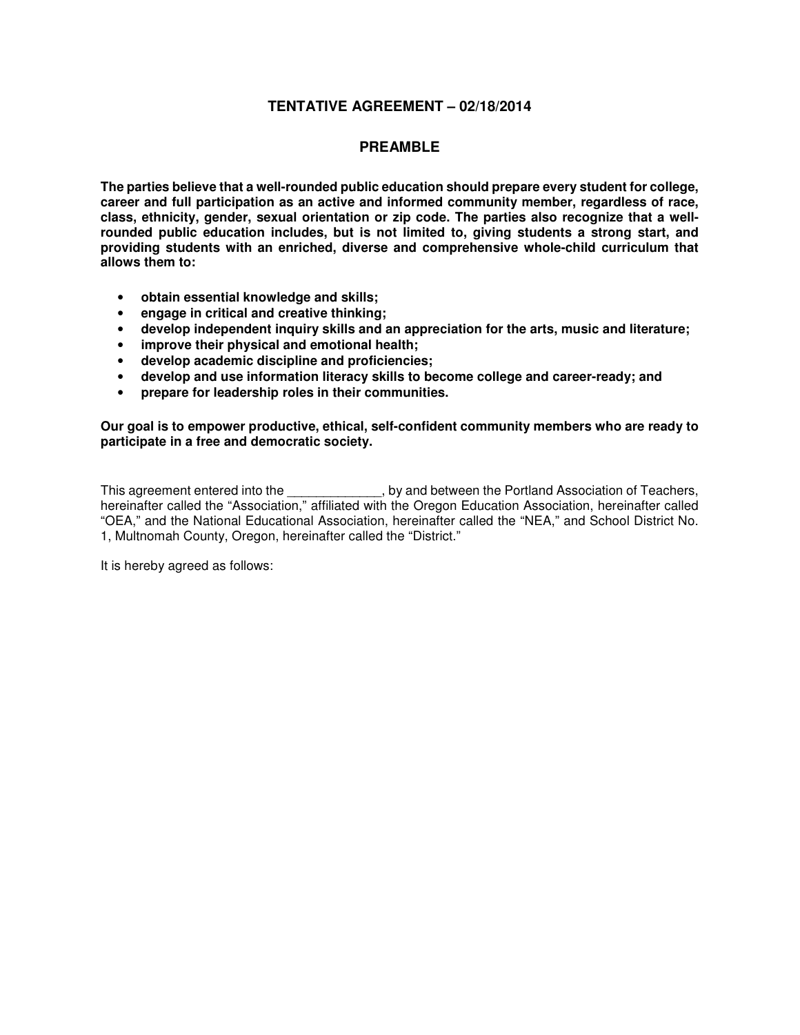## TENTATIVE AGREEMENT – 02/18/2014

## PREAMBLE

**The parties believe that a well-rounded public education should prepare every student for college, career and full participation as an active and informed community member, regardless of race, class, ethnicity, gender, sexual orientation or zip code. The parties also recognize that a well-rounded public education includes, but is not limited to, giving students a strong start, and providing students with an enriched, diverse and comprehensive whole-child curriculum that allows them to:**

- **obtain essential knowledge and skills;**
- **engage in critical and creative thinking;**
- **develop independent inquiry skills and an appreciation for the arts, music and literature;**
- **improve their physical and emotional health;**
- **develop academic discipline and proficiencies;**
- **develop and use information literacy skills to become college and career-ready; and**
- **prepare for leadership roles in their communities.**

**Our goal is to empower productive, ethical, self-confident community members who are ready to participate in a free and democratic society.**

This agreement entered into the _____________, by and between the Portland Association of Teachers, hereinafter called the "Association," affiliated with the Oregon Education Association, hereinafter called "OEA," and the National Educational Association, hereinafter called the "NEA," and School District No. 1, Multnomah County, Oregon, hereinafter called the "District."

It is hereby agreed as follows: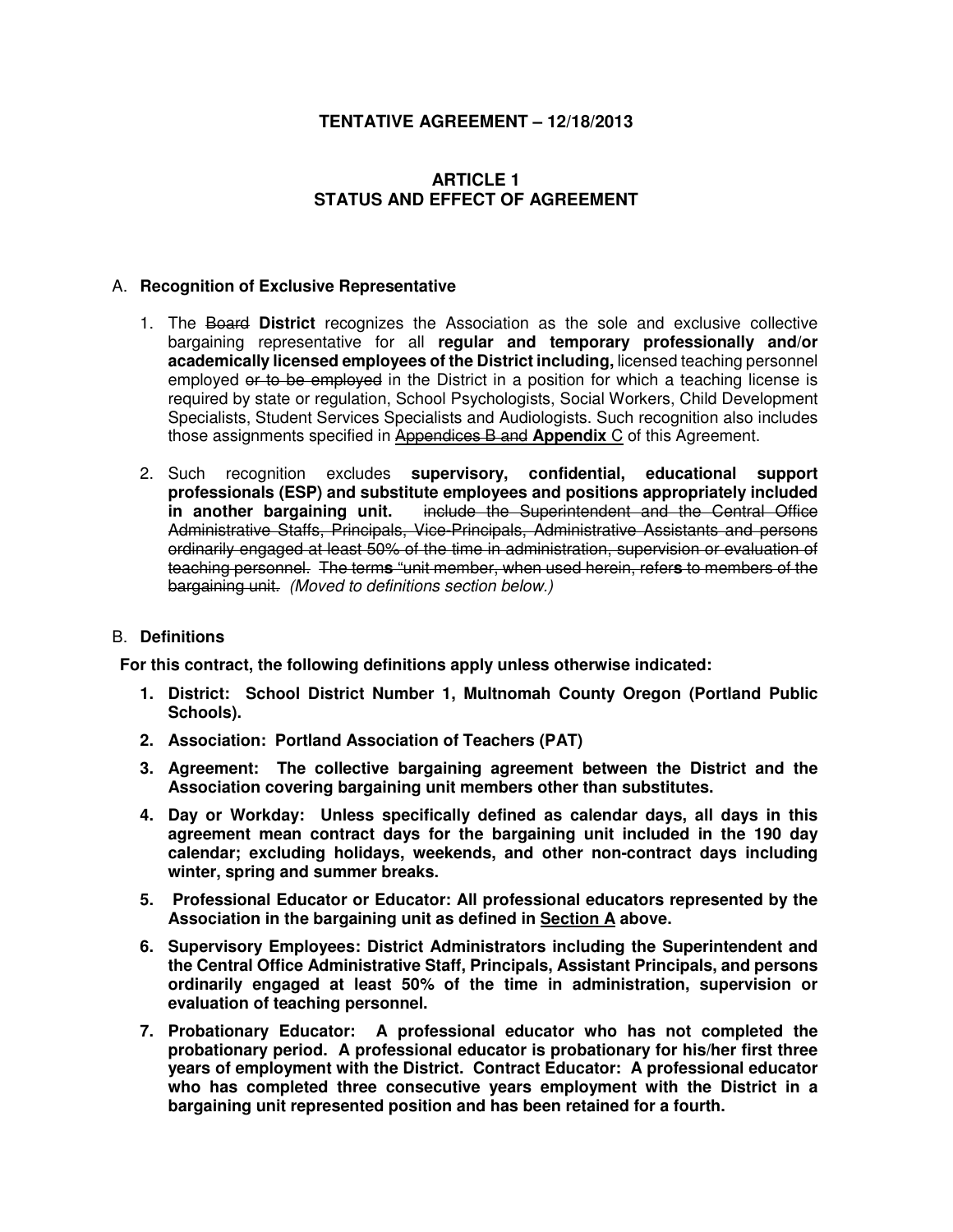**TENTATIVE AGREEMENT – 12/18/2013**

# ARTICLE 1
# STATUS AND EFFECT OF AGREEMENT

## A. Recognition of Exclusive Representative

1. The ~~Board~~ **District** recognizes the Association as the sole and exclusive collective bargaining representative for all **regular and temporary professionally and/or academically licensed employees of the District including,** licensed teaching personnel employed ~~or to be employed~~ in the District in a position for which a teaching license is required by state or regulation, School Psychologists, Social Workers, Child Development Specialists, Student Services Specialists and Audiologists. Such recognition also includes those assignments specified in ~~Appendices B and~~ **Appendix** C of this Agreement.

2. Such recognition excludes **supervisory, confidential, educational support professionals (ESP) and substitute employees and positions appropriately included in another bargaining unit.** ~~include the Superintendent and the Central Office Administrative Staffs, Principals, Vice-Principals, Administrative Assistants and persons ordinarily engaged at least 50% of the time in administration, supervision or evaluation of teaching personnel. The term**s** "unit member, when used herein, refer**s** to members of the bargaining unit.~~ *(Moved to definitions section below.)*

## B. Definitions

**For this contract, the following definitions apply unless otherwise indicated:**

1. **District: School District Number 1, Multnomah County Oregon (Portland Public Schools).**
2. **Association: Portland Association of Teachers (PAT)**
3. **Agreement: The collective bargaining agreement between the District and the Association covering bargaining unit members other than substitutes.**
4. **Day or Workday: Unless specifically defined as calendar days, all days in this agreement mean contract days for the bargaining unit included in the 190 day calendar; excluding holidays, weekends, and other non-contract days including winter, spring and summer breaks.**
5. **Professional Educator or Educator: All professional educators represented by the Association in the bargaining unit as defined in Section A above.**
6. **Supervisory Employees: District Administrators including the Superintendent and the Central Office Administrative Staff, Principals, Assistant Principals, and persons ordinarily engaged at least 50% of the time in administration, supervision or evaluation of teaching personnel.**
7. **Probationary Educator: A professional educator who has not completed the probationary period. A professional educator is probationary for his/her first three years of employment with the District. Contract Educator: A professional educator who has completed three consecutive years employment with the District in a bargaining unit represented position and has been retained for a fourth.**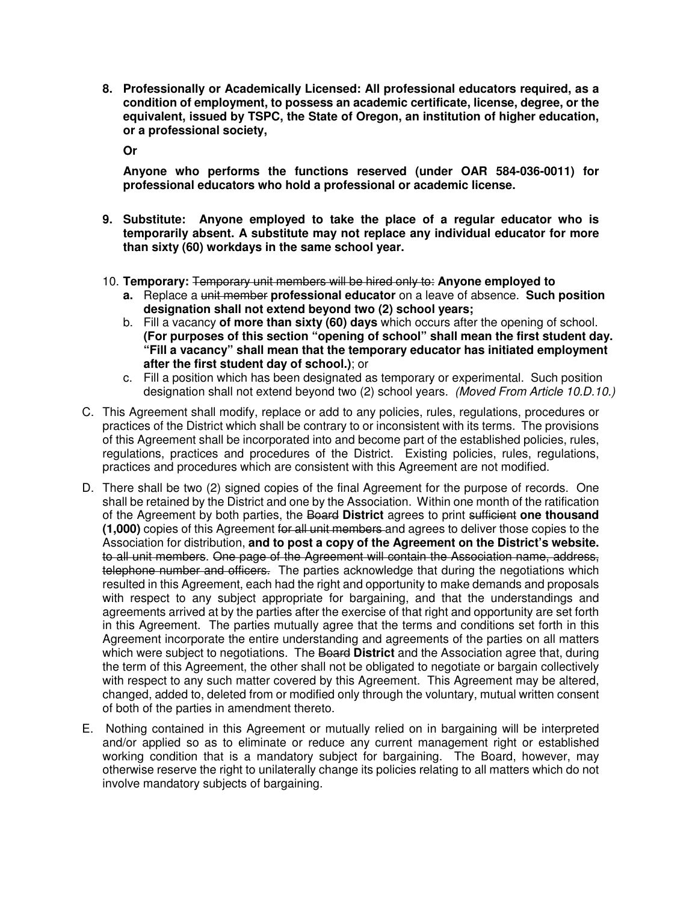8. **Professionally or Academically Licensed: All professional educators required, as a condition of employment, to possess an academic certificate, license, degree, or the equivalent, issued by TSPC, the State of Oregon, an institution of higher education, or a professional society,**

   **Or**

   **Anyone who performs the functions reserved (under OAR 584-036-0011) for professional educators who hold a professional or academic license.**

9. **Substitute: Anyone employed to take the place of a regular educator who is temporarily absent. A substitute may not replace any individual educator for more than sixty (60) workdays in the same school year.**

10. **Temporary:** ~~Temporary unit members will be hired only to:~~ **Anyone employed to**
    - **a.** Replace a ~~unit member~~ **professional educator** on a leave of absence. **Such position designation shall not extend beyond two (2) school years;**
    - b. Fill a vacancy **of more than sixty (60) days** which occurs after the opening of school. **(For purposes of this section "opening of school" shall mean the first student day. "Fill a vacancy" shall mean that the temporary educator has initiated employment after the first student day of school.)**; or
    - c. Fill a position which has been designated as temporary or experimental. Such position designation shall not extend beyond two (2) school years. *(Moved From Article 10.D.10.)*

C. This Agreement shall modify, replace or add to any policies, rules, regulations, procedures or practices of the District which shall be contrary to or inconsistent with its terms. The provisions of this Agreement shall be incorporated into and become part of the established policies, rules, regulations, practices and procedures of the District. Existing policies, rules, regulations, practices and procedures which are consistent with this Agreement are not modified.

D. There shall be two (2) signed copies of the final Agreement for the purpose of records. One shall be retained by the District and one by the Association. Within one month of the ratification of the Agreement by both parties, the ~~Board~~ **District** agrees to print ~~sufficient~~ **one thousand (1,000)** copies of this Agreement ~~for all unit members~~ and agrees to deliver those copies to the Association for distribution, **and to post a copy of the Agreement on the District's website.** ~~to all unit members~~. ~~One page of the Agreement will contain the Association name, address, telephone number and officers.~~ The parties acknowledge that during the negotiations which resulted in this Agreement, each had the right and opportunity to make demands and proposals with respect to any subject appropriate for bargaining, and that the understandings and agreements arrived at by the parties after the exercise of that right and opportunity are set forth in this Agreement. The parties mutually agree that the terms and conditions set forth in this Agreement incorporate the entire understanding and agreements of the parties on all matters which were subject to negotiations. The ~~Board~~ **District** and the Association agree that, during the term of this Agreement, the other shall not be obligated to negotiate or bargain collectively with respect to any such matter covered by this Agreement. This Agreement may be altered, changed, added to, deleted from or modified only through the voluntary, mutual written consent of both of the parties in amendment thereto.

E. Nothing contained in this Agreement or mutually relied on in bargaining will be interpreted and/or applied so as to eliminate or reduce any current management right or established working condition that is a mandatory subject for bargaining. The Board, however, may otherwise reserve the right to unilaterally change its policies relating to all matters which do not involve mandatory subjects of bargaining.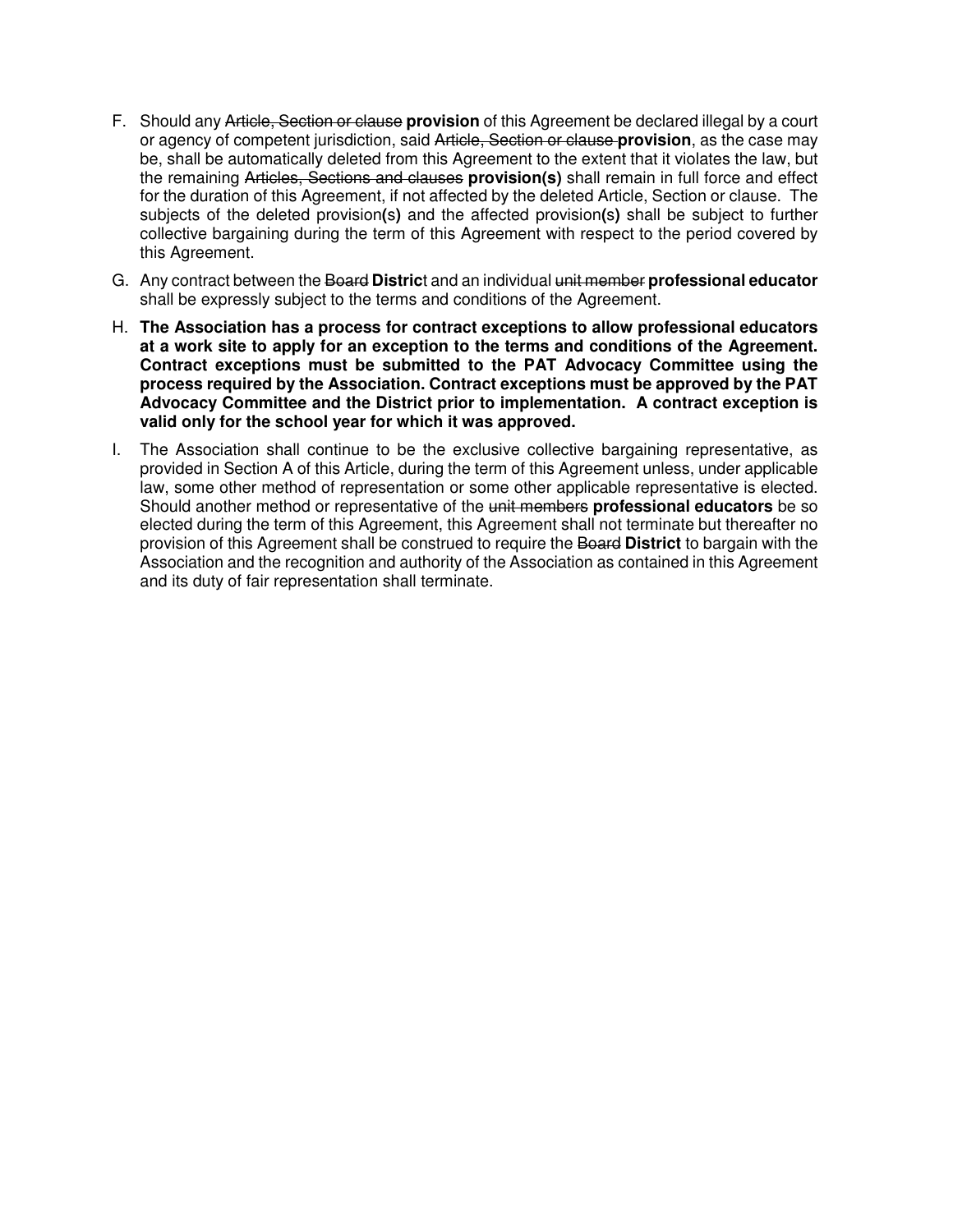F. Should any ~~Article, Section or clause~~ **provision** of this Agreement be declared illegal by a court or agency of competent jurisdiction, said ~~Article, Section or clause~~ **provision**, as the case may be, shall be automatically deleted from this Agreement to the extent that it violates the law, but the remaining ~~Articles, Sections and clauses~~ **provision(s)** shall remain in full force and effect for the duration of this Agreement, if not affected by the deleted Article, Section or clause. The subjects of the deleted provision**(s)** and the affected provision**(s)** shall be subject to further collective bargaining during the term of this Agreement with respect to the period covered by this Agreement.

G. Any contract between the ~~Board~~ **Distric**t and an individual ~~unit member~~ **professional educator** shall be expressly subject to the terms and conditions of the Agreement.

H. **The Association has a process for contract exceptions to allow professional educators at a work site to apply for an exception to the terms and conditions of the Agreement. Contract exceptions must be submitted to the PAT Advocacy Committee using the process required by the Association. Contract exceptions must be approved by the PAT Advocacy Committee and the District prior to implementation. A contract exception is valid only for the school year for which it was approved.**

I. The Association shall continue to be the exclusive collective bargaining representative, as provided in Section A of this Article, during the term of this Agreement unless, under applicable law, some other method of representation or some other applicable representative is elected. Should another method or representative of the ~~unit members~~ **professional educators** be so elected during the term of this Agreement, this Agreement shall not terminate but thereafter no provision of this Agreement shall be construed to require the ~~Board~~ **District** to bargain with the Association and the recognition and authority of the Association as contained in this Agreement and its duty of fair representation shall terminate.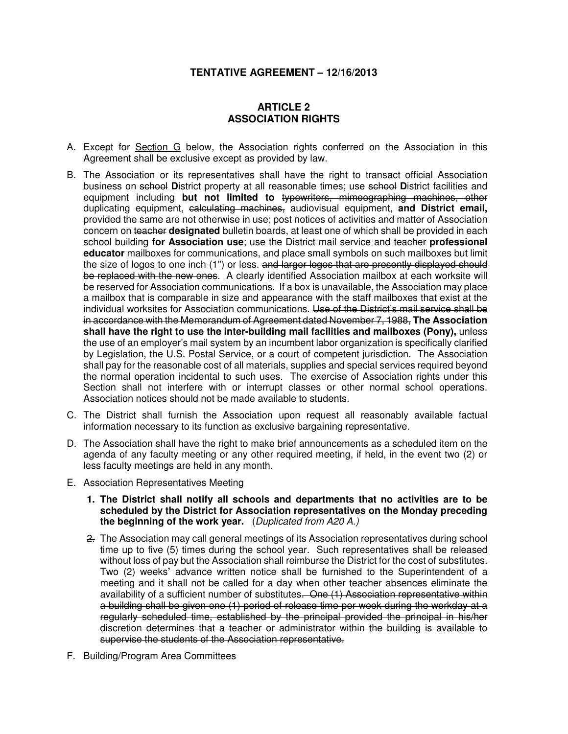**TENTATIVE AGREEMENT – 12/16/2013**

## ARTICLE 2
## ASSOCIATION RIGHTS

A. Except for Section G below, the Association rights conferred on the Association in this Agreement shall be exclusive except as provided by law.

B. The Association or its representatives shall have the right to transact official Association business on ~~school~~ **D**istrict property at all reasonable times; use ~~school~~ **D**istrict facilities and equipment including **but not limited to** ~~typewriters, mimeographing machines, other~~ duplicating equipment, ~~calculating machines,~~ audiovisual equipment, **and District email,** provided the same are not otherwise in use; post notices of activities and matter of Association concern on ~~teacher~~ **designated** bulletin boards, at least one of which shall be provided in each school building **for Association use**; use the District mail service and ~~teacher~~ **professional educator** mailboxes for communications, and place small symbols on such mailboxes but limit the size of logos to one inch (1") or less. ~~and larger logos that are presently displayed should be replaced with the new ones~~. A clearly identified Association mailbox at each worksite will be reserved for Association communications. If a box is unavailable, the Association may place a mailbox that is comparable in size and appearance with the staff mailboxes that exist at the individual worksites for Association communications. ~~Use of the District's mail service shall be in accordance with the Memorandum of Agreement dated November 7, 1988,~~ **The Association shall have the right to use the inter-building mail facilities and mailboxes (Pony),** unless the use of an employer's mail system by an incumbent labor organization is specifically clarified by Legislation, the U.S. Postal Service, or a court of competent jurisdiction. The Association shall pay for the reasonable cost of all materials, supplies and special services required beyond the normal operation incidental to such uses. The exercise of Association rights under this Section shall not interfere with or interrupt classes or other normal school operations. Association notices should not be made available to students.

C. The District shall furnish the Association upon request all reasonably available factual information necessary to its function as exclusive bargaining representative.

D. The Association shall have the right to make brief announcements as a scheduled item on the agenda of any faculty meeting or any other required meeting, if held, in the event two (2) or less faculty meetings are held in any month.

E. Association Representatives Meeting

   **1. The District shall notify all schools and departments that no activities are to be scheduled by the District for Association representatives on the Monday preceding the beginning of the work year.** (*Duplicated from A20 A.)*

   ~~2.~~ The Association may call general meetings of its Association representatives during school time up to five (5) times during the school year. Such representatives shall be released without loss of pay but the Association shall reimburse the District for the cost of substitutes. Two (2) weeks' advance written notice shall be furnished to the Superintendent of a meeting and it shall not be called for a day when other teacher absences eliminate the availability of a sufficient number of substitutes. ~~One (1) Association representative within a building shall be given one (1) period of release time per week during the workday at a regularly scheduled time, established by the principal provided the principal in his/her discretion determines that a teacher or administrator within the building is available to supervise the students of the Association representative.~~

F. Building/Program Area Committees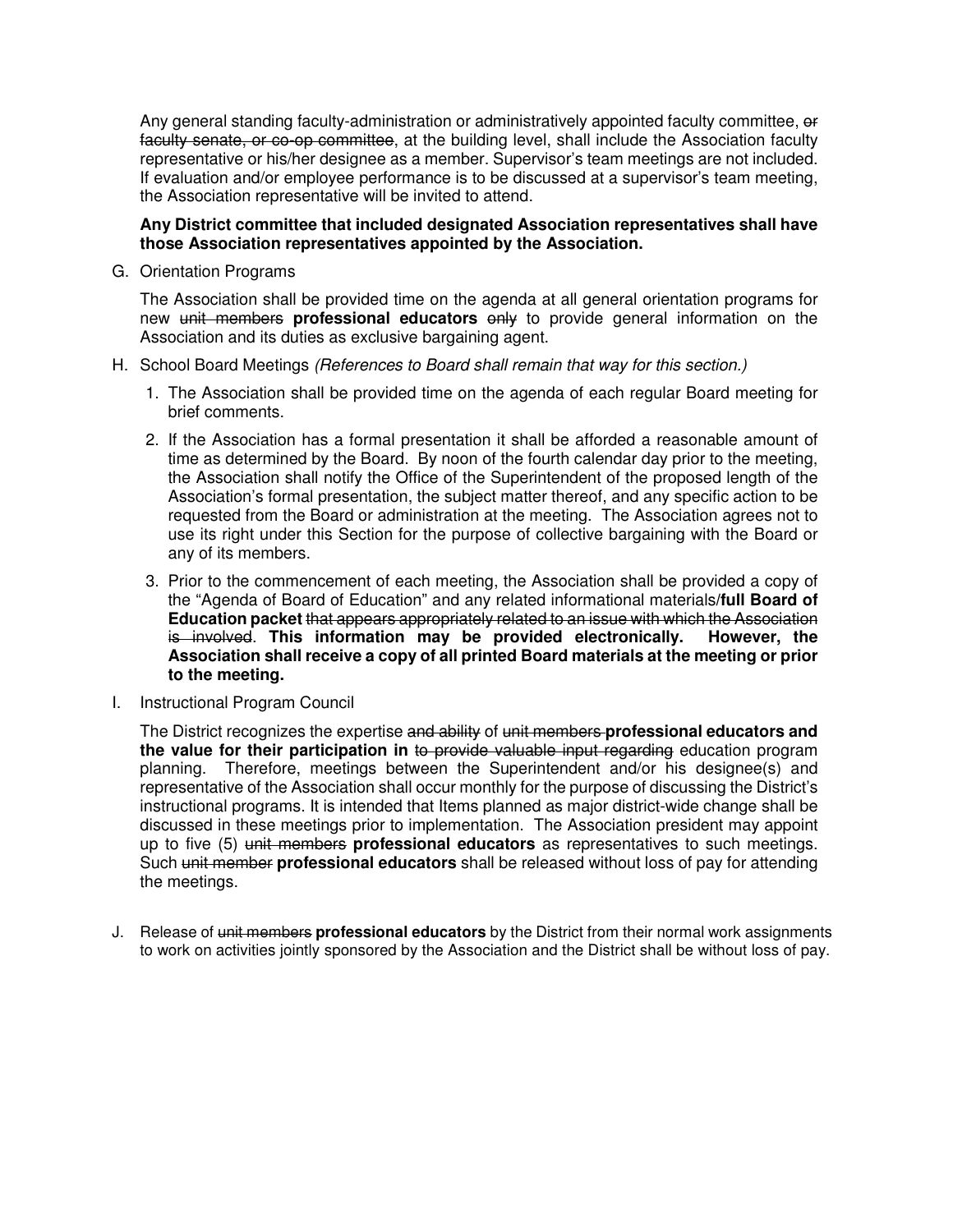Any general standing faculty-administration or administratively appointed faculty committee, ~~or faculty senate, or co-op committee~~, at the building level, shall include the Association faculty representative or his/her designee as a member. Supervisor's team meetings are not included. If evaluation and/or employee performance is to be discussed at a supervisor's team meeting, the Association representative will be invited to attend.

**Any District committee that included designated Association representatives shall have those Association representatives appointed by the Association.**

G. Orientation Programs

The Association shall be provided time on the agenda at all general orientation programs for new ~~unit members~~ **professional educators** ~~only~~ to provide general information on the Association and its duties as exclusive bargaining agent.

H. School Board Meetings *(References to Board shall remain that way for this section.)*

1. The Association shall be provided time on the agenda of each regular Board meeting for brief comments.
2. If the Association has a formal presentation it shall be afforded a reasonable amount of time as determined by the Board. By noon of the fourth calendar day prior to the meeting, the Association shall notify the Office of the Superintendent of the proposed length of the Association's formal presentation, the subject matter thereof, and any specific action to be requested from the Board or administration at the meeting. The Association agrees not to use its right under this Section for the purpose of collective bargaining with the Board or any of its members.
3. Prior to the commencement of each meeting, the Association shall be provided a copy of the "Agenda of Board of Education" and any related informational materials/**full Board of Education packet** ~~that appears appropriately related to an issue with which the Association is involved~~. **This information may be provided electronically. However, the Association shall receive a copy of all printed Board materials at the meeting or prior to the meeting.**

I. Instructional Program Council

The District recognizes the expertise ~~and ability~~ of ~~unit members~~ **professional educators and the value for their participation in** ~~to provide valuable input regarding~~ education program planning. Therefore, meetings between the Superintendent and/or his designee(s) and representative of the Association shall occur monthly for the purpose of discussing the District's instructional programs. It is intended that Items planned as major district-wide change shall be discussed in these meetings prior to implementation. The Association president may appoint up to five (5) ~~unit members~~ **professional educators** as representatives to such meetings. Such ~~unit member~~ **professional educators** shall be released without loss of pay for attending the meetings.

J. Release of ~~unit members~~ **professional educators** by the District from their normal work assignments to work on activities jointly sponsored by the Association and the District shall be without loss of pay.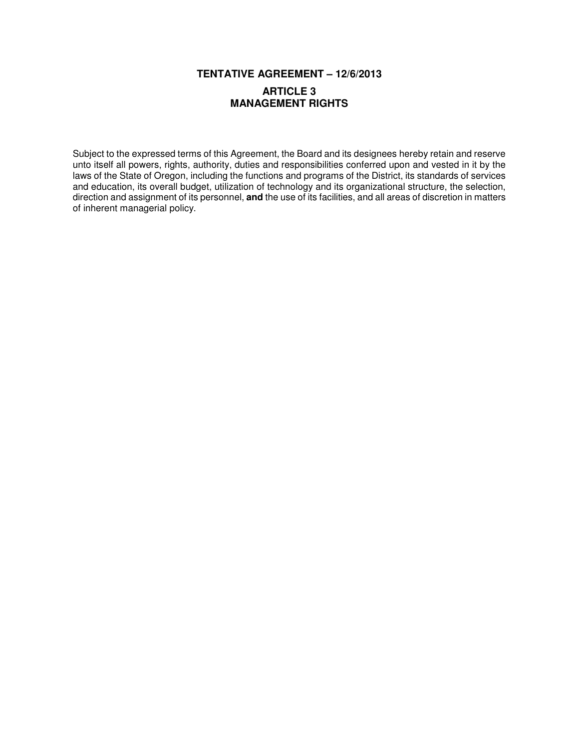**TENTATIVE AGREEMENT – 12/6/2013**

# ARTICLE 3
# MANAGEMENT RIGHTS

Subject to the expressed terms of this Agreement, the Board and its designees hereby retain and reserve unto itself all powers, rights, authority, duties and responsibilities conferred upon and vested in it by the laws of the State of Oregon, including the functions and programs of the District, its standards of services and education, its overall budget, utilization of technology and its organizational structure, the selection, direction and assignment of its personnel, **and** the use of its facilities, and all areas of discretion in matters of inherent managerial policy.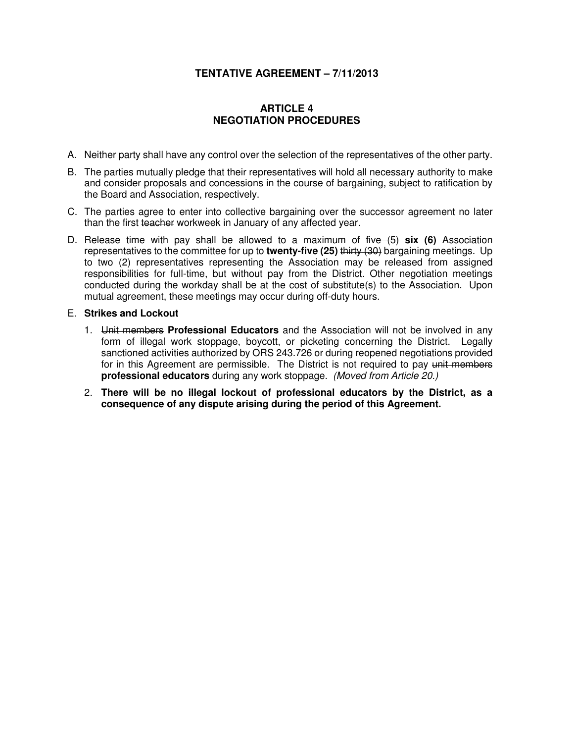## TENTATIVE AGREEMENT – 7/11/2013

## ARTICLE 4
## NEGOTIATION PROCEDURES

A. Neither party shall have any control over the selection of the representatives of the other party.

B. The parties mutually pledge that their representatives will hold all necessary authority to make and consider proposals and concessions in the course of bargaining, subject to ratification by the Board and Association, respectively.

C. The parties agree to enter into collective bargaining over the successor agreement no later than the first ~~teacher~~ workweek in January of any affected year.

D. Release time with pay shall be allowed to a maximum of ~~five (5)~~ **six (6)** Association representatives to the committee for up to **twenty-five (25)** ~~thirty (30)~~ bargaining meetings. Up to two (2) representatives representing the Association may be released from assigned responsibilities for full-time, but without pay from the District. Other negotiation meetings conducted during the workday shall be at the cost of substitute(s) to the Association. Upon mutual agreement, these meetings may occur during off-duty hours.

E. **Strikes and Lockout**

   1. ~~Unit members~~ **Professional Educators** and the Association will not be involved in any form of illegal work stoppage, boycott, or picketing concerning the District. Legally sanctioned activities authorized by ORS 243.726 or during reopened negotiations provided for in this Agreement are permissible. The District is not required to pay ~~unit members~~ **professional educators** during any work stoppage. *(Moved from Article 20.)*

   2. **There will be no illegal lockout of professional educators by the District, as a consequence of any dispute arising during the period of this Agreement.**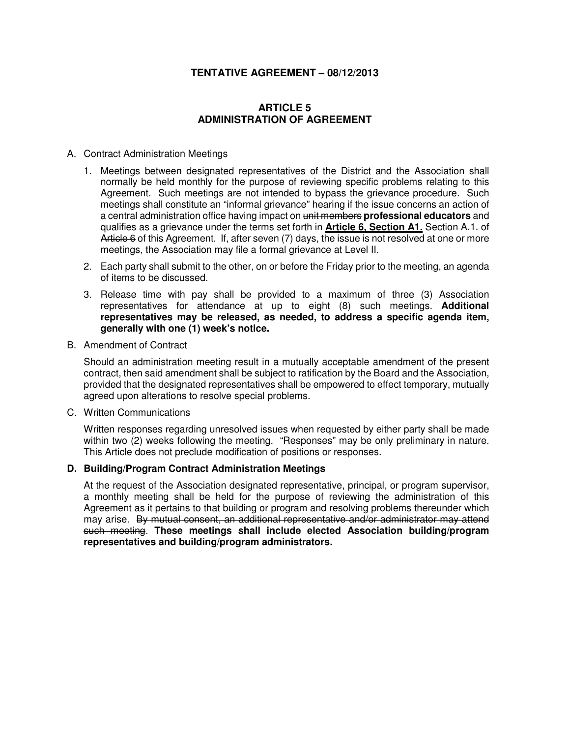**TENTATIVE AGREEMENT – 08/12/2013**

# ARTICLE 5
# ADMINISTRATION OF AGREEMENT

A. Contract Administration Meetings

1. Meetings between designated representatives of the District and the Association shall normally be held monthly for the purpose of reviewing specific problems relating to this Agreement. Such meetings are not intended to bypass the grievance procedure. Such meetings shall constitute an "informal grievance" hearing if the issue concerns an action of a central administration office having impact on ~~unit members~~ **professional educators** and qualifies as a grievance under the terms set forth in **<u>Article 6, Section A1.</u>** ~~Section A.1. of Article 6~~ of this Agreement. If, after seven (7) days, the issue is not resolved at one or more meetings, the Association may file a formal grievance at Level II.

2. Each party shall submit to the other, on or before the Friday prior to the meeting, an agenda of items to be discussed.

3. Release time with pay shall be provided to a maximum of three (3) Association representatives for attendance at up to eight (8) such meetings. **Additional representatives may be released, as needed, to address a specific agenda item, generally with one (1) week's notice.**

B. Amendment of Contract

Should an administration meeting result in a mutually acceptable amendment of the present contract, then said amendment shall be subject to ratification by the Board and the Association, provided that the designated representatives shall be empowered to effect temporary, mutually agreed upon alterations to resolve special problems.

C. Written Communications

Written responses regarding unresolved issues when requested by either party shall be made within two (2) weeks following the meeting. "Responses" may be only preliminary in nature. This Article does not preclude modification of positions or responses.

**D. Building/Program Contract Administration Meetings**

At the request of the Association designated representative, principal, or program supervisor, a monthly meeting shall be held for the purpose of reviewing the administration of this Agreement as it pertains to that building or program and resolving problems ~~thereunder~~ which may arise. ~~By mutual consent, an additional representative and/or administrator may attend such meeting~~. **These meetings shall include elected Association building/program representatives and building/program administrators.**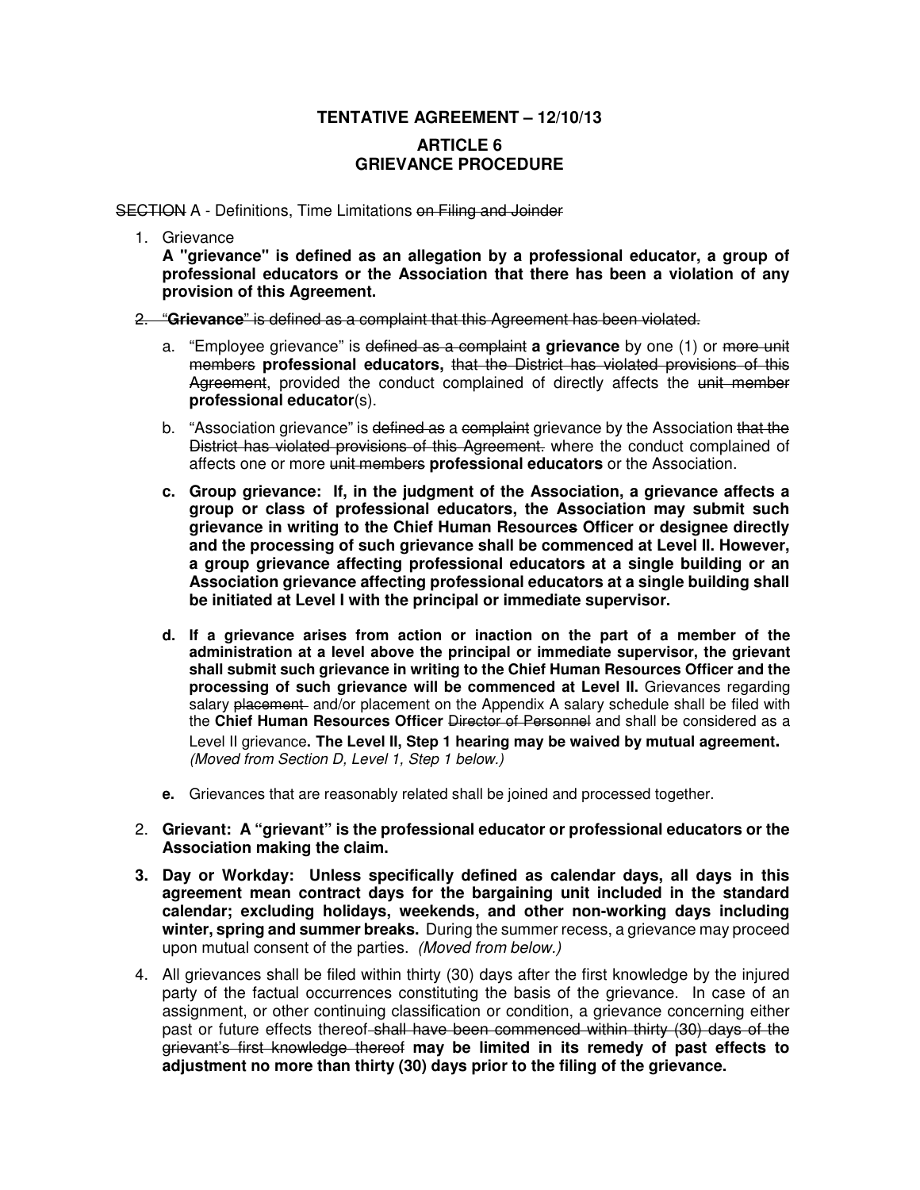**TENTATIVE AGREEMENT – 12/10/13**

**ARTICLE 6**
**GRIEVANCE PROCEDURE**

~~SECTION~~ A - Definitions, Time Limitations ~~on Filing and Joinder~~

1. Grievance
   **A "grievance" is defined as an allegation by a professional educator, a group of professional educators or the Association that there has been a violation of any provision of this Agreement.**

~~2. "**Grievance**" is defined as a complaint that this Agreement has been violated.~~

   a. "Employee grievance" is ~~defined as a complaint~~ **a grievance** by one (1) or ~~more unit members~~ **professional educators,** ~~that the District has violated provisions of this Agreement~~, provided the conduct complained of directly affects the ~~unit member~~ **professional educator**(s).

   b. "Association grievance" is ~~defined as~~ a ~~complaint~~ grievance by the Association ~~that the District has violated provisions of this Agreement.~~ where the conduct complained of affects one or more ~~unit members~~ **professional educators** or the Association.

   **c. Group grievance: If, in the judgment of the Association, a grievance affects a group or class of professional educators, the Association may submit such grievance in writing to the Chief Human Resources Officer or designee directly and the processing of such grievance shall be commenced at Level II. However, a group grievance affecting professional educators at a single building or an Association grievance affecting professional educators at a single building shall be initiated at Level I with the principal or immediate supervisor.**

   **d. If a grievance arises from action or inaction on the part of a member of the administration at a level above the principal or immediate supervisor, the grievant shall submit such grievance in writing to the Chief Human Resources Officer and the processing of such grievance will be commenced at Level II.** Grievances regarding salary ~~placement~~ and/or placement on the Appendix A salary schedule shall be filed with the **Chief Human Resources Officer** ~~Director of Personnel~~ and shall be considered as a Level II grievance**. The Level II, Step 1 hearing may be waived by mutual agreement.** *(Moved from Section D, Level 1, Step 1 below.)*

   **e.** Grievances that are reasonably related shall be joined and processed together.

2. **Grievant: A "grievant" is the professional educator or professional educators or the Association making the claim.**

3. **Day or Workday: Unless specifically defined as calendar days, all days in this agreement mean contract days for the bargaining unit included in the standard calendar; excluding holidays, weekends, and other non-working days including winter, spring and summer breaks.** During the summer recess, a grievance may proceed upon mutual consent of the parties. *(Moved from below.)*

4. All grievances shall be filed within thirty (30) days after the first knowledge by the injured party of the factual occurrences constituting the basis of the grievance. In case of an assignment, or other continuing classification or condition, a grievance concerning either past or future effects thereof ~~shall have been commenced within thirty (30) days of the grievant's first knowledge thereof~~ **may be limited in its remedy of past effects to adjustment no more than thirty (30) days prior to the filing of the grievance.**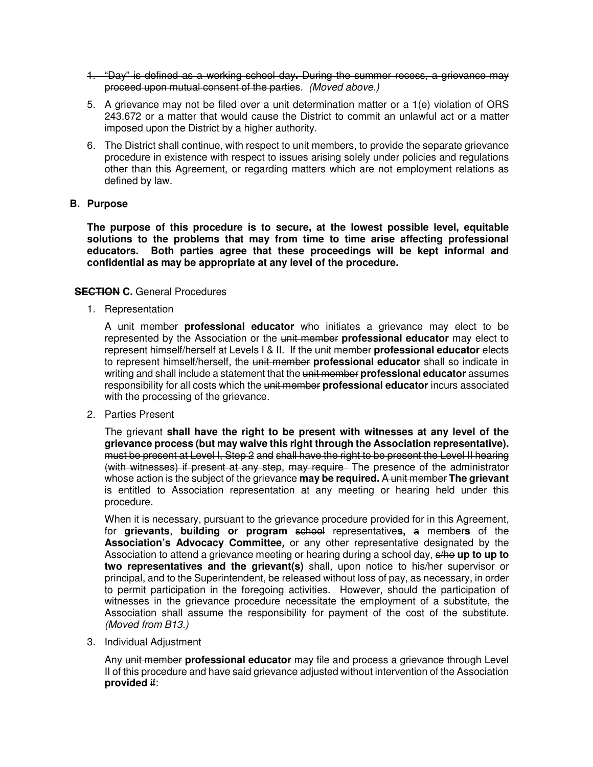1. ~~"Day" is defined as a working school day. During the summer recess, a grievance may proceed upon mutual consent of the parties~~. *(Moved above.)*

5. A grievance may not be filed over a unit determination matter or a 1(e) violation of ORS 243.672 or a matter that would cause the District to commit an unlawful act or a matter imposed upon the District by a higher authority.

6. The District shall continue, with respect to unit members, to provide the separate grievance procedure in existence with respect to issues arising solely under policies and regulations other than this Agreement, or regarding matters which are not employment relations as defined by law.

**B. Purpose**

**The purpose of this procedure is to secure, at the lowest possible level, equitable solutions to the problems that may from time to time arise affecting professional educators. Both parties agree that these proceedings will be kept informal and confidential as may be appropriate at any level of the procedure.**

**~~SECTION~~ C.** General Procedures

1. Representation

   A ~~unit member~~ **professional educator** who initiates a grievance may elect to be represented by the Association or the ~~unit member~~ **professional educator** may elect to represent himself/herself at Levels I & II. If the ~~unit member~~ **professional educator** elects to represent himself/herself, the ~~unit member~~ **professional educator** shall so indicate in writing and shall include a statement that the ~~unit member~~ **professional educator** assumes responsibility for all costs which the ~~unit member~~ **professional educator** incurs associated with the processing of the grievance.

2. Parties Present

   The grievant **shall have the right to be present with witnesses at any level of the grievance process (but may waive this right through the Association representative).** ~~must be present at Level I, Step 2 and shall have the right to be present the Level II hearing (with witnesses) if present at any step, may require~~ The presence of the administrator whose action is the subject of the grievance **may be required.** ~~A unit member~~ **The grievant** is entitled to Association representation at any meeting or hearing held under this procedure.

   When it is necessary, pursuant to the grievance procedure provided for in this Agreement, for **grievants**, **building or program** ~~school~~ representative**s,** ~~a~~ member**s** of the **Association's Advocacy Committee*,*** or any other representative designated by the Association to attend a grievance meeting or hearing during a school day, ~~s/he~~ **up to up to two representatives and the grievant(s)** shall, upon notice to his/her supervisor or principal, and to the Superintendent, be released without loss of pay, as necessary, in order to permit participation in the foregoing activities. However, should the participation of witnesses in the grievance procedure necessitate the employment of a substitute, the Association shall assume the responsibility for payment of the cost of the substitute. *(Moved from B13.)*

3. Individual Adjustment

   Any ~~unit member~~ **professional educator** may file and process a grievance through Level II of this procedure and have said grievance adjusted without intervention of the Association **provided** ~~if~~: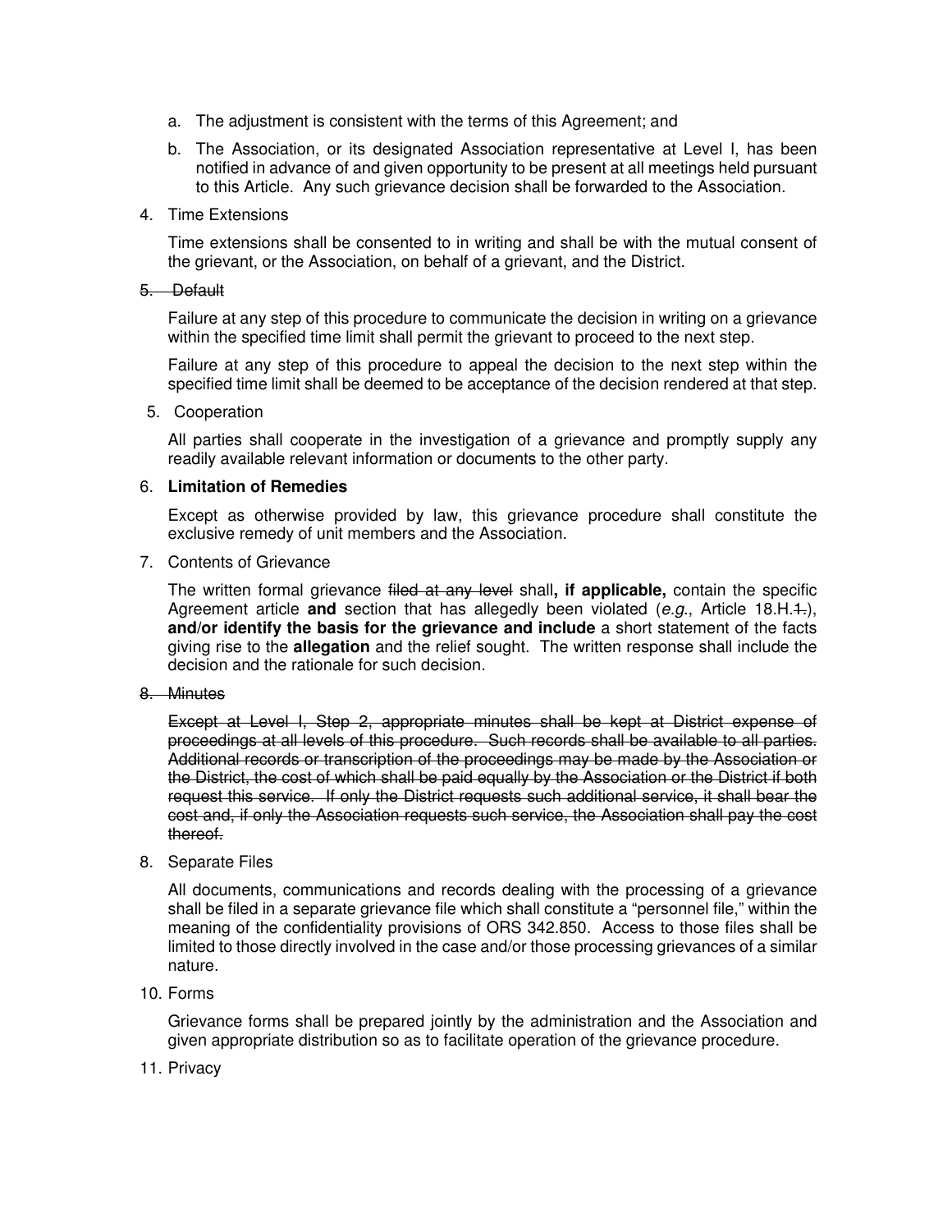a. The adjustment is consistent with the terms of this Agreement; and

b. The Association, or its designated Association representative at Level I, has been notified in advance of and given opportunity to be present at all meetings held pursuant to this Article. Any such grievance decision shall be forwarded to the Association.

4. Time Extensions

Time extensions shall be consented to in writing and shall be with the mutual consent of the grievant, or the Association, on behalf of a grievant, and the District.

~~5. Default~~

Failure at any step of this procedure to communicate the decision in writing on a grievance within the specified time limit shall permit the grievant to proceed to the next step.

Failure at any step of this procedure to appeal the decision to the next step within the specified time limit shall be deemed to be acceptance of the decision rendered at that step.

5. Cooperation

All parties shall cooperate in the investigation of a grievance and promptly supply any readily available relevant information or documents to the other party.

6. **Limitation of Remedies**

Except as otherwise provided by law, this grievance procedure shall constitute the exclusive remedy of unit members and the Association.

7. Contents of Grievance

The written formal grievance ~~filed at any level~~ shall**, if applicable,** contain the specific Agreement article **and** section that has allegedly been violated (*e.g.*, Article 18.H.~~1.~~), **and/or identify the basis for the grievance and include** a short statement of the facts giving rise to the **allegation** and the relief sought. The written response shall include the decision and the rationale for such decision.

~~8. Minutes~~

~~Except at Level I, Step 2, appropriate minutes shall be kept at District expense of proceedings at all levels of this procedure. Such records shall be available to all parties. Additional records or transcription of the proceedings may be made by the Association or the District, the cost of which shall be paid equally by the Association or the District if both request this service. If only the District requests such additional service, it shall bear the cost and, if only the Association requests such service, the Association shall pay the cost thereof.~~

8. Separate Files

All documents, communications and records dealing with the processing of a grievance shall be filed in a separate grievance file which shall constitute a "personnel file," within the meaning of the confidentiality provisions of ORS 342.850. Access to those files shall be limited to those directly involved in the case and/or those processing grievances of a similar nature.

10. Forms

Grievance forms shall be prepared jointly by the administration and the Association and given appropriate distribution so as to facilitate operation of the grievance procedure.

11. Privacy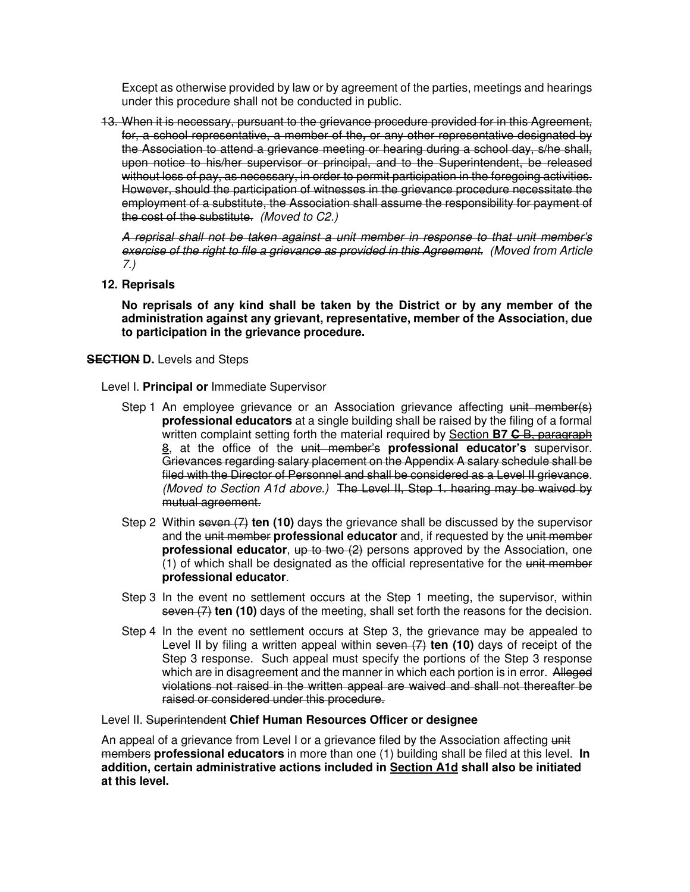Except as otherwise provided by law or by agreement of the parties, meetings and hearings under this procedure shall not be conducted in public.

13. ~~When it is necessary, pursuant to the grievance procedure provided for in this Agreement, for, a school representative, a member of the, or any other representative designated by the Association to attend a grievance meeting or hearing during a school day, s/he shall, upon notice to his/her supervisor or principal, and to the Superintendent, be released without loss of pay, as necessary, in order to permit participation in the foregoing activities. However, should the participation of witnesses in the grievance procedure necessitate the employment of a substitute, the Association shall assume the responsibility for payment of the cost of the substitute.~~ *(Moved to C2.)*

    *~~A reprisal shall not be taken against a unit member in response to that unit member's exercise of the right to file a grievance as provided in this Agreement.~~ (Moved from Article 7.)*

12. **Reprisals**

    **No reprisals of any kind shall be taken by the District or by any member of the administration against any grievant, representative, member of the Association, due to participation in the grievance procedure.**

~~**SECTION**~~ **D.** Levels and Steps

Level I. **Principal or** Immediate Supervisor

Step 1 An employee grievance or an Association grievance affecting ~~unit member(s)~~ **professional educators** at a single building shall be raised by the filing of a formal written complaint setting forth the material required by Section **B7** ~~**C** B, paragraph 8~~, at the office of the ~~unit member's~~ **professional educator's** supervisor. ~~Grievances regarding salary placement on the Appendix A salary schedule shall be filed with the Director of Personnel and shall be considered as a Level II grievance.~~ *(Moved to Section A1d above.)* ~~The Level II, Step 1. hearing may be waived by mutual agreement.~~

Step 2 Within ~~seven (7)~~ **ten (10)** days the grievance shall be discussed by the supervisor and the ~~unit member~~ **professional educator** and, if requested by the ~~unit member~~ **professional educator**, ~~up to two (2)~~ persons approved by the Association, one (1) of which shall be designated as the official representative for the ~~unit member~~ **professional educator**.

Step 3 In the event no settlement occurs at the Step 1 meeting, the supervisor, within ~~seven (7)~~ **ten (10)** days of the meeting, shall set forth the reasons for the decision.

Step 4 In the event no settlement occurs at Step 3, the grievance may be appealed to Level II by filing a written appeal within ~~seven (7)~~ **ten (10)** days of receipt of the Step 3 response. Such appeal must specify the portions of the Step 3 response which are in disagreement and the manner in which each portion is in error. ~~Alleged violations not raised in the written appeal are waived and shall not thereafter be raised or considered under this procedure.~~

Level II. ~~Superintendent~~ **Chief Human Resources Officer or designee**

An appeal of a grievance from Level I or a grievance filed by the Association affecting ~~unit members~~ **professional educators** in more than one (1) building shall be filed at this level. **In addition, certain administrative actions included in Section A1d shall also be initiated at this level.**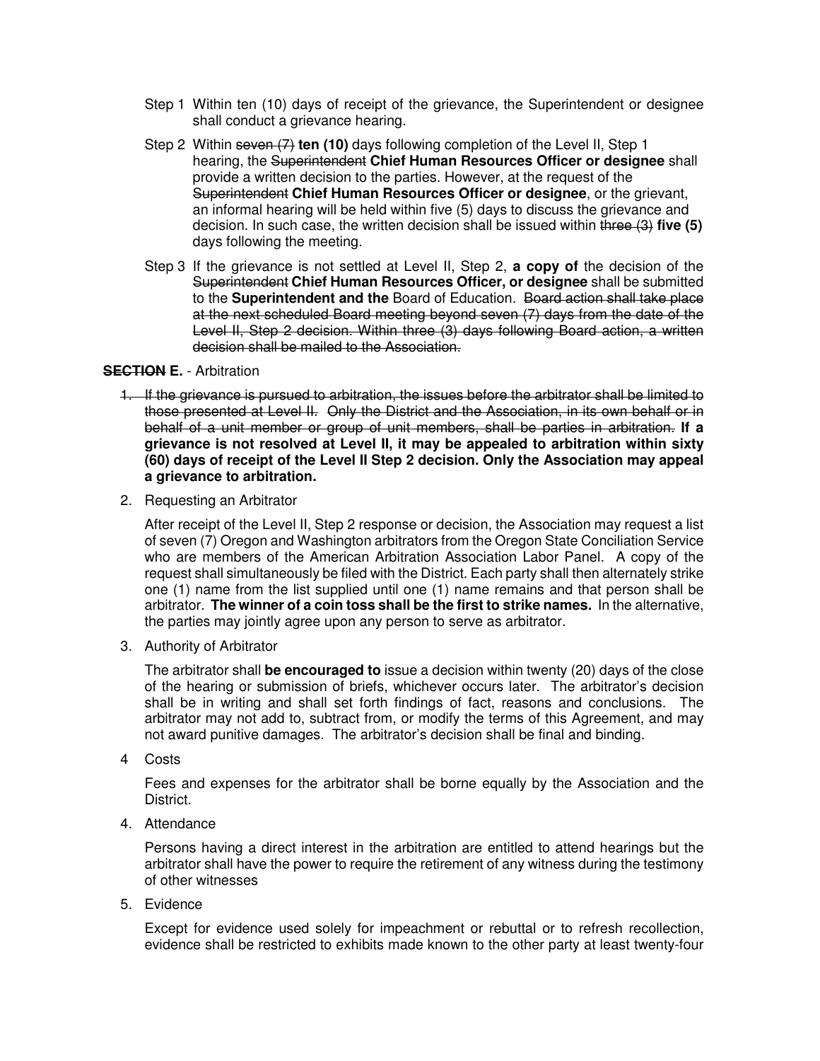Step 1 Within ten (10) days of receipt of the grievance, the Superintendent or designee shall conduct a grievance hearing.

Step 2 Within ~~seven (7)~~ **ten (10)** days following completion of the Level II, Step 1 hearing, the ~~Superintendent~~ **Chief Human Resources Officer or designee** shall provide a written decision to the parties. However, at the request of the ~~Superintendent~~ **Chief Human Resources Officer or designee**, or the grievant, an informal hearing will be held within five (5) days to discuss the grievance and decision. In such case, the written decision shall be issued within ~~three (3)~~ **five (5)** days following the meeting.

Step 3 If the grievance is not settled at Level II, Step 2, **a copy of** the decision of the ~~Superintendent~~ **Chief Human Resources Officer, or designee** shall be submitted to the **Superintendent and the** Board of Education. ~~Board action shall take place at the next scheduled Board meeting beyond seven (7) days from the date of the Level II, Step 2 decision. Within three (3) days following Board action, a written decision shall be mailed to the Association.~~

**~~SECTION~~ E.** - Arbitration

1. ~~If the grievance is pursued to arbitration, the issues before the arbitrator shall be limited to those presented at Level II. Only the District and the Association, in its own behalf or in behalf of a unit member or group of unit members, shall be parties in arbitration.~~ **If a grievance is not resolved at Level II, it may be appealed to arbitration within sixty (60) days of receipt of the Level II Step 2 decision. Only the Association may appeal a grievance to arbitration.**

2. Requesting an Arbitrator

   After receipt of the Level II, Step 2 response or decision, the Association may request a list of seven (7) Oregon and Washington arbitrators from the Oregon State Conciliation Service who are members of the American Arbitration Association Labor Panel. A copy of the request shall simultaneously be filed with the District. Each party shall then alternately strike one (1) name from the list supplied until one (1) name remains and that person shall be arbitrator. **The winner of a coin toss shall be the first to strike names.** In the alternative, the parties may jointly agree upon any person to serve as arbitrator.

3. Authority of Arbitrator

   The arbitrator shall **be encouraged to** issue a decision within twenty (20) days of the close of the hearing or submission of briefs, whichever occurs later. The arbitrator's decision shall be in writing and shall set forth findings of fact, reasons and conclusions. The arbitrator may not add to, subtract from, or modify the terms of this Agreement, and may not award punitive damages. The arbitrator's decision shall be final and binding.

4 Costs

   Fees and expenses for the arbitrator shall be borne equally by the Association and the District.

4. Attendance

   Persons having a direct interest in the arbitration are entitled to attend hearings but the arbitrator shall have the power to require the retirement of any witness during the testimony of other witnesses

5. Evidence

   Except for evidence used solely for impeachment or rebuttal or to refresh recollection, evidence shall be restricted to exhibits made known to the other party at least twenty-four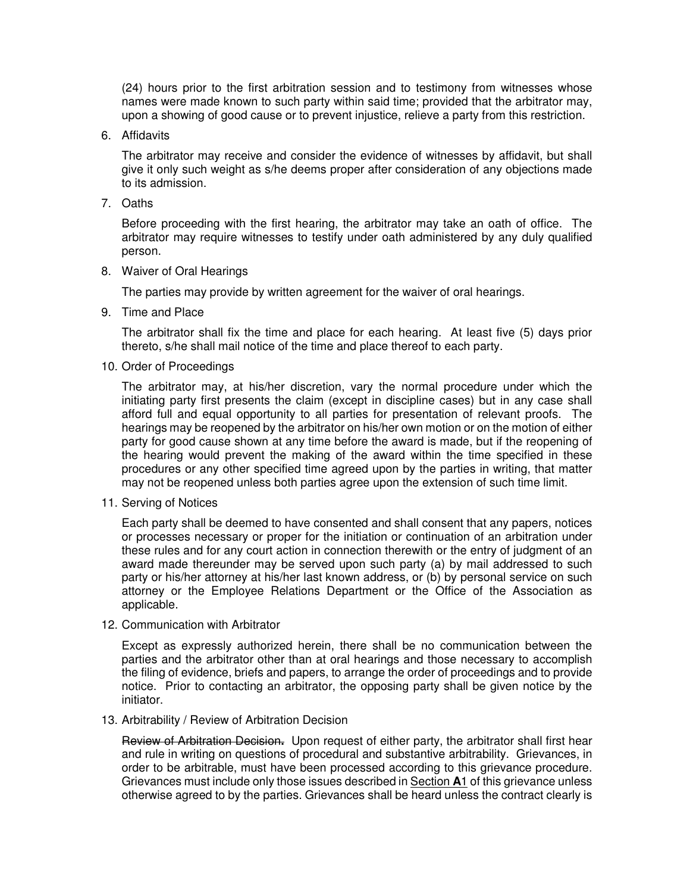(24) hours prior to the first arbitration session and to testimony from witnesses whose names were made known to such party within said time; provided that the arbitrator may, upon a showing of good cause or to prevent injustice, relieve a party from this restriction.

6. Affidavits

   The arbitrator may receive and consider the evidence of witnesses by affidavit, but shall give it only such weight as s/he deems proper after consideration of any objections made to its admission.

7. Oaths

   Before proceeding with the first hearing, the arbitrator may take an oath of office. The arbitrator may require witnesses to testify under oath administered by any duly qualified person.

8. Waiver of Oral Hearings

   The parties may provide by written agreement for the waiver of oral hearings.

9. Time and Place

   The arbitrator shall fix the time and place for each hearing. At least five (5) days prior thereto, s/he shall mail notice of the time and place thereof to each party.

10. Order of Proceedings

    The arbitrator may, at his/her discretion, vary the normal procedure under which the initiating party first presents the claim (except in discipline cases) but in any case shall afford full and equal opportunity to all parties for presentation of relevant proofs. The hearings may be reopened by the arbitrator on his/her own motion or on the motion of either party for good cause shown at any time before the award is made, but if the reopening of the hearing would prevent the making of the award within the time specified in these procedures or any other specified time agreed upon by the parties in writing, that matter may not be reopened unless both parties agree upon the extension of such time limit.

11. Serving of Notices

    Each party shall be deemed to have consented and shall consent that any papers, notices or processes necessary or proper for the initiation or continuation of an arbitration under these rules and for any court action in connection therewith or the entry of judgment of an award made thereunder may be served upon such party (a) by mail addressed to such party or his/her attorney at his/her last known address, or (b) by personal service on such attorney or the Employee Relations Department or the Office of the Association as applicable.

12. Communication with Arbitrator

    Except as expressly authorized herein, there shall be no communication between the parties and the arbitrator other than at oral hearings and those necessary to accomplish the filing of evidence, briefs and papers, to arrange the order of proceedings and to provide notice. Prior to contacting an arbitrator, the opposing party shall be given notice by the initiator.

13. Arbitrability / Review of Arbitration Decision

    ~~Review of Arbitration Decision.~~ Upon request of either party, the arbitrator shall first hear and rule in writing on questions of procedural and substantive arbitrability. Grievances, in order to be arbitrable, must have been processed according to this grievance procedure. Grievances must include only those issues described in Section **A**1 of this grievance unless otherwise agreed to by the parties. Grievances shall be heard unless the contract clearly is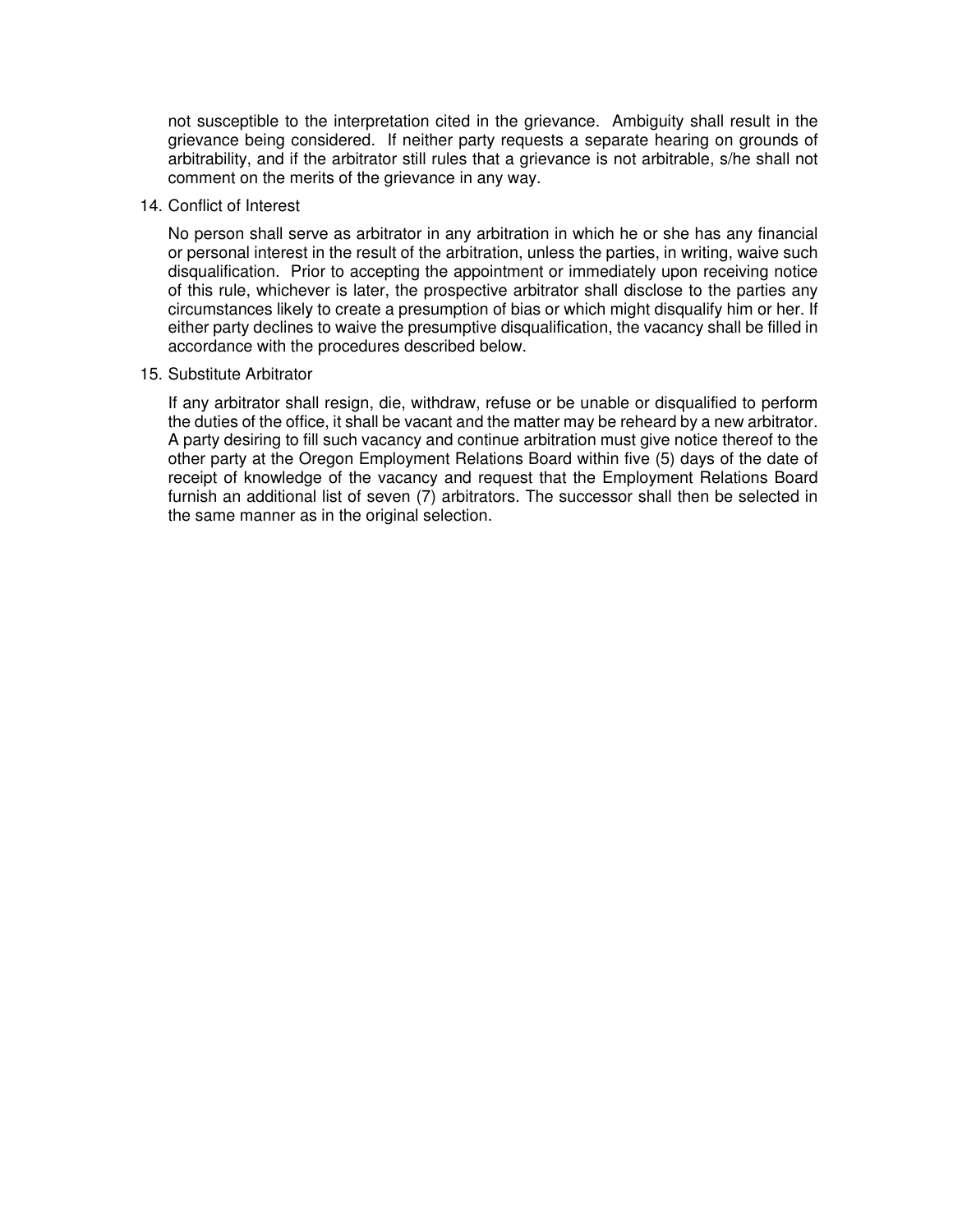not susceptible to the interpretation cited in the grievance. Ambiguity shall result in the grievance being considered. If neither party requests a separate hearing on grounds of arbitrability, and if the arbitrator still rules that a grievance is not arbitrable, s/he shall not comment on the merits of the grievance in any way.

14. Conflict of Interest

    No person shall serve as arbitrator in any arbitration in which he or she has any financial or personal interest in the result of the arbitration, unless the parties, in writing, waive such disqualification. Prior to accepting the appointment or immediately upon receiving notice of this rule, whichever is later, the prospective arbitrator shall disclose to the parties any circumstances likely to create a presumption of bias or which might disqualify him or her. If either party declines to waive the presumptive disqualification, the vacancy shall be filled in accordance with the procedures described below.

15. Substitute Arbitrator

    If any arbitrator shall resign, die, withdraw, refuse or be unable or disqualified to perform the duties of the office, it shall be vacant and the matter may be reheard by a new arbitrator. A party desiring to fill such vacancy and continue arbitration must give notice thereof to the other party at the Oregon Employment Relations Board within five (5) days of the date of receipt of knowledge of the vacancy and request that the Employment Relations Board furnish an additional list of seven (7) arbitrators. The successor shall then be selected in the same manner as in the original selection.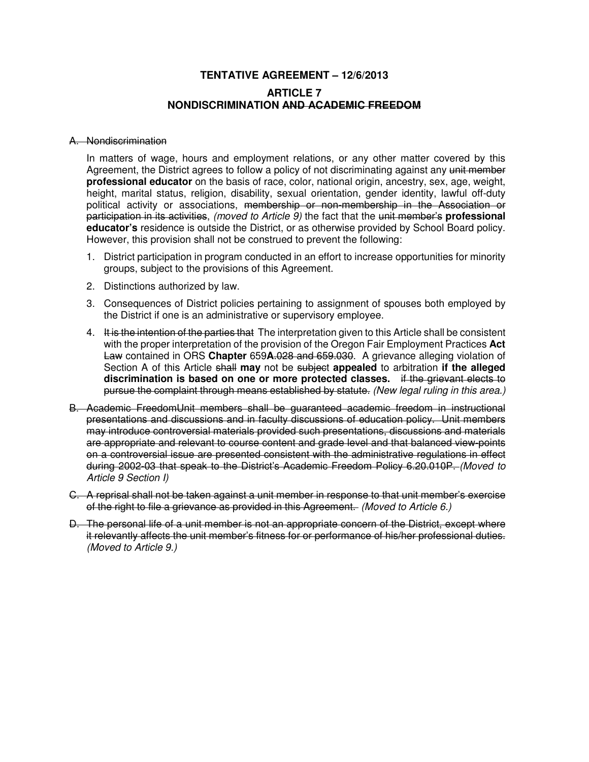# TENTATIVE AGREEMENT – 12/6/2013

## ARTICLE 7
## NONDISCRIMINATION ~~AND ACADEMIC FREEDOM~~

~~A. Nondiscrimination~~

In matters of wage, hours and employment relations, or any other matter covered by this Agreement, the District agrees to follow a policy of not discriminating against any ~~unit member~~ **professional educator** on the basis of race, color, national origin, ancestry, sex, age, weight, height, marital status, religion, disability, sexual orientation, gender identity, lawful off-duty political activity or associations, ~~membership or non-membership in the Association or participation in its activities~~, *(moved to Article 9)* the fact that the ~~unit member's~~ **professional educator's** residence is outside the District, or as otherwise provided by School Board policy. However, this provision shall not be construed to prevent the following:

1. District participation in program conducted in an effort to increase opportunities for minority groups, subject to the provisions of this Agreement.
2. Distinctions authorized by law.
3. Consequences of District policies pertaining to assignment of spouses both employed by the District if one is an administrative or supervisory employee.
4. ~~It is the intention of the parties that~~ The interpretation given to this Article shall be consistent with the proper interpretation of the provision of the Oregon Fair Employment Practices **Act** ~~Law~~ contained in ORS **Chapter** 659**A**~~.028 and 659.030~~. A grievance alleging violation of Section A of this Article ~~shall~~ **may** not be ~~subject~~ **appealed** to arbitration **if the alleged discrimination is based on one or more protected classes.** ~~if the grievant elects to pursue the complaint through means established by statute.~~ *(New legal ruling in this area.)*

~~B. Academic FreedomUnit members shall be guaranteed academic freedom in instructional presentations and discussions and in faculty discussions of education policy. Unit members may introduce controversial materials provided such presentations, discussions and materials are appropriate and relevant to course content and grade level and that balanced view-points on a controversial issue are presented consistent with the administrative regulations in effect during 2002-03 that speak to the District's Academic Freedom Policy 6.20.010P.~~ *(Moved to Article 9 Section I)*

~~C. A reprisal shall not be taken against a unit member in response to that unit member's exercise of the right to file a grievance as provided in this Agreement.~~ *(Moved to Article 6.)*

~~D. The personal life of a unit member is not an appropriate concern of the District, except where it relevantly affects the unit member's fitness for or performance of his/her professional duties.~~ *(Moved to Article 9.)*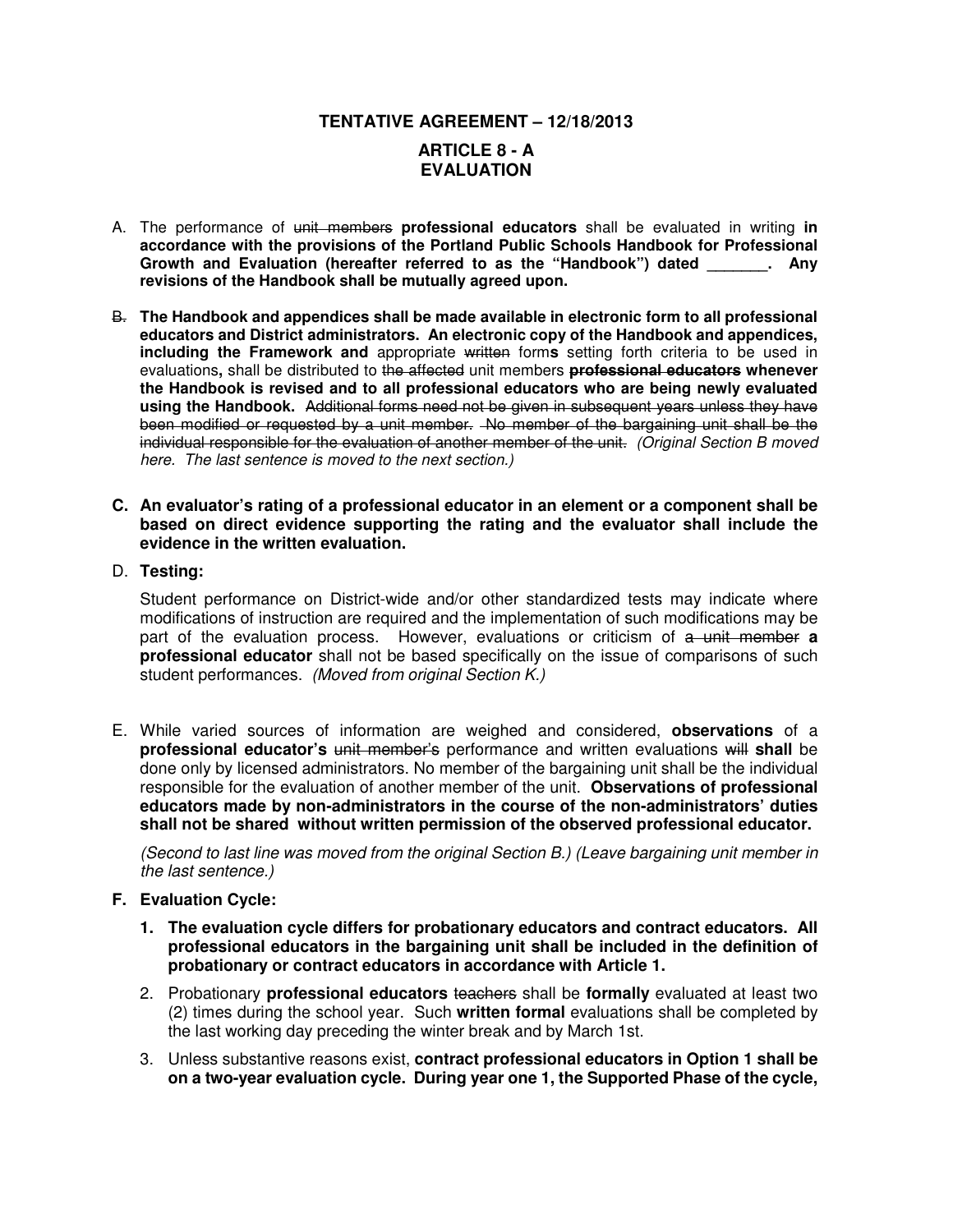**TENTATIVE AGREEMENT – 12/18/2013**

# ARTICLE 8 - A
# EVALUATION

A. The performance of ~~unit members~~ **professional educators** shall be evaluated in writing **in accordance with the provisions of the Portland Public Schools Handbook for Professional Growth and Evaluation (hereafter referred to as the "Handbook") dated _______. Any revisions of the Handbook shall be mutually agreed upon.**

~~B.~~ **The Handbook and appendices shall be made available in electronic form to all professional educators and District administrators. An electronic copy of the Handbook and appendices, including the Framework and** appropriate ~~written~~ form**s** setting forth criteria to be used in evaluations**,** shall be distributed to ~~the affected~~ unit members **~~professional educators~~ whenever the Handbook is revised and to all professional educators who are being newly evaluated using the Handbook.** ~~Additional forms need not be given in subsequent years unless they have been modified or requested by a unit member. No member of the bargaining unit shall be the individual responsible for the evaluation of another member of the unit.~~ *(Original Section B moved here. The last sentence is moved to the next section.)*

**C. An evaluator's rating of a professional educator in an element or a component shall be based on direct evidence supporting the rating and the evaluator shall include the evidence in the written evaluation.**

D. **Testing:**

Student performance on District-wide and/or other standardized tests may indicate where modifications of instruction are required and the implementation of such modifications may be part of the evaluation process. However, evaluations or criticism of ~~a unit member~~ **a professional educator** shall not be based specifically on the issue of comparisons of such student performances. *(Moved from original Section K.)*

E. While varied sources of information are weighed and considered, **observations** of a **professional educator's** ~~unit member's~~ performance and written evaluations ~~will~~ **shall** be done only by licensed administrators. No member of the bargaining unit shall be the individual responsible for the evaluation of another member of the unit. **Observations of professional educators made by non-administrators in the course of the non-administrators' duties shall not be shared without written permission of the observed professional educator.**

*(Second to last line was moved from the original Section B.) (Leave bargaining unit member in the last sentence.)*

**F. Evaluation Cycle:**

1. **The evaluation cycle differs for probationary educators and contract educators. All professional educators in the bargaining unit shall be included in the definition of probationary or contract educators in accordance with Article 1.**
2. Probationary **professional educators** ~~teachers~~ shall be **formally** evaluated at least two (2) times during the school year. Such **written formal** evaluations shall be completed by the last working day preceding the winter break and by March 1st.
3. Unless substantive reasons exist, **contract professional educators in Option 1 shall be on a two-year evaluation cycle. During year one 1, the Supported Phase of the cycle,**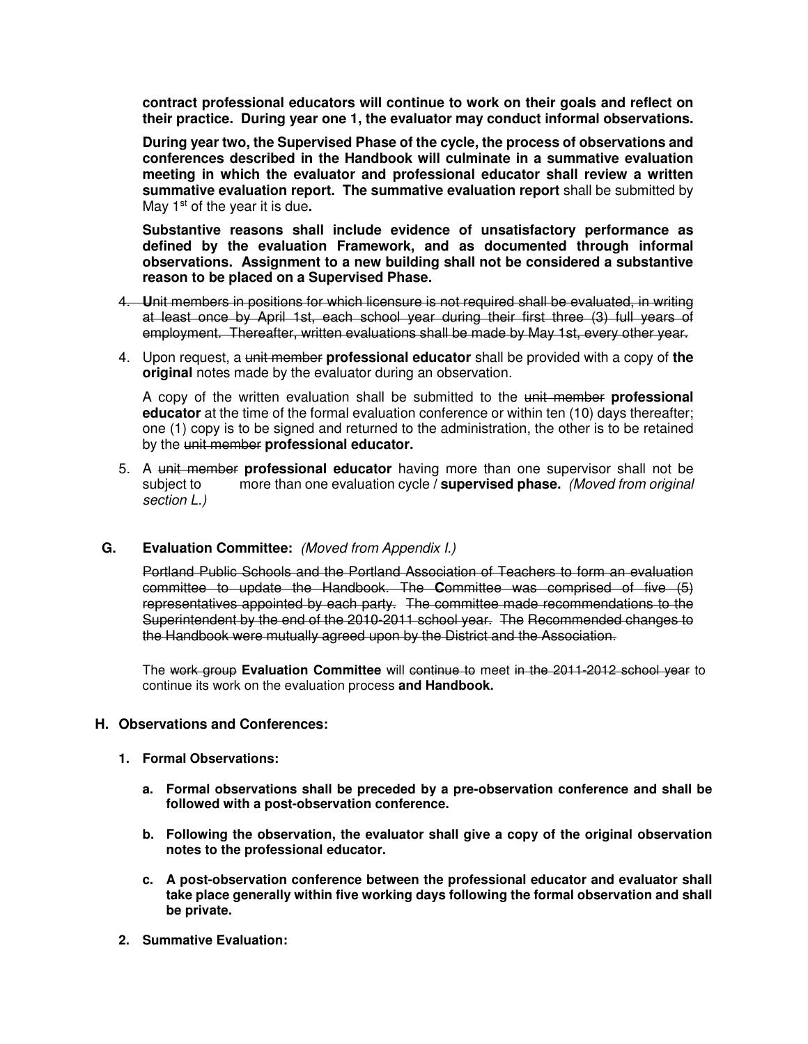**contract professional educators will continue to work on their goals and reflect on their practice. During year one 1, the evaluator may conduct informal observations.**

**During year two, the Supervised Phase of the cycle, the process of observations and conferences described in the Handbook will culminate in a summative evaluation meeting in which the evaluator and professional educator shall review a written summative evaluation report. The summative evaluation report** shall be submitted by May 1st of the year it is due**.**

**Substantive reasons shall include evidence of unsatisfactory performance as defined by the evaluation Framework, and as documented through informal observations. Assignment to a new building shall not be considered a substantive reason to be placed on a Supervised Phase.**

4. ~~**U**nit members in positions for which licensure is not required shall be evaluated, in writing at least once by April 1st, each school year during their first three (3) full years of employment. Thereafter, written evaluations shall be made by May 1st, every other year.~~

4. Upon request, a ~~unit member~~ **professional educator** shall be provided with a copy of **the original** notes made by the evaluator during an observation.

   A copy of the written evaluation shall be submitted to the ~~unit member~~ **professional educator** at the time of the formal evaluation conference or within ten (10) days thereafter; one (1) copy is to be signed and returned to the administration, the other is to be retained by the ~~unit member~~ **professional educator.**

5. A ~~unit member~~ **professional educator** having more than one supervisor shall not be subject to more than one evaluation cycle / **supervised phase.** *(Moved from original section L.)*

**G. Evaluation Committee:** *(Moved from Appendix I.)*

~~Portland Public Schools and the Portland Association of Teachers to form an evaluation committee to update the Handbook. The **C**ommittee was comprised of five (5) representatives appointed by each party. The committee made recommendations to the Superintendent by the end of the 2010-2011 school year. The Recommended changes to the Handbook were mutually agreed upon by the District and the Association.~~

The ~~work group~~ **Evaluation Committee** will ~~continue to~~ meet ~~in the 2011-2012 school year~~ to continue its work on the evaluation process **and Handbook.**

**H. Observations and Conferences:**

**1. Formal Observations:**

**a. Formal observations shall be preceded by a pre-observation conference and shall be followed with a post-observation conference.**

**b. Following the observation, the evaluator shall give a copy of the original observation notes to the professional educator.**

**c. A post-observation conference between the professional educator and evaluator shall take place generally within five working days following the formal observation and shall be private.**

**2. Summative Evaluation:**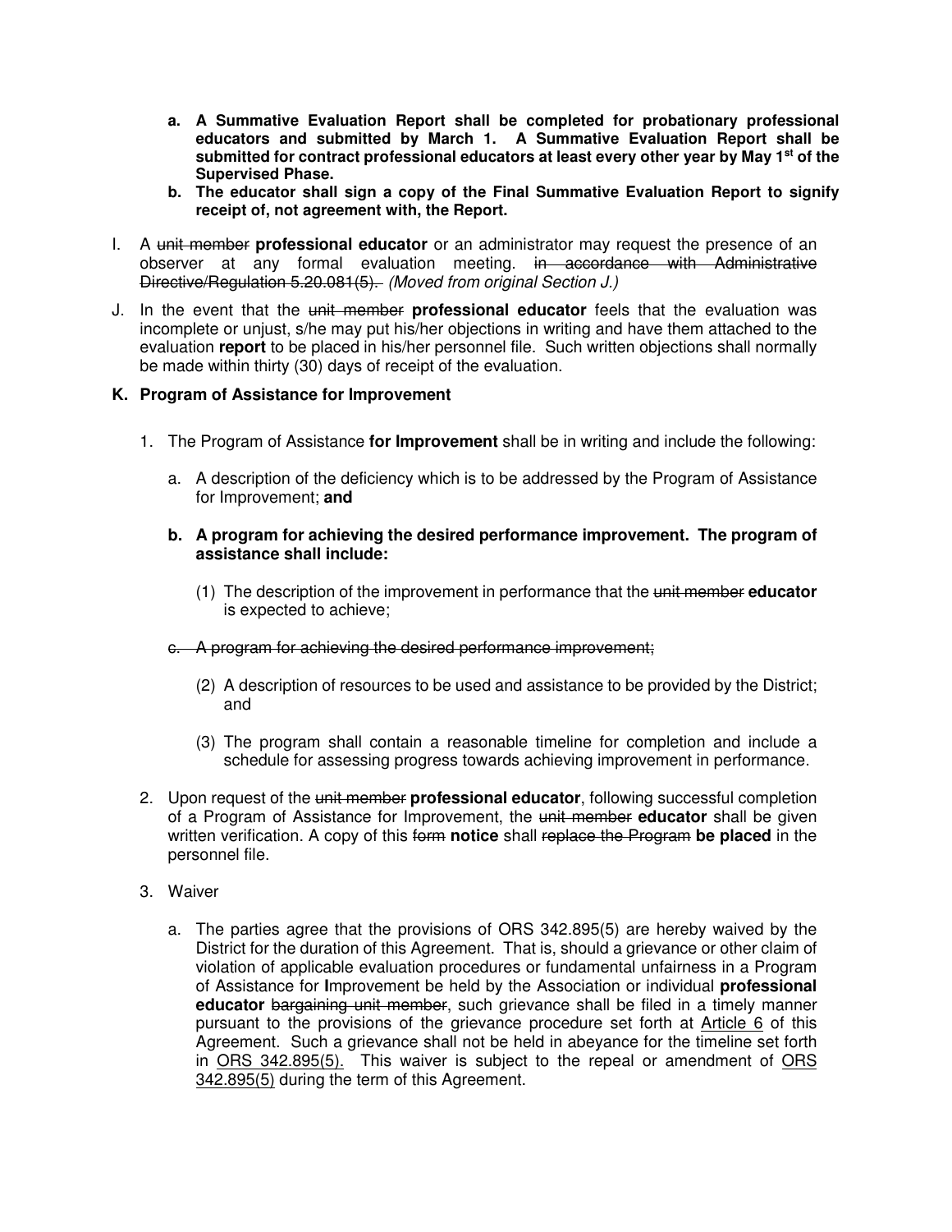a. **A Summative Evaluation Report shall be completed for probationary professional educators and submitted by March 1. A Summative Evaluation Report shall be submitted for contract professional educators at least every other year by May 1st of the Supervised Phase.**
b. **The educator shall sign a copy of the Final Summative Evaluation Report to signify receipt of, not agreement with, the Report.**

I. A ~~unit member~~ **professional educator** or an administrator may request the presence of an observer at any formal evaluation meeting. ~~in accordance with Administrative Directive/Regulation 5.20.081(5).~~ *(Moved from original Section J.)*

J. In the event that the ~~unit member~~ **professional educator** feels that the evaluation was incomplete or unjust, s/he may put his/her objections in writing and have them attached to the evaluation **report** to be placed in his/her personnel file. Such written objections shall normally be made within thirty (30) days of receipt of the evaluation.

**K. Program of Assistance for Improvement**

1. The Program of Assistance **for Improvement** shall be in writing and include the following:

   a. A description of the deficiency which is to be addressed by the Program of Assistance for Improvement; **and**

   **b. A program for achieving the desired performance improvement. The program of assistance shall include:**

      (1) The description of the improvement in performance that the ~~unit member~~ **educator** is expected to achieve;

   ~~c. A program for achieving the desired performance improvement;~~

      (2) A description of resources to be used and assistance to be provided by the District; and

      (3) The program shall contain a reasonable timeline for completion and include a schedule for assessing progress towards achieving improvement in performance.

2. Upon request of the ~~unit member~~ **professional educator**, following successful completion of a Program of Assistance for Improvement, the ~~unit member~~ **educator** shall be given written verification. A copy of this ~~form~~ **notice** shall ~~replace the Program~~ **be placed** in the personnel file.

3. Waiver

   a. The parties agree that the provisions of ORS 342.895(5) are hereby waived by the District for the duration of this Agreement. That is, should a grievance or other claim of violation of applicable evaluation procedures or fundamental unfairness in a Program of Assistance for **I**mprovement be held by the Association or individual **professional educator** ~~bargaining unit member~~, such grievance shall be filed in a timely manner pursuant to the provisions of the grievance procedure set forth at Article 6 of this Agreement. Such a grievance shall not be held in abeyance for the timeline set forth in ORS 342.895(5). This waiver is subject to the repeal or amendment of ORS 342.895(5) during the term of this Agreement.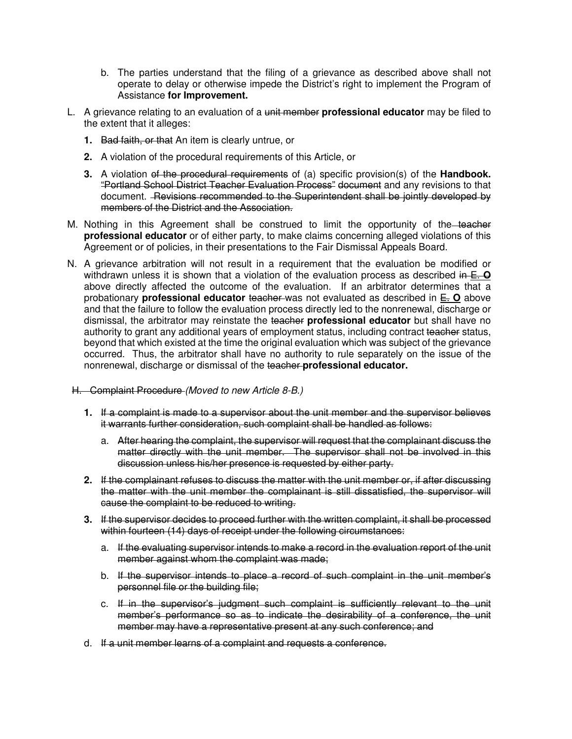b. The parties understand that the filing of a grievance as described above shall not operate to delay or otherwise impede the District's right to implement the Program of Assistance **for Improvement.**

L. A grievance relating to an evaluation of a ~~unit member~~ **professional educator** may be filed to the extent that it alleges:

   **1.** ~~Bad faith, or that~~ An item is clearly untrue, or

   **2.** A violation of the procedural requirements of this Article, or

   **3.** A violation ~~of the procedural requirements~~ of (a) specific provision(s) of the **Handbook.** ~~"Portland School District Teacher Evaluation Process" document~~ and any revisions to that document. ~~Revisions recommended to the Superintendent shall be jointly developed by members of the District and the Association.~~

M. Nothing in this Agreement shall be construed to limit the opportunity of the ~~teacher~~ **professional educator** or of either party, to make claims concerning alleged violations of this Agreement or of policies, in their presentations to the Fair Dismissal Appeals Board.

N. A grievance arbitration will not result in a requirement that the evaluation be modified or withdrawn unless it is shown that a violation of the evaluation process as described ~~in E.~~ **O** above directly affected the outcome of the evaluation. If an arbitrator determines that a probationary **professional educator** ~~teacher~~ was not evaluated as described in ~~E.~~ **O** above and that the failure to follow the evaluation process directly led to the nonrenewal, discharge or dismissal, the arbitrator may reinstate the ~~teacher~~ **professional educator** but shall have no authority to grant any additional years of employment status, including contract ~~teacher~~ status, beyond that which existed at the time the original evaluation which was subject of the grievance occurred. Thus, the arbitrator shall have no authority to rule separately on the issue of the nonrenewal, discharge or dismissal of the ~~teacher~~ **professional educator.**

~~H. Complaint Procedure~~ *(Moved to new Article 8-B.)*

   **1.** ~~If a complaint is made to a supervisor about the unit member and the supervisor believes it warrants further consideration, such complaint shall be handled as follows:~~

      a. ~~After hearing the complaint, the supervisor will request that the complainant discuss the matter directly with the unit member. The supervisor shall not be involved in this discussion unless his/her presence is requested by either party.~~

   **2.** ~~If the complainant refuses to discuss the matter with the unit member or, if after discussing the matter with the unit member the complainant is still dissatisfied, the supervisor will cause the complaint to be reduced to writing.~~

   **3.** ~~If the supervisor decides to proceed further with the written complaint, it shall be processed within fourteen (14) days of receipt under the following circumstances:~~

      a. ~~If the evaluating supervisor intends to make a record in the evaluation report of the unit member against whom the complaint was made;~~

      b. ~~If the supervisor intends to place a record of such complaint in the unit member's personnel file or the building file;~~

      c. ~~If in the supervisor's judgment such complaint is sufficiently relevant to the unit member's performance so as to indicate the desirability of a conference, the unit member may have a representative present at any such conference; and~~

   d. ~~If a unit member learns of a complaint and requests a conference.~~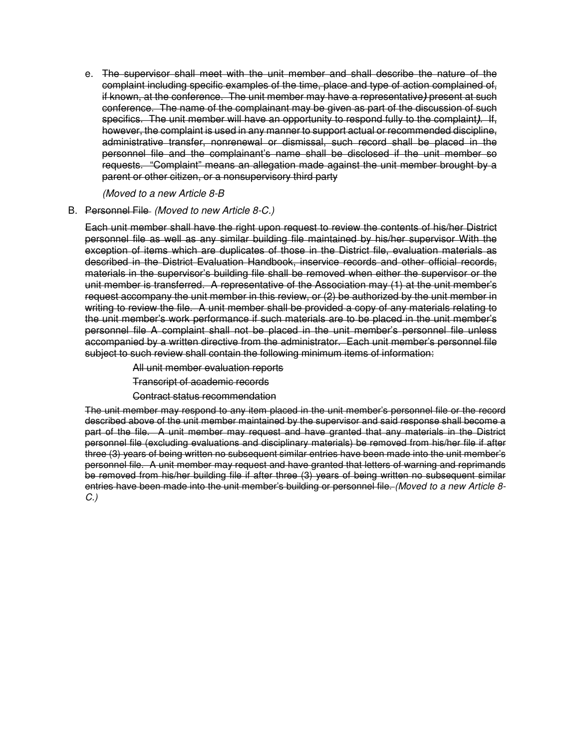e. ~~The supervisor shall meet with the unit member and shall describe the nature of the complaint including specific examples of the time, place and type of action complained of, if known, at the conference. The unit member may have a representative**)** present at such conference. The name of the complainant may be given as part of the discussion of such specifics. The unit member will have an opportunity to respond fully to the complaint**)**. If, however, the complaint is used in any manner to support actual or recommended discipline, administrative transfer, nonrenewal or dismissal, such record shall be placed in the personnel file and the complainant's name shall be disclosed if the unit member so requests. "Complaint" means an allegation made against the unit member brought by a parent or other citizen, or a nonsupervisory third party~~

   *(Moved to a new Article 8-B*

B. ~~Personnel File~~ *(Moved to new Article 8-C.)*

~~Each unit member shall have the right upon request to review the contents of his/her District personnel file as well as any similar building file maintained by his/her supervisor With the exception of items which are duplicates of those in the District file, evaluation materials as described in the District Evaluation Handbook, inservice records and other official records, materials in the supervisor's building file shall be removed when either the supervisor or the unit member is transferred. A representative of the Association may (1) at the unit member's request accompany the unit member in this review, or (2) be authorized by the unit member in writing to review the file. A unit member shall be provided a copy of any materials relating to the unit member's work performance if such materials are to be placed in the unit member's personnel file A complaint shall not be placed in the unit member's personnel file unless accompanied by a written directive from the administrator. Each unit member's personnel file subject to such review shall contain the following minimum items of information:~~

~~All unit member evaluation reports~~

~~Transcript of academic records~~

~~Contract status recommendation~~

~~The unit member may respond to any item placed in the unit member's personnel file or the record described above of the unit member maintained by the supervisor and said response shall become a part of the file. A unit member may request and have granted that any materials in the District personnel file (excluding evaluations and disciplinary materials) be removed from his/her file if after three (3) years of being written no subsequent similar entries have been made into the unit member's personnel file. A unit member may request and have granted that letters of warning and reprimands be removed from his/her building file if after three (3) years of being written no subsequent similar entries have been made into the unit member's building or personnel file.~~ *(Moved to a new Article 8-C.)*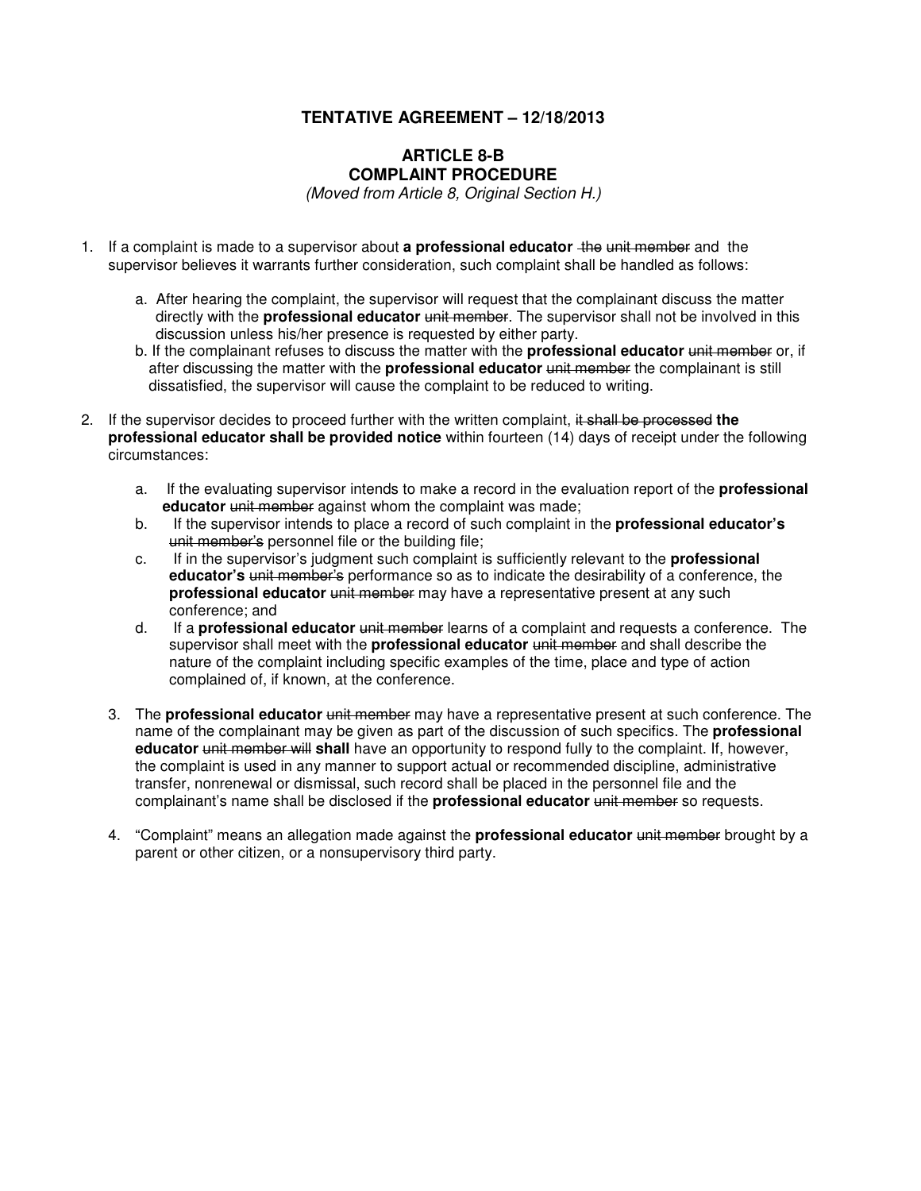# TENTATIVE AGREEMENT – 12/18/2013

## ARTICLE 8-B
## COMPLAINT PROCEDURE

*(Moved from Article 8, Original Section H.)*

1. If a complaint is made to a supervisor about **a professional educator** ~~the~~ ~~unit member~~ and the supervisor believes it warrants further consideration, such complaint shall be handled as follows:

   a. After hearing the complaint, the supervisor will request that the complainant discuss the matter directly with the **professional educator** ~~unit member~~. The supervisor shall not be involved in this discussion unless his/her presence is requested by either party.

   b. If the complainant refuses to discuss the matter with the **professional educator** ~~unit member~~ or, if after discussing the matter with the **professional educator** ~~unit member~~ the complainant is still dissatisfied, the supervisor will cause the complaint to be reduced to writing.

2. If the supervisor decides to proceed further with the written complaint, ~~it shall be processed~~ **the professional educator shall be provided notice** within fourteen (14) days of receipt under the following circumstances:

   a. If the evaluating supervisor intends to make a record in the evaluation report of the **professional educator** ~~unit member~~ against whom the complaint was made;

   b. If the supervisor intends to place a record of such complaint in the **professional educator's** ~~unit member's~~ personnel file or the building file;

   c. If in the supervisor's judgment such complaint is sufficiently relevant to the **professional educator's** ~~unit member's~~ performance so as to indicate the desirability of a conference, the **professional educator** ~~unit member~~ may have a representative present at any such conference; and

   d. If a **professional educator** ~~unit member~~ learns of a complaint and requests a conference. The supervisor shall meet with the **professional educator** ~~unit member~~ and shall describe the nature of the complaint including specific examples of the time, place and type of action complained of, if known, at the conference.

3. The **professional educator** ~~unit member~~ may have a representative present at such conference. The name of the complainant may be given as part of the discussion of such specifics. The **professional educator** ~~unit member will~~ **shall** have an opportunity to respond fully to the complaint. If, however, the complaint is used in any manner to support actual or recommended discipline, administrative transfer, nonrenewal or dismissal, such record shall be placed in the personnel file and the complainant's name shall be disclosed if the **professional educator** ~~unit member~~ so requests.

4. "Complaint" means an allegation made against the **professional educator** ~~unit member~~ brought by a parent or other citizen, or a nonsupervisory third party.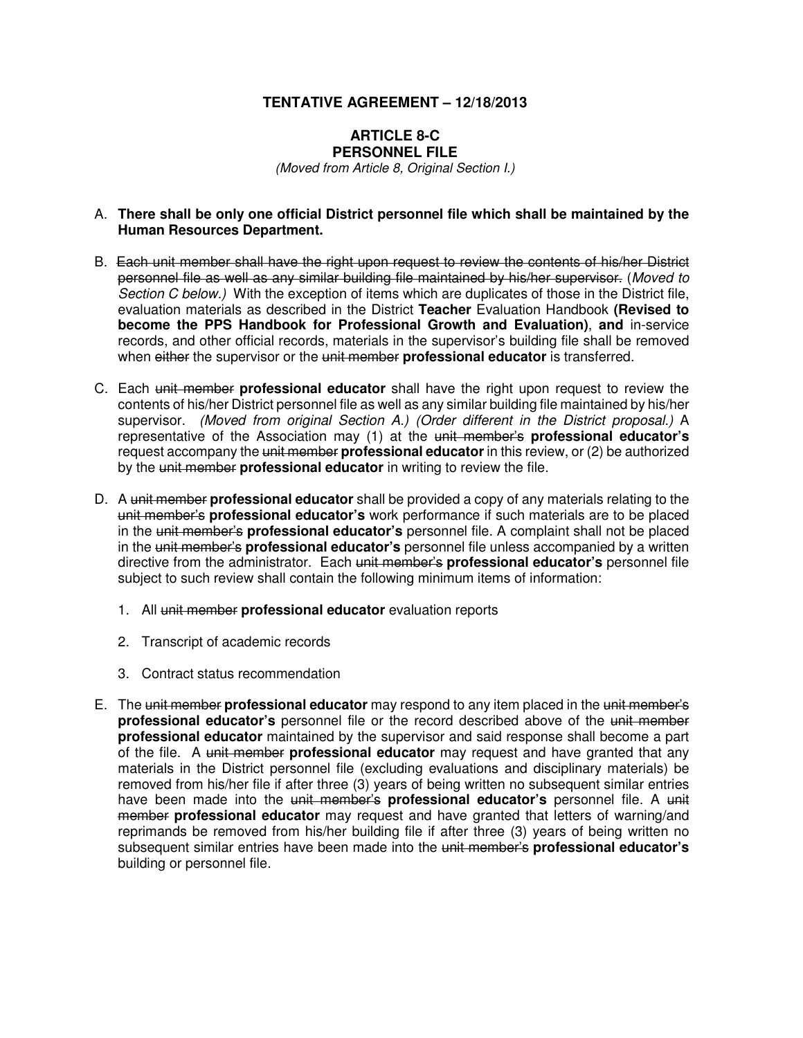**TENTATIVE AGREEMENT – 12/18/2013**

# ARTICLE 8-C
# PERSONNEL FILE

*(Moved from Article 8, Original Section I.)*

A. **There shall be only one official District personnel file which shall be maintained by the Human Resources Department.**

B. ~~Each unit member shall have the right upon request to review the contents of his/her District personnel file as well as any similar building file maintained by his/her supervisor.~~ (*Moved to Section C below.)* With the exception of items which are duplicates of those in the District file, evaluation materials as described in the District **Teacher** Evaluation Handbook **(Revised to become the PPS Handbook for Professional Growth and Evaluation)**, **and** in-service records, and other official records, materials in the supervisor's building file shall be removed when ~~either~~ the supervisor or the ~~unit member~~ **professional educator** is transferred.

C. Each ~~unit member~~ **professional educator** shall have the right upon request to review the contents of his/her District personnel file as well as any similar building file maintained by his/her supervisor. *(Moved from original Section A.) (Order different in the District proposal.)* A representative of the Association may (1) at the ~~unit member's~~ **professional educator's** request accompany the ~~unit member~~ **professional educator** in this review, or (2) be authorized by the ~~unit member~~ **professional educator** in writing to review the file.

D. A ~~unit member~~ **professional educator** shall be provided a copy of any materials relating to the ~~unit member's~~ **professional educator's** work performance if such materials are to be placed in the ~~unit member's~~ **professional educator's** personnel file. A complaint shall not be placed in the ~~unit member's~~ **professional educator's** personnel file unless accompanied by a written directive from the administrator. Each ~~unit member's~~ **professional educator's** personnel file subject to such review shall contain the following minimum items of information:

1. All ~~unit member~~ **professional educator** evaluation reports
2. Transcript of academic records
3. Contract status recommendation

E. The ~~unit member~~ **professional educator** may respond to any item placed in the ~~unit member's~~ **professional educator's** personnel file or the record described above of the ~~unit member~~ **professional educator** maintained by the supervisor and said response shall become a part of the file. A ~~unit member~~ **professional educator** may request and have granted that any materials in the District personnel file (excluding evaluations and disciplinary materials) be removed from his/her file if after three (3) years of being written no subsequent similar entries have been made into the ~~unit member's~~ **professional educator's** personnel file. A ~~unit member~~ **professional educator** may request and have granted that letters of warning/and reprimands be removed from his/her building file if after three (3) years of being written no subsequent similar entries have been made into the ~~unit member's~~ **professional educator's** building or personnel file.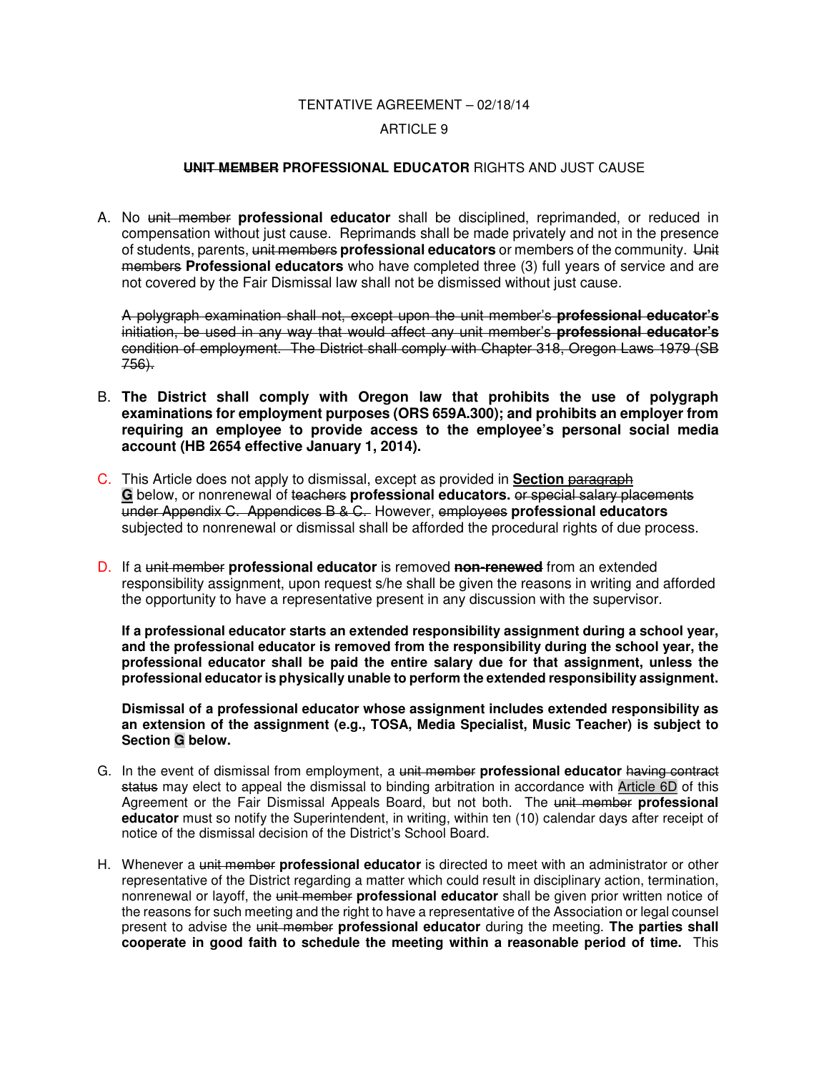TENTATIVE AGREEMENT – 02/18/14

ARTICLE 9

**~~UNIT MEMBER~~ PROFESSIONAL EDUCATOR** RIGHTS AND JUST CAUSE

A. No ~~unit member~~ **professional educator** shall be disciplined, reprimanded, or reduced in compensation without just cause. Reprimands shall be made privately and not in the presence of students, parents, ~~unit members~~ **professional educators** or members of the community. ~~Unit members~~ **Professional educators** who have completed three (3) full years of service and are not covered by the Fair Dismissal law shall not be dismissed without just cause.

   ~~A polygraph examination shall not, except upon the unit member's~~ ~~**professional educator's**~~ ~~initiation, be used in any way that would affect any unit member's~~ ~~**professional educator's**~~ ~~condition of employment. The District shall comply with Chapter 318, Oregon Laws 1979 (SB 756).~~

B. **The District shall comply with Oregon law that prohibits the use of polygraph examinations for employment purposes (ORS 659A.300); and prohibits an employer from requiring an employee to provide access to the employee's personal social media account (HB 2654 effective January 1, 2014).**

C. This Article does not apply to dismissal, except as provided in **Section** ~~paragraph~~ **G** below, or nonrenewal of ~~teachers~~ **professional educators.** ~~or special salary placements under Appendix C. Appendices B & C.~~ However, ~~employees~~ **professional educators** subjected to nonrenewal or dismissal shall be afforded the procedural rights of due process.

D. If a ~~unit member~~ **professional educator** is removed ~~**non-renewed**~~ from an extended responsibility assignment, upon request s/he shall be given the reasons in writing and afforded the opportunity to have a representative present in any discussion with the supervisor.

   **If a professional educator starts an extended responsibility assignment during a school year, and the professional educator is removed from the responsibility during the school year, the professional educator shall be paid the entire salary due for that assignment, unless the professional educator is physically unable to perform the extended responsibility assignment.**

   **Dismissal of a professional educator whose assignment includes extended responsibility as an extension of the assignment (e.g., TOSA, Media Specialist, Music Teacher) is subject to Section G below.**

G. In the event of dismissal from employment, a ~~unit member~~ **professional educator** ~~having contract status~~ may elect to appeal the dismissal to binding arbitration in accordance with Article 6D of this Agreement or the Fair Dismissal Appeals Board, but not both. The ~~unit member~~ **professional educator** must so notify the Superintendent, in writing, within ten (10) calendar days after receipt of notice of the dismissal decision of the District's School Board.

H. Whenever a ~~unit member~~ **professional educator** is directed to meet with an administrator or other representative of the District regarding a matter which could result in disciplinary action, termination, nonrenewal or layoff, the ~~unit member~~ **professional educator** shall be given prior written notice of the reasons for such meeting and the right to have a representative of the Association or legal counsel present to advise the ~~unit member~~ **professional educator** during the meeting. **The parties shall cooperate in good faith to schedule the meeting within a reasonable period of time.** This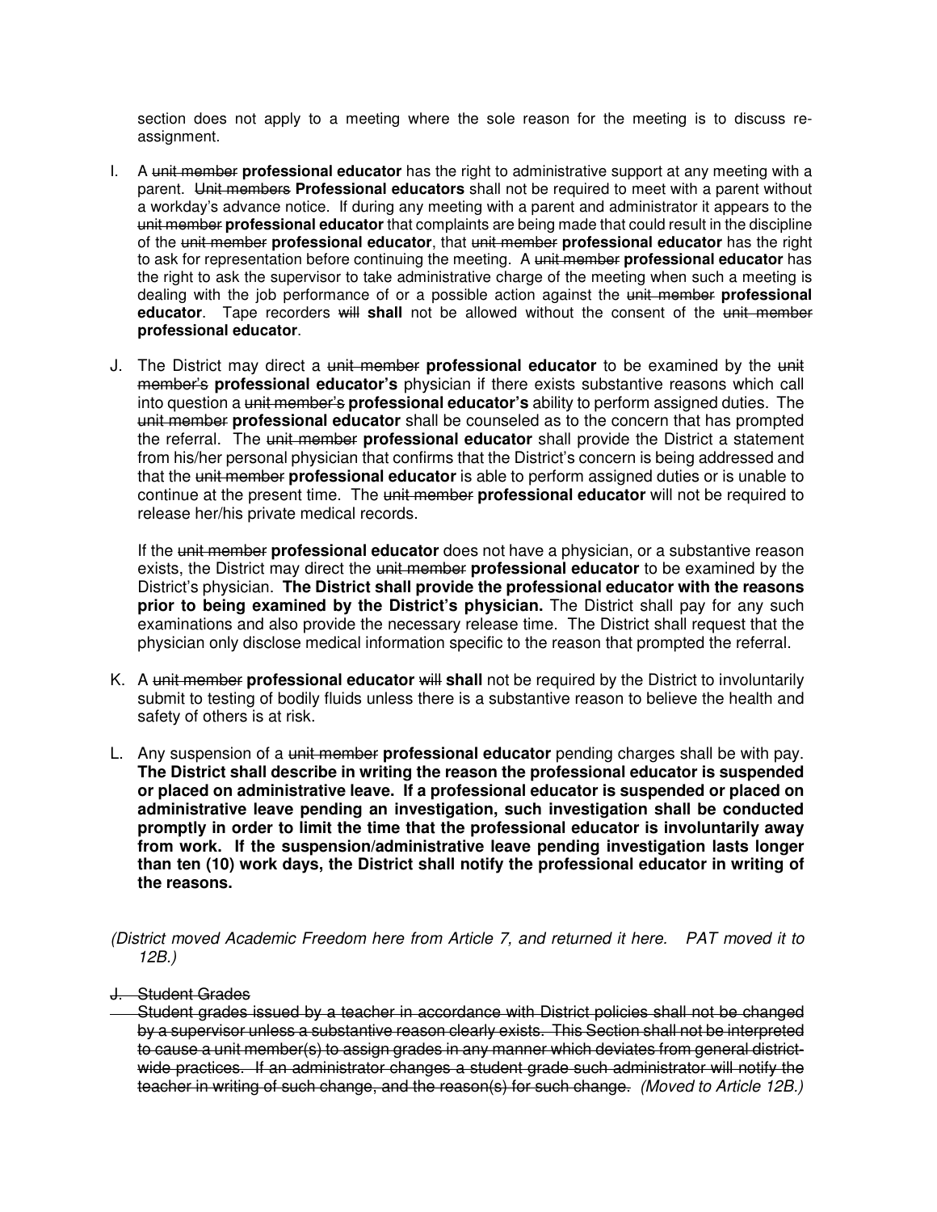section does not apply to a meeting where the sole reason for the meeting is to discuss re-assignment.

I. A ~~unit member~~ **professional educator** has the right to administrative support at any meeting with a parent. ~~Unit members~~ **Professional educators** shall not be required to meet with a parent without a workday's advance notice. If during any meeting with a parent and administrator it appears to the ~~unit member~~ **professional educator** that complaints are being made that could result in the discipline of the ~~unit member~~ **professional educator**, that ~~unit member~~ **professional educator** has the right to ask for representation before continuing the meeting. A ~~unit member~~ **professional educator** has the right to ask the supervisor to take administrative charge of the meeting when such a meeting is dealing with the job performance of or a possible action against the ~~unit member~~ **professional educator**. Tape recorders ~~will~~ **shall** not be allowed without the consent of the ~~unit member~~ **professional educator**.

J. The District may direct a ~~unit member~~ **professional educator** to be examined by the ~~unit member's~~ **professional educator's** physician if there exists substantive reasons which call into question a ~~unit member's~~ **professional educator's** ability to perform assigned duties. The ~~unit member~~ **professional educator** shall be counseled as to the concern that has prompted the referral. The ~~unit member~~ **professional educator** shall provide the District a statement from his/her personal physician that confirms that the District's concern is being addressed and that the ~~unit member~~ **professional educator** is able to perform assigned duties or is unable to continue at the present time. The ~~unit member~~ **professional educator** will not be required to release her/his private medical records.

   If the ~~unit member~~ **professional educator** does not have a physician, or a substantive reason exists, the District may direct the ~~unit member~~ **professional educator** to be examined by the District's physician. **The District shall provide the professional educator with the reasons prior to being examined by the District's physician.** The District shall pay for any such examinations and also provide the necessary release time. The District shall request that the physician only disclose medical information specific to the reason that prompted the referral.

K. A ~~unit member~~ **professional educator** ~~will~~ **shall** not be required by the District to involuntarily submit to testing of bodily fluids unless there is a substantive reason to believe the health and safety of others is at risk.

L. Any suspension of a ~~unit member~~ **professional educator** pending charges shall be with pay. **The District shall describe in writing the reason the professional educator is suspended or placed on administrative leave. If a professional educator is suspended or placed on administrative leave pending an investigation, such investigation shall be conducted promptly in order to limit the time that the professional educator is involuntarily away from work. If the suspension/administrative leave pending investigation lasts longer than ten (10) work days, the District shall notify the professional educator in writing of the reasons.**

*(District moved Academic Freedom here from Article 7, and returned it here. PAT moved it to 12B.)*

~~J. Student Grades~~

~~Student grades issued by a teacher in accordance with District policies shall not be changed by a supervisor unless a substantive reason clearly exists. This Section shall not be interpreted to cause a unit member(s) to assign grades in any manner which deviates from general district-wide practices. If an administrator changes a student grade such administrator will notify the teacher in writing of such change, and the reason(s) for such change.~~ *(Moved to Article 12B.)*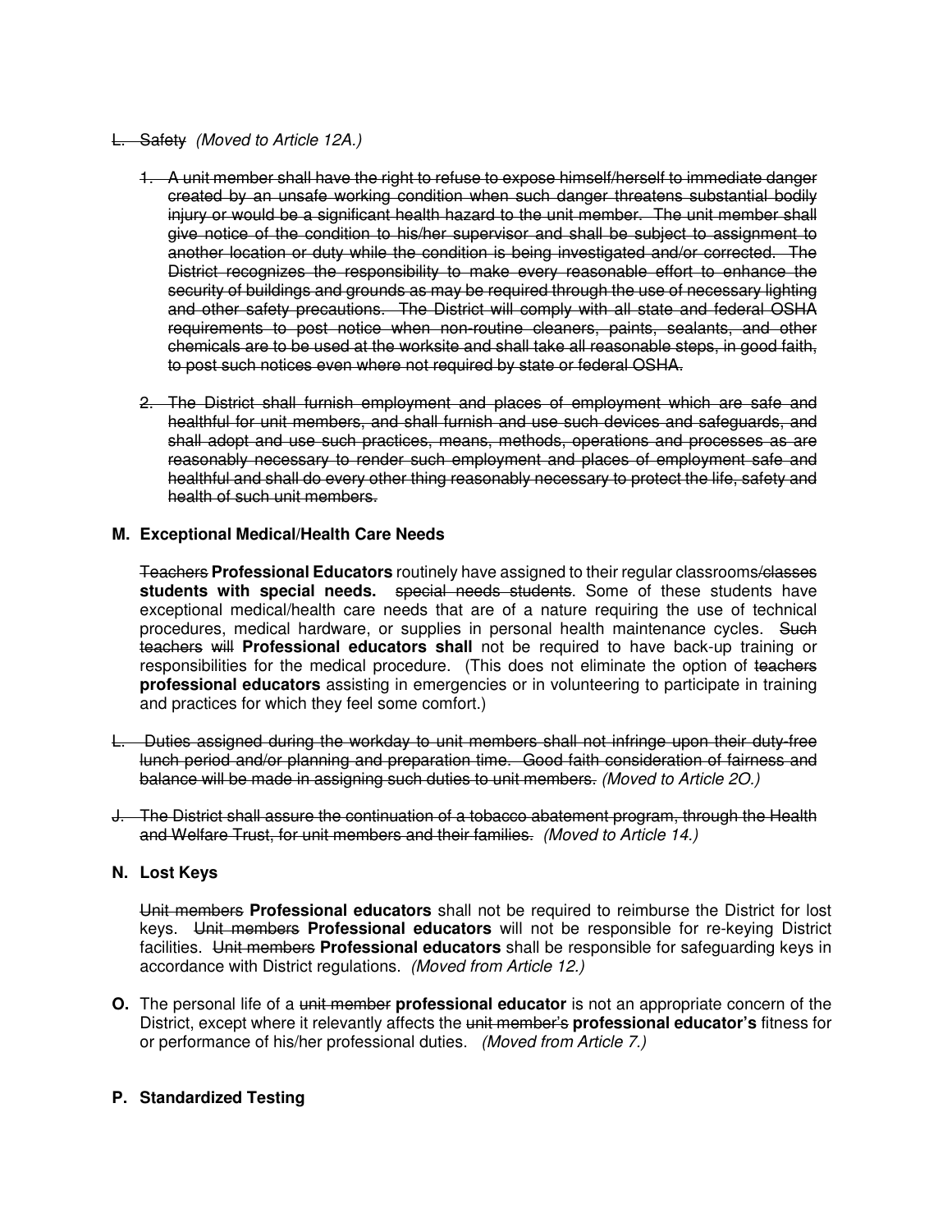~~L. Safety~~ *(Moved to Article 12A.)*

1. ~~A unit member shall have the right to refuse to expose himself/herself to immediate danger created by an unsafe working condition when such danger threatens substantial bodily injury or would be a significant health hazard to the unit member. The unit member shall give notice of the condition to his/her supervisor and shall be subject to assignment to another location or duty while the condition is being investigated and/or corrected. The District recognizes the responsibility to make every reasonable effort to enhance the security of buildings and grounds as may be required through the use of necessary lighting and other safety precautions. The District will comply with all state and federal OSHA requirements to post notice when non-routine cleaners, paints, sealants, and other chemicals are to be used at the worksite and shall take all reasonable steps, in good faith, to post such notices even where not required by state or federal OSHA.~~

2. ~~The District shall furnish employment and places of employment which are safe and healthful for unit members, and shall furnish and use such devices and safeguards, and shall adopt and use such practices, means, methods, operations and processes as are reasonably necessary to render such employment and places of employment safe and healthful and shall do every other thing reasonably necessary to protect the life, safety and health of such unit members.~~

**M. Exceptional Medical/Health Care Needs**

~~Teachers~~ **Professional Educators** routinely have assigned to their regular classrooms/~~classes~~ **students with special needs.** ~~special needs students.~~ Some of these students have exceptional medical/health care needs that are of a nature requiring the use of technical procedures, medical hardware, or supplies in personal health maintenance cycles. ~~Such teachers will~~ **Professional educators shall** not be required to have back-up training or responsibilities for the medical procedure. (This does not eliminate the option of ~~teachers~~ **professional educators** assisting in emergencies or in volunteering to participate in training and practices for which they feel some comfort.)

~~L. Duties assigned during the workday to unit members shall not infringe upon their duty-free lunch period and/or planning and preparation time. Good faith consideration of fairness and balance will be made in assigning such duties to unit members.~~ *(Moved to Article 2O.)*

~~J. The District shall assure the continuation of a tobacco abatement program, through the Health and Welfare Trust, for unit members and their families.~~ *(Moved to Article 14.)*

**N. Lost Keys**

~~Unit members~~ **Professional educators** shall not be required to reimburse the District for lost keys. ~~Unit members~~ **Professional educators** will not be responsible for re-keying District facilities. ~~Unit members~~ **Professional educators** shall be responsible for safeguarding keys in accordance with District regulations. *(Moved from Article 12.)*

**O.** The personal life of a ~~unit member~~ **professional educator** is not an appropriate concern of the District, except where it relevantly affects the ~~unit member's~~ **professional educator's** fitness for or performance of his/her professional duties. *(Moved from Article 7.)*

**P. Standardized Testing**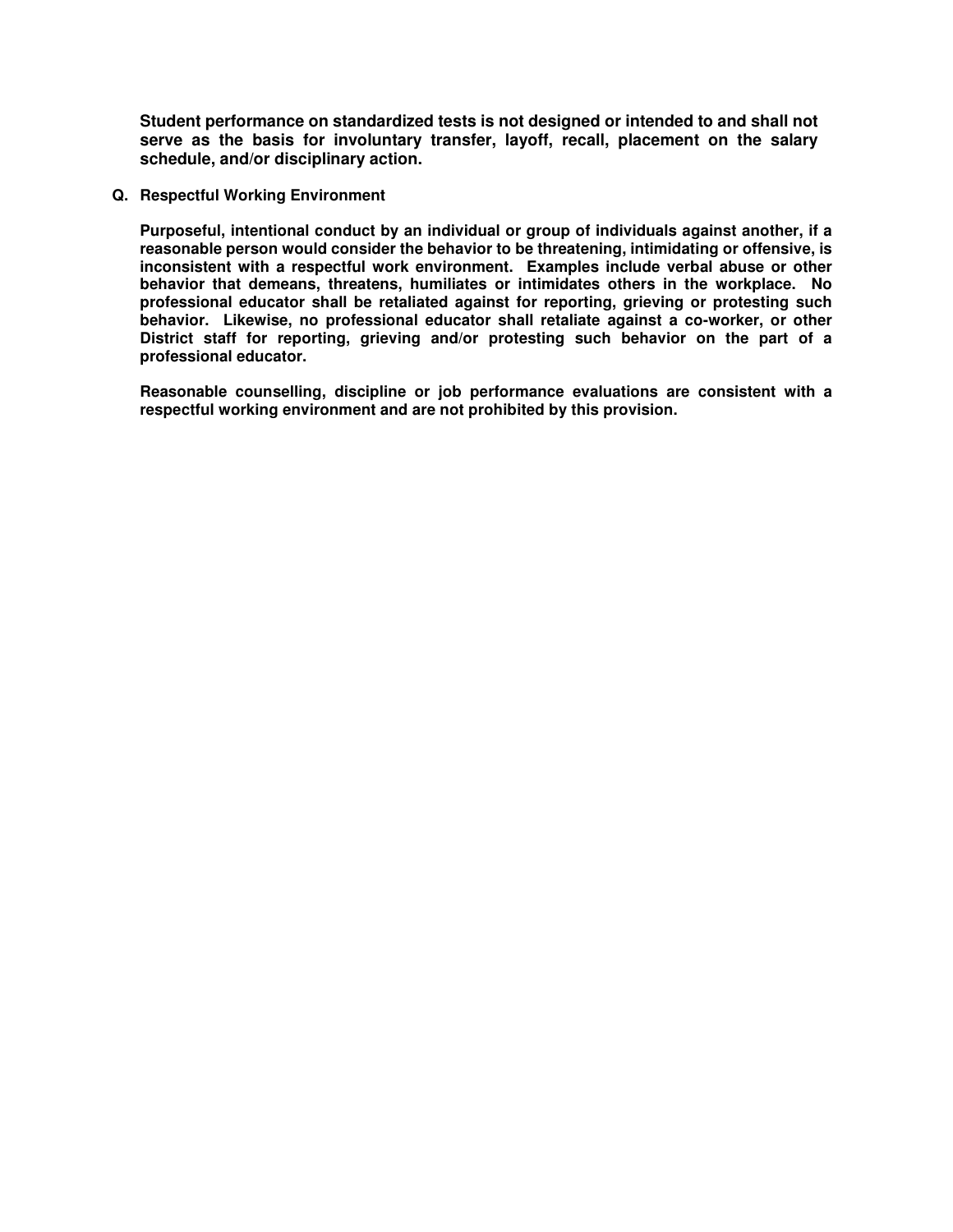**Student performance on standardized tests is not designed or intended to and shall not serve as the basis for involuntary transfer, layoff, recall, placement on the salary schedule, and/or disciplinary action.**

### Q. Respectful Working Environment

**Purposeful, intentional conduct by an individual or group of individuals against another, if a reasonable person would consider the behavior to be threatening, intimidating or offensive, is inconsistent with a respectful work environment. Examples include verbal abuse or other behavior that demeans, threatens, humiliates or intimidates others in the workplace. No professional educator shall be retaliated against for reporting, grieving or protesting such behavior. Likewise, no professional educator shall retaliate against a co-worker, or other District staff for reporting, grieving and/or protesting such behavior on the part of a professional educator.**

**Reasonable counselling, discipline or job performance evaluations are consistent with a respectful working environment and are not prohibited by this provision.**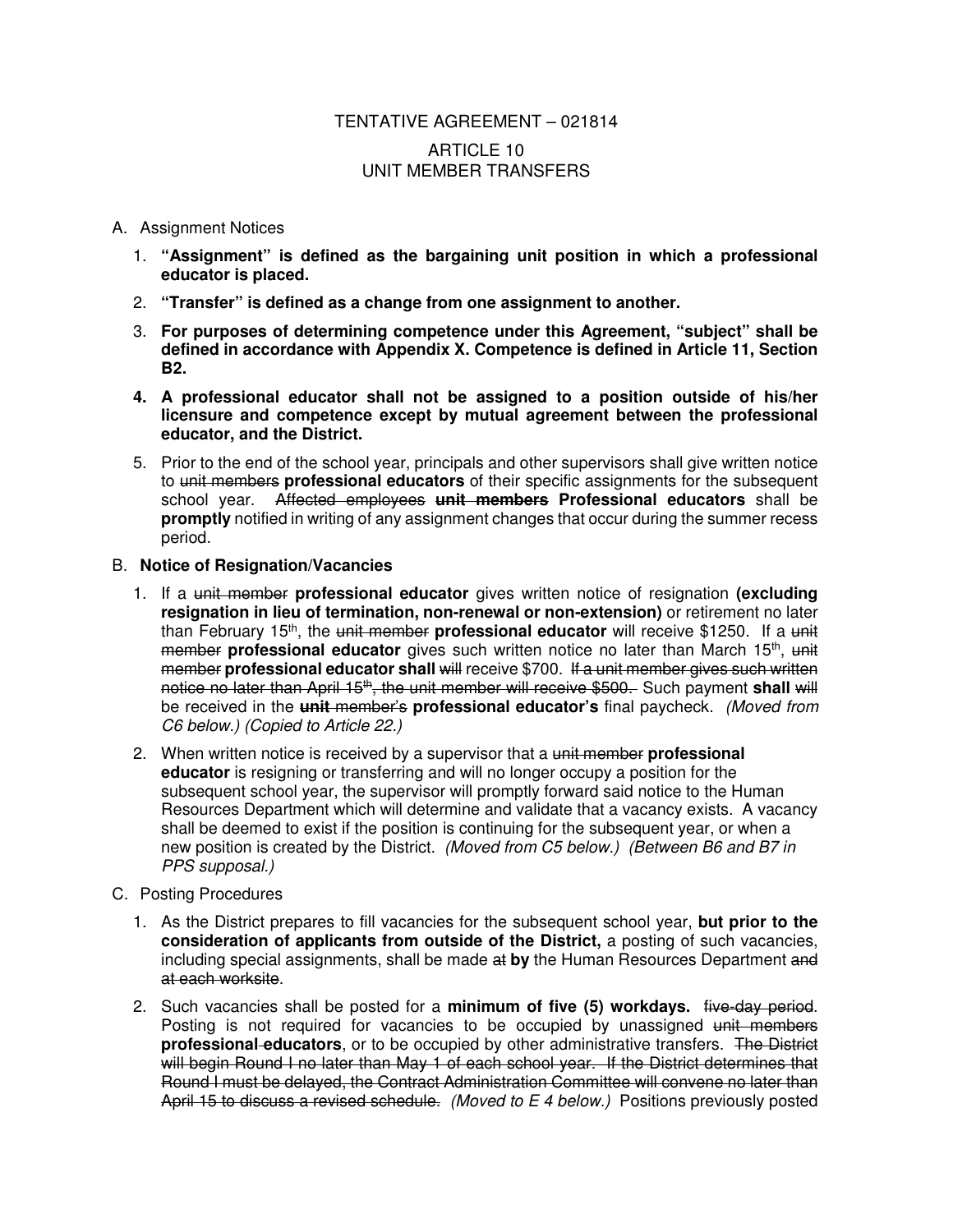TENTATIVE AGREEMENT – 021814

ARTICLE 10
UNIT MEMBER TRANSFERS

A. Assignment Notices

1. **"Assignment" is defined as the bargaining unit position in which a professional educator is placed.**
2. **"Transfer" is defined as a change from one assignment to another.**
3. **For purposes of determining competence under this Agreement, "subject" shall be defined in accordance with Appendix X. Competence is defined in Article 11, Section B2.**
4. **A professional educator shall not be assigned to a position outside of his/her licensure and competence except by mutual agreement between the professional educator, and the District.**
5. Prior to the end of the school year, principals and other supervisors shall give written notice to ~~unit members~~ **professional educators** of their specific assignments for the subsequent school year. ~~Affected employees~~ ~~**unit members**~~ **Professional educators** shall be **promptly** notified in writing of any assignment changes that occur during the summer recess period.

B. **Notice of Resignation/Vacancies**

1. If a ~~unit member~~ **professional educator** gives written notice of resignation **(excluding resignation in lieu of termination, non-renewal or non-extension)** or retirement no later than February 15th, the ~~unit member~~ **professional educator** will receive $1250. If a ~~unit member~~ **professional educator** gives such written notice no later than March 15th, ~~unit member~~ **professional educator shall** ~~will~~ receive $700. ~~If a unit member gives such written notice no later than April 15th, the unit member will receive $500.~~ Such payment **shall** ~~will~~ be received in the **unit** ~~member's~~ **professional educator's** final paycheck. *(Moved from C6 below.) (Copied to Article 22.)*
2. When written notice is received by a supervisor that a ~~unit member~~ **professional educator** is resigning or transferring and will no longer occupy a position for the subsequent school year, the supervisor will promptly forward said notice to the Human Resources Department which will determine and validate that a vacancy exists. A vacancy shall be deemed to exist if the position is continuing for the subsequent year, or when a new position is created by the District. *(Moved from C5 below.) (Between B6 and B7 in PPS supposal.)*

C. Posting Procedures

1. As the District prepares to fill vacancies for the subsequent school year, **but prior to the consideration of applicants from outside of the District,** a posting of such vacancies, including special assignments, shall be made ~~at~~ **by** the Human Resources Department ~~and at each worksite~~.
2. Such vacancies shall be posted for a **minimum of five (5) workdays.** ~~five-day period~~. Posting is not required for vacancies to be occupied by unassigned ~~unit members~~ **professional educators**, or to be occupied by other administrative transfers. ~~The District will begin Round I no later than May 1 of each school year. If the District determines that Round I must be delayed, the Contract Administration Committee will convene no later than April 15 to discuss a revised schedule.~~ *(Moved to E 4 below.)* Positions previously posted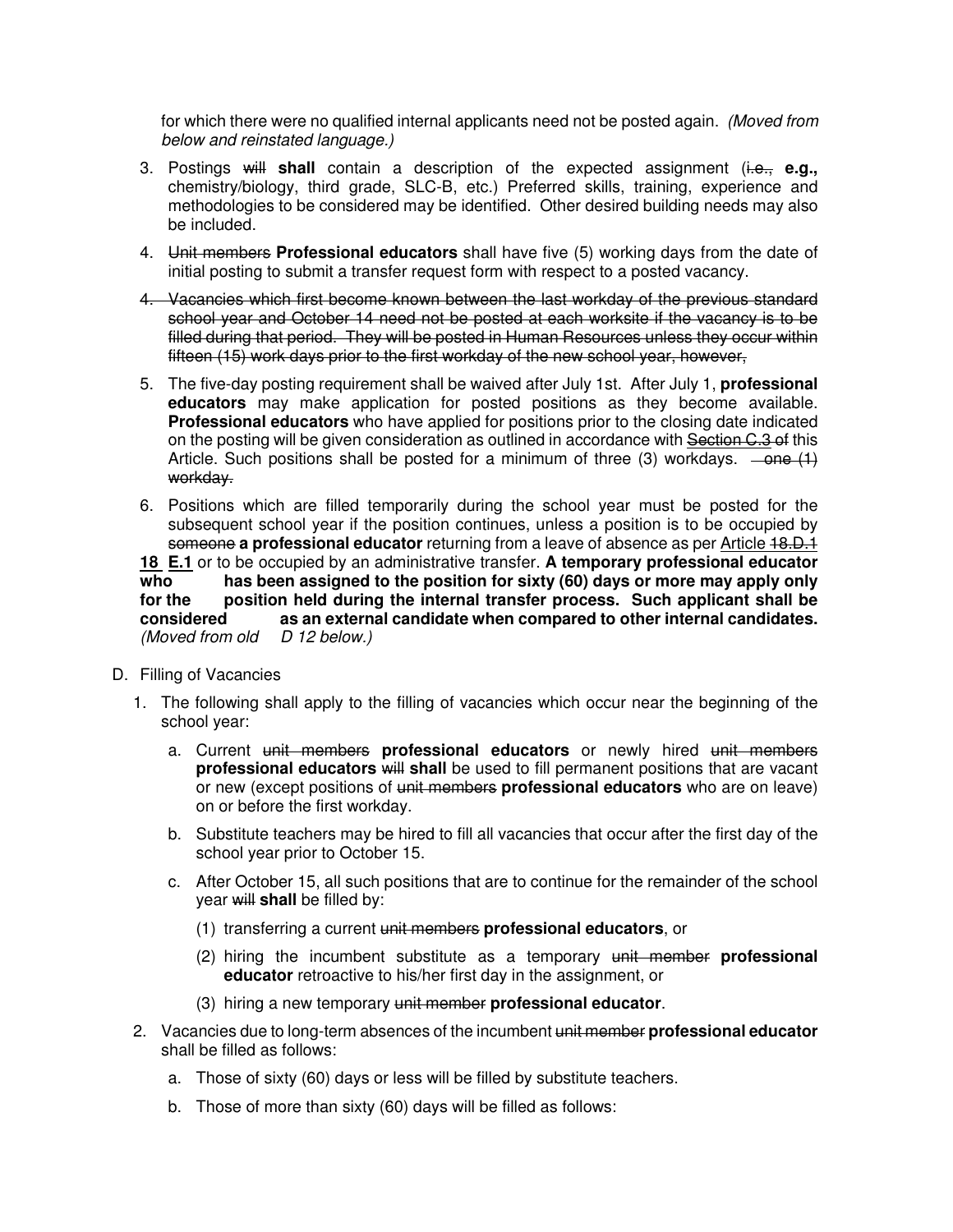for which there were no qualified internal applicants need not be posted again. *(Moved from below and reinstated language.)*

3. Postings ~~will~~ **shall** contain a description of the expected assignment (~~i.e.,~~ **e.g.,** chemistry/biology, third grade, SLC-B, etc.) Preferred skills, training, experience and methodologies to be considered may be identified. Other desired building needs may also be included.

4. ~~Unit members~~ **Professional educators** shall have five (5) working days from the date of initial posting to submit a transfer request form with respect to a posted vacancy.

~~4. Vacancies which first become known between the last workday of the previous standard school year and October 14 need not be posted at each worksite if the vacancy is to be filled during that period. They will be posted in Human Resources unless they occur within fifteen (15) work days prior to the first workday of the new school year, however,~~

5. The five-day posting requirement shall be waived after July 1st. After July 1, **professional educators** may make application for posted positions as they become available. **Professional educators** who have applied for positions prior to the closing date indicated on the posting will be given consideration as outlined in accordance with ~~Section C.3 of~~ this Article. Such positions shall be posted for a minimum of three (3) workdays. ~~one (1) workday.~~

6. Positions which are filled temporarily during the school year must be posted for the subsequent school year if the position continues, unless a position is to be occupied by ~~someone~~ **a professional educator** returning from a leave of absence as per Article ~~18.D.1~~ **18 E.1** or to be occupied by an administrative transfer. **A temporary professional educator who has been assigned to the position for sixty (60) days or more may apply only for the position held during the internal transfer process. Such applicant shall be considered as an external candidate when compared to other internal candidates.** *(Moved from old D 12 below.)*

D. Filling of Vacancies

1. The following shall apply to the filling of vacancies which occur near the beginning of the school year:

    a. Current ~~unit members~~ **professional educators** or newly hired ~~unit members~~ **professional educators** ~~will~~ **shall** be used to fill permanent positions that are vacant or new (except positions of ~~unit members~~ **professional educators** who are on leave) on or before the first workday.

    b. Substitute teachers may be hired to fill all vacancies that occur after the first day of the school year prior to October 15.

    c. After October 15, all such positions that are to continue for the remainder of the school year ~~will~~ **shall** be filled by:

        (1) transferring a current ~~unit members~~ **professional educators**, or

        (2) hiring the incumbent substitute as a temporary ~~unit member~~ **professional educator** retroactive to his/her first day in the assignment, or

        (3) hiring a new temporary ~~unit member~~ **professional educator**.

2. Vacancies due to long-term absences of the incumbent ~~unit member~~ **professional educator** shall be filled as follows:

    a. Those of sixty (60) days or less will be filled by substitute teachers.

    b. Those of more than sixty (60) days will be filled as follows: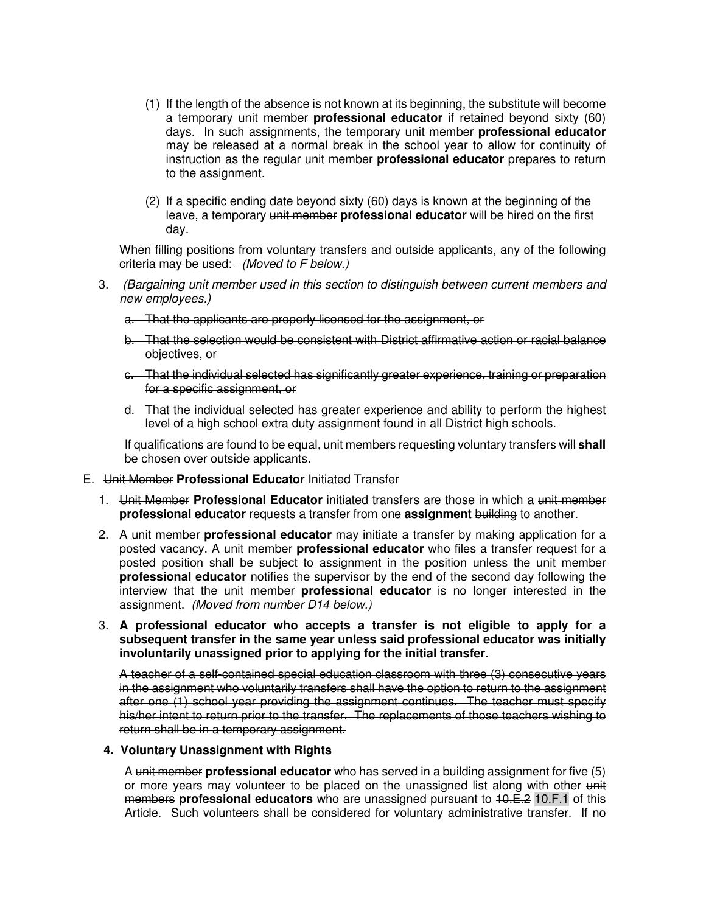(1) If the length of the absence is not known at its beginning, the substitute will become a temporary ~~unit member~~ **professional educator** if retained beyond sixty (60) days. In such assignments, the temporary ~~unit member~~ **professional educator** may be released at a normal break in the school year to allow for continuity of instruction as the regular ~~unit member~~ **professional educator** prepares to return to the assignment.

(2) If a specific ending date beyond sixty (60) days is known at the beginning of the leave, a temporary ~~unit member~~ **professional educator** will be hired on the first day.

~~When filling positions from voluntary transfers and outside applicants, any of the following criteria may be used:~~ *(Moved to F below.)*

3. *(Bargaining unit member used in this section to distinguish between current members and new employees.)*

   ~~a. That the applicants are properly licensed for the assignment, or~~

   ~~b. That the selection would be consistent with District affirmative action or racial balance objectives, or~~

   ~~c. That the individual selected has significantly greater experience, training or preparation for a specific assignment, or~~

   ~~d. That the individual selected has greater experience and ability to perform the highest level of a high school extra duty assignment found in all District high schools.~~

   If qualifications are found to be equal, unit members requesting voluntary transfers ~~will~~ **shall** be chosen over outside applicants.

E. ~~Unit Member~~ **Professional Educator** Initiated Transfer

1. ~~Unit Member~~ **Professional Educator** initiated transfers are those in which a ~~unit member~~ **professional educator** requests a transfer from one **assignment** ~~building~~ to another.

2. A ~~unit member~~ **professional educator** may initiate a transfer by making application for a posted vacancy. A ~~unit member~~ **professional educator** who files a transfer request for a posted position shall be subject to assignment in the position unless the ~~unit member~~ **professional educator** notifies the supervisor by the end of the second day following the interview that the ~~unit member~~ **professional educator** is no longer interested in the assignment. *(Moved from number D14 below.)*

3. **A professional educator who accepts a transfer is not eligible to apply for a subsequent transfer in the same year unless said professional educator was initially involuntarily unassigned prior to applying for the initial transfer.**

   ~~A teacher of a self-contained special education classroom with three (3) consecutive years in the assignment who voluntarily transfers shall have the option to return to the assignment after one (1) school year providing the assignment continues. The teacher must specify his/her intent to return prior to the transfer. The replacements of those teachers wishing to return shall be in a temporary assignment.~~

4. **Voluntary Unassignment with Rights**

   A ~~unit member~~ **professional educator** who has served in a building assignment for five (5) or more years may volunteer to be placed on the unassigned list along with other ~~unit members~~ **professional educators** who are unassigned pursuant to ~~10.E.2~~ 10.F.1 of this Article. Such volunteers shall be considered for voluntary administrative transfer. If no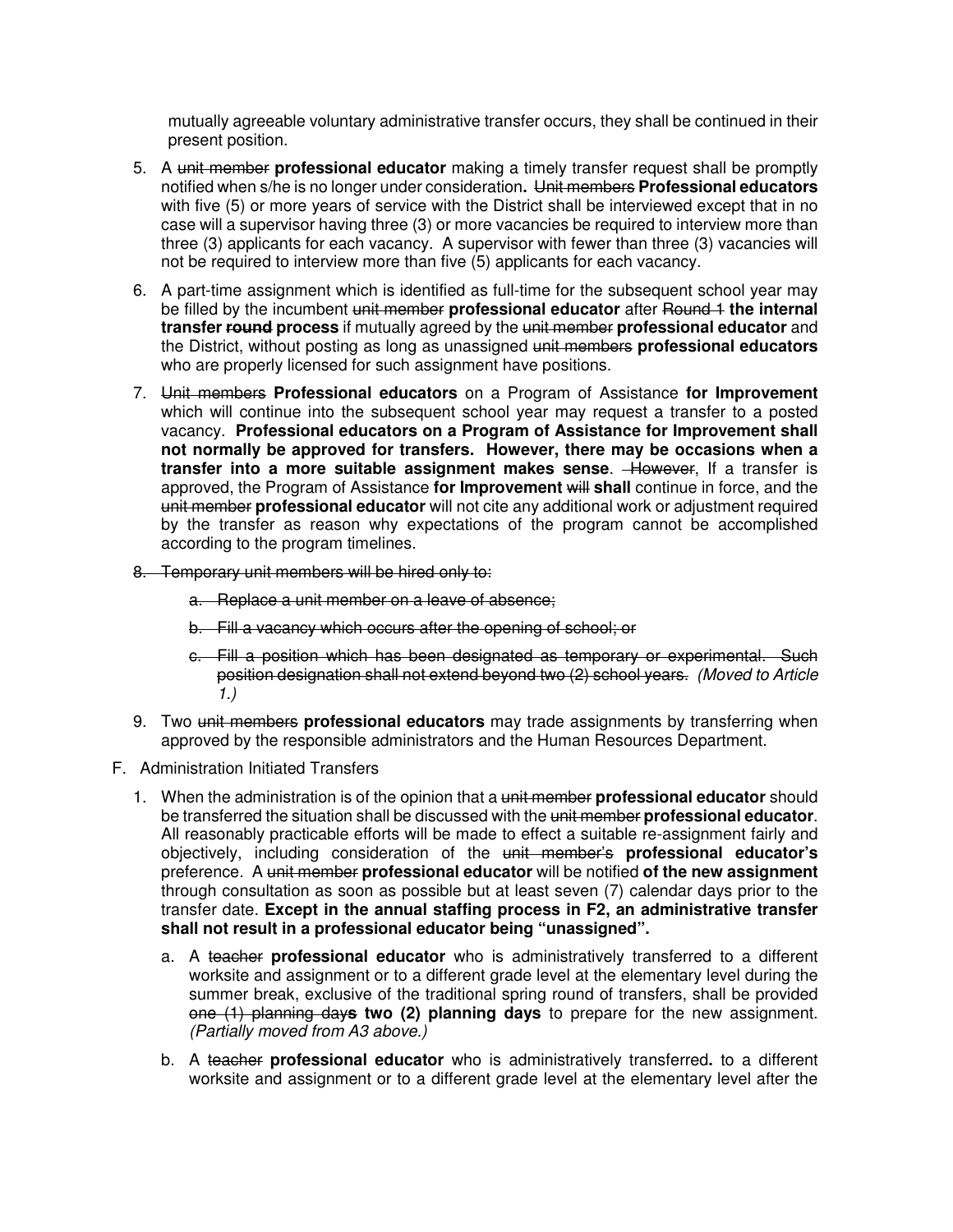mutually agreeable voluntary administrative transfer occurs, they shall be continued in their present position.

5. A ~~unit member~~ **professional educator** making a timely transfer request shall be promptly notified when s/he is no longer under consideration**.** ~~Unit members~~ **Professional educators** with five (5) or more years of service with the District shall be interviewed except that in no case will a supervisor having three (3) or more vacancies be required to interview more than three (3) applicants for each vacancy. A supervisor with fewer than three (3) vacancies will not be required to interview more than five (5) applicants for each vacancy.

6. A part-time assignment which is identified as full-time for the subsequent school year may be filled by the incumbent ~~unit member~~ **professional educator** after ~~Round 1~~ **the internal transfer ~~round~~ process** if mutually agreed by the ~~unit member~~ **professional educator** and the District, without posting as long as unassigned ~~unit members~~ **professional educators** who are properly licensed for such assignment have positions.

7. ~~Unit members~~ **Professional educators** on a Program of Assistance **for Improvement** which will continue into the subsequent school year may request a transfer to a posted vacancy. **Professional educators on a Program of Assistance for Improvement shall not normally be approved for transfers. However, there may be occasions when a transfer into a more suitable assignment makes sense**. ~~However~~, If a transfer is approved, the Program of Assistance **for Improvement** ~~will~~ **shall** continue in force, and the ~~unit member~~ **professional educator** will not cite any additional work or adjustment required by the transfer as reason why expectations of the program cannot be accomplished according to the program timelines.

8. ~~Temporary unit members will be hired only to:~~

   a. ~~Replace a unit member on a leave of absence;~~

   b. ~~Fill a vacancy which occurs after the opening of school; or~~

   c. ~~Fill a position which has been designated as temporary or experimental. Such position designation shall not extend beyond two (2) school years.~~ *(Moved to Article 1.)*

9. Two ~~unit members~~ **professional educators** may trade assignments by transferring when approved by the responsible administrators and the Human Resources Department.

F. Administration Initiated Transfers

1. When the administration is of the opinion that a ~~unit member~~ **professional educator** should be transferred the situation shall be discussed with the ~~unit member~~ **professional educator**. All reasonably practicable efforts will be made to effect a suitable re-assignment fairly and objectively, including consideration of the ~~unit member's~~ **professional educator's** preference. A ~~unit member~~ **professional educator** will be notified **of the new assignment** through consultation as soon as possible but at least seven (7) calendar days prior to the transfer date. **Except in the annual staffing process in F2, an administrative transfer shall not result in a professional educator being "unassigned".**

   a. A ~~teacher~~ **professional educator** who is administratively transferred to a different worksite and assignment or to a different grade level at the elementary level during the summer break, exclusive of the traditional spring round of transfers, shall be provided ~~one (1) planning day~~**s** **two (2) planning days** to prepare for the new assignment. *(Partially moved from A3 above.)*

   b. A ~~teacher~~ **professional educator** who is administratively transferred**.** to a different worksite and assignment or to a different grade level at the elementary level after the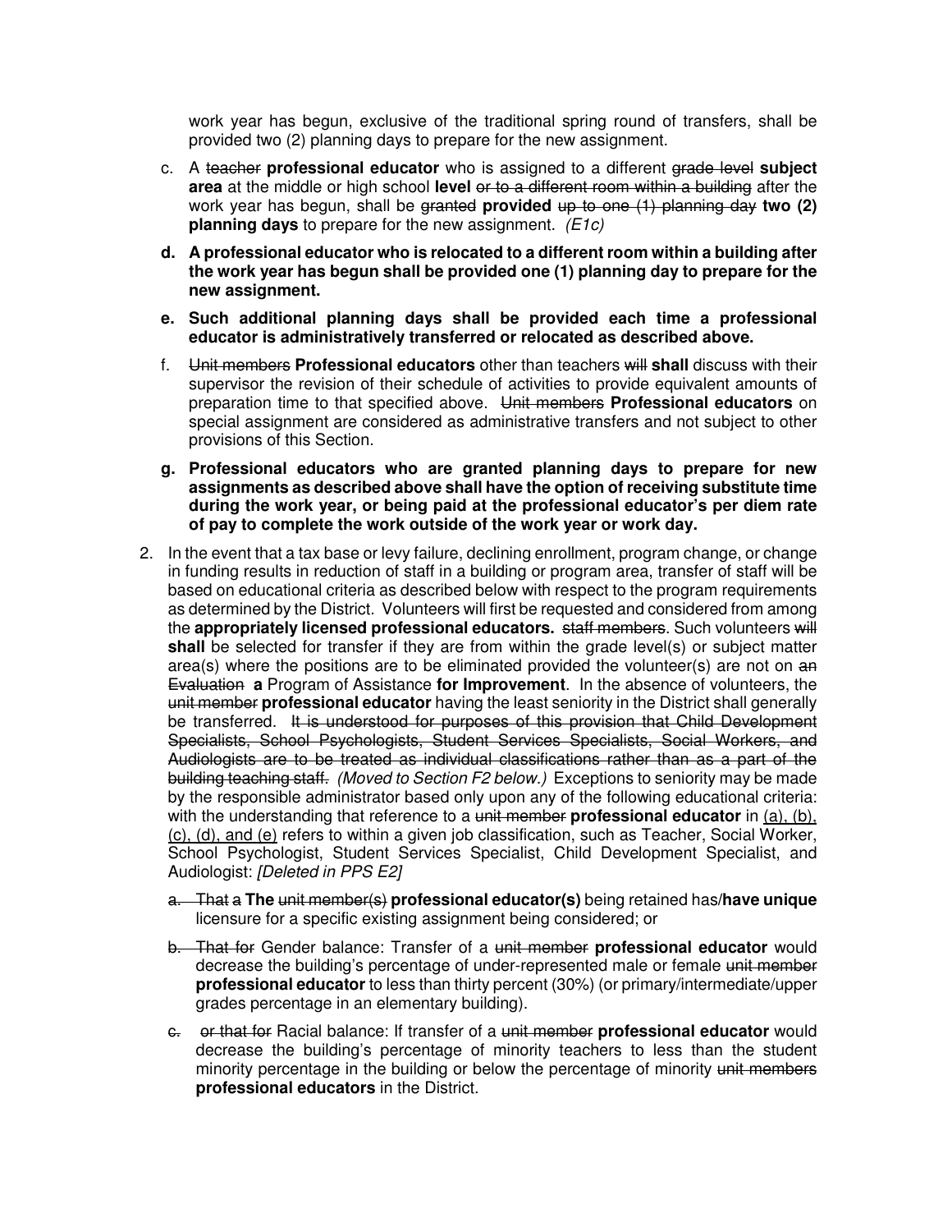work year has begun, exclusive of the traditional spring round of transfers, shall be provided two (2) planning days to prepare for the new assignment.

c. A ~~teacher~~ **professional educator** who is assigned to a different ~~grade level~~ **subject area** at the middle or high school **level** ~~or to a different room within a building~~ after the work year has begun, shall be ~~granted~~ **provided** ~~up to one (1) planning day~~ **two (2) planning days** to prepare for the new assignment. *(E1c)*

**d. A professional educator who is relocated to a different room within a building after the work year has begun shall be provided one (1) planning day to prepare for the new assignment.**

**e. Such additional planning days shall be provided each time a professional educator is administratively transferred or relocated as described above.**

f. ~~Unit members~~ **Professional educators** other than teachers ~~will~~ **shall** discuss with their supervisor the revision of their schedule of activities to provide equivalent amounts of preparation time to that specified above. ~~Unit members~~ **Professional educators** on special assignment are considered as administrative transfers and not subject to other provisions of this Section.

**g. Professional educators who are granted planning days to prepare for new assignments as described above shall have the option of receiving substitute time during the work year, or being paid at the professional educator's per diem rate of pay to complete the work outside of the work year or work day.**

2. In the event that a tax base or levy failure, declining enrollment, program change, or change in funding results in reduction of staff in a building or program area, transfer of staff will be based on educational criteria as described below with respect to the program requirements as determined by the District. Volunteers will first be requested and considered from among the **appropriately licensed professional educators.** ~~staff members~~. Such volunteers ~~will~~ **shall** be selected for transfer if they are from within the grade level(s) or subject matter area(s) where the positions are to be eliminated provided the volunteer(s) are not on ~~an Evaluation~~ **a** Program of Assistance **for Improvement**. In the absence of volunteers, the ~~unit member~~ **professional educator** having the least seniority in the District shall generally be transferred. ~~It is understood for purposes of this provision that Child Development Specialists, School Psychologists, Student Services Specialists, Social Workers, and Audiologists are to be treated as individual classifications rather than as a part of the building teaching staff.~~ *(Moved to Section F2 below.)* Exceptions to seniority may be made by the responsible administrator based only upon any of the following educational criteria: with the understanding that reference to a ~~unit member~~ **professional educator** in (a), (b), (c), (d), and (e) refers to within a given job classification, such as Teacher, Social Worker, School Psychologist, Student Services Specialist, Child Development Specialist, and Audiologist: *[Deleted in PPS E2]*

~~a. That a~~ **The** ~~unit member(s)~~ **professional educator(s)** being retained has/**have unique** licensure for a specific existing assignment being considered; or

~~b. That for~~ Gender balance: Transfer of a ~~unit member~~ **professional educator** would decrease the building's percentage of under-represented male or female ~~unit member~~ **professional educator** to less than thirty percent (30%) (or primary/intermediate/upper grades percentage in an elementary building).

~~c. or that for~~ Racial balance: If transfer of a ~~unit member~~ **professional educator** would decrease the building's percentage of minority teachers to less than the student minority percentage in the building or below the percentage of minority ~~unit members~~ **professional educators** in the District.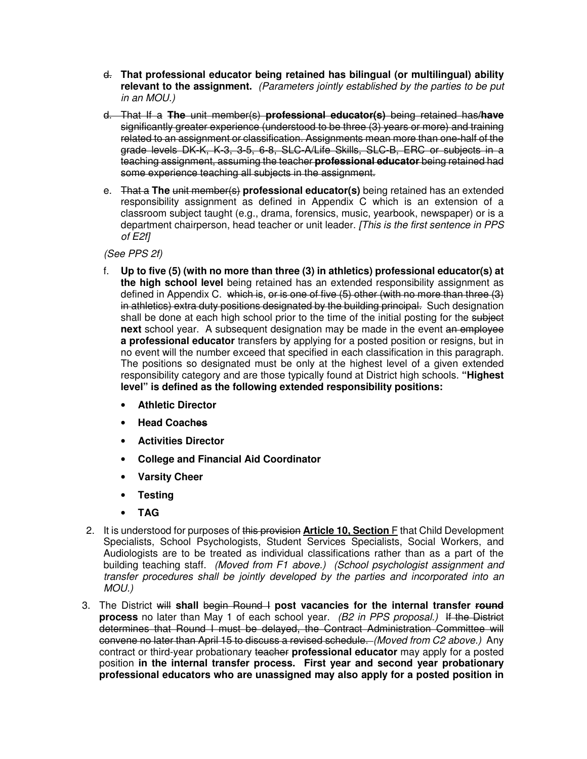- ~~d.~~ **That professional educator being retained has bilingual (or multilingual) ability relevant to the assignment.** *(Parameters jointly established by the parties to be put in an MOU.)*

- ~~d. That If a~~ **The** ~~unit member(s)~~ **professional educator(s)** ~~being retained has/~~**have** ~~significantly greater experience (understood to be three (3) years or more) and training related to an assignment or classification. Assignments mean more than one-half of the grade levels DK-K, K-3, 3-5, 6-8, SLC-A/Life Skills, SLC-B, ERC or subjects in a teaching assignment, assuming the teacher~~ ~~**professional educator**~~ ~~being retained had some experience teaching all subjects in the assignment.~~

- e. ~~That a~~ **The** ~~unit member(s)~~ **professional educator(s)** being retained has an extended responsibility assignment as defined in Appendix C which is an extension of a classroom subject taught (e.g., drama, forensics, music, yearbook, newspaper) or is a department chairperson, head teacher or unit leader. *[This is the first sentence in PPS of E2f]*

  *(See PPS 2f)*

- f. **Up to five (5) (with no more than three (3) in athletics) professional educator(s) at the high school level** being retained has an extended responsibility assignment as defined in Appendix C. ~~which is, or is one of five (5) other (with no more than three (3) in athletics) extra duty positions designated by the building principal.~~ Such designation shall be done at each high school prior to the time of the initial posting for the ~~subject~~ **next** school year. A subsequent designation may be made in the event ~~an employee~~ **a professional educator** transfers by applying for a posted position or resigns, but in no event will the number exceed that specified in each classification in this paragraph. The positions so designated must be only at the highest level of a given extended responsibility category and are those typically found at District high schools. **"Highest level" is defined as the following extended responsibility positions:**

  - **Athletic Director**
  - **Head Coach~~es~~**
  - **Activities Director**
  - **College and Financial Aid Coordinator**
  - **Varsity Cheer**
  - **Testing**
  - **TAG**

2. It is understood for purposes of ~~this provision~~ **<u>Article 10, Section</u>** F that Child Development Specialists, School Psychologists, Student Services Specialists, Social Workers, and Audiologists are to be treated as individual classifications rather than as a part of the building teaching staff. *(Moved from F1 above.) (School psychologist assignment and transfer procedures shall be jointly developed by the parties and incorporated into an MOU.)*

3. The District ~~will~~ **shall** ~~begin Round I~~ **post vacancies for the internal transfer** ~~**round**~~ **process** no later than May 1 of each school year. *(B2 in PPS proposal.)* ~~If the District determines that Round I must be delayed, the Contract Administration Committee will convene no later than April 15 to discuss a revised schedule.~~ *(Moved from C2 above.)* Any contract or third-year probationary ~~teacher~~ **professional educator** may apply for a posted position **in the internal transfer process. First year and second year probationary professional educators who are unassigned may also apply for a posted position in**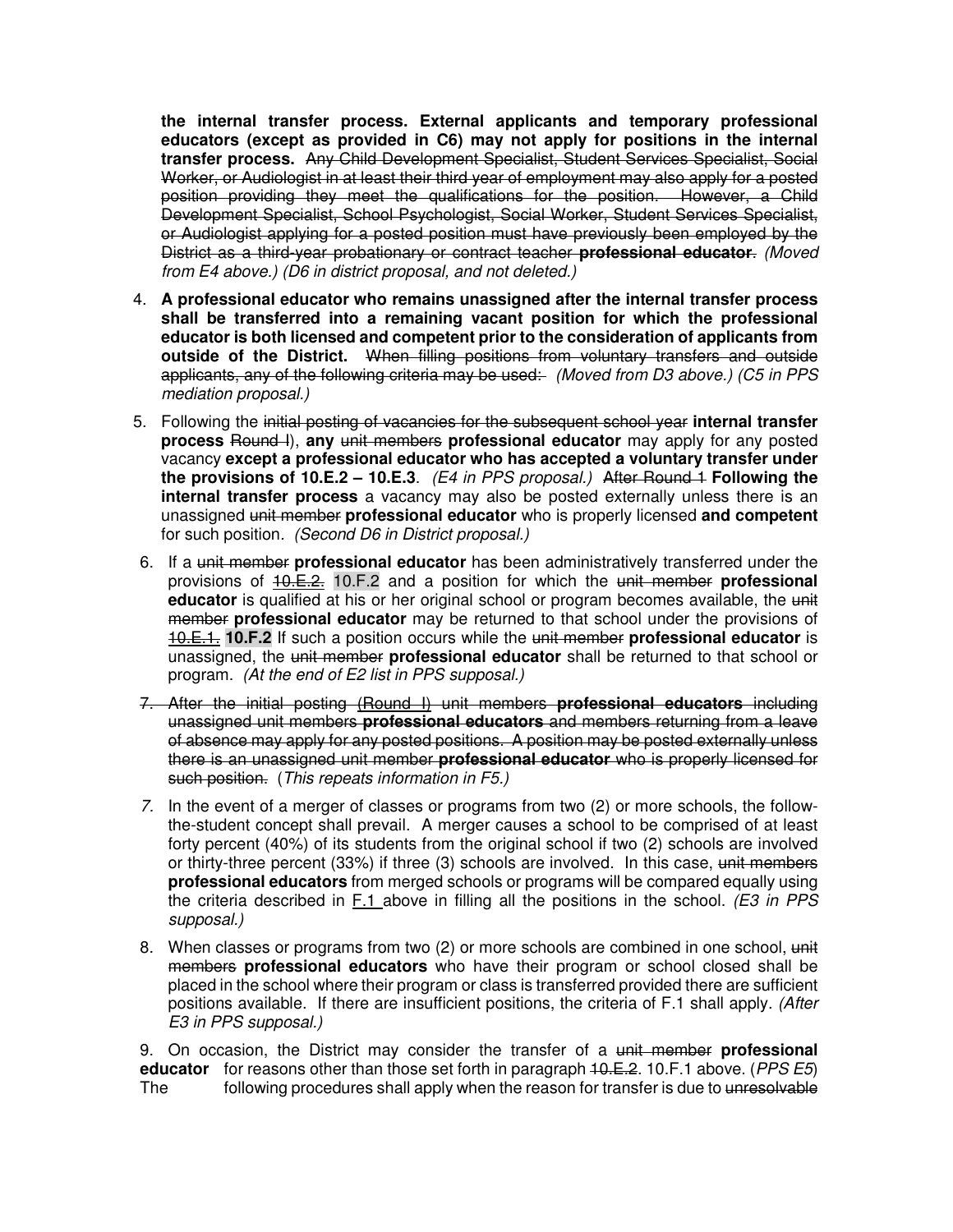**the internal transfer process. External applicants and temporary professional educators (except as provided in C6) may not apply for positions in the internal transfer process.** ~~Any Child Development Specialist, Student Services Specialist, Social Worker, or Audiologist in at least their third year of employment may also apply for a posted position providing they meet the qualifications for the position. However, a Child Development Specialist, School Psychologist, Social Worker, Student Services Specialist, or Audiologist applying for a posted position must have previously been employed by the District as a third-year probationary or contract teacher~~ **~~professional educator~~**~~.~~ *(Moved from E4 above.) (D6 in district proposal, and not deleted.)*

4. **A professional educator who remains unassigned after the internal transfer process shall be transferred into a remaining vacant position for which the professional educator is both licensed and competent prior to the consideration of applicants from outside of the District.** ~~When filling positions from voluntary transfers and outside applicants, any of the following criteria may be used:~~ *(Moved from D3 above.) (C5 in PPS mediation proposal.)*

5. Following the ~~initial posting of vacancies for the subsequent school year~~ **internal transfer process** ~~Round I~~), **any** ~~unit members~~ **professional educator** may apply for any posted vacancy **except a professional educator who has accepted a voluntary transfer under the provisions of 10.E.2 – 10.E.3**. *(E4 in PPS proposal.)* ~~After Round 1~~ **Following the internal transfer process** a vacancy may also be posted externally unless there is an unassigned ~~unit member~~ **professional educator** who is properly licensed **and competent** for such position. *(Second D6 in District proposal.)*

6. If a ~~unit member~~ **professional educator** has been administratively transferred under the provisions of ~~10.E.2.~~ 10.F.2 and a position for which the ~~unit member~~ **professional educator** is qualified at his or her original school or program becomes available, the ~~unit member~~ **professional educator** may be returned to that school under the provisions of ~~10.E.1.~~ **10.F.2** If such a position occurs while the ~~unit member~~ **professional educator** is unassigned, the ~~unit member~~ **professional educator** shall be returned to that school or program. *(At the end of E2 list in PPS supposal.)*

7. ~~After the initial posting (Round I) unit members~~ **~~professional educators~~** ~~including unassigned unit members~~ **~~professional educators~~** ~~and members returning from a leave of absence may apply for any posted positions. A position may be posted externally unless there is an unassigned unit member~~ **~~professional educator~~** ~~who is properly licensed for such position.~~ (*This repeats information in F5.)*

*7.* In the event of a merger of classes or programs from two (2) or more schools, the follow-the-student concept shall prevail. A merger causes a school to be comprised of at least forty percent (40%) of its students from the original school if two (2) schools are involved or thirty-three percent (33%) if three (3) schools are involved. In this case, ~~unit members~~ **professional educators** from merged schools or programs will be compared equally using the criteria described in F.1 above in filling all the positions in the school. *(E3 in PPS supposal.)*

8. When classes or programs from two (2) or more schools are combined in one school, ~~unit members~~ **professional educators** who have their program or school closed shall be placed in the school where their program or class is transferred provided there are sufficient positions available. If there are insufficient positions, the criteria of F.1 shall apply. *(After E3 in PPS supposal.)*

9. On occasion, the District may consider the transfer of a ~~unit member~~ **professional educator** for reasons other than those set forth in paragraph ~~10.E.2~~. 10.F.1 above. (*PPS E5*) The following procedures shall apply when the reason for transfer is due to ~~unresolvable~~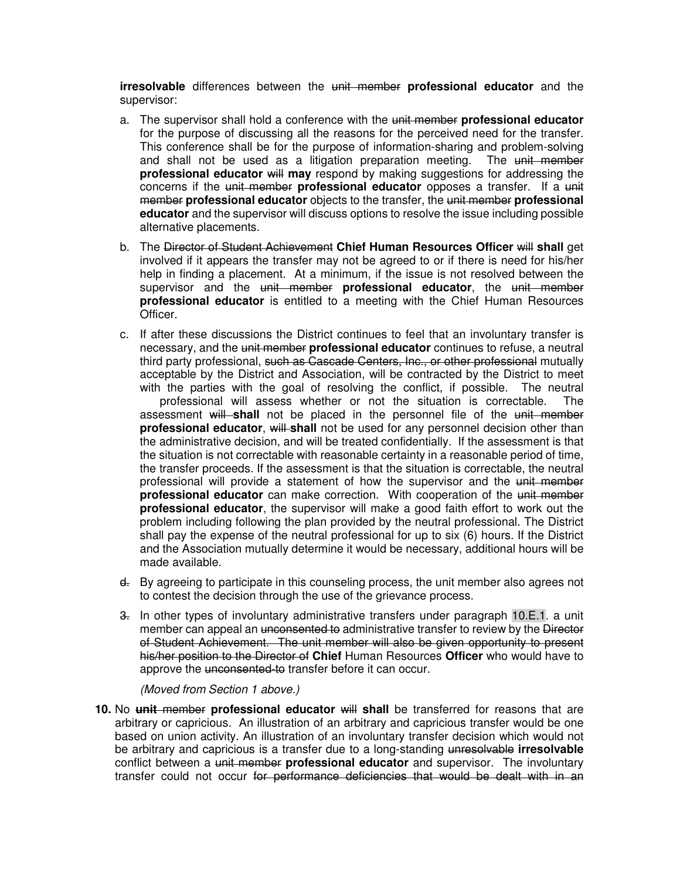**irresolvable** differences between the ~~unit member~~ **professional educator** and the supervisor:

a. The supervisor shall hold a conference with the ~~unit member~~ **professional educator** for the purpose of discussing all the reasons for the perceived need for the transfer. This conference shall be for the purpose of information-sharing and problem-solving and shall not be used as a litigation preparation meeting. The ~~unit member~~ **professional educator** ~~will~~ **may** respond by making suggestions for addressing the concerns if the ~~unit member~~ **professional educator** opposes a transfer. If a ~~unit member~~ **professional educator** objects to the transfer, the ~~unit member~~ **professional educator** and the supervisor will discuss options to resolve the issue including possible alternative placements.

b. The ~~Director of Student Achievement~~ **Chief Human Resources Officer** ~~will~~ **shall** get involved if it appears the transfer may not be agreed to or if there is need for his/her help in finding a placement. At a minimum, if the issue is not resolved between the supervisor and the ~~unit member~~ **professional educator**, the ~~unit member~~ **professional educator** is entitled to a meeting with the Chief Human Resources Officer.

c. If after these discussions the District continues to feel that an involuntary transfer is necessary, and the ~~unit member~~ **professional educator** continues to refuse, a neutral third party professional, ~~such as Cascade Centers, Inc., or other professional~~ mutually acceptable by the District and Association, will be contracted by the District to meet with the parties with the goal of resolving the conflict, if possible. The neutral professional will assess whether or not the situation is correctable. The assessment ~~will~~ **shall** not be placed in the personnel file of the ~~unit member~~ **professional educator**, ~~will~~ **shall** not be used for any personnel decision other than the administrative decision, and will be treated confidentially. If the assessment is that the situation is not correctable with reasonable certainty in a reasonable period of time, the transfer proceeds. If the assessment is that the situation is correctable, the neutral professional will provide a statement of how the supervisor and the ~~unit member~~ **professional educator** can make correction. With cooperation of the ~~unit member~~ **professional educator**, the supervisor will make a good faith effort to work out the problem including following the plan provided by the neutral professional. The District shall pay the expense of the neutral professional for up to six (6) hours. If the District and the Association mutually determine it would be necessary, additional hours will be made available.

~~d.~~ By agreeing to participate in this counseling process, the unit member also agrees not to contest the decision through the use of the grievance process.

~~3.~~ In other types of involuntary administrative transfers under paragraph 10.E.1. a unit member can appeal an ~~unconsented to~~ administrative transfer to review by the ~~Director of Student Achievement. The unit member will also be given opportunity to present his/her position to the Director of~~ **Chief** Human Resources **Officer** who would have to approve the ~~unconsented-to~~ transfer before it can occur.

*(Moved from Section 1 above.)*

**10.** No ~~**unit** member~~ **professional educator** ~~will~~ **shall** be transferred for reasons that are arbitrary or capricious. An illustration of an arbitrary and capricious transfer would be one based on union activity. An illustration of an involuntary transfer decision which would not be arbitrary and capricious is a transfer due to a long-standing ~~unresolvable~~ **irresolvable** conflict between a ~~unit member~~ **professional educator** and supervisor. The involuntary transfer could not occur ~~for performance deficiencies that would be dealt with in an~~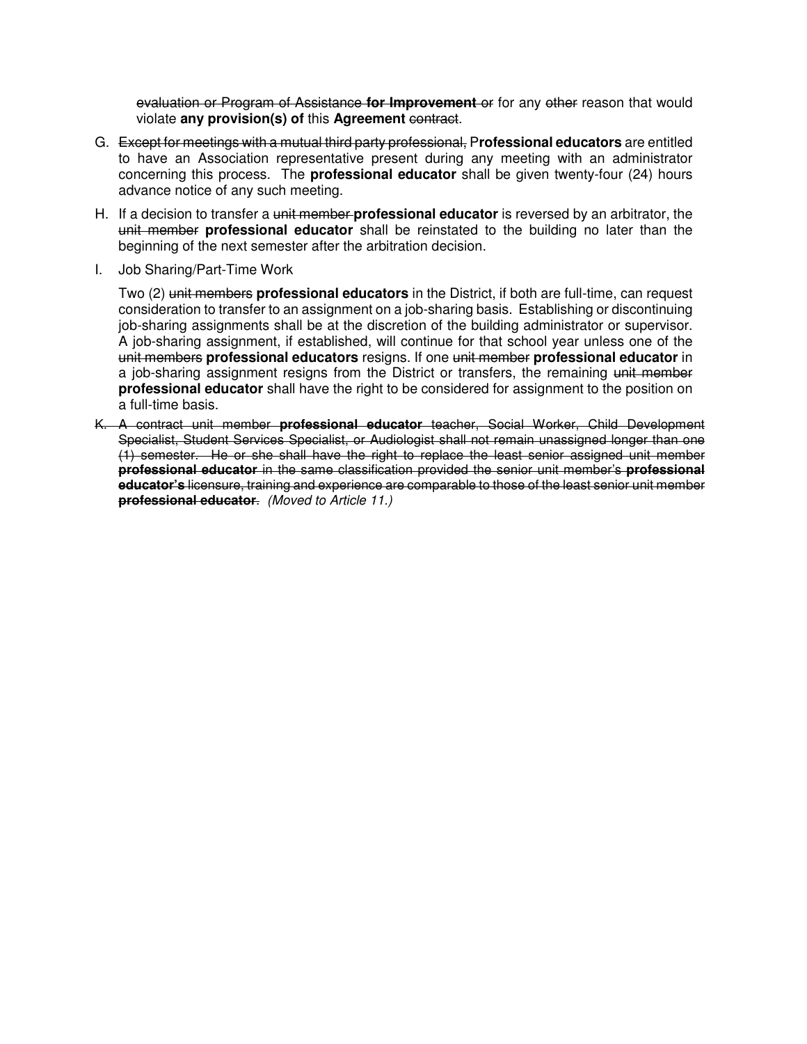~~evaluation or Program of Assistance~~ **~~for Improvement~~** ~~or~~ for any ~~other~~ reason that would violate **any provision(s) of** this **Agreement** ~~contract~~.

G. ~~Except for meetings with a mutual third party professional,~~ P**rofessional educators** are entitled to have an Association representative present during any meeting with an administrator concerning this process. The **professional educator** shall be given twenty-four (24) hours advance notice of any such meeting.

H. If a decision to transfer a ~~unit member~~ **professional educator** is reversed by an arbitrator, the ~~unit member~~ **professional educator** shall be reinstated to the building no later than the beginning of the next semester after the arbitration decision.

I. Job Sharing/Part-Time Work

   Two (2) ~~unit members~~ **professional educators** in the District, if both are full-time, can request consideration to transfer to an assignment on a job-sharing basis. Establishing or discontinuing job-sharing assignments shall be at the discretion of the building administrator or supervisor. A job-sharing assignment, if established, will continue for that school year unless one of the ~~unit members~~ **professional educators** resigns. If one ~~unit member~~ **professional educator** in a job-sharing assignment resigns from the District or transfers, the remaining ~~unit member~~ **professional educator** shall have the right to be considered for assignment to the position on a full-time basis.

~~K. A contract unit member~~ **~~professional educator~~** ~~teacher, Social Worker, Child Development Specialist, Student Services Specialist, or Audiologist shall not remain unassigned longer than one (1) semester. He or she shall have the right to replace the least senior assigned unit member~~ **~~professional educator~~** ~~in the same classification provided the senior unit member's~~ **~~professional educator's~~** ~~licensure, training and experience are comparable to those of the least senior unit member~~ **~~professional educator~~**~~.~~ *(Moved to Article 11.)*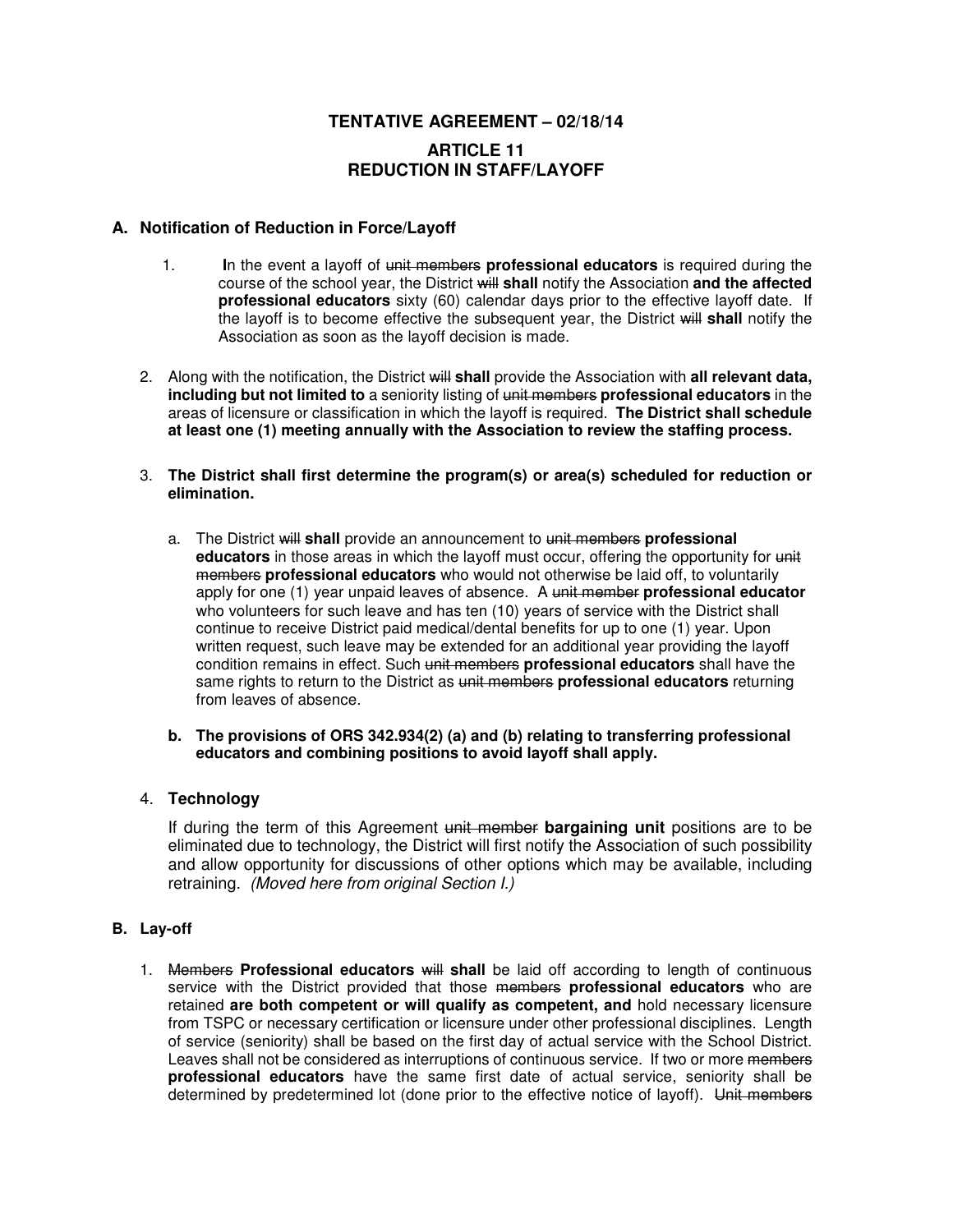# TENTATIVE AGREEMENT – 02/18/14

## ARTICLE 11
## REDUCTION IN STAFF/LAYOFF

### A. Notification of Reduction in Force/Layoff

1. In the event a layoff of ~~unit members~~ **professional educators** is required during the course of the school year, the District ~~will~~ **shall** notify the Association **and the affected professional educators** sixty (60) calendar days prior to the effective layoff date. If the layoff is to become effective the subsequent year, the District ~~will~~ **shall** notify the Association as soon as the layoff decision is made.

2. Along with the notification, the District ~~will~~ **shall** provide the Association with **all relevant data, including but not limited to** a seniority listing of ~~unit members~~ **professional educators** in the areas of licensure or classification in which the layoff is required. **The District shall schedule at least one (1) meeting annually with the Association to review the staffing process.**

3. **The District shall first determine the program(s) or area(s) scheduled for reduction or elimination.**

   a. The District ~~will~~ **shall** provide an announcement to ~~unit members~~ **professional educators** in those areas in which the layoff must occur, offering the opportunity for ~~unit members~~ **professional educators** who would not otherwise be laid off, to voluntarily apply for one (1) year unpaid leaves of absence. A ~~unit member~~ **professional educator** who volunteers for such leave and has ten (10) years of service with the District shall continue to receive District paid medical/dental benefits for up to one (1) year. Upon written request, such leave may be extended for an additional year providing the layoff condition remains in effect. Such ~~unit members~~ **professional educators** shall have the same rights to return to the District as ~~unit members~~ **professional educators** returning from leaves of absence.

   **b. The provisions of ORS 342.934(2) (a) and (b) relating to transferring professional educators and combining positions to avoid layoff shall apply.**

4. **Technology**

   If during the term of this Agreement ~~unit member~~ **bargaining unit** positions are to be eliminated due to technology, the District will first notify the Association of such possibility and allow opportunity for discussions of other options which may be available, including retraining. *(Moved here from original Section I.)*

### B. Lay-off

1. ~~Members~~ **Professional educators** ~~will~~ **shall** be laid off according to length of continuous service with the District provided that those ~~members~~ **professional educators** who are retained **are both competent or will qualify as competent, and** hold necessary licensure from TSPC or necessary certification or licensure under other professional disciplines. Length of service (seniority) shall be based on the first day of actual service with the School District. Leaves shall not be considered as interruptions of continuous service. If two or more ~~members~~ **professional educators** have the same first date of actual service, seniority shall be determined by predetermined lot (done prior to the effective notice of layoff). ~~Unit members~~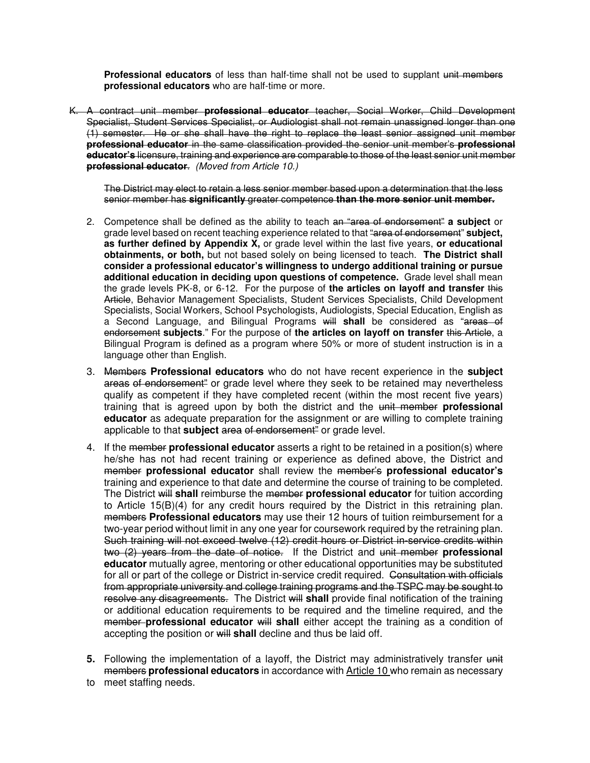**Professional educators** of less than half-time shall not be used to supplant ~~unit members~~ **professional educators** who are half-time or more.

~~K. A contract unit member~~ **professional educator** ~~teacher, Social Worker, Child Development Specialist, Student Services Specialist, or Audiologist shall not remain unassigned longer than one (1) semester. He or she shall have the right to replace the least senior assigned unit member~~ **~~professional educator~~** ~~in the same classification provided the senior unit member's~~ **~~professional educator's~~** ~~licensure, training and experience are comparable to those of the least senior unit member~~ **~~professional educator~~**~~.~~ *(Moved from Article 10.)*

~~The District may elect to retain a less senior member based upon a determination that the less senior member has~~ **~~significantly~~** ~~greater competence~~ **~~than the more senior unit member.~~**

2. Competence shall be defined as the ability to teach ~~an "area of endorsement"~~ **a subject** or grade level based on recent teaching experience related to that ~~"area of endorsement"~~ **subject, as further defined by Appendix X,** or grade level within the last five years, **or educational obtainments, or both,** but not based solely on being licensed to teach. **The District shall consider a professional educator's willingness to undergo additional training or pursue additional education in deciding upon questions of competence.** Grade level shall mean the grade levels PK-8, or 6-12. For the purpose of **the articles on layoff and transfer** ~~this Article~~, Behavior Management Specialists, Student Services Specialists, Child Development Specialists, Social Workers, School Psychologists, Audiologists, Special Education, English as a Second Language, and Bilingual Programs ~~will~~ **shall** be considered as "~~areas of endorsement~~ **subjects**." For the purpose of **the articles on layoff on transfer** ~~this Article~~, a Bilingual Program is defined as a program where 50% or more of student instruction is in a language other than English.

3. ~~Members~~ **Professional educators** who do not have recent experience in the **subject** ~~areas of endorsement"~~ or grade level where they seek to be retained may nevertheless qualify as competent if they have completed recent (within the most recent five years) training that is agreed upon by both the district and the ~~unit member~~ **professional educator** as adequate preparation for the assignment or are willing to complete training applicable to that **subject** ~~area of endorsement"~~ or grade level.

4. If the ~~member~~ **professional educator** asserts a right to be retained in a position(s) where he/she has not had recent training or experience as defined above, the District and ~~member~~ **professional educator** shall review the ~~member's~~ **professional educator's** training and experience to that date and determine the course of training to be completed. The District ~~will~~ **shall** reimburse the ~~member~~ **professional educator** for tuition according to Article 15(B)(4) for any credit hours required by the District in this retraining plan. ~~members~~ **Professional educators** may use their 12 hours of tuition reimbursement for a two-year period without limit in any one year for coursework required by the retraining plan. ~~Such training will not exceed twelve (12) credit hours or District in-service credits within two (2) years from the date of notice.~~ If the District and ~~unit member~~ **professional educator** mutually agree, mentoring or other educational opportunities may be substituted for all or part of the college or District in-service credit required. ~~Consultation with officials from appropriate university and college training programs and the TSPC may be sought to resolve any disagreements.~~ The District ~~will~~ **shall** provide final notification of the training or additional education requirements to be required and the timeline required, and the ~~member~~ **professional educator** ~~will~~ **shall** either accept the training as a condition of accepting the position or ~~will~~ **shall** decline and thus be laid off.

**5.** Following the implementation of a layoff, the District may administratively transfer ~~unit members~~ **professional educators** in accordance with Article 10 who remain as necessary to meet staffing needs.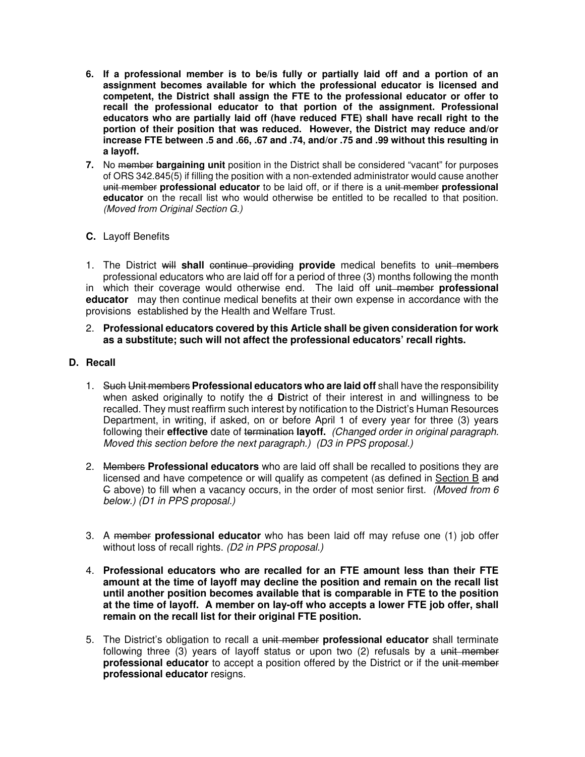6. **If a professional member is to be/is fully or partially laid off and a portion of an assignment becomes available for which the professional educator is licensed and competent, the District shall assign the FTE to the professional educator or offer to recall the professional educator to that portion of the assignment. Professional educators who are partially laid off (have reduced FTE) shall have recall right to the portion of their position that was reduced. However, the District may reduce and/or increase FTE between .5 and .66, .67 and .74, and/or .75 and .99 without this resulting in a layoff.**

7. No ~~member~~ **bargaining unit** position in the District shall be considered "vacant" for purposes of ORS 342.845(5) if filling the position with a non-extended administrator would cause another ~~unit member~~ **professional educator** to be laid off, or if there is a ~~unit member~~ **professional educator** on the recall list who would otherwise be entitled to be recalled to that position. *(Moved from Original Section G.)*

**C.** Layoff Benefits

1. The District ~~will~~ **shall** ~~continue providing~~ **provide** medical benefits to ~~unit members~~ professional educators who are laid off for a period of three (3) months following the month in which their coverage would otherwise end. The laid off ~~unit member~~ **professional educator** may then continue medical benefits at their own expense in accordance with the provisions established by the Health and Welfare Trust.

2. **Professional educators covered by this Article shall be given consideration for work as a substitute; such will not affect the professional educators' recall rights.**

## D. Recall

1. ~~Such Unit members~~ **Professional educators who are laid off** shall have the responsibility when asked originally to notify the ~~d~~ **D**istrict of their interest in and willingness to be recalled. They must reaffirm such interest by notification to the District's Human Resources Department, in writing, if asked, on or before April 1 of every year for three (3) years following their **effective** date of ~~termination~~ **layoff.** *(Changed order in original paragraph. Moved this section before the next paragraph.) (D3 in PPS proposal.)*

2. ~~Members~~ **Professional educators** who are laid off shall be recalled to positions they are licensed and have competence or will qualify as competent (as defined in Section B ~~and C~~ above) to fill when a vacancy occurs, in the order of most senior first. *(Moved from 6 below.) (D1 in PPS proposal.)*

3. A ~~member~~ **professional educator** who has been laid off may refuse one (1) job offer without loss of recall rights. *(D2 in PPS proposal.)*

4. **Professional educators who are recalled for an FTE amount less than their FTE amount at the time of layoff may decline the position and remain on the recall list until another position becomes available that is comparable in FTE to the position at the time of layoff. A member on lay-off who accepts a lower FTE job offer, shall remain on the recall list for their original FTE position.**

5. The District's obligation to recall a ~~unit member~~ **professional educator** shall terminate following three (3) years of layoff status or upon two (2) refusals by a ~~unit member~~ **professional educator** to accept a position offered by the District or if the ~~unit member~~ **professional educator** resigns.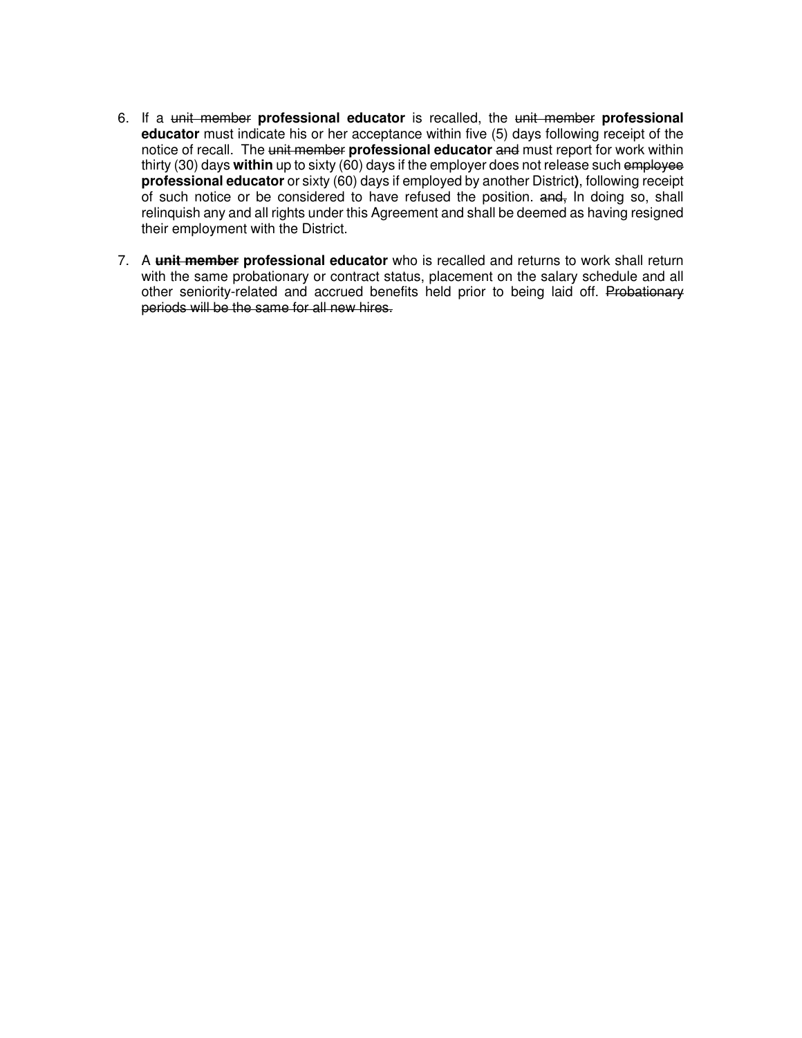6. If a ~~unit member~~ **professional educator** is recalled, the ~~unit member~~ **professional educator** must indicate his or her acceptance within five (5) days following receipt of the notice of recall. The ~~unit member~~ **professional educator** ~~and~~ must report for work within thirty (30) days **within** up to sixty (60) days if the employer does not release such ~~employee~~ **professional educator** or sixty (60) days if employed by another District**)**, following receipt of such notice or be considered to have refused the position. ~~and,~~ In doing so, shall relinquish any and all rights under this Agreement and shall be deemed as having resigned their employment with the District.

7. A **~~unit member~~** **professional educator** who is recalled and returns to work shall return with the same probationary or contract status, placement on the salary schedule and all other seniority-related and accrued benefits held prior to being laid off. ~~Probationary periods will be the same for all new hires.~~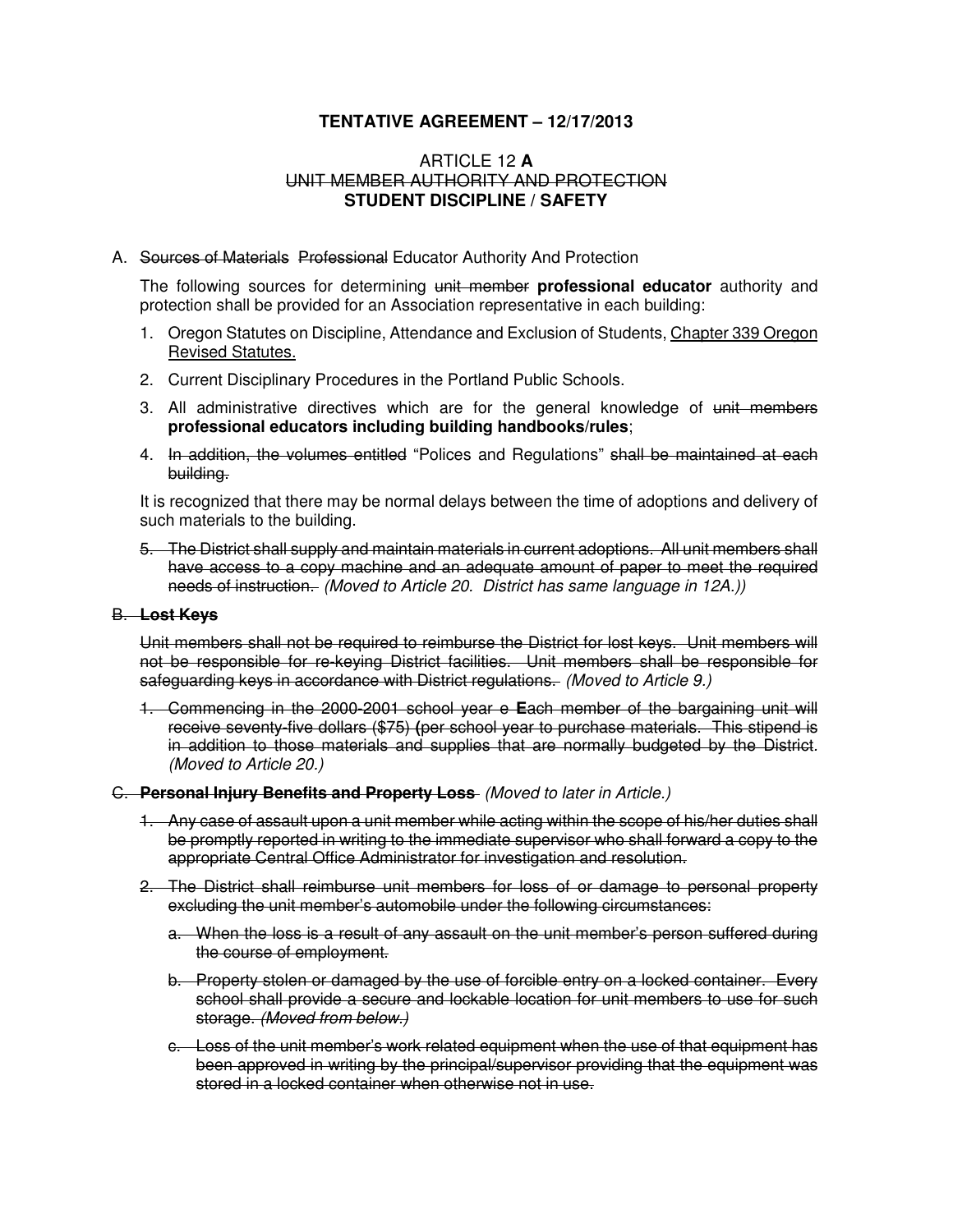**TENTATIVE AGREEMENT – 12/17/2013**

ARTICLE 12 **A**

~~UNIT MEMBER AUTHORITY AND PROTECTION~~

**STUDENT DISCIPLINE / SAFETY**

A. ~~Sources of Materials~~ ~~Professional~~ Educator Authority And Protection

The following sources for determining ~~unit member~~ **professional educator** authority and protection shall be provided for an Association representative in each building:

1. Oregon Statutes on Discipline, Attendance and Exclusion of Students, <u>Chapter 339 Oregon Revised Statutes.</u>
2. Current Disciplinary Procedures in the Portland Public Schools.
3. All administrative directives which are for the general knowledge of ~~unit members~~ **professional educators including building handbooks/rules**;
4. ~~In addition, the volumes entitled~~ "Polices and Regulations" ~~shall be maintained at each building.~~

It is recognized that there may be normal delays between the time of adoptions and delivery of such materials to the building.

5. ~~The District shall supply and maintain materials in current adoptions. All unit members shall have access to a copy machine and an adequate amount of paper to meet the required needs of instruction.~~ *(Moved to Article 20. District has same language in 12A.))*

~~B. **Lost Keys**~~

~~Unit members shall not be required to reimburse the District for lost keys. Unit members will not be responsible for re-keying District facilities. Unit members shall be responsible for safeguarding keys in accordance with District regulations.~~ *(Moved to Article 9.)*

1. ~~Commencing in the 2000-2001 school year e **E**ach member of the bargaining unit will receive seventy-five dollars ($75) **(**per school year to purchase materials. This stipend is in addition to those materials and supplies that are normally budgeted by the District.~~ *(Moved to Article 20.)*

~~C. **Personal Injury Benefits and Property Loss**~~ *(Moved to later in Article.)*

1. ~~Any case of assault upon a unit member while acting within the scope of his/her duties shall be promptly reported in writing to the immediate supervisor who shall forward a copy to the appropriate Central Office Administrator for investigation and resolution.~~
2. ~~The District shall reimburse unit members for loss of or damage to personal property excluding the unit member's automobile under the following circumstances:~~
   a. ~~When the loss is a result of any assault on the unit member's person suffered during the course of employment.~~
   b. ~~Property stolen or damaged by the use of forcible entry on a locked container. Every school shall provide a secure and lockable location for unit members to use for such storage.~~ ~~*(Moved from below.)*~~
   c. ~~Loss of the unit member's work related equipment when the use of that equipment has been approved in writing by the principal/supervisor providing that the equipment was stored in a locked container when otherwise not in use.~~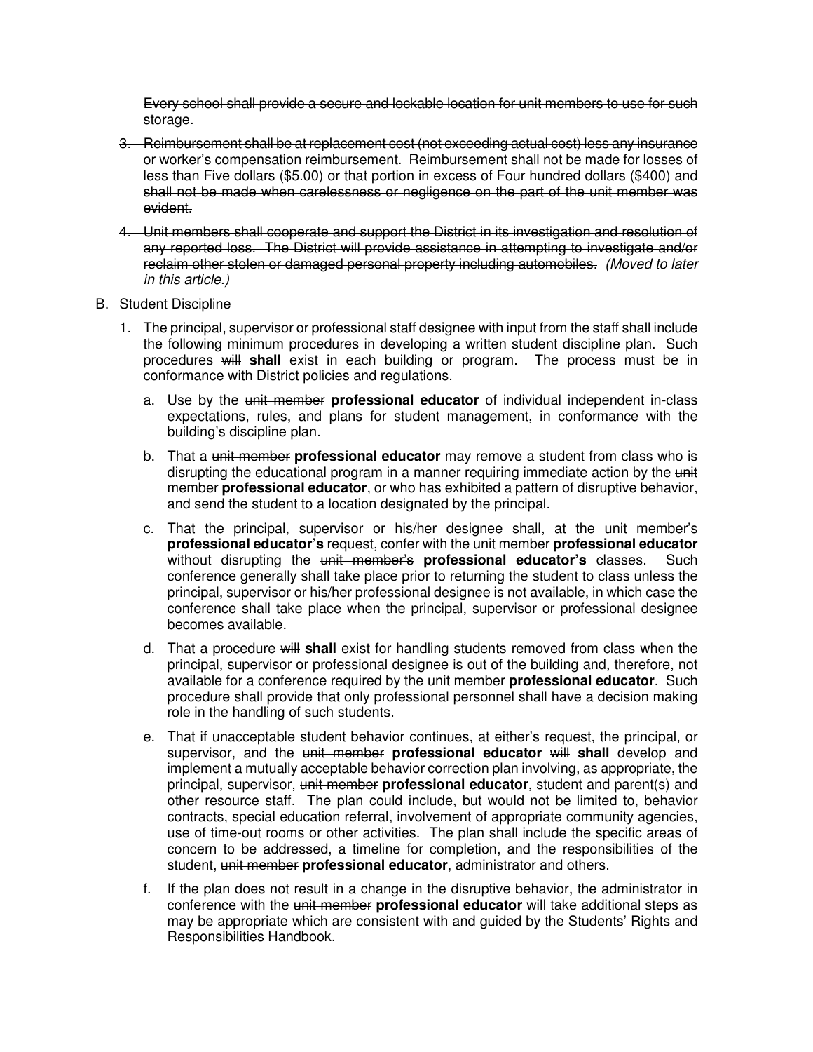~~Every school shall provide a secure and lockable location for unit members to use for such storage.~~

3. ~~Reimbursement shall be at replacement cost (not exceeding actual cost) less any insurance or worker's compensation reimbursement. Reimbursement shall not be made for losses of less than Five dollars ($5.00) or that portion in excess of Four hundred dollars ($400) and shall not be made when carelessness or negligence on the part of the unit member was evident.~~

4. ~~Unit members shall cooperate and support the District in its investigation and resolution of any reported loss. The District will provide assistance in attempting to investigate and/or reclaim other stolen or damaged personal property including automobiles.~~ *(Moved to later in this article.)*

B. Student Discipline

1. The principal, supervisor or professional staff designee with input from the staff shall include the following minimum procedures in developing a written student discipline plan. Such procedures ~~will~~ **shall** exist in each building or program. The process must be in conformance with District policies and regulations.

   a. Use by the ~~unit member~~ **professional educator** of individual independent in-class expectations, rules, and plans for student management, in conformance with the building's discipline plan.

   b. That a ~~unit member~~ **professional educator** may remove a student from class who is disrupting the educational program in a manner requiring immediate action by the ~~unit member~~ **professional educator**, or who has exhibited a pattern of disruptive behavior, and send the student to a location designated by the principal.

   c. That the principal, supervisor or his/her designee shall, at the ~~unit member's~~ **professional educator's** request, confer with the ~~unit member~~ **professional educator** without disrupting the ~~unit member's~~ **professional educator's** classes. Such conference generally shall take place prior to returning the student to class unless the principal, supervisor or his/her professional designee is not available, in which case the conference shall take place when the principal, supervisor or professional designee becomes available.

   d. That a procedure ~~will~~ **shall** exist for handling students removed from class when the principal, supervisor or professional designee is out of the building and, therefore, not available for a conference required by the ~~unit member~~ **professional educator**. Such procedure shall provide that only professional personnel shall have a decision making role in the handling of such students.

   e. That if unacceptable student behavior continues, at either's request, the principal, or supervisor, and the ~~unit member~~ **professional educator** ~~will~~ **shall** develop and implement a mutually acceptable behavior correction plan involving, as appropriate, the principal, supervisor, ~~unit member~~ **professional educator**, student and parent(s) and other resource staff. The plan could include, but would not be limited to, behavior contracts, special education referral, involvement of appropriate community agencies, use of time-out rooms or other activities. The plan shall include the specific areas of concern to be addressed, a timeline for completion, and the responsibilities of the student, ~~unit member~~ **professional educator**, administrator and others.

   f. If the plan does not result in a change in the disruptive behavior, the administrator in conference with the ~~unit member~~ **professional educator** will take additional steps as may be appropriate which are consistent with and guided by the Students' Rights and Responsibilities Handbook.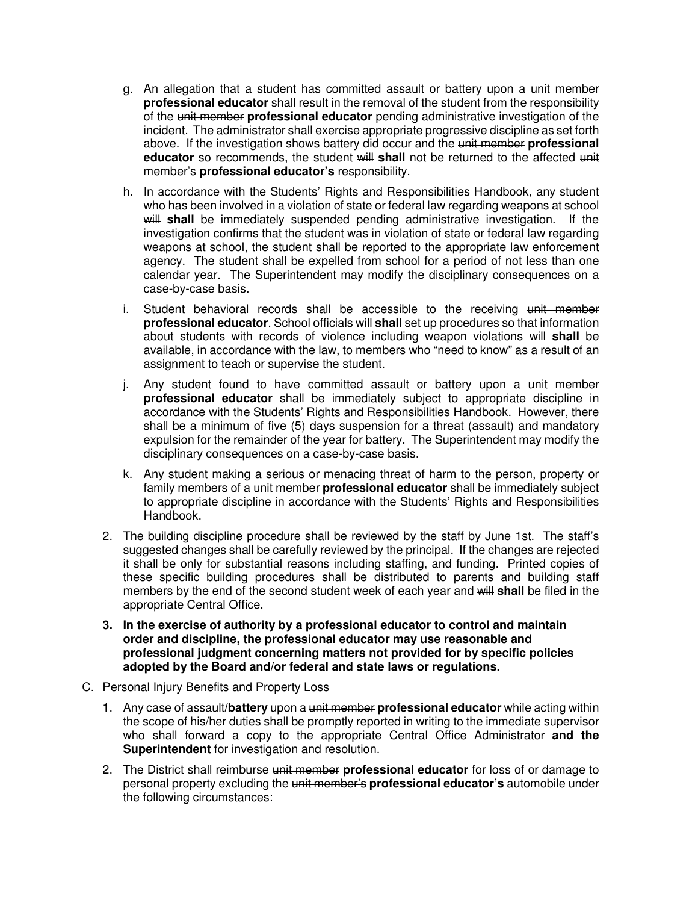g. An allegation that a student has committed assault or battery upon a ~~unit member~~ **professional educator** shall result in the removal of the student from the responsibility of the ~~unit member~~ **professional educator** pending administrative investigation of the incident. The administrator shall exercise appropriate progressive discipline as set forth above. If the investigation shows battery did occur and the ~~unit member~~ **professional educator** so recommends, the student ~~will~~ **shall** not be returned to the affected ~~unit member's~~ **professional educator's** responsibility.

h. In accordance with the Students' Rights and Responsibilities Handbook, any student who has been involved in a violation of state or federal law regarding weapons at school ~~will~~ **shall** be immediately suspended pending administrative investigation. If the investigation confirms that the student was in violation of state or federal law regarding weapons at school, the student shall be reported to the appropriate law enforcement agency. The student shall be expelled from school for a period of not less than one calendar year. The Superintendent may modify the disciplinary consequences on a case-by-case basis.

i. Student behavioral records shall be accessible to the receiving ~~unit member~~ **professional educator**. School officials ~~will~~ **shall** set up procedures so that information about students with records of violence including weapon violations ~~will~~ **shall** be available, in accordance with the law, to members who "need to know" as a result of an assignment to teach or supervise the student.

j. Any student found to have committed assault or battery upon a ~~unit member~~ **professional educator** shall be immediately subject to appropriate discipline in accordance with the Students' Rights and Responsibilities Handbook. However, there shall be a minimum of five (5) days suspension for a threat (assault) and mandatory expulsion for the remainder of the year for battery. The Superintendent may modify the disciplinary consequences on a case-by-case basis.

k. Any student making a serious or menacing threat of harm to the person, property or family members of a ~~unit member~~ **professional educator** shall be immediately subject to appropriate discipline in accordance with the Students' Rights and Responsibilities Handbook.

2. The building discipline procedure shall be reviewed by the staff by June 1st. The staff's suggested changes shall be carefully reviewed by the principal. If the changes are rejected it shall be only for substantial reasons including staffing, and funding. Printed copies of these specific building procedures shall be distributed to parents and building staff members by the end of the second student week of each year and ~~will~~ **shall** be filed in the appropriate Central Office.

3. **In the exercise of authority by a professional educator to control and maintain order and discipline, the professional educator may use reasonable and professional judgment concerning matters not provided for by specific policies adopted by the Board and/or federal and state laws or regulations.**

C. Personal Injury Benefits and Property Loss

1. Any case of assault/**battery** upon a ~~unit member~~ **professional educator** while acting within the scope of his/her duties shall be promptly reported in writing to the immediate supervisor who shall forward a copy to the appropriate Central Office Administrator **and the Superintendent** for investigation and resolution.

2. The District shall reimburse ~~unit member~~ **professional educator** for loss of or damage to personal property excluding the ~~unit member's~~ **professional educator's** automobile under the following circumstances: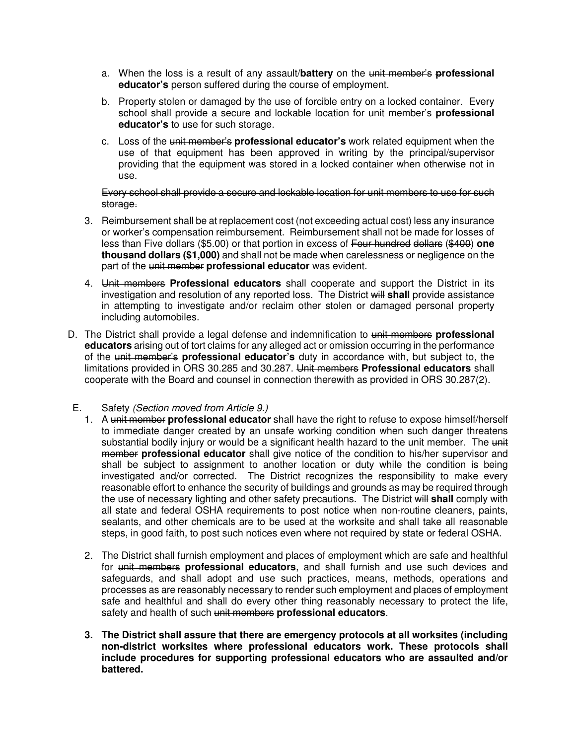a. When the loss is a result of any assault/**battery** on the ~~unit member's~~ **professional educator's** person suffered during the course of employment.

b. Property stolen or damaged by the use of forcible entry on a locked container. Every school shall provide a secure and lockable location for ~~unit member's~~ **professional educator's** to use for such storage.

c. Loss of the ~~unit member's~~ **professional educator's** work related equipment when the use of that equipment has been approved in writing by the principal/supervisor providing that the equipment was stored in a locked container when otherwise not in use.

~~Every school shall provide a secure and lockable location for unit members to use for such storage.~~

3. Reimbursement shall be at replacement cost (not exceeding actual cost) less any insurance or worker's compensation reimbursement. Reimbursement shall not be made for losses of less than Five dollars ($5.00) or that portion in excess of ~~Four hundred dollars ($400)~~ **one thousand dollars ($1,000)** and shall not be made when carelessness or negligence on the part of the ~~unit member~~ **professional educator** was evident.

4. ~~Unit members~~ **Professional educators** shall cooperate and support the District in its investigation and resolution of any reported loss. The District ~~will~~ **shall** provide assistance in attempting to investigate and/or reclaim other stolen or damaged personal property including automobiles.

D. The District shall provide a legal defense and indemnification to ~~unit members~~ **professional educators** arising out of tort claims for any alleged act or omission occurring in the performance of the ~~unit member's~~ **professional educator's** duty in accordance with, but subject to, the limitations provided in ORS 30.285 and 30.287. ~~Unit members~~ **Professional educators** shall cooperate with the Board and counsel in connection therewith as provided in ORS 30.287(2).

E. Safety *(Section moved from Article 9.)*

1. A ~~unit member~~ **professional educator** shall have the right to refuse to expose himself/herself to immediate danger created by an unsafe working condition when such danger threatens substantial bodily injury or would be a significant health hazard to the unit member. The ~~unit member~~ **professional educator** shall give notice of the condition to his/her supervisor and shall be subject to assignment to another location or duty while the condition is being investigated and/or corrected. The District recognizes the responsibility to make every reasonable effort to enhance the security of buildings and grounds as may be required through the use of necessary lighting and other safety precautions. The District ~~will~~ **shall** comply with all state and federal OSHA requirements to post notice when non-routine cleaners, paints, sealants, and other chemicals are to be used at the worksite and shall take all reasonable steps, in good faith, to post such notices even where not required by state or federal OSHA.

2. The District shall furnish employment and places of employment which are safe and healthful for ~~unit members~~ **professional educators**, and shall furnish and use such devices and safeguards, and shall adopt and use such practices, means, methods, operations and processes as are reasonably necessary to render such employment and places of employment safe and healthful and shall do every other thing reasonably necessary to protect the life, safety and health of such ~~unit members~~ **professional educators**.

**3. The District shall assure that there are emergency protocols at all worksites (including non-district worksites where professional educators work. These protocols shall include procedures for supporting professional educators who are assaulted and/or battered.**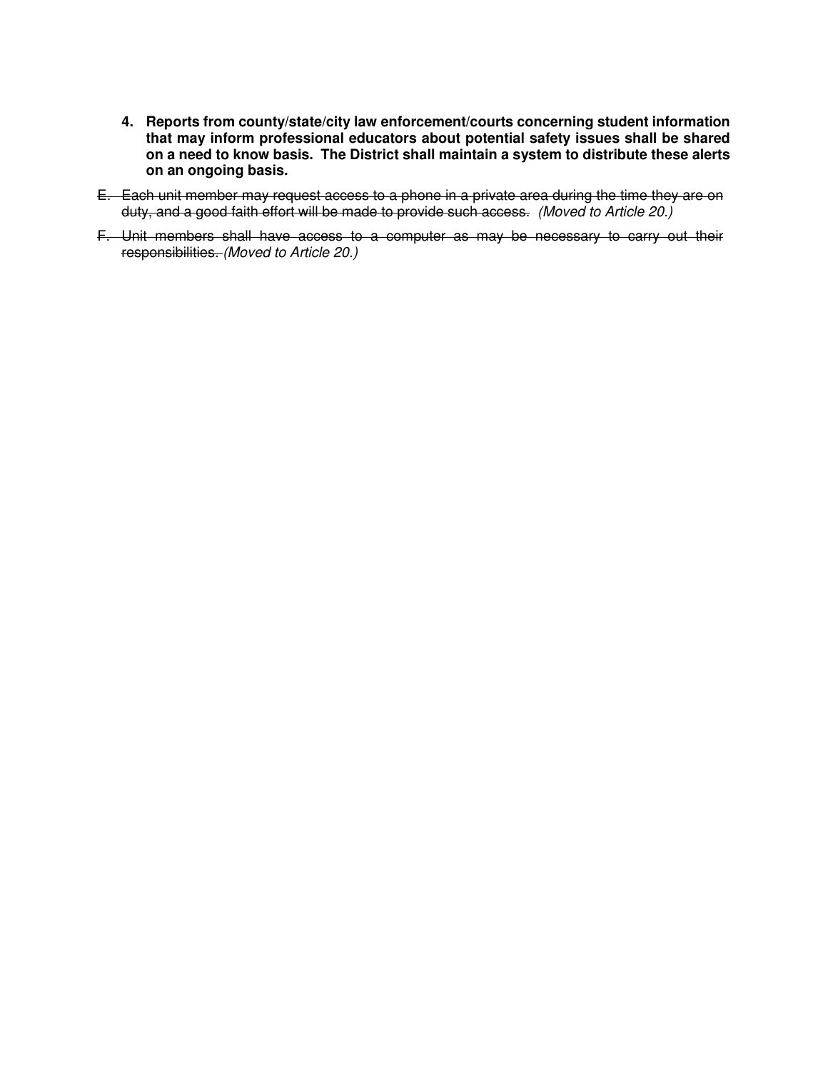4. **Reports from county/state/city law enforcement/courts concerning student information that may inform professional educators about potential safety issues shall be shared on a need to know basis. The District shall maintain a system to distribute these alerts on an ongoing basis.**

~~E. Each unit member may request access to a phone in a private area during the time they are on duty, and a good faith effort will be made to provide such access.~~ *(Moved to Article 20.)*

~~F. Unit members shall have access to a computer as may be necessary to carry out their responsibilities.~~ *(Moved to Article 20.)*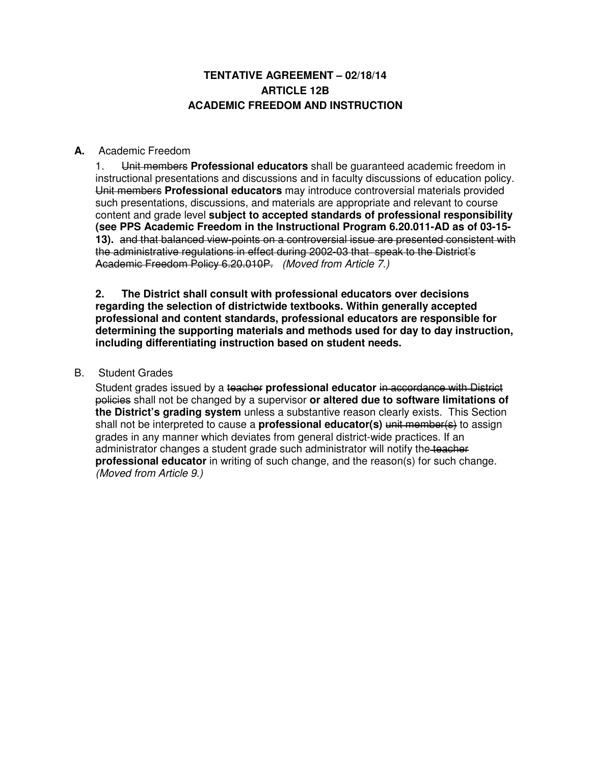# TENTATIVE AGREEMENT – 02/18/14
## ARTICLE 12B
## ACADEMIC FREEDOM AND INSTRUCTION

**A.** Academic Freedom

1. ~~Unit members~~ **Professional educators** shall be guaranteed academic freedom in instructional presentations and discussions and in faculty discussions of education policy. ~~Unit members~~ **Professional educators** may introduce controversial materials provided such presentations, discussions, and materials are appropriate and relevant to course content and grade level **subject to accepted standards of professional responsibility (see PPS Academic Freedom in the Instructional Program 6.20.011-AD as of 03-15-13).** ~~and that balanced view-points on a controversial issue are presented consistent with the administrative regulations in effect during 2002-03 that speak to the District's Academic Freedom Policy 6.20.010P.~~ *(Moved from Article 7.)*

**2. The District shall consult with professional educators over decisions regarding the selection of districtwide textbooks. Within generally accepted professional and content standards, professional educators are responsible for determining the supporting materials and methods used for day to day instruction, including differentiating instruction based on student needs.**

B. Student Grades

Student grades issued by a ~~teacher~~ **professional educator** ~~in accordance with District policies~~ shall not be changed by a supervisor **or altered due to software limitations of the District's grading system** unless a substantive reason clearly exists. This Section shall not be interpreted to cause a **professional educator(s)** ~~unit member(s)~~ to assign grades in any manner which deviates from general district-wide practices. If an administrator changes a student grade such administrator will notify the ~~teacher~~ **professional educator** in writing of such change, and the reason(s) for such change. *(Moved from Article 9.)*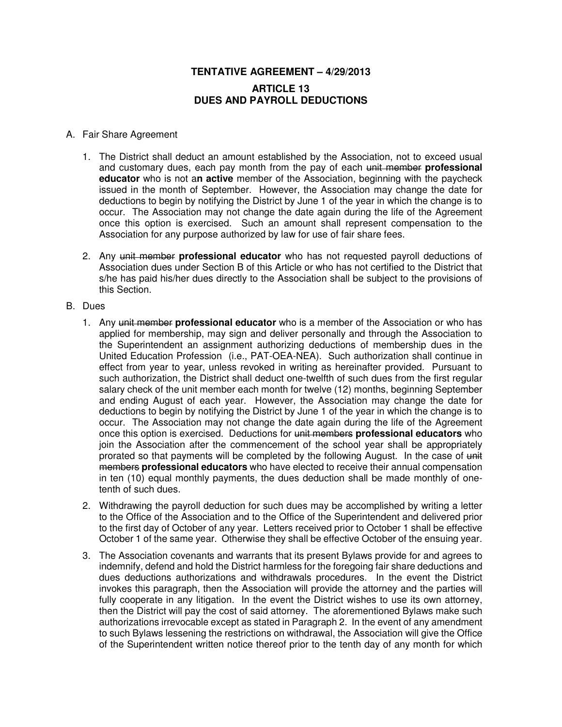**TENTATIVE AGREEMENT – 4/29/2013**

# ARTICLE 13
# DUES AND PAYROLL DEDUCTIONS

A. Fair Share Agreement

1. The District shall deduct an amount established by the Association, not to exceed usual and customary dues, each pay month from the pay of each ~~unit member~~ **professional educator** who is not a**n active** member of the Association, beginning with the paycheck issued in the month of September. However, the Association may change the date for deductions to begin by notifying the District by June 1 of the year in which the change is to occur. The Association may not change the date again during the life of the Agreement once this option is exercised. Such an amount shall represent compensation to the Association for any purpose authorized by law for use of fair share fees.

2. Any ~~unit member~~ **professional educator** who has not requested payroll deductions of Association dues under Section B of this Article or who has not certified to the District that s/he has paid his/her dues directly to the Association shall be subject to the provisions of this Section.

B. Dues

1. Any ~~unit member~~ **professional educator** who is a member of the Association or who has applied for membership, may sign and deliver personally and through the Association to the Superintendent an assignment authorizing deductions of membership dues in the United Education Profession (i.e., PAT-OEA-NEA). Such authorization shall continue in effect from year to year, unless revoked in writing as hereinafter provided. Pursuant to such authorization, the District shall deduct one-twelfth of such dues from the first regular salary check of the unit member each month for twelve (12) months, beginning September and ending August of each year. However, the Association may change the date for deductions to begin by notifying the District by June 1 of the year in which the change is to occur. The Association may not change the date again during the life of the Agreement once this option is exercised. Deductions for ~~unit members~~ **professional educators** who join the Association after the commencement of the school year shall be appropriately prorated so that payments will be completed by the following August. In the case of ~~unit members~~ **professional educators** who have elected to receive their annual compensation in ten (10) equal monthly payments, the dues deduction shall be made monthly of one-tenth of such dues.

2. Withdrawing the payroll deduction for such dues may be accomplished by writing a letter to the Office of the Association and to the Office of the Superintendent and delivered prior to the first day of October of any year. Letters received prior to October 1 shall be effective October 1 of the same year. Otherwise they shall be effective October of the ensuing year.

3. The Association covenants and warrants that its present Bylaws provide for and agrees to indemnify, defend and hold the District harmless for the foregoing fair share deductions and dues deductions authorizations and withdrawals procedures. In the event the District invokes this paragraph, then the Association will provide the attorney and the parties will fully cooperate in any litigation. In the event the District wishes to use its own attorney, then the District will pay the cost of said attorney. The aforementioned Bylaws make such authorizations irrevocable except as stated in Paragraph 2. In the event of any amendment to such Bylaws lessening the restrictions on withdrawal, the Association will give the Office of the Superintendent written notice thereof prior to the tenth day of any month for which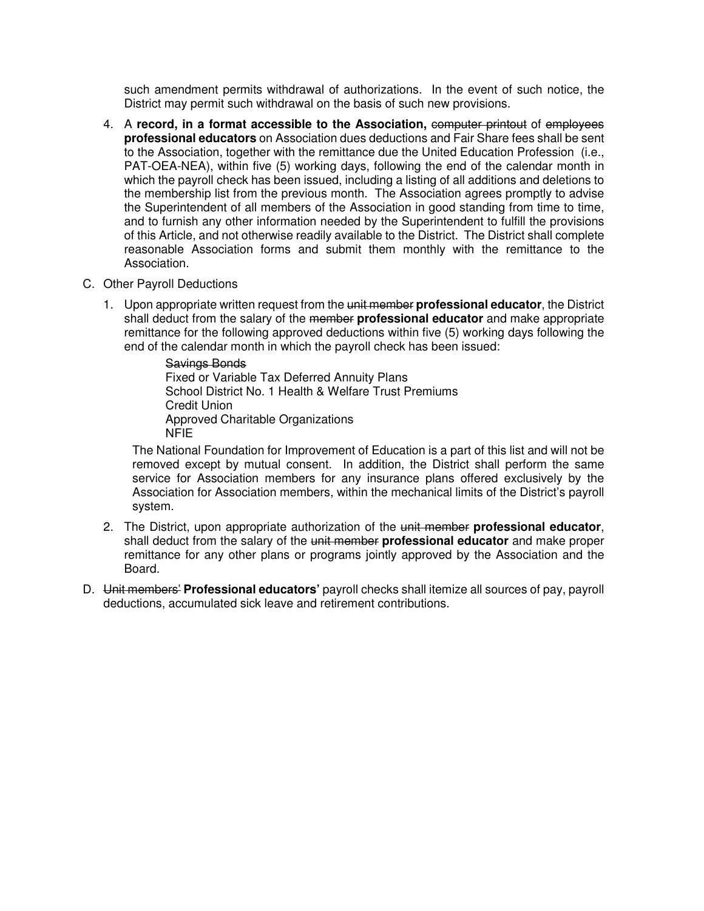such amendment permits withdrawal of authorizations. In the event of such notice, the District may permit such withdrawal on the basis of such new provisions.

4. A **record, in a format accessible to the Association,** ~~computer printout~~ of ~~employees~~ **professional educators** on Association dues deductions and Fair Share fees shall be sent to the Association, together with the remittance due the United Education Profession (i.e., PAT-OEA-NEA), within five (5) working days, following the end of the calendar month in which the payroll check has been issued, including a listing of all additions and deletions to the membership list from the previous month. The Association agrees promptly to advise the Superintendent of all members of the Association in good standing from time to time, and to furnish any other information needed by the Superintendent to fulfill the provisions of this Article, and not otherwise readily available to the District. The District shall complete reasonable Association forms and submit them monthly with the remittance to the Association.

C. Other Payroll Deductions

1. Upon appropriate written request from the ~~unit member~~ **professional educator**, the District shall deduct from the salary of the ~~member~~ **professional educator** and make appropriate remittance for the following approved deductions within five (5) working days following the end of the calendar month in which the payroll check has been issued:

   ~~Savings Bonds~~
   Fixed or Variable Tax Deferred Annuity Plans
   School District No. 1 Health & Welfare Trust Premiums
   Credit Union
   Approved Charitable Organizations
   NFIE

   The National Foundation for Improvement of Education is a part of this list and will not be removed except by mutual consent. In addition, the District shall perform the same service for Association members for any insurance plans offered exclusively by the Association for Association members, within the mechanical limits of the District's payroll system.

2. The District, upon appropriate authorization of the ~~unit member~~ **professional educator**, shall deduct from the salary of the ~~unit member~~ **professional educator** and make proper remittance for any other plans or programs jointly approved by the Association and the Board.

D. ~~Unit members'~~ **Professional educators'** payroll checks shall itemize all sources of pay, payroll deductions, accumulated sick leave and retirement contributions.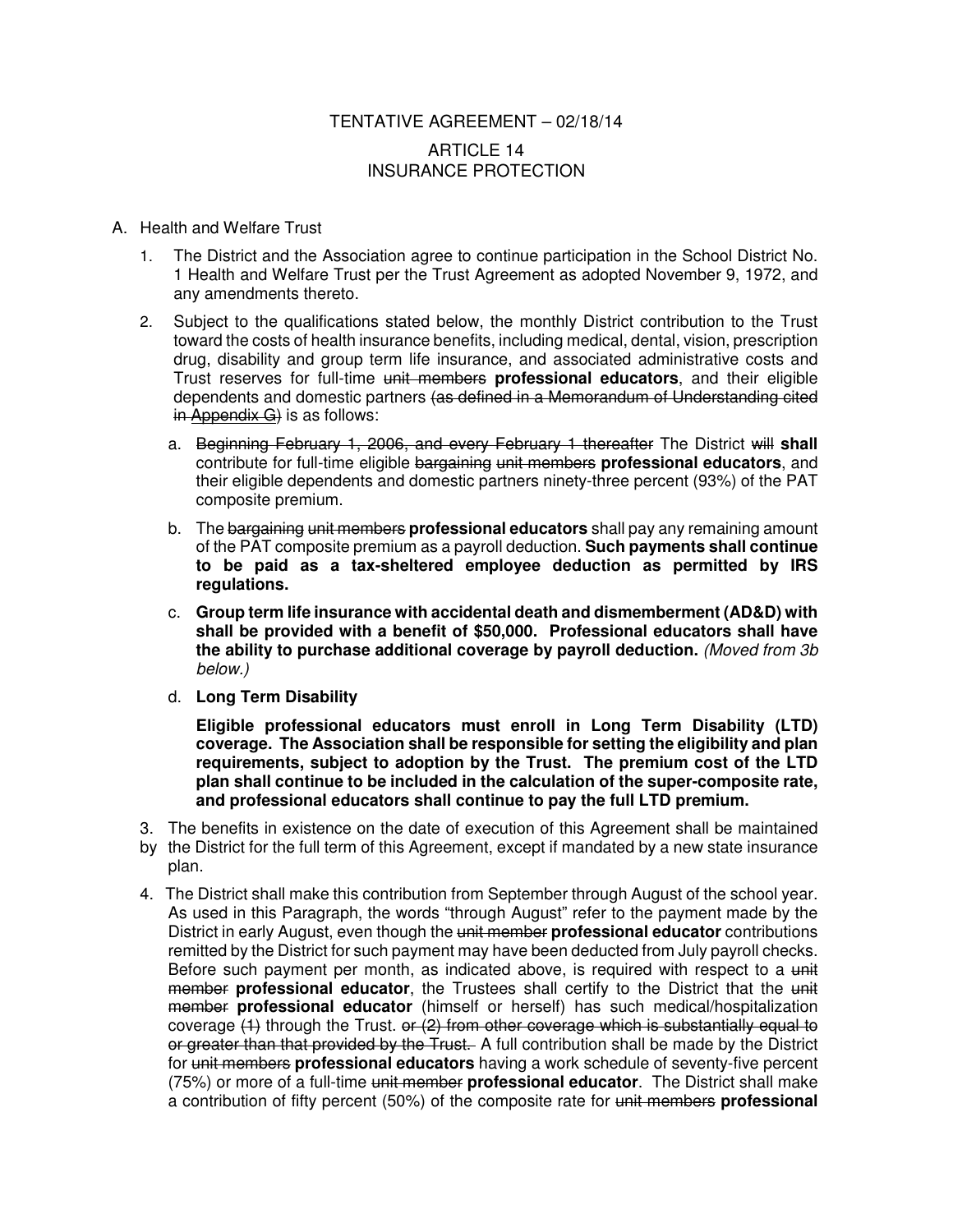TENTATIVE AGREEMENT – 02/18/14

# ARTICLE 14
# INSURANCE PROTECTION

A. Health and Welfare Trust

1. The District and the Association agree to continue participation in the School District No. 1 Health and Welfare Trust per the Trust Agreement as adopted November 9, 1972, and any amendments thereto.

2. Subject to the qualifications stated below, the monthly District contribution to the Trust toward the costs of health insurance benefits, including medical, dental, vision, prescription drug, disability and group term life insurance, and associated administrative costs and Trust reserves for full-time ~~unit members~~ **professional educators**, and their eligible dependents and domestic partners ~~(as defined in a Memorandum of Understanding cited in Appendix G)~~ is as follows:

   a. ~~Beginning February 1, 2006, and every February 1 thereafter~~ The District ~~will~~ **shall** contribute for full-time eligible ~~bargaining unit members~~ **professional educators**, and their eligible dependents and domestic partners ninety-three percent (93%) of the PAT composite premium.

   b. The ~~bargaining unit members~~ **professional educators** shall pay any remaining amount of the PAT composite premium as a payroll deduction. **Such payments shall continue to be paid as a tax-sheltered employee deduction as permitted by IRS regulations.**

   c. **Group term life insurance with accidental death and dismemberment (AD&D) with shall be provided with a benefit of $50,000. Professional educators shall have the ability to purchase additional coverage by payroll deduction.** *(Moved from 3b below.)*

   d. **Long Term Disability**

      **Eligible professional educators must enroll in Long Term Disability (LTD) coverage. The Association shall be responsible for setting the eligibility and plan requirements, subject to adoption by the Trust. The premium cost of the LTD plan shall continue to be included in the calculation of the super-composite rate, and professional educators shall continue to pay the full LTD premium.**

3. The benefits in existence on the date of execution of this Agreement shall be maintained by the District for the full term of this Agreement, except if mandated by a new state insurance plan.

4. The District shall make this contribution from September through August of the school year. As used in this Paragraph, the words "through August" refer to the payment made by the District in early August, even though the ~~unit member~~ **professional educator** contributions remitted by the District for such payment may have been deducted from July payroll checks. Before such payment per month, as indicated above, is required with respect to a ~~unit member~~ **professional educator**, the Trustees shall certify to the District that the ~~unit member~~ **professional educator** (himself or herself) has such medical/hospitalization coverage ~~(1)~~ through the Trust. ~~or (2) from other coverage which is substantially equal to or greater than that provided by the Trust.~~ A full contribution shall be made by the District for ~~unit members~~ **professional educators** having a work schedule of seventy-five percent (75%) or more of a full-time ~~unit member~~ **professional educator**. The District shall make a contribution of fifty percent (50%) of the composite rate for ~~unit members~~ **professional**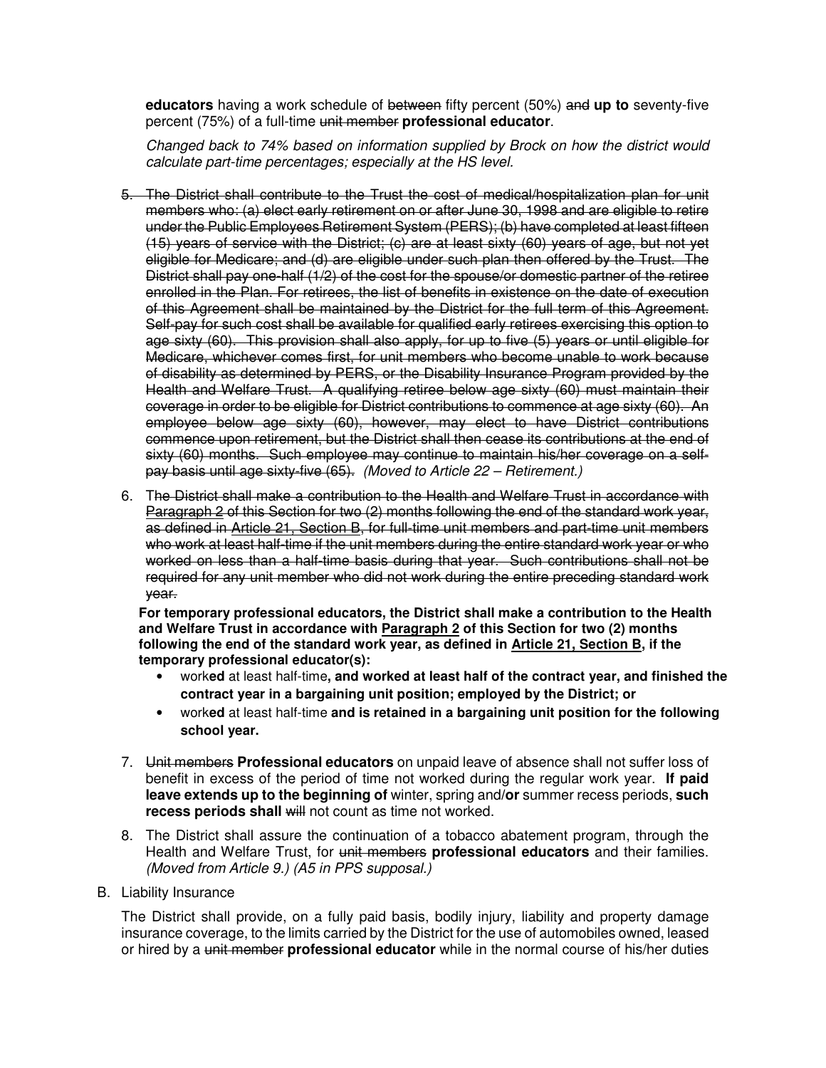**educators** having a work schedule of ~~between~~ fifty percent (50%) ~~and~~ **up to** seventy-five percent (75%) of a full-time ~~unit member~~ **professional educator**.

*Changed back to 74% based on information supplied by Brock on how the district would calculate part-time percentages; especially at the HS level.*

5. ~~The District shall contribute to the Trust the cost of medical/hospitalization plan for unit members who: (a) elect early retirement on or after June 30, 1998 and are eligible to retire under the Public Employees Retirement System (PERS); (b) have completed at least fifteen (15) years of service with the District; (c) are at least sixty (60) years of age, but not yet eligible for Medicare; and (d) are eligible under such plan then offered by the Trust. The District shall pay one-half (1/2) of the cost for the spouse/or domestic partner of the retiree enrolled in the Plan. For retirees, the list of benefits in existence on the date of execution of this Agreement shall be maintained by the District for the full term of this Agreement. Self-pay for such cost shall be available for qualified early retirees exercising this option to age sixty (60). This provision shall also apply, for up to five (5) years or until eligible for Medicare, whichever comes first, for unit members who become unable to work because of disability as determined by PERS, or the Disability Insurance Program provided by the Health and Welfare Trust. A qualifying retiree below age sixty (60) must maintain their coverage in order to be eligible for District contributions to commence at age sixty (60). An employee below age sixty (60), however, may elect to have District contributions commence upon retirement, but the District shall then cease its contributions at the end of sixty (60) months. Such employee may continue to maintain his/her coverage on a self-pay basis until age sixty-five (65).~~ *(Moved to Article 22 – Retirement.)*

6. ~~The District shall make a contribution to the Health and Welfare Trust in accordance with Paragraph 2 of this Section for two (2) months following the end of the standard work year, as defined in Article 21, Section B, for full-time unit members and part-time unit members who work at least half-time if the unit members during the entire standard work year or who worked on less than a half-time basis during that year. Such contributions shall not be required for any unit member who did not work during the entire preceding standard work year.~~

   **For temporary professional educators, the District shall make a contribution to the Health and Welfare Trust in accordance with <u>Paragraph 2</u> of this Section for two (2) months following the end of the standard work year, as defined in <u>Article 21, Section B</u>, if the temporary professional educator(s):**
   - work**ed** at least half-time**, and worked at least half of the contract year, and finished the contract year in a bargaining unit position; employed by the District; or**
   - work**ed** at least half-time **and is retained in a bargaining unit position for the following school year.**

7. ~~Unit members~~ **Professional educators** on unpaid leave of absence shall not suffer loss of benefit in excess of the period of time not worked during the regular work year. **If paid leave extends up to the beginning of** winter, spring and/**or** summer recess periods, **such recess periods shall** ~~will~~ not count as time not worked.

8. The District shall assure the continuation of a tobacco abatement program, through the Health and Welfare Trust, for ~~unit members~~ **professional educators** and their families. *(Moved from Article 9.) (A5 in PPS supposal.)*

B. Liability Insurance

The District shall provide, on a fully paid basis, bodily injury, liability and property damage insurance coverage, to the limits carried by the District for the use of automobiles owned, leased or hired by a ~~unit member~~ **professional educator** while in the normal course of his/her duties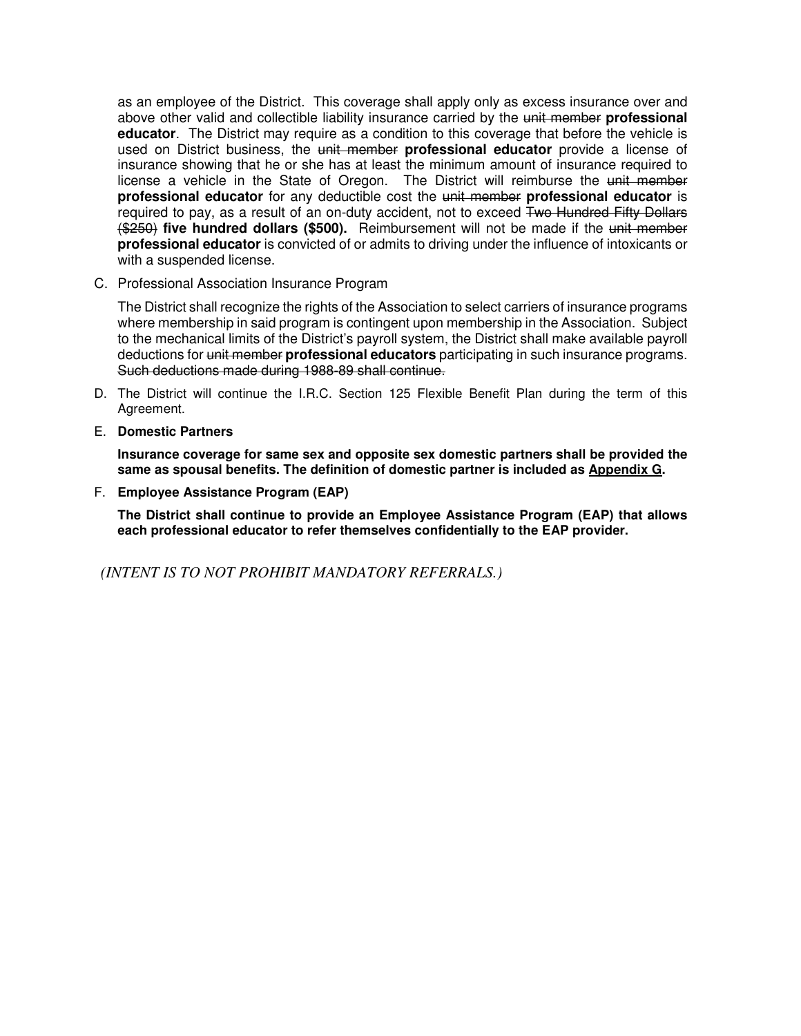as an employee of the District. This coverage shall apply only as excess insurance over and above other valid and collectible liability insurance carried by the ~~unit member~~ **professional educator**. The District may require as a condition to this coverage that before the vehicle is used on District business, the ~~unit member~~ **professional educator** provide a license of insurance showing that he or she has at least the minimum amount of insurance required to license a vehicle in the State of Oregon. The District will reimburse the ~~unit member~~ **professional educator** for any deductible cost the ~~unit member~~ **professional educator** is required to pay, as a result of an on-duty accident, not to exceed ~~Two Hundred Fifty Dollars ($250)~~ **five hundred dollars ($500).** Reimbursement will not be made if the ~~unit member~~ **professional educator** is convicted of or admits to driving under the influence of intoxicants or with a suspended license.

C. Professional Association Insurance Program

The District shall recognize the rights of the Association to select carriers of insurance programs where membership in said program is contingent upon membership in the Association. Subject to the mechanical limits of the District's payroll system, the District shall make available payroll deductions for ~~unit member~~ **professional educators** participating in such insurance programs. ~~Such deductions made during 1988-89 shall continue.~~

D. The District will continue the I.R.C. Section 125 Flexible Benefit Plan during the term of this Agreement.

E. **Domestic Partners**

**Insurance coverage for same sex and opposite sex domestic partners shall be provided the same as spousal benefits. The definition of domestic partner is included as <u>Appendix G</u>.**

F. **Employee Assistance Program (EAP)**

**The District shall continue to provide an Employee Assistance Program (EAP) that allows each professional educator to refer themselves confidentially to the EAP provider.**

*(INTENT IS TO NOT PROHIBIT MANDATORY REFERRALS.)*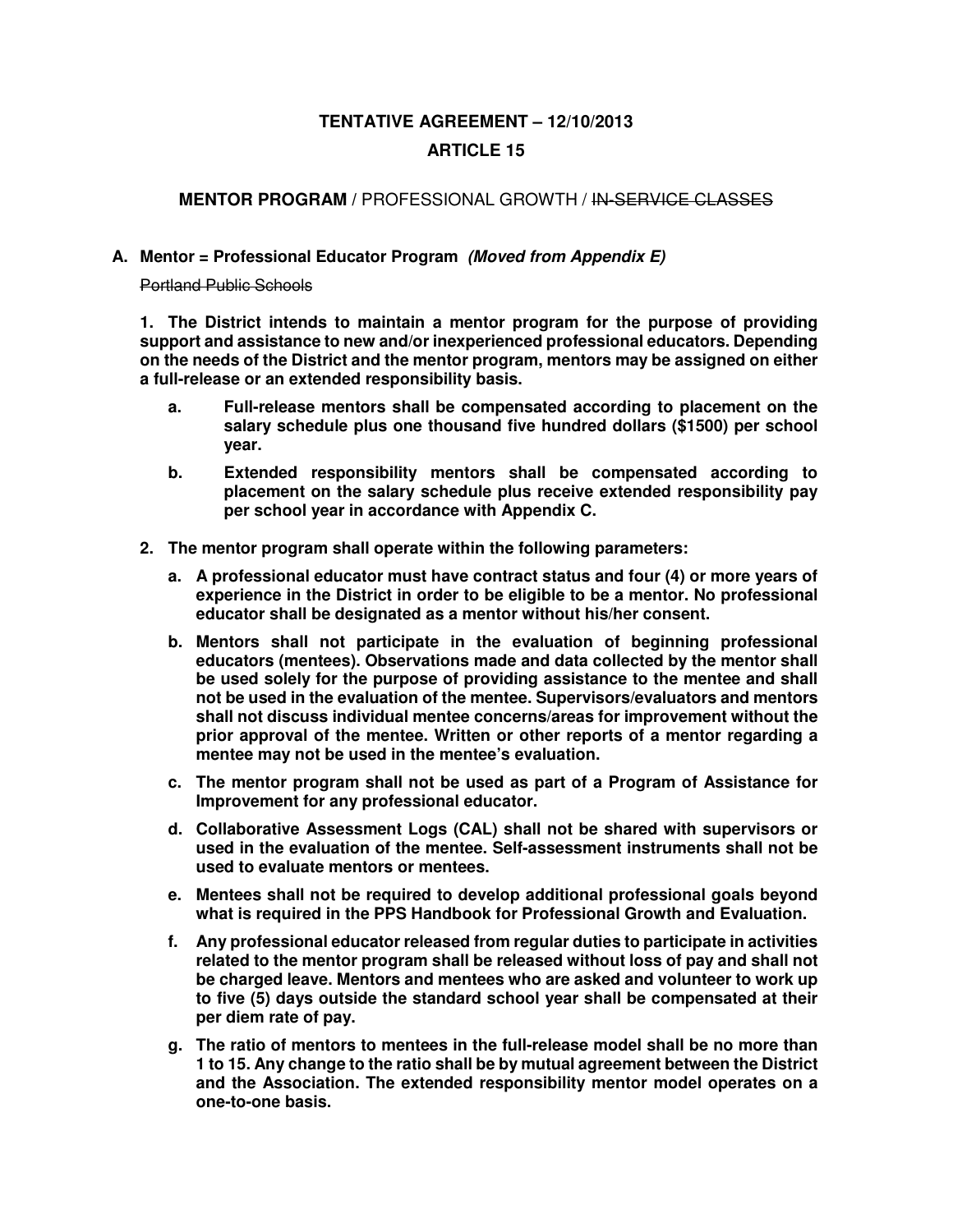**TENTATIVE AGREEMENT – 12/10/2013**

**ARTICLE 15**

**MENTOR PROGRAM** / PROFESSIONAL GROWTH / ~~IN-SERVICE CLASSES~~

**A. Mentor = Professional Educator Program** ***(Moved from Appendix E)***

~~Portland Public Schools~~

**1. The District intends to maintain a mentor program for the purpose of providing support and assistance to new and/or inexperienced professional educators. Depending on the needs of the District and the mentor program, mentors may be assigned on either a full-release or an extended responsibility basis.**

- **a. Full-release mentors shall be compensated according to placement on the salary schedule plus one thousand five hundred dollars ($1500) per school year.**
- **b. Extended responsibility mentors shall be compensated according to placement on the salary schedule plus receive extended responsibility pay per school year in accordance with Appendix C.**

**2. The mentor program shall operate within the following parameters:**

- **a. A professional educator must have contract status and four (4) or more years of experience in the District in order to be eligible to be a mentor. No professional educator shall be designated as a mentor without his/her consent.**
- **b. Mentors shall not participate in the evaluation of beginning professional educators (mentees). Observations made and data collected by the mentor shall be used solely for the purpose of providing assistance to the mentee and shall not be used in the evaluation of the mentee. Supervisors/evaluators and mentors shall not discuss individual mentee concerns/areas for improvement without the prior approval of the mentee. Written or other reports of a mentor regarding a mentee may not be used in the mentee's evaluation.**
- **c. The mentor program shall not be used as part of a Program of Assistance for Improvement for any professional educator.**
- **d. Collaborative Assessment Logs (CAL) shall not be shared with supervisors or used in the evaluation of the mentee. Self-assessment instruments shall not be used to evaluate mentors or mentees.**
- **e. Mentees shall not be required to develop additional professional goals beyond what is required in the PPS Handbook for Professional Growth and Evaluation.**
- **f. Any professional educator released from regular duties to participate in activities related to the mentor program shall be released without loss of pay and shall not be charged leave. Mentors and mentees who are asked and volunteer to work up to five (5) days outside the standard school year shall be compensated at their per diem rate of pay.**
- **g. The ratio of mentors to mentees in the full-release model shall be no more than 1 to 15. Any change to the ratio shall be by mutual agreement between the District and the Association. The extended responsibility mentor model operates on a one-to-one basis.**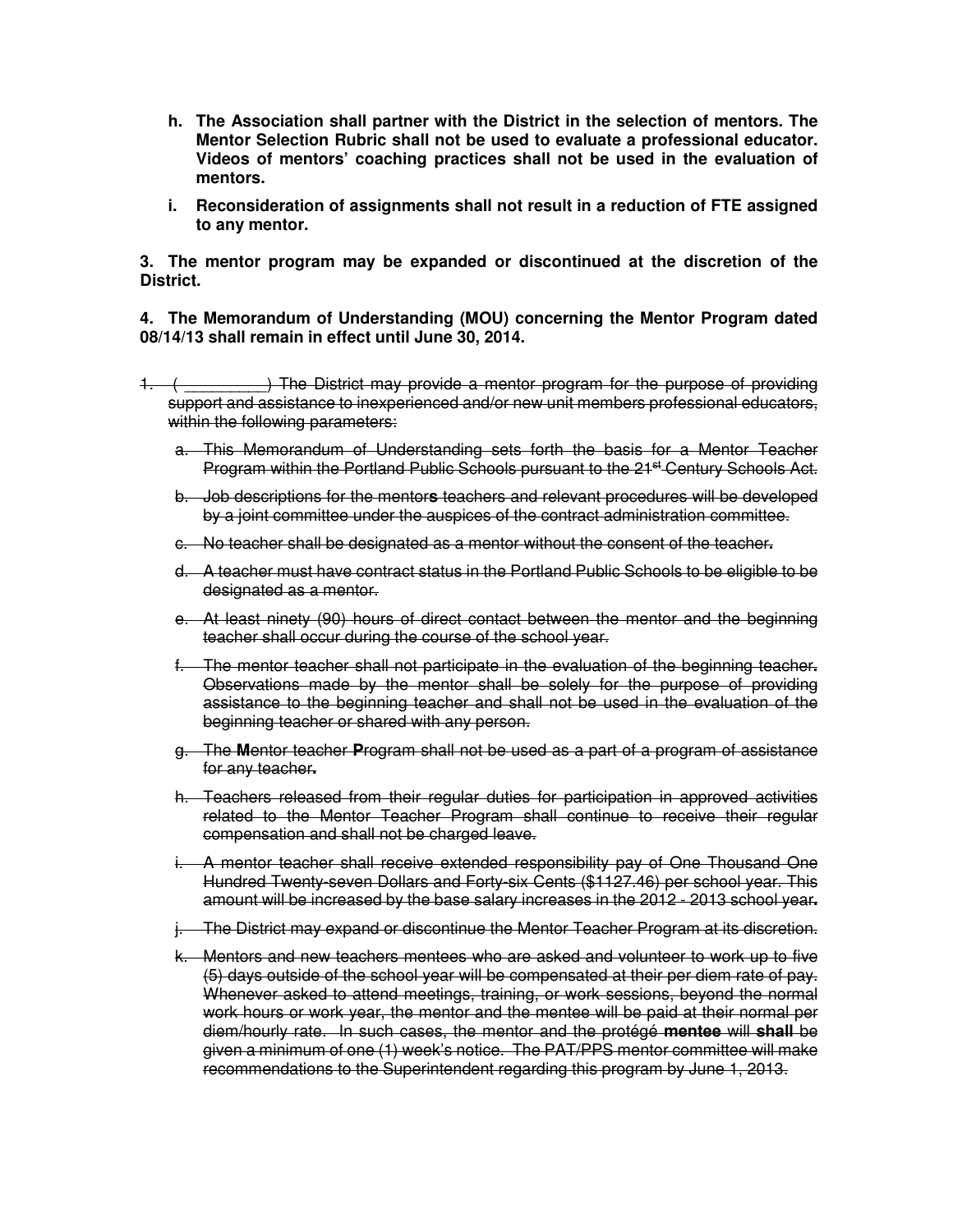h. **The Association shall partner with the District in the selection of mentors. The Mentor Selection Rubric shall not be used to evaluate a professional educator. Videos of mentors' coaching practices shall not be used in the evaluation of mentors.**

i. **Reconsideration of assignments shall not result in a reduction of FTE assigned to any mentor.**

**3. The mentor program may be expanded or discontinued at the discretion of the District.**

**4. The Memorandum of Understanding (MOU) concerning the Mentor Program dated 08/14/13 shall remain in effect until June 30, 2014.**

~~1. ( _________ ) The District may provide a mentor program for the purpose of providing support and assistance to inexperienced and/or new unit members professional educators, within the following parameters:~~

~~a. This Memorandum of Understanding sets forth the basis for a Mentor Teacher Program within the Portland Public Schools pursuant to the 21st Century Schools Act.~~

~~b. Job descriptions for the mentor**s** teachers and relevant procedures will be developed by a joint committee under the auspices of the contract administration committee.~~

~~c. No teacher shall be designated as a mentor without the consent of the teacher.~~

~~d. A teacher must have contract status in the Portland Public Schools to be eligible to be designated as a mentor.~~

~~e. At least ninety (90) hours of direct contact between the mentor and the beginning teacher shall occur during the course of the school year.~~

~~f. The mentor teacher shall not participate in the evaluation of the beginning teacher. Observations made by the mentor shall be solely for the purpose of providing assistance to the beginning teacher and shall not be used in the evaluation of the beginning teacher or shared with any person.~~

~~g. The **M**entor teacher **P**rogram shall not be used as a part of a program of assistance for any teacher.~~

~~h. Teachers released from their regular duties for participation in approved activities related to the Mentor Teacher Program shall continue to receive their regular compensation and shall not be charged leave.~~

~~i. A mentor teacher shall receive extended responsibility pay of One Thousand One Hundred Twenty-seven Dollars and Forty-six Cents ($1127.46) per school year. This amount will be increased by the base salary increases in the 2012 - 2013 school year.~~

~~j. The District may expand or discontinue the Mentor Teacher Program at its discretion.~~

~~k. Mentors and new teachers mentees who are asked and volunteer to work up to five (5) days outside of the school year will be compensated at their per diem rate of pay. Whenever asked to attend meetings, training, or work sessions, beyond the normal work hours or work year, the mentor and the mentee will be paid at their normal per diem/hourly rate. In such cases, the mentor and the protégé **mentee** will **shall** be given a minimum of one (1) week's notice. The PAT/PPS mentor committee will make recommendations to the Superintendent regarding this program by June 1, 2013.~~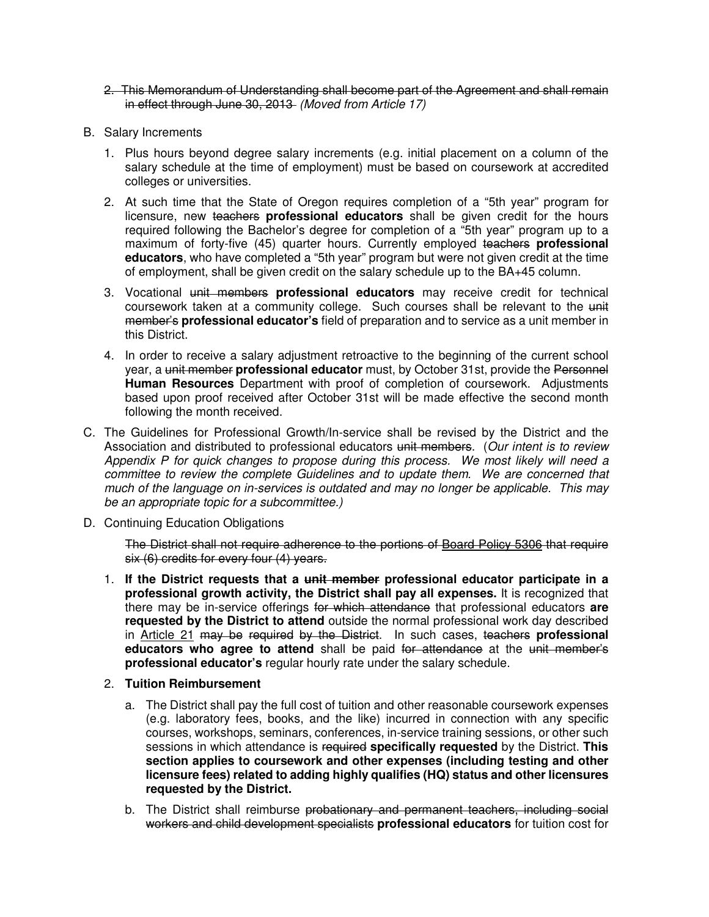2. ~~This Memorandum of Understanding shall become part of the Agreement and shall remain in effect through June 30, 2013~~ *(Moved from Article 17)*

B. Salary Increments

1. Plus hours beyond degree salary increments (e.g. initial placement on a column of the salary schedule at the time of employment) must be based on coursework at accredited colleges or universities.

2. At such time that the State of Oregon requires completion of a "5th year" program for licensure, new ~~teachers~~ **professional educators** shall be given credit for the hours required following the Bachelor's degree for completion of a "5th year" program up to a maximum of forty-five (45) quarter hours. Currently employed ~~teachers~~ **professional educators**, who have completed a "5th year" program but were not given credit at the time of employment, shall be given credit on the salary schedule up to the BA+45 column.

3. Vocational ~~unit members~~ **professional educators** may receive credit for technical coursework taken at a community college. Such courses shall be relevant to the ~~unit member's~~ **professional educator's** field of preparation and to service as a unit member in this District.

4. In order to receive a salary adjustment retroactive to the beginning of the current school year, a ~~unit member~~ **professional educator** must, by October 31st, provide the ~~Personnel~~ **Human Resources** Department with proof of completion of coursework. Adjustments based upon proof received after October 31st will be made effective the second month following the month received.

C. The Guidelines for Professional Growth/In-service shall be revised by the District and the Association and distributed to professional educators ~~unit members~~. (*Our intent is to review Appendix P for quick changes to propose during this process. We most likely will need a committee to review the complete Guidelines and to update them. We are concerned that much of the language on in-services is outdated and may no longer be applicable. This may be an appropriate topic for a subcommittee.)*

D. Continuing Education Obligations

~~The District shall not require adherence to the portions of Board Policy 5306 that require six (6) credits for every four (4) years.~~

1. **If the District requests that a ~~unit member~~ professional educator participate in a professional growth activity, the District shall pay all expenses.** It is recognized that there may be in-service offerings ~~for which attendance~~ that professional educators **are requested by the District to attend** outside the normal professional work day described in Article 21 ~~may be required by the District~~. In such cases, ~~teachers~~ **professional educators who agree to attend** shall be paid ~~for attendance~~ at the ~~unit member's~~ **professional educator's** regular hourly rate under the salary schedule.

2. **Tuition Reimbursement**

   a. The District shall pay the full cost of tuition and other reasonable coursework expenses (e.g. laboratory fees, books, and the like) incurred in connection with any specific courses, workshops, seminars, conferences, in-service training sessions, or other such sessions in which attendance is ~~required~~ **specifically requested** by the District. **This section applies to coursework and other expenses (including testing and other licensure fees) related to adding highly qualifies (HQ) status and other licensures requested by the District.**

   b. The District shall reimburse ~~probationary and permanent teachers, including social workers and child development specialists~~ **professional educators** for tuition cost for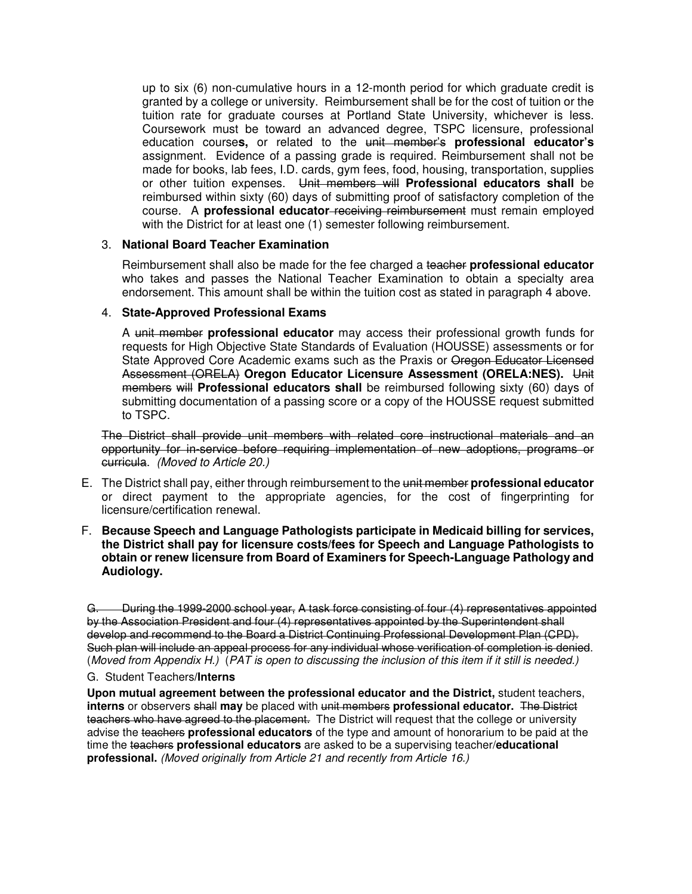up to six (6) non-cumulative hours in a 12-month period for which graduate credit is granted by a college or university. Reimbursement shall be for the cost of tuition or the tuition rate for graduate courses at Portland State University, whichever is less. Coursework must be toward an advanced degree, TSPC licensure, professional education course**s,** or related to the ~~unit member's~~ **professional educator's** assignment. Evidence of a passing grade is required. Reimbursement shall not be made for books, lab fees, I.D. cards, gym fees, food, housing, transportation, supplies or other tuition expenses. ~~Unit members will~~ **Professional educators shall** be reimbursed within sixty (60) days of submitting proof of satisfactory completion of the course. A **professional educator** ~~receiving reimbursement~~ must remain employed with the District for at least one (1) semester following reimbursement.

3. **National Board Teacher Examination**

   Reimbursement shall also be made for the fee charged a ~~teacher~~ **professional educator** who takes and passes the National Teacher Examination to obtain a specialty area endorsement. This amount shall be within the tuition cost as stated in paragraph 4 above.

4. **State-Approved Professional Exams**

   A ~~unit member~~ **professional educator** may access their professional growth funds for requests for High Objective State Standards of Evaluation (HOUSSE) assessments or for State Approved Core Academic exams such as the Praxis or ~~Oregon Educator Licensed Assessment (ORELA)~~ **Oregon Educator Licensure Assessment (ORELA:NES).** ~~Unit members will~~ **Professional educators shall** be reimbursed following sixty (60) days of submitting documentation of a passing score or a copy of the HOUSSE request submitted to TSPC.

~~The District shall provide unit members with related core instructional materials and an opportunity for in-service before requiring implementation of new adoptions, programs or curricula~~. *(Moved to Article 20.)*

E. The District shall pay, either through reimbursement to the ~~unit member~~ **professional educator** or direct payment to the appropriate agencies, for the cost of fingerprinting for licensure/certification renewal.

F. **Because Speech and Language Pathologists participate in Medicaid billing for services, the District shall pay for licensure costs/fees for Speech and Language Pathologists to obtain or renew licensure from Board of Examiners for Speech-Language Pathology and Audiology.**

~~G. During the 1999-2000 school year, A task force consisting of four (4) representatives appointed by the Association President and four (4) representatives appointed by the Superintendent shall develop and recommend to the Board a District Continuing Professional Development Plan (CPD). Such plan will include an appeal process for any individual whose verification of completion is denied.~~ (*Moved from Appendix H.)* (*PAT is open to discussing the inclusion of this item if it still is needed.)*

G. Student Teachers/**Interns**

**Upon mutual agreement between the professional educator and the District,** student teachers, **interns** or observers ~~shall~~ **may** be placed with ~~unit members~~ **professional educator.** ~~The District teachers who have agreed to the placement.~~ The District will request that the college or university advise the ~~teachers~~ **professional educators** of the type and amount of honorarium to be paid at the time the ~~teachers~~ **professional educators** are asked to be a supervising teacher/**educational professional.** *(Moved originally from Article 21 and recently from Article 16.)*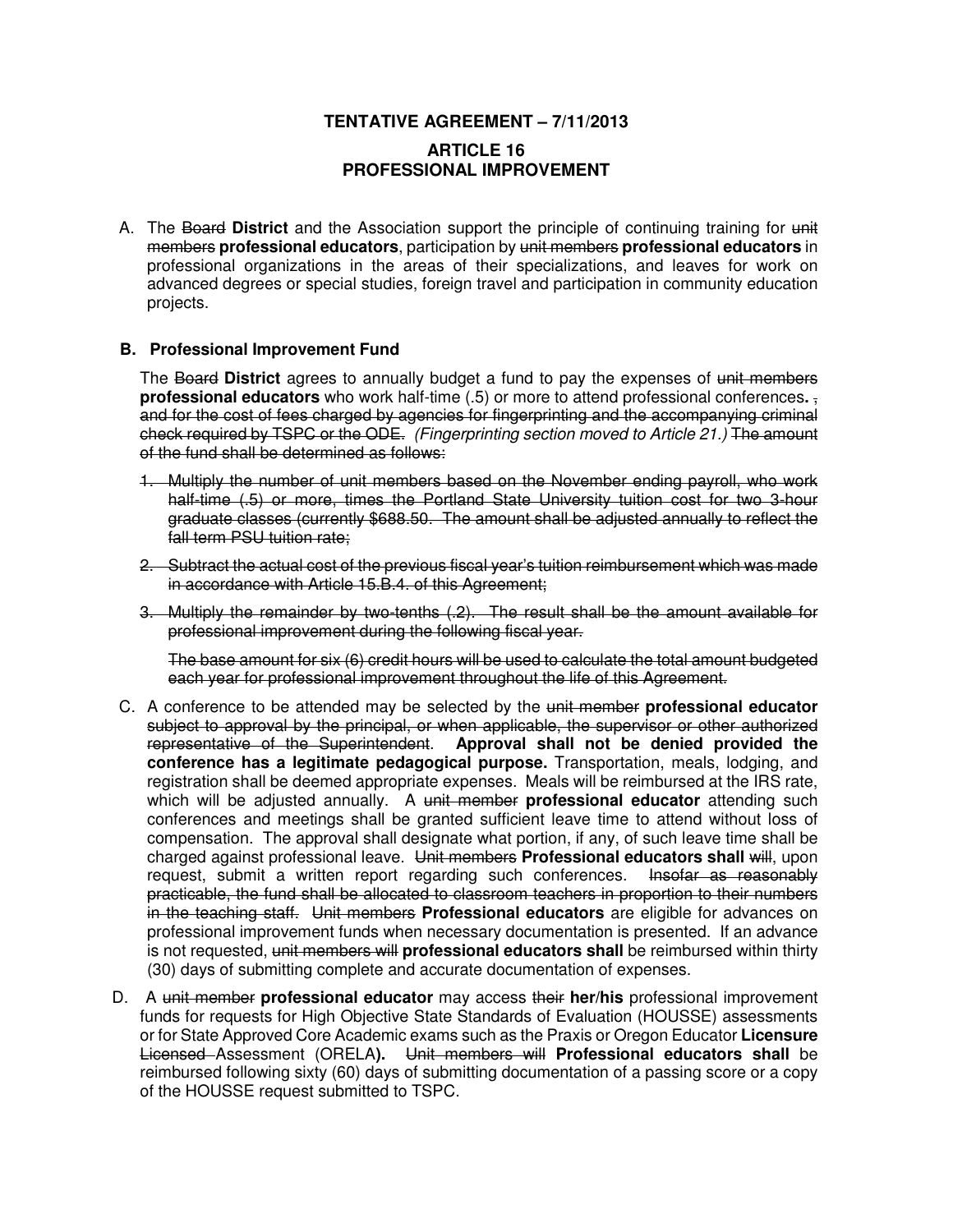**TENTATIVE AGREEMENT – 7/11/2013**

**ARTICLE 16**
**PROFESSIONAL IMPROVEMENT**

A. The ~~Board~~ **District** and the Association support the principle of continuing training for ~~unit members~~ **professional educators**, participation by ~~unit members~~ **professional educators** in professional organizations in the areas of their specializations, and leaves for work on advanced degrees or special studies, foreign travel and participation in community education projects.

**B. Professional Improvement Fund**

The ~~Board~~ **District** agrees to annually budget a fund to pay the expenses of ~~unit members~~ **professional educators** who work half-time (.5) or more to attend professional conferences**.** ~~, and for the cost of fees charged by agencies for fingerprinting and the accompanying criminal check required by TSPC or the ODE.~~ *(Fingerprinting section moved to Article 21.)* ~~The amount of the fund shall be determined as follows:~~

1. ~~Multiply the number of unit members based on the November ending payroll, who work half-time (.5) or more, times the Portland State University tuition cost for two 3-hour graduate classes (currently $688.50. The amount shall be adjusted annually to reflect the fall term PSU tuition rate;~~
2. ~~Subtract the actual cost of the previous fiscal year's tuition reimbursement which was made in accordance with Article 15.B.4. of this Agreement;~~
3. ~~Multiply the remainder by two-tenths (.2). The result shall be the amount available for professional improvement during the following fiscal year.~~

   ~~The base amount for six (6) credit hours will be used to calculate the total amount budgeted each year for professional improvement throughout the life of this Agreement.~~

C. A conference to be attended may be selected by the ~~unit member~~ **professional educator** ~~subject to approval by the principal, or when applicable, the supervisor or other authorized representative of the Superintendent~~. **Approval shall not be denied provided the conference has a legitimate pedagogical purpose.** Transportation, meals, lodging, and registration shall be deemed appropriate expenses. Meals will be reimbursed at the IRS rate, which will be adjusted annually. A ~~unit member~~ **professional educator** attending such conferences and meetings shall be granted sufficient leave time to attend without loss of compensation. The approval shall designate what portion, if any, of such leave time shall be charged against professional leave. ~~Unit members~~ **Professional educators shall** ~~will~~, upon request, submit a written report regarding such conferences. ~~Insofar as reasonably practicable, the fund shall be allocated to classroom teachers in proportion to their numbers in the teaching staff.~~ ~~Unit members~~ **Professional educators** are eligible for advances on professional improvement funds when necessary documentation is presented. If an advance is not requested, ~~unit members will~~ **professional educators shall** be reimbursed within thirty (30) days of submitting complete and accurate documentation of expenses.

D. A ~~unit member~~ **professional educator** may access ~~their~~ **her/his** professional improvement funds for requests for High Objective State Standards of Evaluation (HOUSSE) assessments or for State Approved Core Academic exams such as the Praxis or Oregon Educator **Licensure** ~~Licensed~~ Assessment (ORELA**).** ~~Unit members will~~ **Professional educators shall** be reimbursed following sixty (60) days of submitting documentation of a passing score or a copy of the HOUSSE request submitted to TSPC.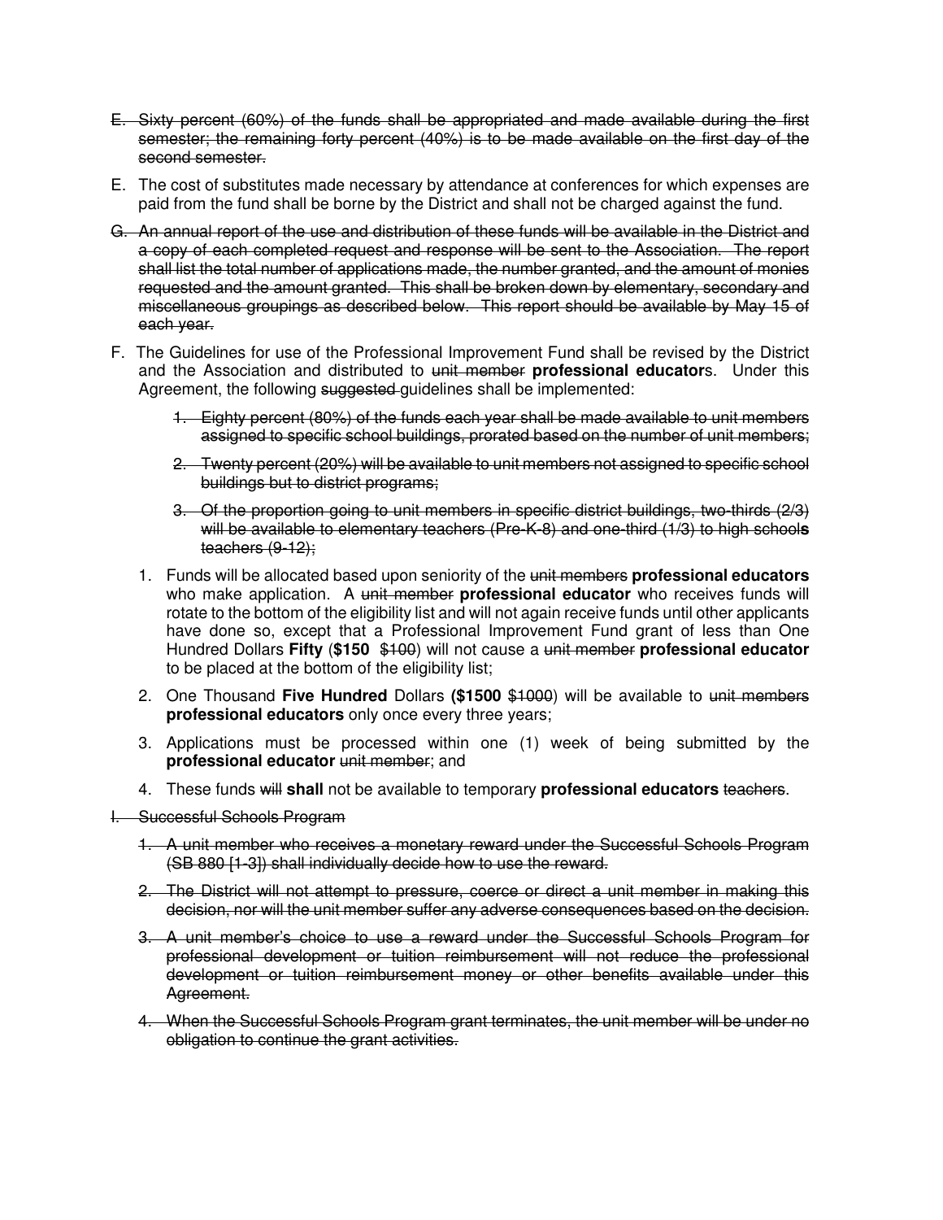~~E. Sixty percent (60%) of the funds shall be appropriated and made available during the first semester; the remaining forty percent (40%) is to be made available on the first day of the second semester.~~

E. The cost of substitutes made necessary by attendance at conferences for which expenses are paid from the fund shall be borne by the District and shall not be charged against the fund.

~~G. An annual report of the use and distribution of these funds will be available in the District and a copy of each completed request and response will be sent to the Association. The report shall list the total number of applications made, the number granted, and the amount of monies requested and the amount granted. This shall be broken down by elementary, secondary and miscellaneous groupings as described below. This report should be available by May 15 of each year.~~

F. The Guidelines for use of the Professional Improvement Fund shall be revised by the District and the Association and distributed to ~~unit member~~ **professional educator**s. Under this Agreement, the following ~~suggested~~ guidelines shall be implemented:

   ~~1. Eighty percent (80%) of the funds each year shall be made available to unit members assigned to specific school buildings, prorated based on the number of unit members;~~

   ~~2. Twenty percent (20%) will be available to unit members not assigned to specific school buildings but to district programs;~~

   ~~3. Of the proportion going to unit members in specific district buildings, two-thirds (2/3) will be available to elementary teachers (Pre-K-8) and one-third (1/3) to high school**s** teachers (9-12);~~

   1. Funds will be allocated based upon seniority of the ~~unit members~~ **professional educators** who make application. A ~~unit member~~ **professional educator** who receives funds will rotate to the bottom of the eligibility list and will not again receive funds until other applicants have done so, except that a Professional Improvement Fund grant of less than One Hundred Dollars **Fifty** (**$150** ~~$100~~) will not cause a ~~unit member~~ **professional educator** to be placed at the bottom of the eligibility list;

   2. One Thousand **Five Hundred** Dollars **($1500** ~~$1000~~) will be available to ~~unit members~~ **professional educators** only once every three years;

   3. Applications must be processed within one (1) week of being submitted by the **professional educator** ~~unit member~~; and

   4. These funds ~~will~~ **shall** not be available to temporary **professional educators** ~~teachers~~.

~~I. Successful Schools Program~~

   ~~1. A unit member who receives a monetary reward under the Successful Schools Program (SB 880 [1-3]) shall individually decide how to use the reward.~~

   ~~2. The District will not attempt to pressure, coerce or direct a unit member in making this decision, nor will the unit member suffer any adverse consequences based on the decision.~~

   ~~3. A unit member's choice to use a reward under the Successful Schools Program for professional development or tuition reimbursement will not reduce the professional development or tuition reimbursement money or other benefits available under this Agreement.~~

   ~~4. When the Successful Schools Program grant terminates, the unit member will be under no obligation to continue the grant activities.~~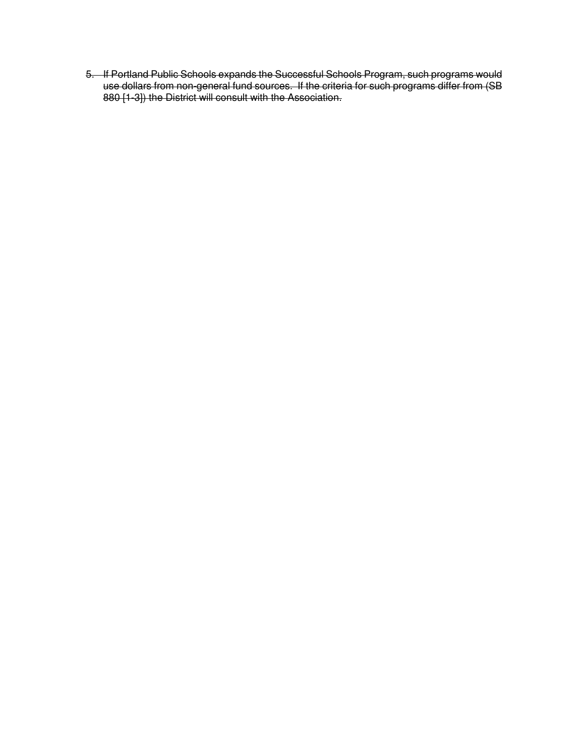5. ~~If Portland Public Schools expands the Successful Schools Program, such programs would use dollars from non-general fund sources. If the criteria for such programs differ from (SB 880 [1-3]) the District will consult with the Association.~~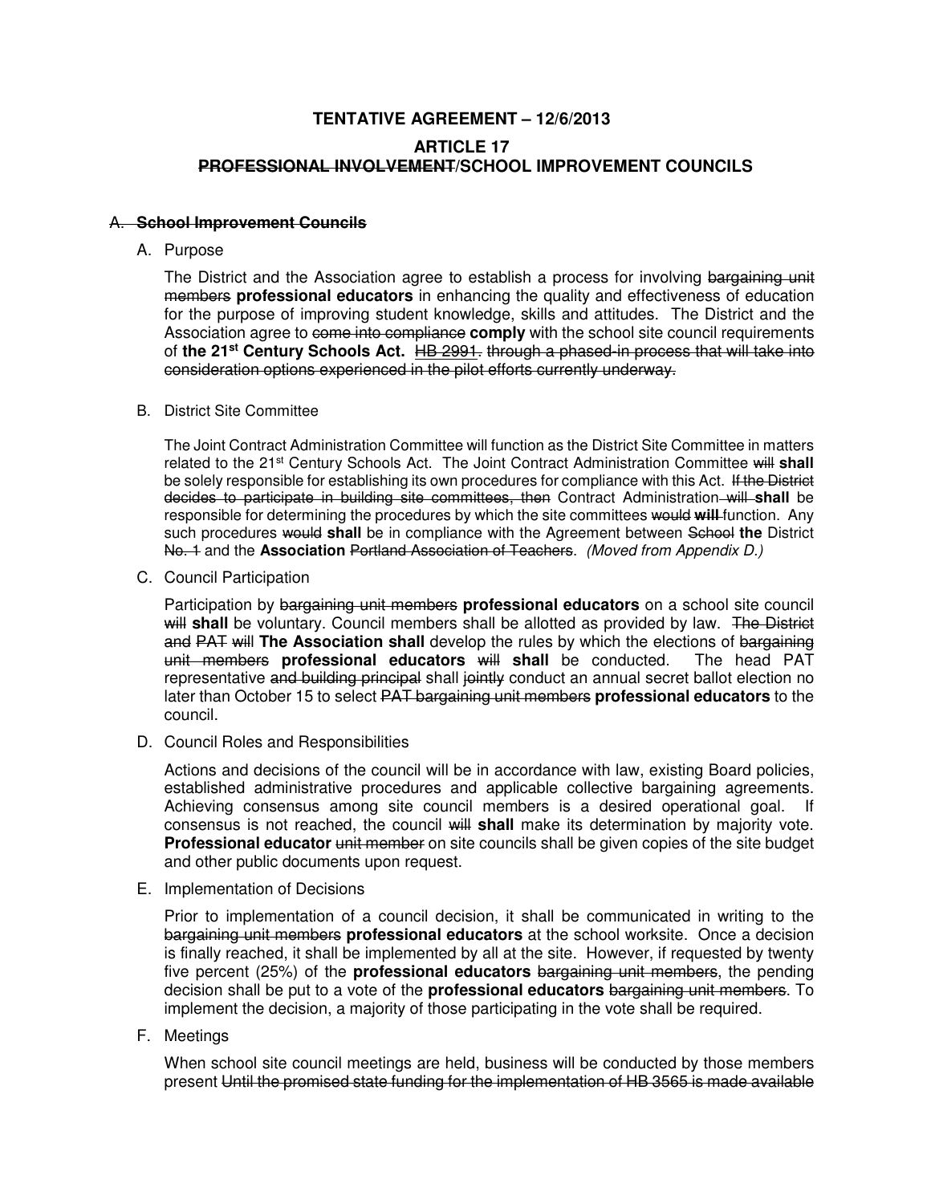**TENTATIVE AGREEMENT – 12/6/2013**

**ARTICLE 17**
**~~PROFESSIONAL INVOLVEMENT~~/SCHOOL IMPROVEMENT COUNCILS**

~~A. **School Improvement Councils**~~

A. Purpose

The District and the Association agree to establish a process for involving ~~bargaining unit members~~ **professional educators** in enhancing the quality and effectiveness of education for the purpose of improving student knowledge, skills and attitudes. The District and the Association agree to ~~come into compliance~~ **comply** with the school site council requirements of **the 21st Century Schools Act.** ~~HB 2991.~~ ~~through a phased-in process that will take into consideration options experienced in the pilot efforts currently underway.~~

B. District Site Committee

The Joint Contract Administration Committee will function as the District Site Committee in matters related to the 21st Century Schools Act. The Joint Contract Administration Committee ~~will~~ **shall** be solely responsible for establishing its own procedures for compliance with this Act. ~~If the District decides to participate in building site committees, then~~ Contract Administration ~~will~~ **shall** be responsible for determining the procedures by which the site committees ~~would~~ **will** function. Any such procedures ~~would~~ **shall** be in compliance with the Agreement between ~~School~~ **the** District ~~No. 1~~ and the **Association** ~~Portland Association of Teachers~~. *(Moved from Appendix D.)*

C. Council Participation

Participation by ~~bargaining unit members~~ **professional educators** on a school site council ~~will~~ **shall** be voluntary. Council members shall be allotted as provided by law. ~~The District and PAT will~~ **The Association shall** develop the rules by which the elections of ~~bargaining unit members~~ **professional educators** ~~will~~ **shall** be conducted. The head PAT representative ~~and building principal~~ shall ~~jointly~~ conduct an annual secret ballot election no later than October 15 to select ~~PAT bargaining unit members~~ **professional educators** to the council.

D. Council Roles and Responsibilities

Actions and decisions of the council will be in accordance with law, existing Board policies, established administrative procedures and applicable collective bargaining agreements. Achieving consensus among site council members is a desired operational goal. If consensus is not reached, the council ~~will~~ **shall** make its determination by majority vote. **Professional educator** ~~unit member~~ on site councils shall be given copies of the site budget and other public documents upon request.

E. Implementation of Decisions

Prior to implementation of a council decision, it shall be communicated in writing to the ~~bargaining unit members~~ **professional educators** at the school worksite. Once a decision is finally reached, it shall be implemented by all at the site. However, if requested by twenty five percent (25%) of the **professional educators** ~~bargaining unit members~~, the pending decision shall be put to a vote of the **professional educators** ~~bargaining unit members~~. To implement the decision, a majority of those participating in the vote shall be required.

F. Meetings

When school site council meetings are held, business will be conducted by those members present ~~Until the promised state funding for the implementation of HB 3565 is made available~~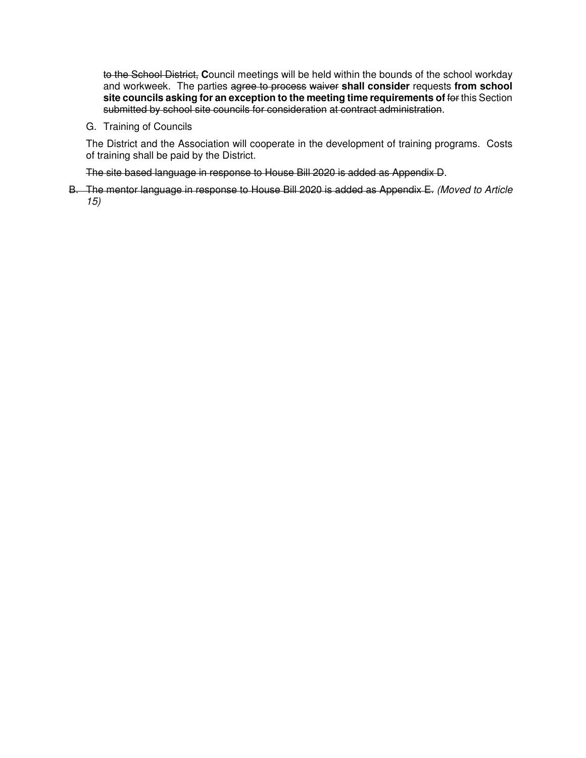~~to the School District,~~ **C**ouncil meetings will be held within the bounds of the school workday and workweek. The parties ~~agree to process~~ ~~waiver~~ **shall consider** requests **from school site councils asking for an exception to the meeting time requirements of** ~~for~~ this Section ~~submitted by school site councils for consideration~~ ~~at contract administration~~.

G. Training of Councils

The District and the Association will cooperate in the development of training programs. Costs of training shall be paid by the District.

~~The site based language in response to House Bill 2020 is added as Appendix D~~.

~~B. The mentor language in response to House Bill 2020 is added as Appendix E.~~ *(Moved to Article 15)*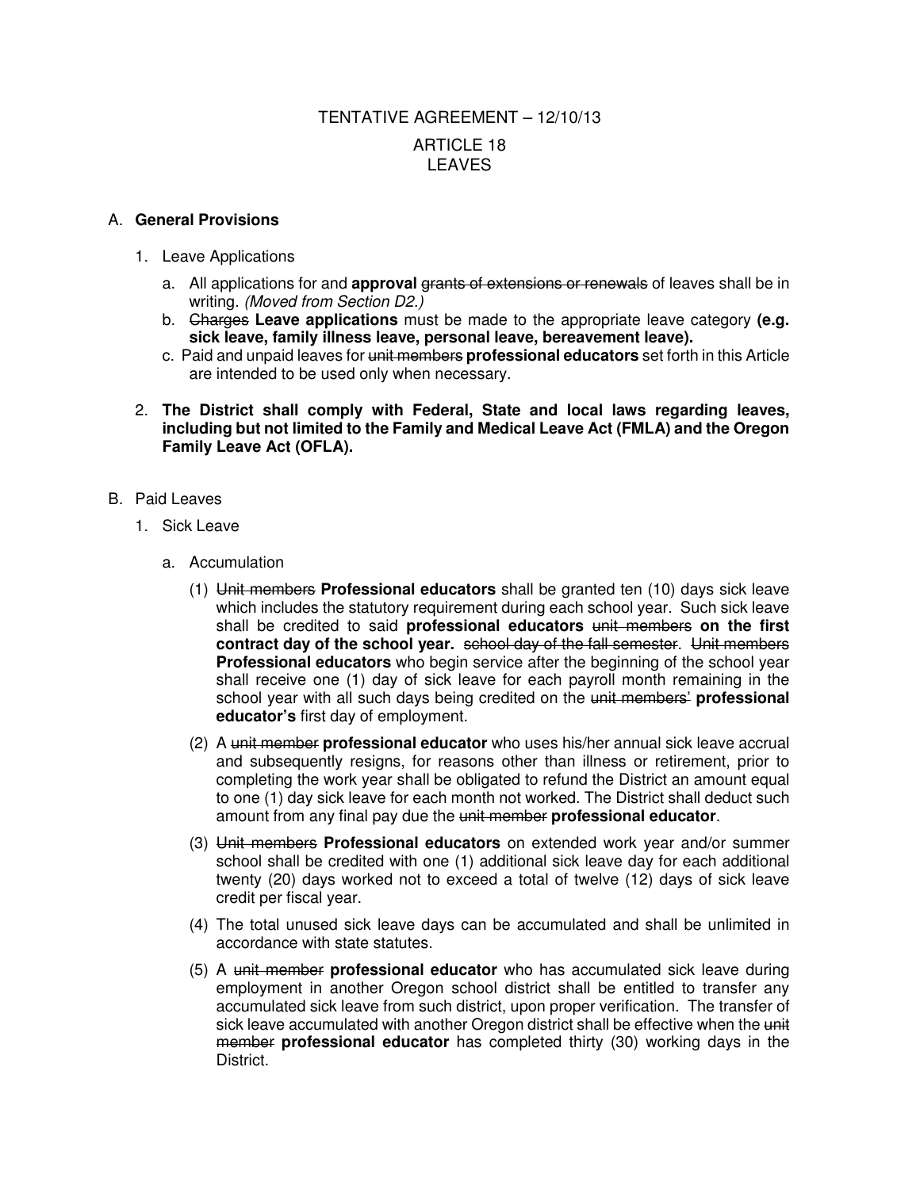TENTATIVE AGREEMENT – 12/10/13

ARTICLE 18

LEAVES

A. **General Provisions**

1. Leave Applications

   a. All applications for and **approval** ~~grants of extensions or renewals~~ of leaves shall be in writing. *(Moved from Section D2.)*

   b. ~~Charges~~ **Leave applications** must be made to the appropriate leave category **(e.g. sick leave, family illness leave, personal leave, bereavement leave).**

   c. Paid and unpaid leaves for ~~unit members~~ **professional educators** set forth in this Article are intended to be used only when necessary.

2. **The District shall comply with Federal, State and local laws regarding leaves, including but not limited to the Family and Medical Leave Act (FMLA) and the Oregon Family Leave Act (OFLA).**

B. Paid Leaves

1. Sick Leave

   a. Accumulation

      (1) ~~Unit members~~ **Professional educators** shall be granted ten (10) days sick leave which includes the statutory requirement during each school year. Such sick leave shall be credited to said **professional educators** ~~unit members~~ **on the first contract day of the school year.** ~~school day of the fall semester~~. ~~Unit members~~ **Professional educators** who begin service after the beginning of the school year shall receive one (1) day of sick leave for each payroll month remaining in the school year with all such days being credited on the ~~unit members'~~ **professional educator's** first day of employment.

      (2) A ~~unit member~~ **professional educator** who uses his/her annual sick leave accrual and subsequently resigns, for reasons other than illness or retirement, prior to completing the work year shall be obligated to refund the District an amount equal to one (1) day sick leave for each month not worked. The District shall deduct such amount from any final pay due the ~~unit member~~ **professional educator**.

      (3) ~~Unit members~~ **Professional educators** on extended work year and/or summer school shall be credited with one (1) additional sick leave day for each additional twenty (20) days worked not to exceed a total of twelve (12) days of sick leave credit per fiscal year.

      (4) The total unused sick leave days can be accumulated and shall be unlimited in accordance with state statutes.

      (5) A ~~unit member~~ **professional educator** who has accumulated sick leave during employment in another Oregon school district shall be entitled to transfer any accumulated sick leave from such district, upon proper verification. The transfer of sick leave accumulated with another Oregon district shall be effective when the ~~unit member~~ **professional educator** has completed thirty (30) working days in the District.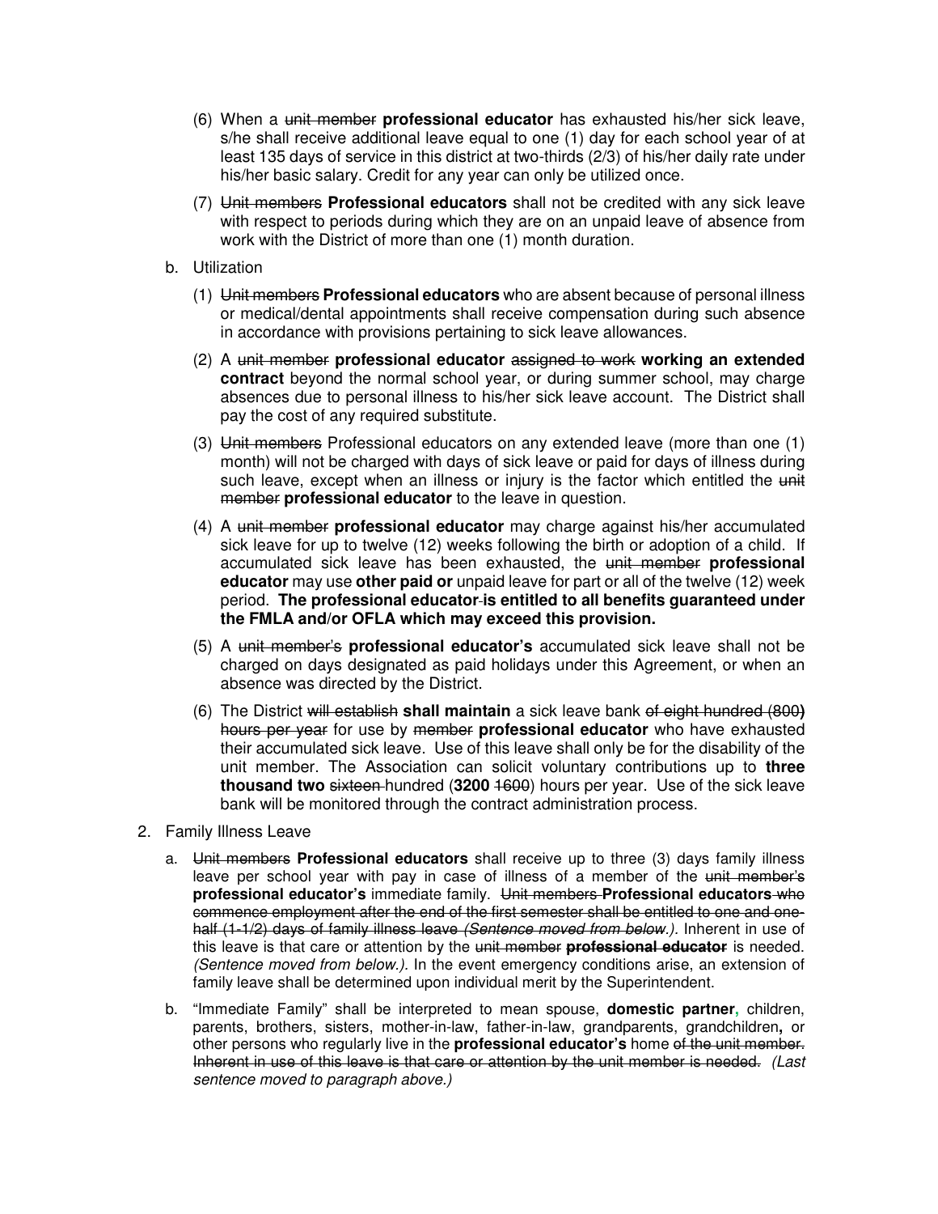(6) When a ~~unit member~~ **professional educator** has exhausted his/her sick leave, s/he shall receive additional leave equal to one (1) day for each school year of at least 135 days of service in this district at two-thirds (2/3) of his/her daily rate under his/her basic salary. Credit for any year can only be utilized once.

(7) ~~Unit members~~ **Professional educators** shall not be credited with any sick leave with respect to periods during which they are on an unpaid leave of absence from work with the District of more than one (1) month duration.

b. Utilization

(1) ~~Unit members~~ **Professional educators** who are absent because of personal illness or medical/dental appointments shall receive compensation during such absence in accordance with provisions pertaining to sick leave allowances.

(2) A ~~unit member~~ **professional educator** ~~assigned to work~~ **working an extended contract** beyond the normal school year, or during summer school, may charge absences due to personal illness to his/her sick leave account. The District shall pay the cost of any required substitute.

(3) ~~Unit members~~ Professional educators on any extended leave (more than one (1) month) will not be charged with days of sick leave or paid for days of illness during such leave, except when an illness or injury is the factor which entitled the ~~unit member~~ **professional educator** to the leave in question.

(4) A ~~unit member~~ **professional educator** may charge against his/her accumulated sick leave for up to twelve (12) weeks following the birth or adoption of a child. If accumulated sick leave has been exhausted, the ~~unit member~~ **professional educator** may use **other paid or** unpaid leave for part or all of the twelve (12) week period. **The professional educator is entitled to all benefits guaranteed under the FMLA and/or OFLA which may exceed this provision.**

(5) A ~~unit member's~~ **professional educator's** accumulated sick leave shall not be charged on days designated as paid holidays under this Agreement, or when an absence was directed by the District.

(6) The District ~~will establish~~ **shall maintain** a sick leave bank ~~of eight hundred (800) hours per year~~ for use by ~~member~~ **professional educator** who have exhausted their accumulated sick leave. Use of this leave shall only be for the disability of the unit member. The Association can solicit voluntary contributions up to **three thousand two** ~~sixteen~~ hundred (**3200** ~~1600~~) hours per year. Use of the sick leave bank will be monitored through the contract administration process.

2. Family Illness Leave

a. ~~Unit members~~ **Professional educators** shall receive up to three (3) days family illness leave per school year with pay in case of illness of a member of the ~~unit member's~~ **professional educator's** immediate family. ~~Unit members~~ **Professional educators** ~~who commence employment after the end of the first semester shall be entitled to one and one-half (1-1/2) days of family illness leave~~ *(Sentence moved from below.)*. Inherent in use of this leave is that care or attention by the ~~unit member~~ ~~**professional educator**~~ is needed. *(Sentence moved from below.).* In the event emergency conditions arise, an extension of family leave shall be determined upon individual merit by the Superintendent.

b. "Immediate Family" shall be interpreted to mean spouse, **domestic partner,** children, parents, brothers, sisters, mother-in-law, father-in-law, grandparents, grandchildren**,** or other persons who regularly live in the **professional educator's** home ~~of the unit member. Inherent in use of this leave is that care or attention by the unit member is needed.~~ *(Last sentence moved to paragraph above.)*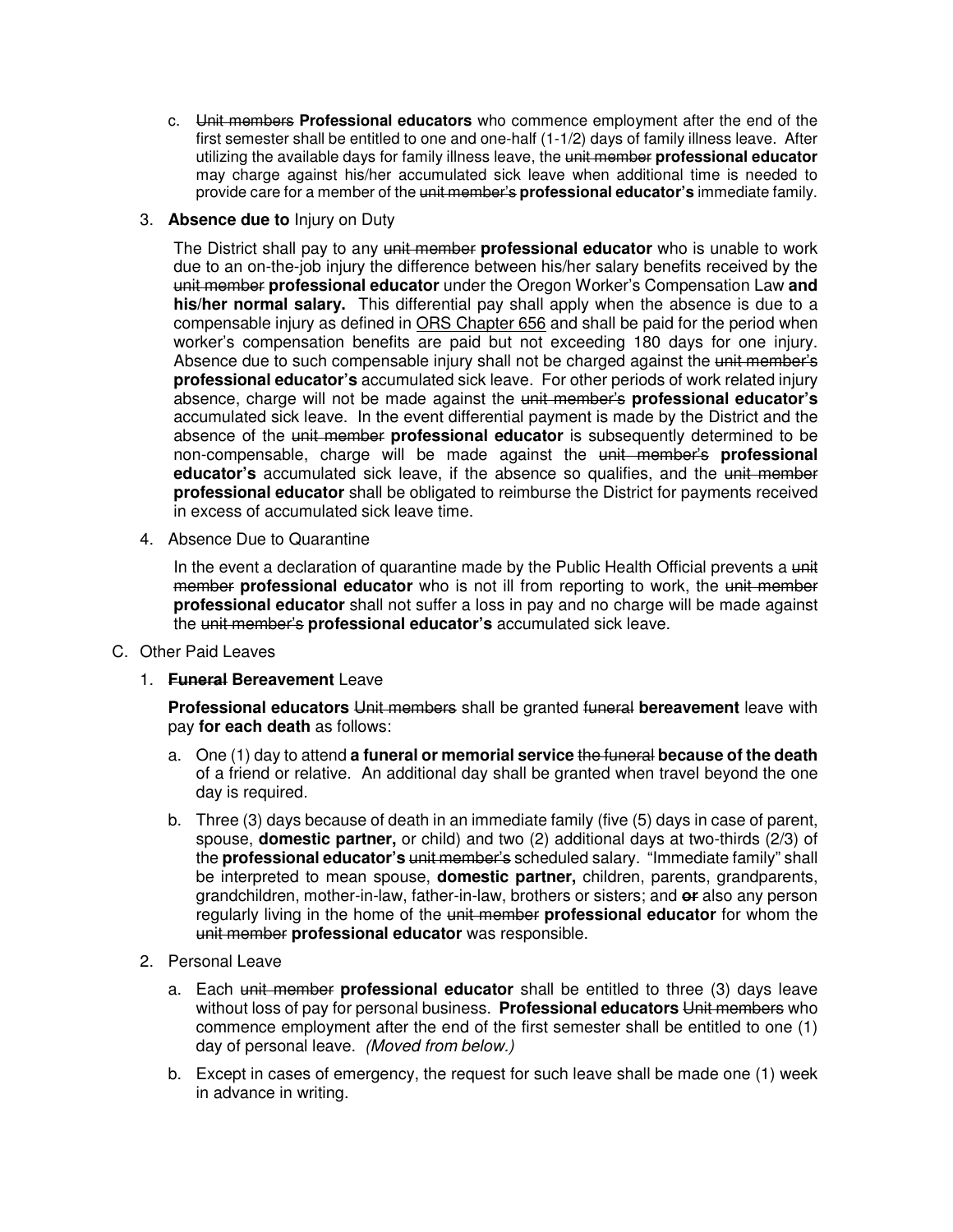c. ~~Unit members~~ **Professional educators** who commence employment after the end of the first semester shall be entitled to one and one-half (1-1/2) days of family illness leave. After utilizing the available days for family illness leave, the ~~unit member~~ **professional educator** may charge against his/her accumulated sick leave when additional time is needed to provide care for a member of the ~~unit member's~~ **professional educator's** immediate family.

3. **Absence due to** Injury on Duty

   The District shall pay to any ~~unit member~~ **professional educator** who is unable to work due to an on-the-job injury the difference between his/her salary benefits received by the ~~unit member~~ **professional educator** under the Oregon Worker's Compensation Law **and his/her normal salary.** This differential pay shall apply when the absence is due to a compensable injury as defined in ORS Chapter 656 and shall be paid for the period when worker's compensation benefits are paid but not exceeding 180 days for one injury. Absence due to such compensable injury shall not be charged against the ~~unit member's~~ **professional educator's** accumulated sick leave. For other periods of work related injury absence, charge will not be made against the ~~unit member's~~ **professional educator's** accumulated sick leave. In the event differential payment is made by the District and the absence of the ~~unit member~~ **professional educator** is subsequently determined to be non-compensable, charge will be made against the ~~unit member's~~ **professional educator's** accumulated sick leave, if the absence so qualifies, and the ~~unit member~~ **professional educator** shall be obligated to reimburse the District for payments received in excess of accumulated sick leave time.

4. Absence Due to Quarantine

   In the event a declaration of quarantine made by the Public Health Official prevents a ~~unit member~~ **professional educator** who is not ill from reporting to work, the ~~unit member~~ **professional educator** shall not suffer a loss in pay and no charge will be made against the ~~unit member's~~ **professional educator's** accumulated sick leave.

C. Other Paid Leaves

1. ~~**Funeral**~~ **Bereavement** Leave

   **Professional educators** ~~Unit members~~ shall be granted ~~funeral~~ **bereavement** leave with pay **for each death** as follows:

   a. One (1) day to attend **a funeral or memorial service** ~~the funeral~~ **because of the death** of a friend or relative. An additional day shall be granted when travel beyond the one day is required.

   b. Three (3) days because of death in an immediate family (five (5) days in case of parent, spouse, **domestic partner,** or child) and two (2) additional days at two-thirds (2/3) of the **professional educator's** ~~unit member's~~ scheduled salary. "Immediate family" shall be interpreted to mean spouse, **domestic partner,** children, parents, grandparents, grandchildren, mother-in-law, father-in-law, brothers or sisters; and ~~**or**~~ also any person regularly living in the home of the ~~unit member~~ **professional educator** for whom the ~~unit member~~ **professional educator** was responsible.

2. Personal Leave

   a. Each ~~unit member~~ **professional educator** shall be entitled to three (3) days leave without loss of pay for personal business. **Professional educators** ~~Unit members~~ who commence employment after the end of the first semester shall be entitled to one (1) day of personal leave. *(Moved from below.)*

   b. Except in cases of emergency, the request for such leave shall be made one (1) week in advance in writing.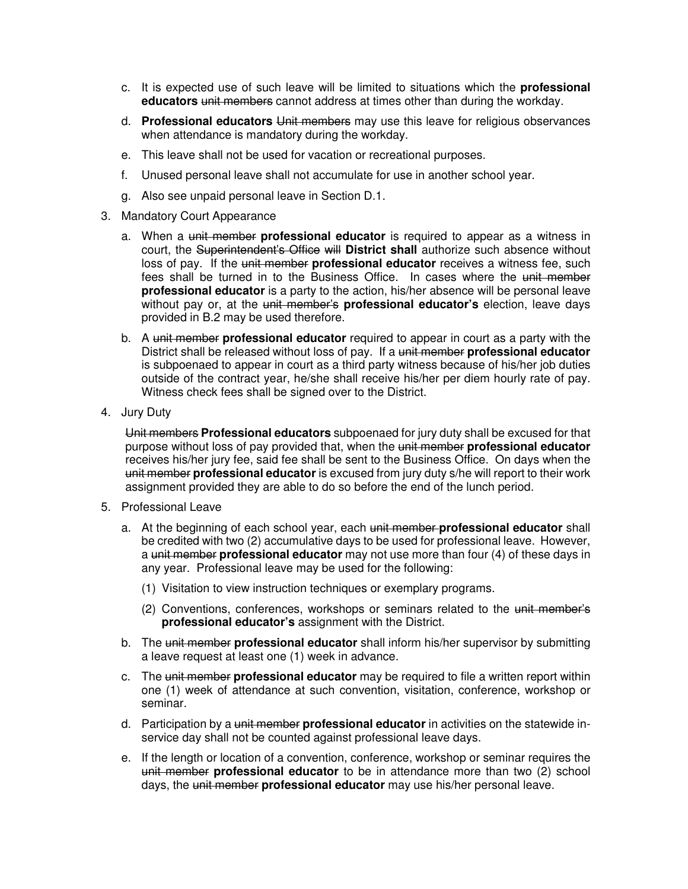c. It is expected use of such leave will be limited to situations which the **professional educators** ~~unit members~~ cannot address at times other than during the workday.

d. **Professional educators** ~~Unit members~~ may use this leave for religious observances when attendance is mandatory during the workday.

e. This leave shall not be used for vacation or recreational purposes.

f. Unused personal leave shall not accumulate for use in another school year.

g. Also see unpaid personal leave in Section D.1.

3. Mandatory Court Appearance

   a. When a ~~unit member~~ **professional educator** is required to appear as a witness in court, the ~~Superintendent's Office~~ ~~will~~ **District shall** authorize such absence without loss of pay. If the ~~unit member~~ **professional educator** receives a witness fee, such fees shall be turned in to the Business Office. In cases where the ~~unit member~~ **professional educator** is a party to the action, his/her absence will be personal leave without pay or, at the ~~unit member's~~ **professional educator's** election, leave days provided in B.2 may be used therefore.

   b. A ~~unit member~~ **professional educator** required to appear in court as a party with the District shall be released without loss of pay. If a ~~unit member~~ **professional educator** is subpoenaed to appear in court as a third party witness because of his/her job duties outside of the contract year, he/she shall receive his/her per diem hourly rate of pay. Witness check fees shall be signed over to the District.

4. Jury Duty

   ~~Unit members~~ **Professional educators** subpoenaed for jury duty shall be excused for that purpose without loss of pay provided that, when the ~~unit member~~ **professional educator** receives his/her jury fee, said fee shall be sent to the Business Office. On days when the ~~unit member~~ **professional educator** is excused from jury duty s/he will report to their work assignment provided they are able to do so before the end of the lunch period.

5. Professional Leave

   a. At the beginning of each school year, each ~~unit member~~ **professional educator** shall be credited with two (2) accumulative days to be used for professional leave. However, a ~~unit member~~ **professional educator** may not use more than four (4) of these days in any year. Professional leave may be used for the following:

      (1) Visitation to view instruction techniques or exemplary programs.

      (2) Conventions, conferences, workshops or seminars related to the ~~unit member's~~ **professional educator's** assignment with the District.

   b. The ~~unit member~~ **professional educator** shall inform his/her supervisor by submitting a leave request at least one (1) week in advance.

   c. The ~~unit member~~ **professional educator** may be required to file a written report within one (1) week of attendance at such convention, visitation, conference, workshop or seminar.

   d. Participation by a ~~unit member~~ **professional educator** in activities on the statewide in-service day shall not be counted against professional leave days.

   e. If the length or location of a convention, conference, workshop or seminar requires the ~~unit member~~ **professional educator** to be in attendance more than two (2) school days, the ~~unit member~~ **professional educator** may use his/her personal leave.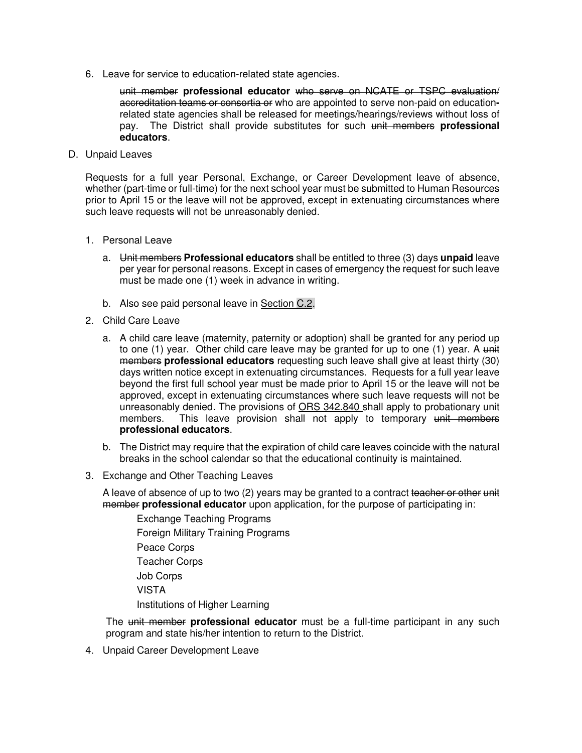6. Leave for service to education-related state agencies.

   ~~unit member~~ **professional educator** ~~who serve on NCATE or TSPC evaluation/ accreditation teams or consortia or~~ who are appointed to serve non-paid on education-related state agencies shall be released for meetings/hearings/reviews without loss of pay. The District shall provide substitutes for such ~~unit members~~ **professional educators**.

D. Unpaid Leaves

Requests for a full year Personal, Exchange, or Career Development leave of absence, whether (part-time or full-time) for the next school year must be submitted to Human Resources prior to April 15 or the leave will not be approved, except in extenuating circumstances where such leave requests will not be unreasonably denied.

1. Personal Leave

   a. ~~Unit members~~ **Professional educators** shall be entitled to three (3) days **unpaid** leave per year for personal reasons. Except in cases of emergency the request for such leave must be made one (1) week in advance in writing.

   b. Also see paid personal leave in Section C.2.

2. Child Care Leave

   a. A child care leave (maternity, paternity or adoption) shall be granted for any period up to one (1) year. Other child care leave may be granted for up to one (1) year. A ~~unit members~~ **professional educators** requesting such leave shall give at least thirty (30) days written notice except in extenuating circumstances. Requests for a full year leave beyond the first full school year must be made prior to April 15 or the leave will not be approved, except in extenuating circumstances where such leave requests will not be unreasonably denied. The provisions of ORS 342.840 shall apply to probationary unit members. This leave provision shall not apply to temporary ~~unit members~~ **professional educators**.

   b. The District may require that the expiration of child care leaves coincide with the natural breaks in the school calendar so that the educational continuity is maintained.

3. Exchange and Other Teaching Leaves

   A leave of absence of up to two (2) years may be granted to a contract ~~teacher or other unit member~~ **professional educator** upon application, for the purpose of participating in:

   Exchange Teaching Programs
   Foreign Military Training Programs
   Peace Corps
   Teacher Corps
   Job Corps
   VISTA
   Institutions of Higher Learning

   The ~~unit member~~ **professional educator** must be a full-time participant in any such program and state his/her intention to return to the District.

4. Unpaid Career Development Leave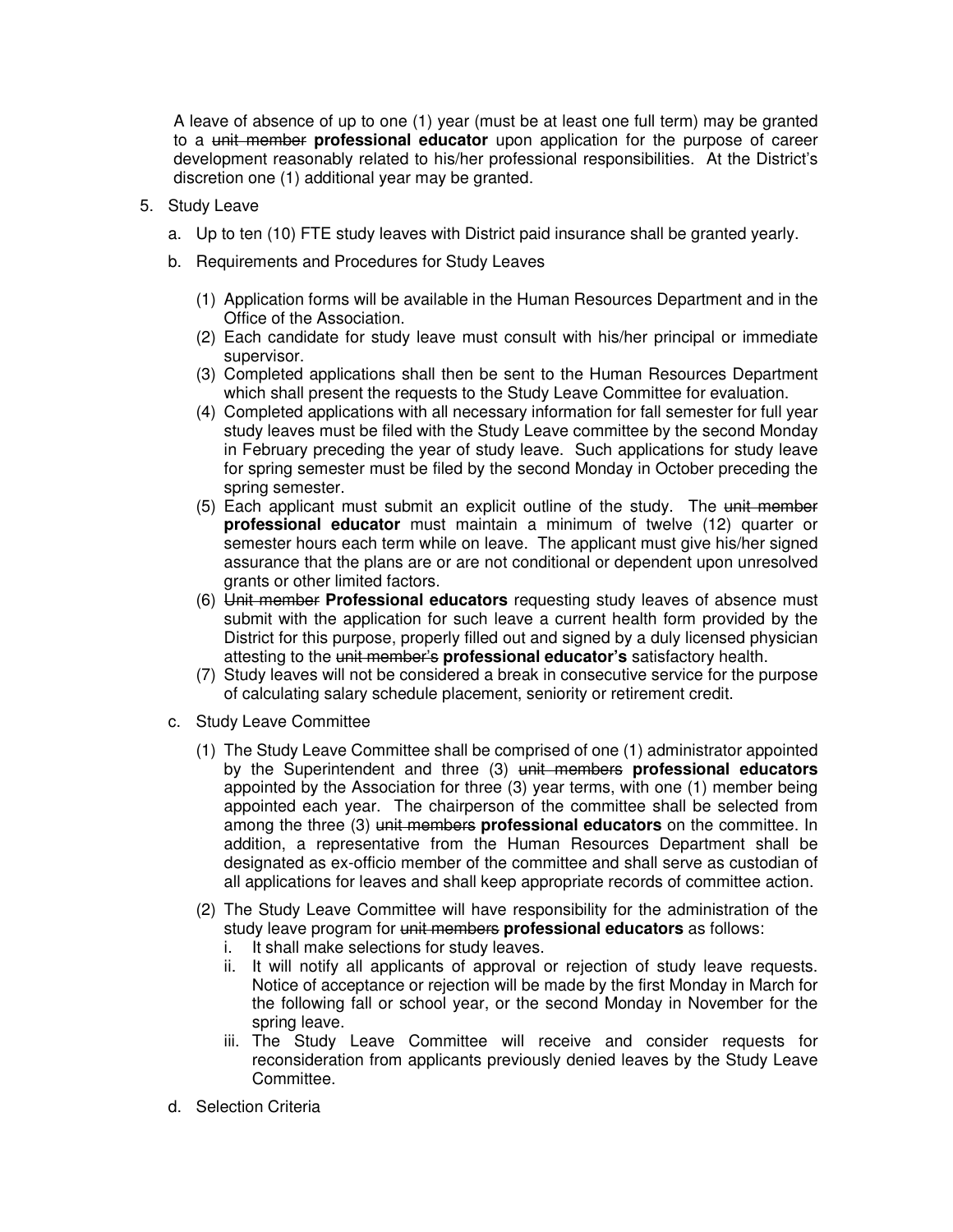A leave of absence of up to one (1) year (must be at least one full term) may be granted to a ~~unit member~~ **professional educator** upon application for the purpose of career development reasonably related to his/her professional responsibilities. At the District's discretion one (1) additional year may be granted.

5. Study Leave

   a. Up to ten (10) FTE study leaves with District paid insurance shall be granted yearly.

   b. Requirements and Procedures for Study Leaves

      (1) Application forms will be available in the Human Resources Department and in the Office of the Association.
      (2) Each candidate for study leave must consult with his/her principal or immediate supervisor.
      (3) Completed applications shall then be sent to the Human Resources Department which shall present the requests to the Study Leave Committee for evaluation.
      (4) Completed applications with all necessary information for fall semester for full year study leaves must be filed with the Study Leave committee by the second Monday in February preceding the year of study leave. Such applications for study leave for spring semester must be filed by the second Monday in October preceding the spring semester.
      (5) Each applicant must submit an explicit outline of the study. The ~~unit member~~ **professional educator** must maintain a minimum of twelve (12) quarter or semester hours each term while on leave. The applicant must give his/her signed assurance that the plans are or are not conditional or dependent upon unresolved grants or other limited factors.
      (6) ~~Unit member~~ **Professional educators** requesting study leaves of absence must submit with the application for such leave a current health form provided by the District for this purpose, properly filled out and signed by a duly licensed physician attesting to the ~~unit member's~~ **professional educator's** satisfactory health.
      (7) Study leaves will not be considered a break in consecutive service for the purpose of calculating salary schedule placement, seniority or retirement credit.

   c. Study Leave Committee

      (1) The Study Leave Committee shall be comprised of one (1) administrator appointed by the Superintendent and three (3) ~~unit members~~ **professional educators** appointed by the Association for three (3) year terms, with one (1) member being appointed each year. The chairperson of the committee shall be selected from among the three (3) ~~unit members~~ **professional educators** on the committee. In addition, a representative from the Human Resources Department shall be designated as ex-officio member of the committee and shall serve as custodian of all applications for leaves and shall keep appropriate records of committee action.

      (2) The Study Leave Committee will have responsibility for the administration of the study leave program for ~~unit members~~ **professional educators** as follows:
         i. It shall make selections for study leaves.
         ii. It will notify all applicants of approval or rejection of study leave requests. Notice of acceptance or rejection will be made by the first Monday in March for the following fall or school year, or the second Monday in November for the spring leave.
         iii. The Study Leave Committee will receive and consider requests for reconsideration from applicants previously denied leaves by the Study Leave Committee.

   d. Selection Criteria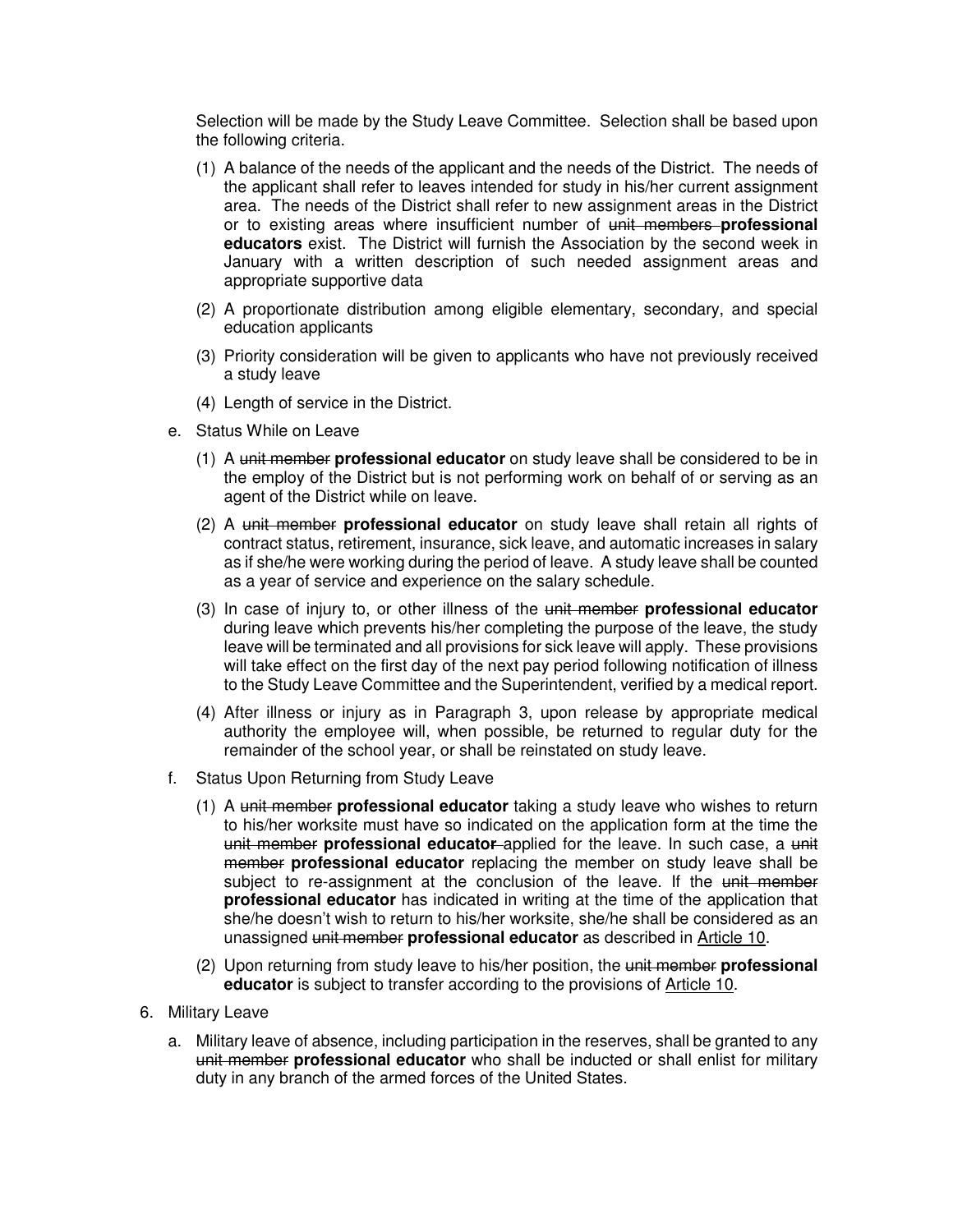Selection will be made by the Study Leave Committee. Selection shall be based upon the following criteria.

(1) A balance of the needs of the applicant and the needs of the District. The needs of the applicant shall refer to leaves intended for study in his/her current assignment area. The needs of the District shall refer to new assignment areas in the District or to existing areas where insufficient number of ~~unit members~~ **professional educators** exist. The District will furnish the Association by the second week in January with a written description of such needed assignment areas and appropriate supportive data

(2) A proportionate distribution among eligible elementary, secondary, and special education applicants

(3) Priority consideration will be given to applicants who have not previously received a study leave

(4) Length of service in the District.

e. Status While on Leave

(1) A ~~unit member~~ **professional educator** on study leave shall be considered to be in the employ of the District but is not performing work on behalf of or serving as an agent of the District while on leave.

(2) A ~~unit member~~ **professional educator** on study leave shall retain all rights of contract status, retirement, insurance, sick leave, and automatic increases in salary as if she/he were working during the period of leave. A study leave shall be counted as a year of service and experience on the salary schedule.

(3) In case of injury to, or other illness of the ~~unit member~~ **professional educator** during leave which prevents his/her completing the purpose of the leave, the study leave will be terminated and all provisions for sick leave will apply. These provisions will take effect on the first day of the next pay period following notification of illness to the Study Leave Committee and the Superintendent, verified by a medical report.

(4) After illness or injury as in Paragraph 3, upon release by appropriate medical authority the employee will, when possible, be returned to regular duty for the remainder of the school year, or shall be reinstated on study leave.

f. Status Upon Returning from Study Leave

(1) A ~~unit member~~ **professional educator** taking a study leave who wishes to return to his/her worksite must have so indicated on the application form at the time the ~~unit member~~ **professional educator** applied for the leave. In such case, a ~~unit member~~ **professional educator** replacing the member on study leave shall be subject to re-assignment at the conclusion of the leave. If the ~~unit member~~ **professional educator** has indicated in writing at the time of the application that she/he doesn't wish to return to his/her worksite, she/he shall be considered as an unassigned ~~unit member~~ **professional educator** as described in Article 10.

(2) Upon returning from study leave to his/her position, the ~~unit member~~ **professional educator** is subject to transfer according to the provisions of Article 10.

6. Military Leave

a. Military leave of absence, including participation in the reserves, shall be granted to any ~~unit member~~ **professional educator** who shall be inducted or shall enlist for military duty in any branch of the armed forces of the United States.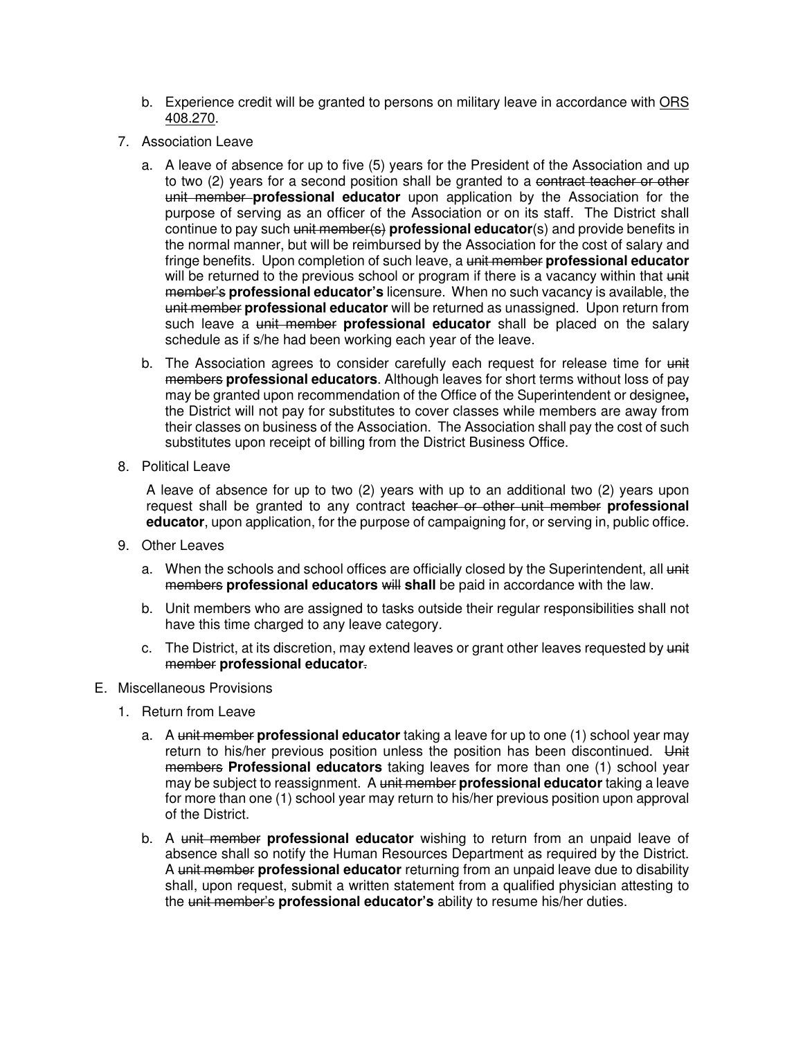b. Experience credit will be granted to persons on military leave in accordance with ORS 408.270.

7. Association Leave

   a. A leave of absence for up to five (5) years for the President of the Association and up to two (2) years for a second position shall be granted to a ~~contract teacher or other unit member~~ **professional educator** upon application by the Association for the purpose of serving as an officer of the Association or on its staff. The District shall continue to pay such ~~unit member(s)~~ **professional educator**(s) and provide benefits in the normal manner, but will be reimbursed by the Association for the cost of salary and fringe benefits. Upon completion of such leave, a ~~unit member~~ **professional educator** will be returned to the previous school or program if there is a vacancy within that ~~unit member's~~ **professional educator's** licensure. When no such vacancy is available, the ~~unit member~~ **professional educator** will be returned as unassigned. Upon return from such leave a ~~unit member~~ **professional educator** shall be placed on the salary schedule as if s/he had been working each year of the leave.

   b. The Association agrees to consider carefully each request for release time for ~~unit members~~ **professional educators**. Although leaves for short terms without loss of pay may be granted upon recommendation of the Office of the Superintendent or designee**,** the District will not pay for substitutes to cover classes while members are away from their classes on business of the Association. The Association shall pay the cost of such substitutes upon receipt of billing from the District Business Office.

8. Political Leave

   A leave of absence for up to two (2) years with up to an additional two (2) years upon request shall be granted to any contract ~~teacher or other unit member~~ **professional educator**, upon application, for the purpose of campaigning for, or serving in, public office.

9. Other Leaves

   a. When the schools and school offices are officially closed by the Superintendent, all ~~unit members~~ **professional educators** ~~will~~ **shall** be paid in accordance with the law.

   b. Unit members who are assigned to tasks outside their regular responsibilities shall not have this time charged to any leave category.

   c. The District, at its discretion, may extend leaves or grant other leaves requested by ~~unit member~~ **professional educator**~~.~~

E. Miscellaneous Provisions

   1. Return from Leave

      a. A ~~unit member~~ **professional educator** taking a leave for up to one (1) school year may return to his/her previous position unless the position has been discontinued. ~~Unit members~~ **Professional educators** taking leaves for more than one (1) school year may be subject to reassignment. A ~~unit member~~ **professional educator** taking a leave for more than one (1) school year may return to his/her previous position upon approval of the District.

      b. A ~~unit member~~ **professional educator** wishing to return from an unpaid leave of absence shall so notify the Human Resources Department as required by the District. A ~~unit member~~ **professional educator** returning from an unpaid leave due to disability shall, upon request, submit a written statement from a qualified physician attesting to the ~~unit member's~~ **professional educator's** ability to resume his/her duties.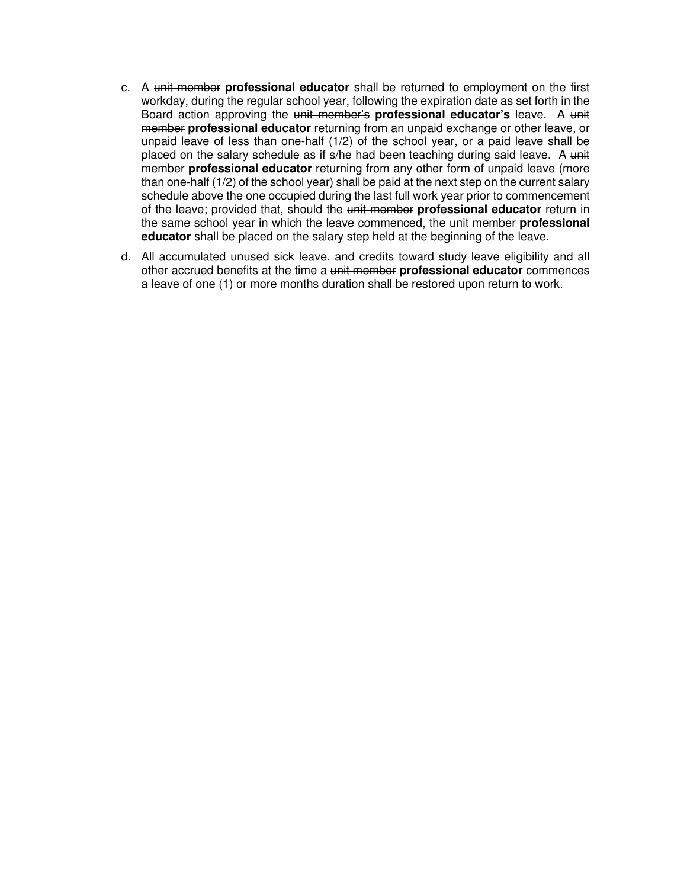c. A ~~unit member~~ **professional educator** shall be returned to employment on the first workday, during the regular school year, following the expiration date as set forth in the Board action approving the ~~unit member's~~ **professional educator's** leave. A ~~unit member~~ **professional educator** returning from an unpaid exchange or other leave, or unpaid leave of less than one-half (1/2) of the school year, or a paid leave shall be placed on the salary schedule as if s/he had been teaching during said leave. A ~~unit member~~ **professional educator** returning from any other form of unpaid leave (more than one-half (1/2) of the school year) shall be paid at the next step on the current salary schedule above the one occupied during the last full work year prior to commencement of the leave; provided that, should the ~~unit member~~ **professional educator** return in the same school year in which the leave commenced, the ~~unit member~~ **professional educator** shall be placed on the salary step held at the beginning of the leave.

d. All accumulated unused sick leave, and credits toward study leave eligibility and all other accrued benefits at the time a ~~unit member~~ **professional educator** commences a leave of one (1) or more months duration shall be restored upon return to work.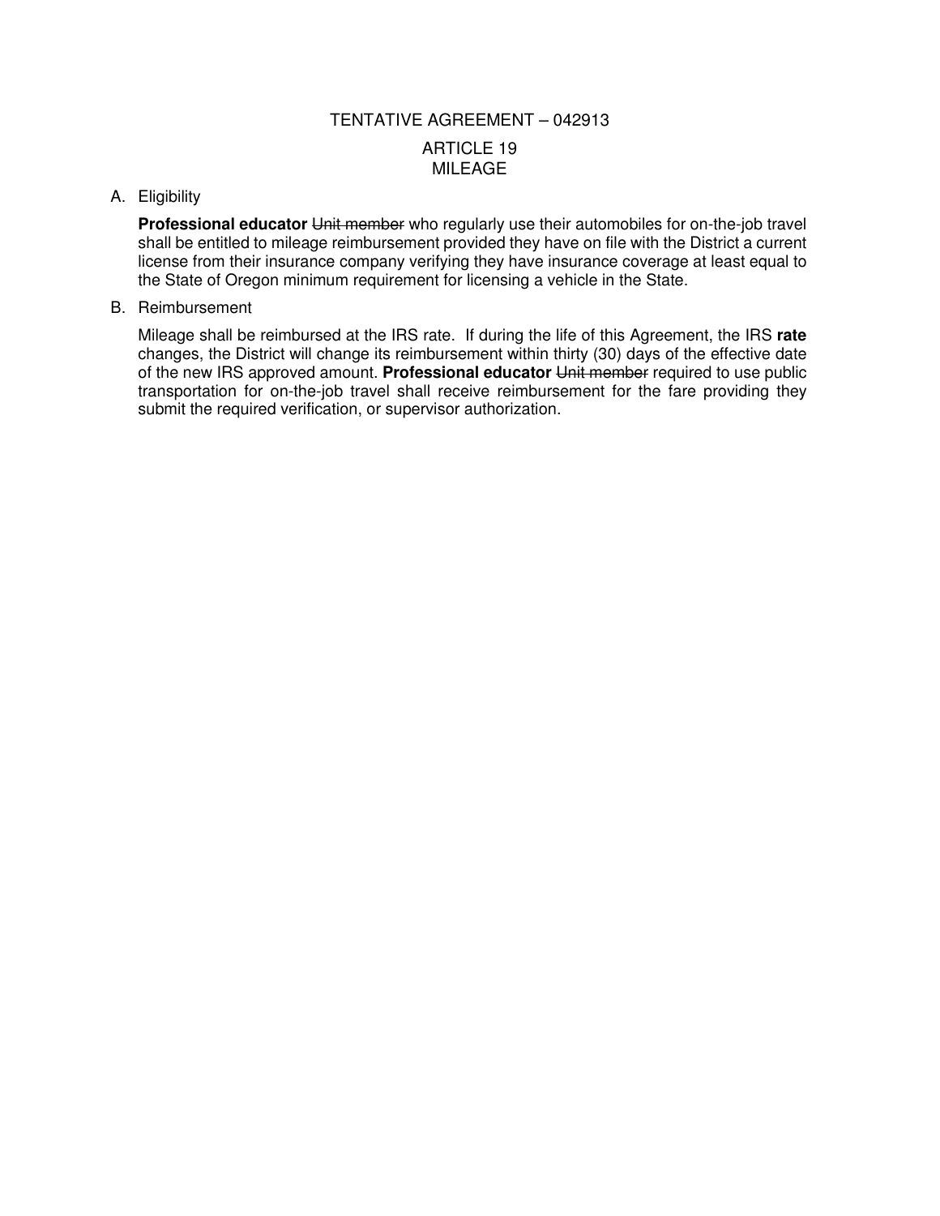# TENTATIVE AGREEMENT – 042913

## ARTICLE 19
## MILEAGE

A. Eligibility

**Professional educator** ~~Unit member~~ who regularly use their automobiles for on-the-job travel shall be entitled to mileage reimbursement provided they have on file with the District a current license from their insurance company verifying they have insurance coverage at least equal to the State of Oregon minimum requirement for licensing a vehicle in the State.

B. Reimbursement

Mileage shall be reimbursed at the IRS rate. If during the life of this Agreement, the IRS **rate** changes, the District will change its reimbursement within thirty (30) days of the effective date of the new IRS approved amount. **Professional educator** ~~Unit member~~ required to use public transportation for on-the-job travel shall receive reimbursement for the fare providing they submit the required verification, or supervisor authorization.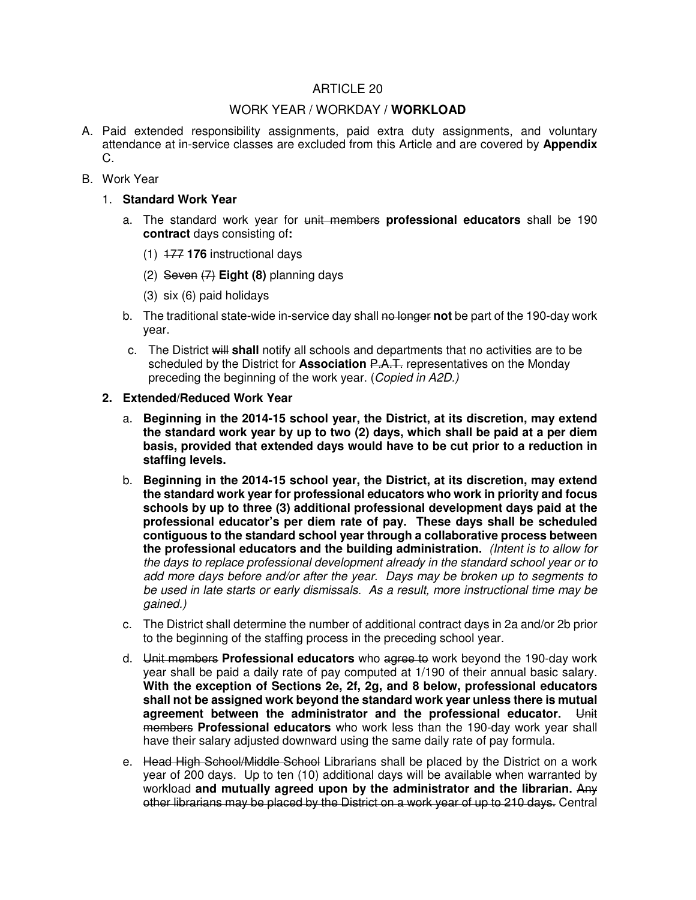# ARTICLE 20

## WORK YEAR / WORKDAY / **WORKLOAD**

A. Paid extended responsibility assignments, paid extra duty assignments, and voluntary attendance at in-service classes are excluded from this Article and are covered by **Appendix** C.

B. Work Year

1. **Standard Work Year**

   a. The standard work year for ~~unit members~~ **professional educators** shall be 190 **contract** days consisting of**:**

      (1) ~~177~~ **176** instructional days

      (2) ~~Seven (7)~~ **Eight (8)** planning days

      (3) six (6) paid holidays

   b. The traditional state-wide in-service day shall ~~no longer~~ **not** be part of the 190-day work year.

   c. The District ~~will~~ **shall** notify all schools and departments that no activities are to be scheduled by the District for **Association** ~~P.A.T.~~ representatives on the Monday preceding the beginning of the work year. (*Copied in A2D.)*

2. **Extended/Reduced Work Year**

   a. **Beginning in the 2014-15 school year, the District, at its discretion, may extend the standard work year by up to two (2) days, which shall be paid at a per diem basis, provided that extended days would have to be cut prior to a reduction in staffing levels.**

   b. **Beginning in the 2014-15 school year, the District, at its discretion, may extend the standard work year for professional educators who work in priority and focus schools by up to three (3) additional professional development days paid at the professional educator's per diem rate of pay. These days shall be scheduled contiguous to the standard school year through a collaborative process between the professional educators and the building administration.** *(Intent is to allow for the days to replace professional development already in the standard school year or to add more days before and/or after the year. Days may be broken up to segments to be used in late starts or early dismissals. As a result, more instructional time may be gained.)*

   c. The District shall determine the number of additional contract days in 2a and/or 2b prior to the beginning of the staffing process in the preceding school year.

   d. ~~Unit members~~ **Professional educators** who ~~agree to~~ work beyond the 190-day work year shall be paid a daily rate of pay computed at 1/190 of their annual basic salary. **With the exception of Sections 2e, 2f, 2g, and 8 below, professional educators shall not be assigned work beyond the standard work year unless there is mutual agreement between the administrator and the professional educator.** ~~Unit members~~ **Professional educators** who work less than the 190-day work year shall have their salary adjusted downward using the same daily rate of pay formula.

   e. ~~Head High School/Middle School~~ Librarians shall be placed by the District on a work year of 200 days. Up to ten (10) additional days will be available when warranted by workload **and mutually agreed upon by the administrator and the librarian.** ~~Any other librarians may be placed by the District on a work year of up to 210 days.~~ Central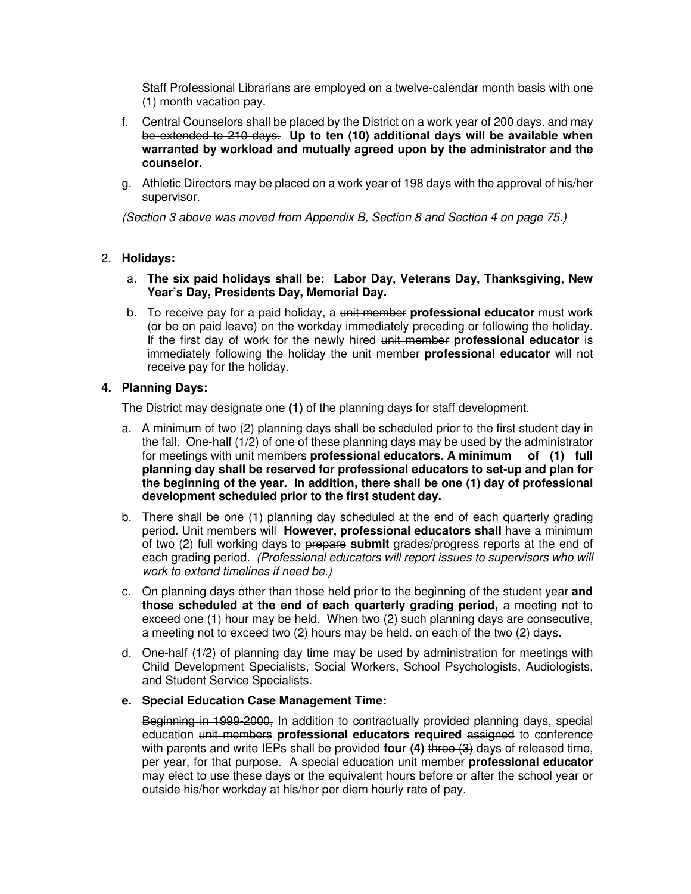Staff Professional Librarians are employed on a twelve-calendar month basis with one (1) month vacation pay.

f. ~~Centra~~l Counselors shall be placed by the District on a work year of 200 days. ~~and may be extended to 210 days.~~ **Up to ten (10) additional days will be available when warranted by workload and mutually agreed upon by the administrator and the counselor.**

g. Athletic Directors may be placed on a work year of 198 days with the approval of his/her supervisor.

*(Section 3 above was moved from Appendix B, Section 8 and Section 4 on page 75.)*

2. **Holidays:**

   a. **The six paid holidays shall be: Labor Day, Veterans Day, Thanksgiving, New Year's Day, Presidents Day, Memorial Day.**

   b. To receive pay for a paid holiday, a ~~unit member~~ **professional educator** must work (or be on paid leave) on the workday immediately preceding or following the holiday. If the first day of work for the newly hired ~~unit member~~ **professional educator** is immediately following the holiday the ~~unit member~~ **professional educator** will not receive pay for the holiday.

**4. Planning Days:**

~~The District may designate one **(1)** of the planning days for staff development.~~

a. A minimum of two (2) planning days shall be scheduled prior to the first student day in the fall. One-half (1/2) of one of these planning days may be used by the administrator for meetings with ~~unit members~~ **professional educators**. **A minimum of (1) full planning day shall be reserved for professional educators to set-up and plan for the beginning of the year. In addition, there shall be one (1) day of professional development scheduled prior to the first student day.**

b. There shall be one (1) planning day scheduled at the end of each quarterly grading period. ~~Unit members will~~ **However, professional educators shall** have a minimum of two (2) full working days to ~~prepare~~ **submit** grades/progress reports at the end of each grading period. *(Professional educators will report issues to supervisors who will work to extend timelines if need be.)*

c. On planning days other than those held prior to the beginning of the student year **and those scheduled at the end of each quarterly grading period,** ~~a meeting not to exceed one (1) hour may be held. When two (2) such planning days are consecutive,~~ a meeting not to exceed two (2) hours may be held. ~~on each of the two (2) days.~~

d. One-half (1/2) of planning day time may be used by administration for meetings with Child Development Specialists, Social Workers, School Psychologists, Audiologists, and Student Service Specialists.

**e. Special Education Case Management Time:**

~~Beginning in 1999-2000,~~ In addition to contractually provided planning days, special education ~~unit members~~ **professional educators required** ~~assigned~~ to conference with parents and write IEPs shall be provided **four (4)** ~~three (3)~~ days of released time, per year, for that purpose. A special education ~~unit member~~ **professional educator** may elect to use these days or the equivalent hours before or after the school year or outside his/her workday at his/her per diem hourly rate of pay.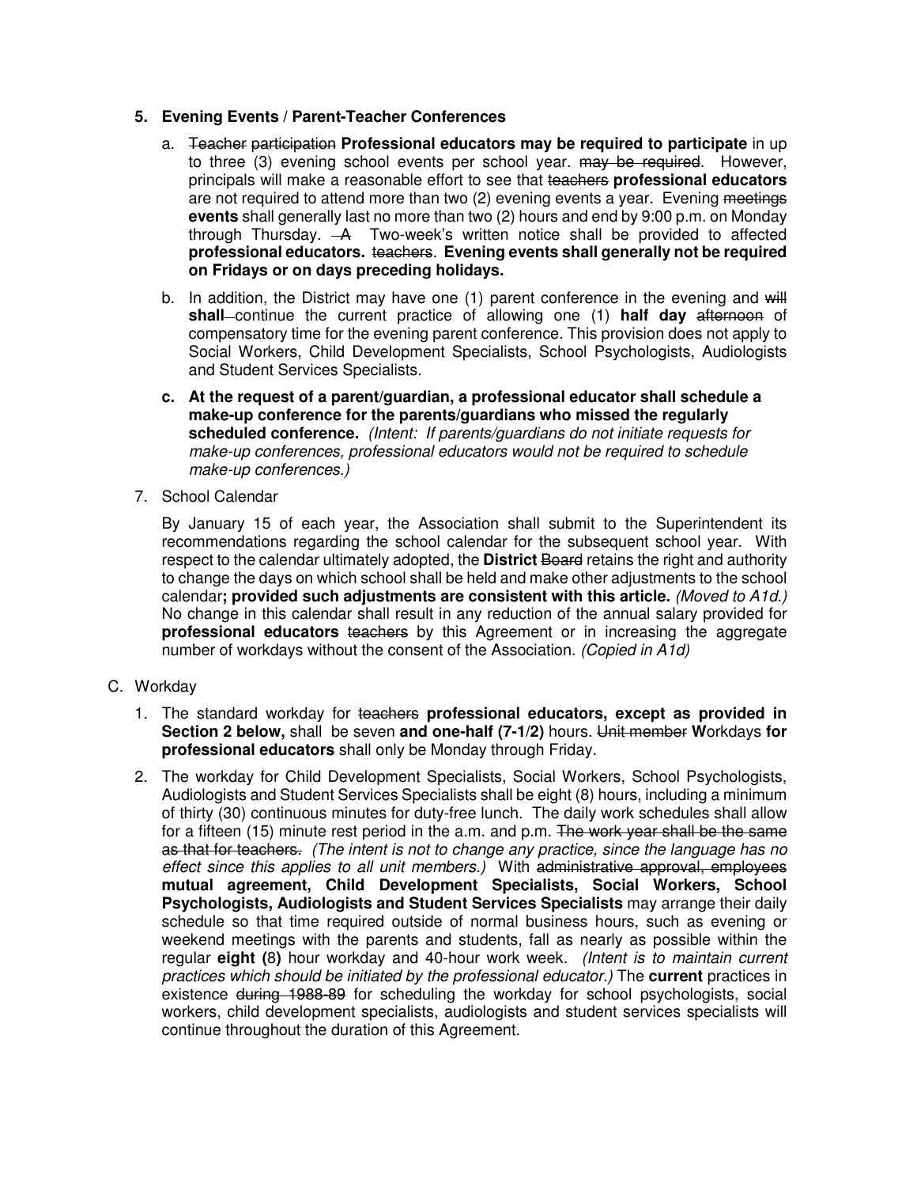5. **Evening Events / Parent-Teacher Conferences**

   a. ~~Teacher participation~~ **Professional educators may be required to participate** in up to three (3) evening school events per school year. ~~may be required~~. However, principals will make a reasonable effort to see that ~~teachers~~ **professional educators** are not required to attend more than two (2) evening events a year. Evening ~~meetings~~ **events** shall generally last no more than two (2) hours and end by 9:00 p.m. on Monday through Thursday. ~~A~~ Two-week's written notice shall be provided to affected **professional educators.** ~~teachers~~. **Evening events shall generally not be required on Fridays or on days preceding holidays.**

   b. In addition, the District may have one (1) parent conference in the evening and ~~will~~ **shall** continue the current practice of allowing one (1) **half day** ~~afternoon~~ of compensatory time for the evening parent conference. This provision does not apply to Social Workers, Child Development Specialists, School Psychologists, Audiologists and Student Services Specialists.

   **c. At the request of a parent/guardian, a professional educator shall schedule a make-up conference for the parents/guardians who missed the regularly scheduled conference.** *(Intent: If parents/guardians do not initiate requests for make-up conferences, professional educators would not be required to schedule make-up conferences.)*

7. School Calendar

   By January 15 of each year, the Association shall submit to the Superintendent its recommendations regarding the school calendar for the subsequent school year. With respect to the calendar ultimately adopted, the **District** ~~Board~~ retains the right and authority to change the days on which school shall be held and make other adjustments to the school calendar**; provided such adjustments are consistent with this article.** *(Moved to A1d.)* No change in this calendar shall result in any reduction of the annual salary provided for **professional educators** ~~teachers~~ by this Agreement or in increasing the aggregate number of workdays without the consent of the Association. *(Copied in A1d)*

C. Workday

   1. The standard workday for ~~teachers~~ **professional educators, except as provided in Section 2 below,** shall be seven **and one-half (7-1/2)** hours. ~~Unit member~~ **W**orkdays **for professional educators** shall only be Monday through Friday.

   2. The workday for Child Development Specialists, Social Workers, School Psychologists, Audiologists and Student Services Specialists shall be eight (8) hours, including a minimum of thirty (30) continuous minutes for duty-free lunch. The daily work schedules shall allow for a fifteen (15) minute rest period in the a.m. and p.m. ~~The work year shall be the same as that for teachers.~~ *(The intent is not to change any practice, since the language has no effect since this applies to all unit members.)* With ~~administrative approval, employees~~ **mutual agreement, Child Development Specialists, Social Workers, School Psychologists, Audiologists and Student Services Specialists** may arrange their daily schedule so that time required outside of normal business hours, such as evening or weekend meetings with the parents and students, fall as nearly as possible within the regular **eight (**8**)** hour workday and 40-hour work week. *(Intent is to maintain current practices which should be initiated by the professional educator.)* The **current** practices in existence ~~during 1988-89~~ for scheduling the workday for school psychologists, social workers, child development specialists, audiologists and student services specialists will continue throughout the duration of this Agreement.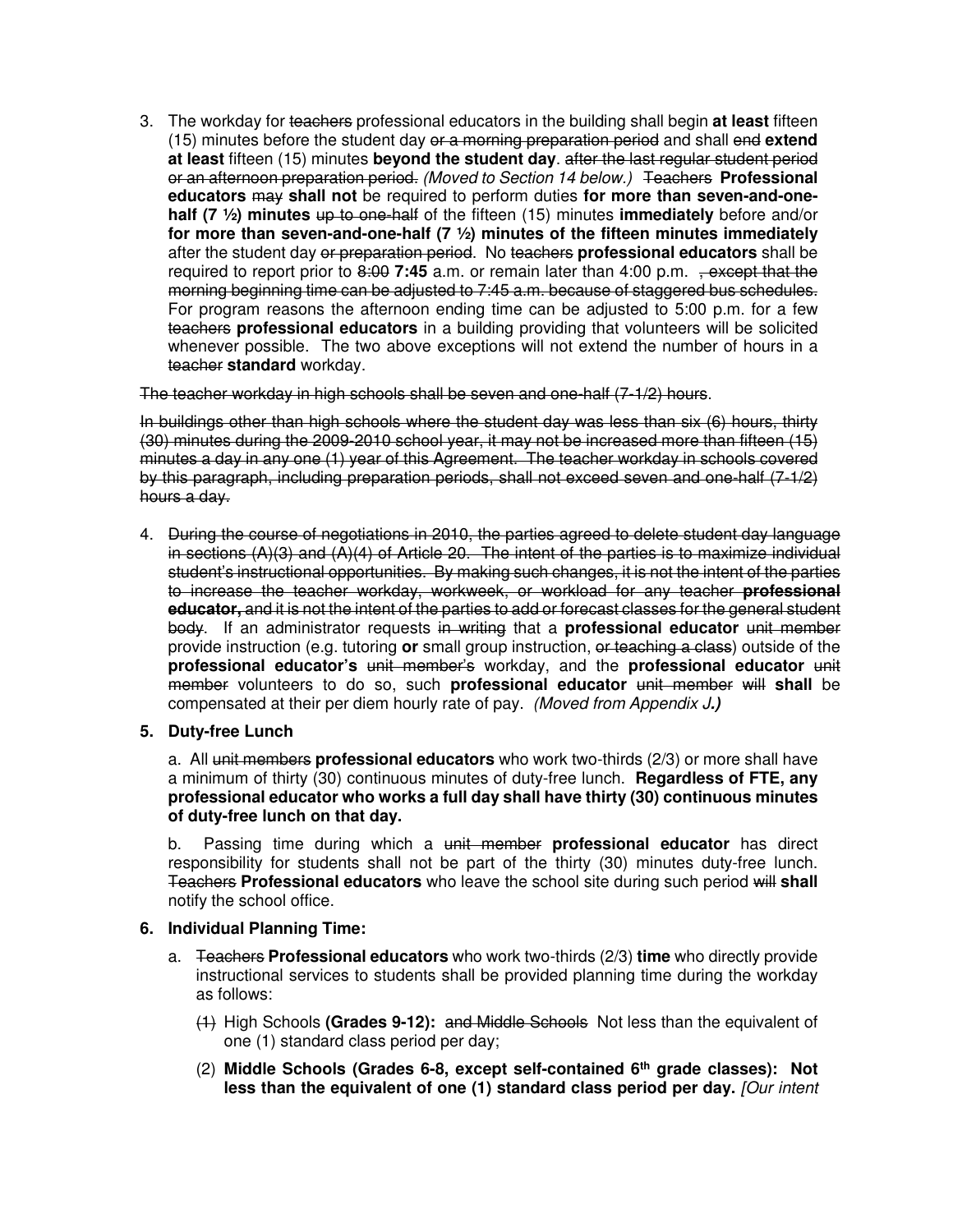3. The workday for ~~teachers~~ professional educators in the building shall begin **at least** fifteen (15) minutes before the student day ~~or a morning preparation period~~ and shall ~~end~~ **extend at least** fifteen (15) minutes **beyond the student day**. ~~after the last regular student period or an afternoon preparation period.~~ *(Moved to Section 14 below.)* ~~Teachers~~ **Professional educators** ~~may~~ **shall not** be required to perform duties **for more than seven-and-one-half (7 ½) minutes** ~~up to one-half~~ of the fifteen (15) minutes **immediately** before and/or **for more than seven-and-one-half (7 ½) minutes of the fifteen minutes immediately** after the student day ~~or preparation period~~. No ~~teachers~~ **professional educators** shall be required to report prior to ~~8:00~~ **7:45** a.m. or remain later than 4:00 p.m. ~~, except that the morning beginning time can be adjusted to 7:45 a.m. because of staggered bus schedules.~~ For program reasons the afternoon ending time can be adjusted to 5:00 p.m. for a few ~~teachers~~ **professional educators** in a building providing that volunteers will be solicited whenever possible. The two above exceptions will not extend the number of hours in a ~~teacher~~ **standard** workday.

~~The teacher workday in high schools shall be seven and one-half (7-1/2) hours.~~

~~In buildings other than high schools where the student day was less than six (6) hours, thirty (30) minutes during the 2009-2010 school year, it may not be increased more than fifteen (15) minutes a day in any one (1) year of this Agreement. The teacher workday in schools covered by this paragraph, including preparation periods, shall not exceed seven and one-half (7-1/2) hours a day.~~

4. ~~During the course of negotiations in 2010, the parties agreed to delete student day language in sections (A)(3) and (A)(4) of Article 20. The intent of the parties is to maximize individual student's instructional opportunities. By making such changes, it is not the intent of the parties to increase the teacher workday, workweek, or workload for any teacher~~ **~~professional educator,~~** ~~and it is not the intent of the parties to add or forecast classes for the general student body~~. If an administrator requests ~~in writing~~ that a **professional educator** ~~unit member~~ provide instruction (e.g. tutoring **or** small group instruction, ~~or teaching a class~~) outside of the **professional educator's** ~~unit member's~~ workday, and the **professional educator** ~~unit member~~ volunteers to do so, such **professional educator** ~~unit member~~ ~~will~~ **shall** be compensated at their per diem hourly rate of pay. *(Moved from Appendix J.)*

5. **Duty-free Lunch**

   a. All ~~unit members~~ **professional educators** who work two-thirds (2/3) or more shall have a minimum of thirty (30) continuous minutes of duty-free lunch. **Regardless of FTE, any professional educator who works a full day shall have thirty (30) continuous minutes of duty-free lunch on that day.**

   b. Passing time during which a ~~unit member~~ **professional educator** has direct responsibility for students shall not be part of the thirty (30) minutes duty-free lunch. ~~Teachers~~ **Professional educators** who leave the school site during such period ~~will~~ **shall** notify the school office.

6. **Individual Planning Time:**

   a. ~~Teachers~~ **Professional educators** who work two-thirds (2/3) **time** who directly provide instructional services to students shall be provided planning time during the workday as follows:

      ~~(1)~~ High Schools **(Grades 9-12):** ~~and Middle Schools~~ Not less than the equivalent of one (1) standard class period per day;

      (2) **Middle Schools (Grades 6-8, except self-contained 6th grade classes): Not less than the equivalent of one (1) standard class period per day.** *[Our intent*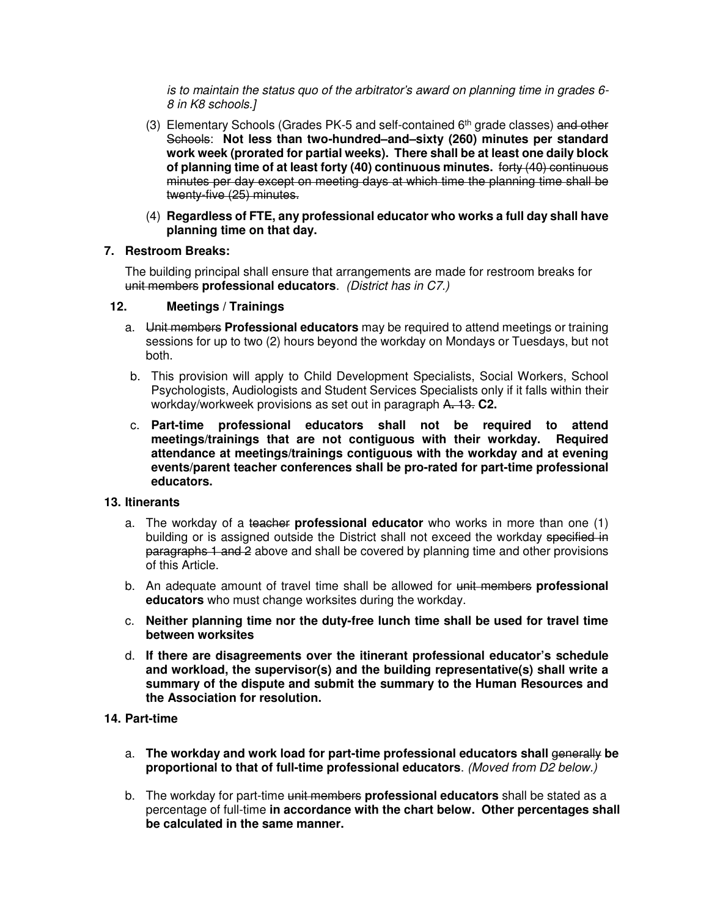*is to maintain the status quo of the arbitrator's award on planning time in grades 6-8 in K8 schools.]*

(3) Elementary Schools (Grades PK-5 and self-contained 6th grade classes) ~~and other Schools~~: **Not less than two-hundred–and–sixty (260) minutes per standard work week (prorated for partial weeks). There shall be at least one daily block of planning time of at least forty (40) continuous minutes.** ~~forty (40) continuous minutes per day except on meeting days at which time the planning time shall be twenty-five (25) minutes.~~

(4) **Regardless of FTE, any professional educator who works a full day shall have planning time on that day.**

**7. Restroom Breaks:**

The building principal shall ensure that arrangements are made for restroom breaks for ~~unit members~~ **professional educators**. *(District has in C7.)*

**12. Meetings / Trainings**

a. ~~Unit members~~ **Professional educators** may be required to attend meetings or training sessions for up to two (2) hours beyond the workday on Mondays or Tuesdays, but not both.

b. This provision will apply to Child Development Specialists, Social Workers, School Psychologists, Audiologists and Student Services Specialists only if it falls within their workday/workweek provisions as set out in paragraph ~~A. 13.~~ **C2.**

c. **Part-time professional educators shall not be required to attend meetings/trainings that are not contiguous with their workday. Required attendance at meetings/trainings contiguous with the workday and at evening events/parent teacher conferences shall be pro-rated for part-time professional educators.**

**13. Itinerants**

a. The workday of a ~~teacher~~ **professional educator** who works in more than one (1) building or is assigned outside the District shall not exceed the workday ~~specified in paragraphs 1 and 2~~ above and shall be covered by planning time and other provisions of this Article.

b. An adequate amount of travel time shall be allowed for ~~unit members~~ **professional educators** who must change worksites during the workday.

c. **Neither planning time nor the duty-free lunch time shall be used for travel time between worksites**

d. **If there are disagreements over the itinerant professional educator's schedule and workload, the supervisor(s) and the building representative(s) shall write a summary of the dispute and submit the summary to the Human Resources and the Association for resolution.**

**14. Part-time**

a. **The workday and work load for part-time professional educators shall** ~~generally~~ **be proportional to that of full-time professional educators**. *(Moved from D2 below.)*

b. The workday for part-time ~~unit members~~ **professional educators** shall be stated as a percentage of full-time **in accordance with the chart below. Other percentages shall be calculated in the same manner.**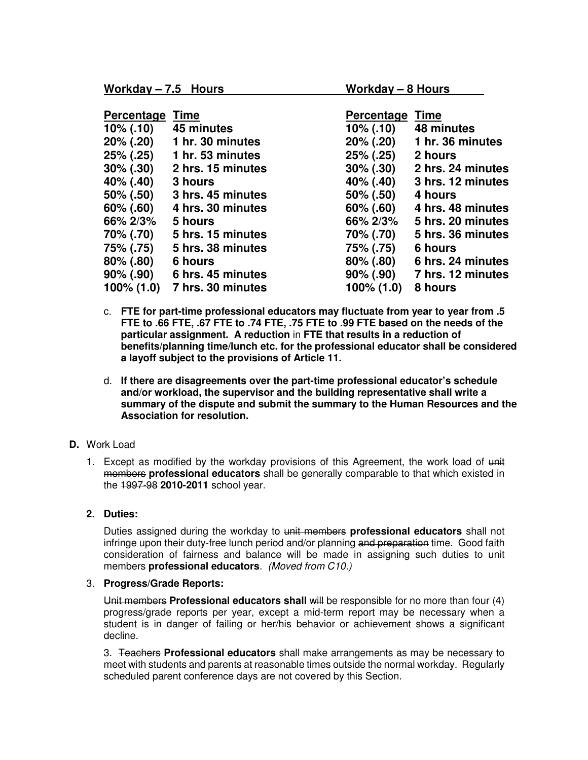| **Workday – 7.5 Hours** | | **Workday – 8 Hours** | |
|---|---|---|---|
| **Percentage** | **Time** | **Percentage** | **Time** |
| **10% (.10)** | **45 minutes** | **10% (.10)** | **48 minutes** |
| **20% (.20)** | **1 hr. 30 minutes** | **20% (.20)** | **1 hr. 36 minutes** |
| **25% (.25)** | **1 hr. 53 minutes** | **25% (.25)** | **2 hours** |
| **30% (.30)** | **2 hrs. 15 minutes** | **30% (.30)** | **2 hrs. 24 minutes** |
| **40% (.40)** | **3 hours** | **40% (.40)** | **3 hrs. 12 minutes** |
| **50% (.50)** | **3 hrs. 45 minutes** | **50% (.50)** | **4 hours** |
| **60% (.60)** | **4 hrs. 30 minutes** | **60% (.60)** | **4 hrs. 48 minutes** |
| **66% 2/3%** | **5 hours** | **66% 2/3%** | **5 hrs. 20 minutes** |
| **70% (.70)** | **5 hrs. 15 minutes** | **70% (.70)** | **5 hrs. 36 minutes** |
| **75% (.75)** | **5 hrs. 38 minutes** | **75% (.75)** | **6 hours** |
| **80% (.80)** | **6 hours** | **80% (.80)** | **6 hrs. 24 minutes** |
| **90% (.90)** | **6 hrs. 45 minutes** | **90% (.90)** | **7 hrs. 12 minutes** |
| **100% (1.0)** | **7 hrs. 30 minutes** | **100% (1.0)** | **8 hours** |

c. **FTE for part-time professional educators may fluctuate from year to year from .5 FTE to .66 FTE, .67 FTE to .74 FTE, .75 FTE to .99 FTE based on the needs of the particular assignment. A reduction** in **FTE that results in a reduction of benefits/planning time/lunch etc. for the professional educator shall be considered a layoff subject to the provisions of Article 11.**

d. **If there are disagreements over the part-time professional educator's schedule and/or workload, the supervisor and the building representative shall write a summary of the dispute and submit the summary to the Human Resources and the Association for resolution.**

**D.** Work Load

1. Except as modified by the workday provisions of this Agreement, the work load of ~~unit members~~ **professional educators** shall be generally comparable to that which existed in the ~~1997-98~~ **2010-2011** school year.

**2. Duties:**

Duties assigned during the workday to ~~unit members~~ **professional educators** shall not infringe upon their duty-free lunch period and/or planning ~~and preparation~~ time. Good faith consideration of fairness and balance will be made in assigning such duties to unit members **professional educators**. *(Moved from C10.)*

3. **Progress/Grade Reports:**

~~Unit members~~ **Professional educators shall** ~~will~~ be responsible for no more than four (4) progress/grade reports per year, except a mid-term report may be necessary when a student is in danger of failing or her/his behavior or achievement shows a significant decline.

3. ~~Teachers~~ **Professional educators** shall make arrangements as may be necessary to meet with students and parents at reasonable times outside the normal workday. Regularly scheduled parent conference days are not covered by this Section.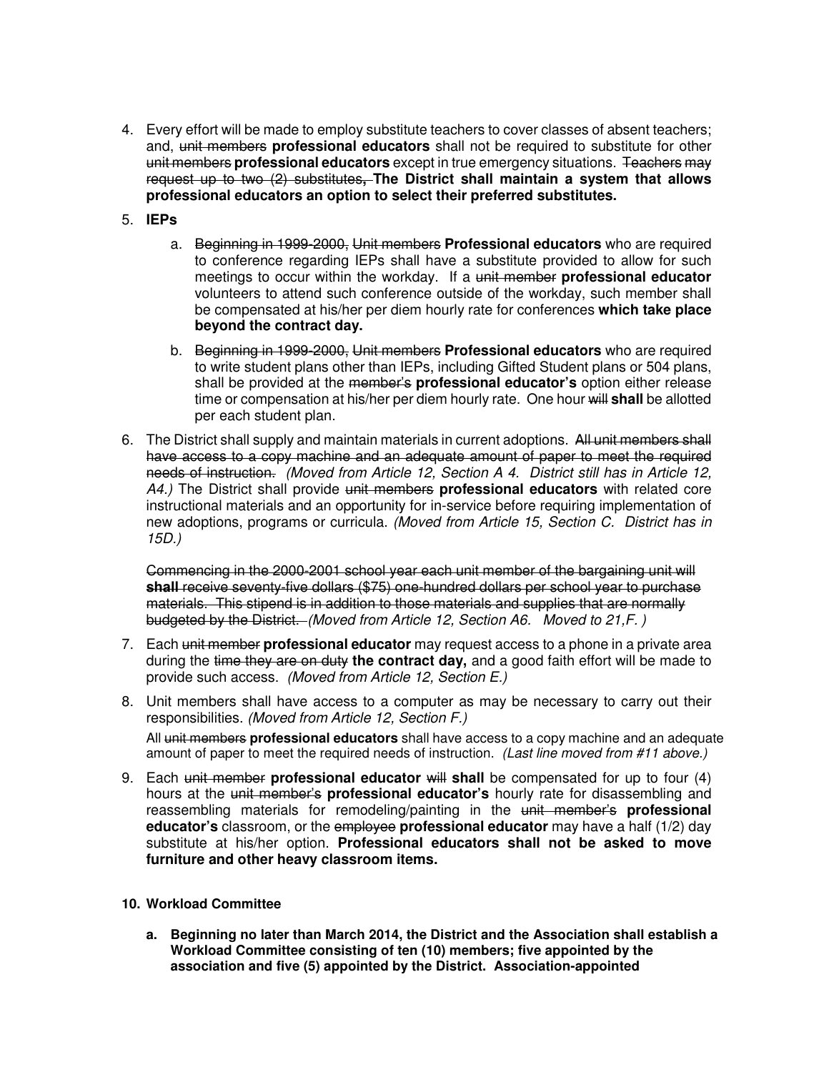4. Every effort will be made to employ substitute teachers to cover classes of absent teachers; and, ~~unit members~~ **professional educators** shall not be required to substitute for other ~~unit members~~ **professional educators** except in true emergency situations. ~~Teachers may request up to two (2) substitutes~~**, The District shall maintain a system that allows professional educators an option to select their preferred substitutes.**

5. **IEPs**

   a. ~~Beginning in 1999-2000, Unit members~~ **Professional educators** who are required to conference regarding IEPs shall have a substitute provided to allow for such meetings to occur within the workday. If a ~~unit member~~ **professional educator** volunteers to attend such conference outside of the workday, such member shall be compensated at his/her per diem hourly rate for conferences **which take place beyond the contract day.**

   b. ~~Beginning in 1999-2000, Unit members~~ **Professional educators** who are required to write student plans other than IEPs, including Gifted Student plans or 504 plans, shall be provided at the ~~member's~~ **professional educator's** option either release time or compensation at his/her per diem hourly rate. One hour ~~will~~ **shall** be allotted per each student plan.

6. The District shall supply and maintain materials in current adoptions. ~~All unit members shall have access to a copy machine and an adequate amount of paper to meet the required needs of instruction.~~ *(Moved from Article 12, Section A 4. District still has in Article 12, A4.)* The District shall provide ~~unit members~~ **professional educators** with related core instructional materials and an opportunity for in-service before requiring implementation of new adoptions, programs or curricula. *(Moved from Article 15, Section C. District has in 15D.)*

   ~~Commencing in the 2000-2001 school year each unit member of the bargaining unit will~~ ~~**shall**~~ ~~receive seventy-five dollars ($75) one-hundred dollars per school year to purchase materials. This stipend is in addition to those materials and supplies that are normally budgeted by the District.~~ *(Moved from Article 12, Section A6. Moved to 21,F. )*

7. Each ~~unit member~~ **professional educator** may request access to a phone in a private area during the ~~time they are on duty~~ **the contract day,** and a good faith effort will be made to provide such access. *(Moved from Article 12, Section E.)*

8. Unit members shall have access to a computer as may be necessary to carry out their responsibilities. *(Moved from Article 12, Section F.)*

   All ~~unit members~~ **professional educators** shall have access to a copy machine and an adequate amount of paper to meet the required needs of instruction. *(Last line moved from #11 above.)*

9. Each ~~unit member~~ **professional educator** ~~will~~ **shall** be compensated for up to four (4) hours at the ~~unit member's~~ **professional educator's** hourly rate for disassembling and reassembling materials for remodeling/painting in the ~~unit member's~~ **professional educator's** classroom, or the ~~employee~~ **professional educator** may have a half (1/2) day substitute at his/her option. **Professional educators shall not be asked to move furniture and other heavy classroom items.**

10. **Workload Committee**

    **a. Beginning no later than March 2014, the District and the Association shall establish a Workload Committee consisting of ten (10) members; five appointed by the association and five (5) appointed by the District. Association-appointed**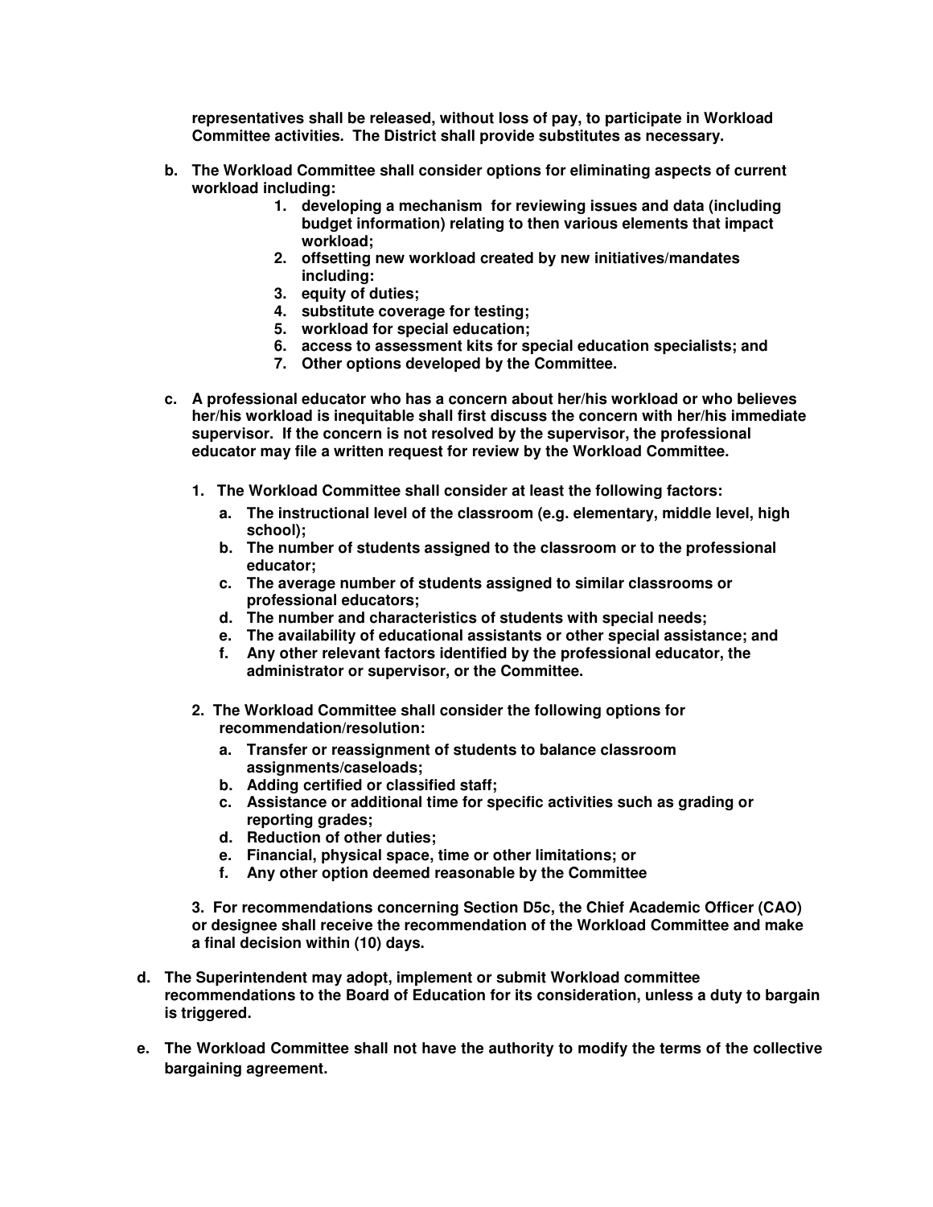**representatives shall be released, without loss of pay, to participate in Workload Committee activities. The District shall provide substitutes as necessary.**

**b. The Workload Committee shall consider options for eliminating aspects of current workload including:**

1. **developing a mechanism for reviewing issues and data (including budget information) relating to then various elements that impact workload;**
2. **offsetting new workload created by new initiatives/mandates including:**
3. **equity of duties;**
4. **substitute coverage for testing;**
5. **workload for special education;**
6. **access to assessment kits for special education specialists; and**
7. **Other options developed by the Committee.**

**c. A professional educator who has a concern about her/his workload or who believes her/his workload is inequitable shall first discuss the concern with her/his immediate supervisor. If the concern is not resolved by the supervisor, the professional educator may file a written request for review by the Workload Committee.**

1. **The Workload Committee shall consider at least the following factors:**
   a. **The instructional level of the classroom (e.g. elementary, middle level, high school);**
   b. **The number of students assigned to the classroom or to the professional educator;**
   c. **The average number of students assigned to similar classrooms or professional educators;**
   d. **The number and characteristics of students with special needs;**
   e. **The availability of educational assistants or other special assistance; and**
   f. **Any other relevant factors identified by the professional educator, the administrator or supervisor, or the Committee.**

2. **The Workload Committee shall consider the following options for recommendation/resolution:**
   a. **Transfer or reassignment of students to balance classroom assignments/caseloads;**
   b. **Adding certified or classified staff;**
   c. **Assistance or additional time for specific activities such as grading or reporting grades;**
   d. **Reduction of other duties;**
   e. **Financial, physical space, time or other limitations; or**
   f. **Any other option deemed reasonable by the Committee**

3. **For recommendations concerning Section D5c, the Chief Academic Officer (CAO) or designee shall receive the recommendation of the Workload Committee and make a final decision within (10) days.**

**d. The Superintendent may adopt, implement or submit Workload committee recommendations to the Board of Education for its consideration, unless a duty to bargain is triggered.**

**e. The Workload Committee shall not have the authority to modify the terms of the collective bargaining agreement.**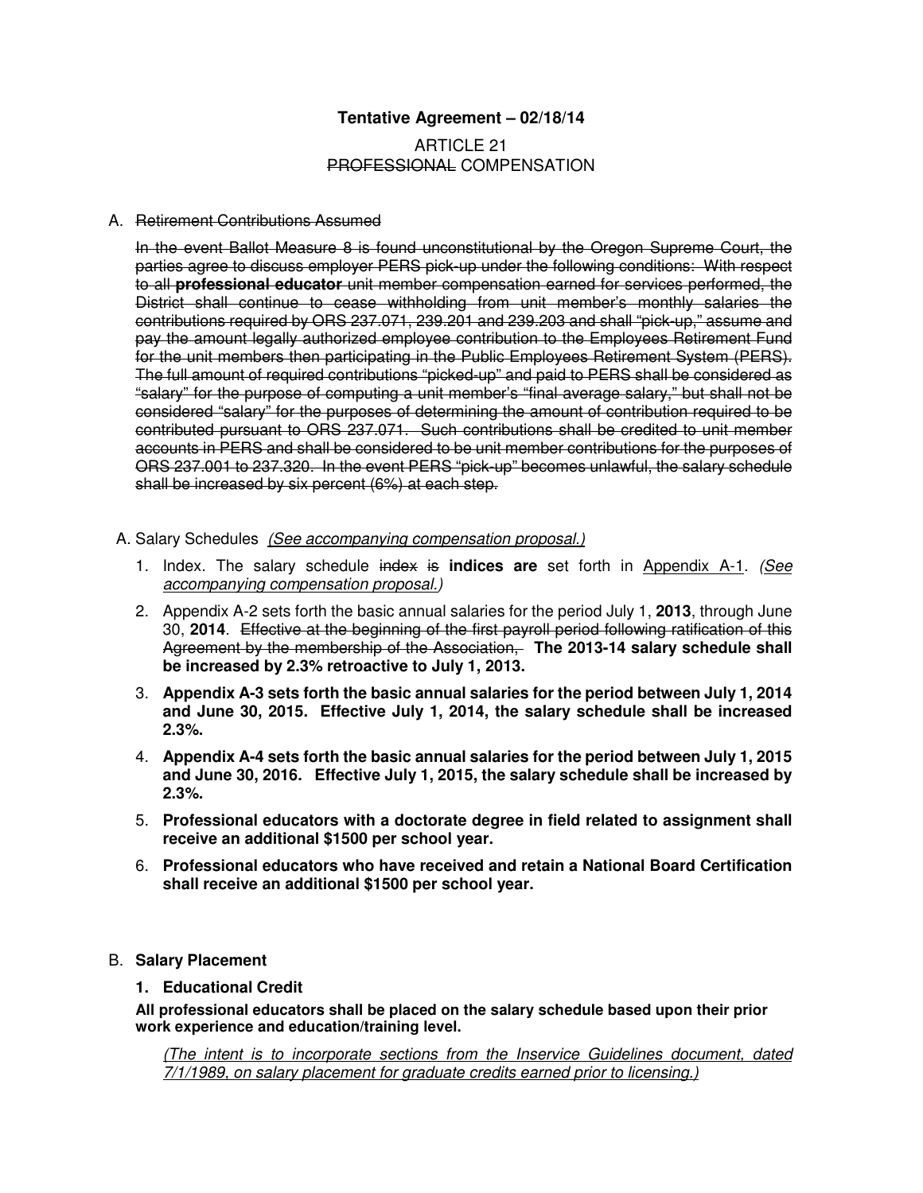**Tentative Agreement – 02/18/14**

ARTICLE 21
~~PROFESSIONAL~~ COMPENSATION

A. ~~Retirement Contributions Assumed~~

~~In the event Ballot Measure 8 is found unconstitutional by the Oregon Supreme Court, the parties agree to discuss employer PERS pick-up under the following conditions: With respect to all~~ ~~**professional educator**~~ ~~unit member compensation earned for services performed, the District shall continue to cease withholding from unit member's monthly salaries the contributions required by ORS 237.071, 239.201 and 239.203 and shall "pick-up," assume and pay the amount legally authorized employee contribution to the Employees Retirement Fund for the unit members then participating in the Public Employees Retirement System (PERS). The full amount of required contributions "picked-up" and paid to PERS shall be considered as "salary" for the purpose of computing a unit member's "final average salary," but shall not be considered "salary" for the purposes of determining the amount of contribution required to be contributed pursuant to ORS 237.071. Such contributions shall be credited to unit member accounts in PERS and shall be considered to be unit member contributions for the purposes of ORS 237.001 to 237.320. In the event PERS "pick-up" becomes unlawful, the salary schedule shall be increased by six percent (6%) at each step.~~

A. Salary Schedules *(See accompanying compensation proposal.)*

1. Index. The salary schedule ~~index is~~ **indices are** set forth in Appendix A-1. *(See accompanying compensation proposal.)*
2. Appendix A-2 sets forth the basic annual salaries for the period July 1, **2013**, through June 30, **2014**. ~~Effective at the beginning of the first payroll period following ratification of this Agreement by the membership of the Association,~~ **The 2013-14 salary schedule shall be increased by 2.3% retroactive to July 1, 2013.**
3. **Appendix A-3 sets forth the basic annual salaries for the period between July 1, 2014 and June 30, 2015. Effective July 1, 2014, the salary schedule shall be increased 2.3%.**
4. **Appendix A-4 sets forth the basic annual salaries for the period between July 1, 2015 and June 30, 2016. Effective July 1, 2015, the salary schedule shall be increased by 2.3%.**
5. **Professional educators with a doctorate degree in field related to assignment shall receive an additional $1500 per school year.**
6. **Professional educators who have received and retain a National Board Certification shall receive an additional $1500 per school year.**

B. **Salary Placement**

**1. Educational Credit**

**All professional educators shall be placed on the salary schedule based upon their prior work experience and education/training level.**

*(The intent is to incorporate sections from the Inservice Guidelines document, dated 7/1/1989, on salary placement for graduate credits earned prior to licensing.)*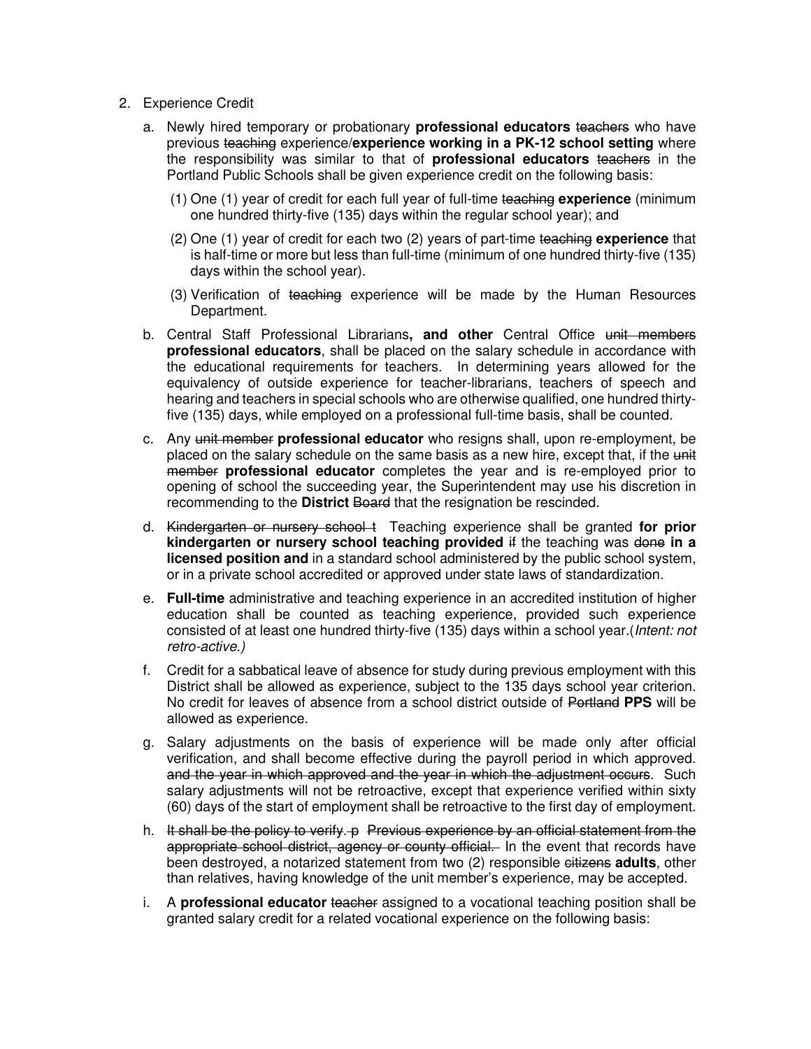2. Experience Credit

   a. Newly hired temporary or probationary **professional educators** ~~teachers~~ who have previous ~~teaching~~ experience/**experience working in a PK-12 school setting** where the responsibility was similar to that of **professional educators** ~~teachers~~ in the Portland Public Schools shall be given experience credit on the following basis:

      (1) One (1) year of credit for each full year of full-time ~~teaching~~ **experience** (minimum one hundred thirty-five (135) days within the regular school year); and

      (2) One (1) year of credit for each two (2) years of part-time ~~teaching~~ **experience** that is half-time or more but less than full-time (minimum of one hundred thirty-five (135) days within the school year).

      (3) Verification of ~~teaching~~ experience will be made by the Human Resources Department.

   b. Central Staff Professional Librarians**, and other** Central Office ~~unit members~~ **professional educators**, shall be placed on the salary schedule in accordance with the educational requirements for teachers. In determining years allowed for the equivalency of outside experience for teacher-librarians, teachers of speech and hearing and teachers in special schools who are otherwise qualified, one hundred thirty-five (135) days, while employed on a professional full-time basis, shall be counted.

   c. Any ~~unit member~~ **professional educator** who resigns shall, upon re-employment, be placed on the salary schedule on the same basis as a new hire, except that, if the ~~unit member~~ **professional educator** completes the year and is re-employed prior to opening of school the succeeding year, the Superintendent may use his discretion in recommending to the **District** ~~Board~~ that the resignation be rescinded.

   d. ~~Kindergarten or nursery school t~~ Teaching experience shall be granted **for prior kindergarten or nursery school teaching provided** ~~if~~ the teaching was ~~done~~ **in a licensed position and** in a standard school administered by the public school system, or in a private school accredited or approved under state laws of standardization.

   e. **Full-time** administrative and teaching experience in an accredited institution of higher education shall be counted as teaching experience, provided such experience consisted of at least one hundred thirty-five (135) days within a school year.(*Intent: not retro-active.)*

   f. Credit for a sabbatical leave of absence for study during previous employment with this District shall be allowed as experience, subject to the 135 days school year criterion. No credit for leaves of absence from a school district outside of ~~Portland~~ **PPS** will be allowed as experience.

   g. Salary adjustments on the basis of experience will be made only after official verification, and shall become effective during the payroll period in which approved. ~~and the year in which approved and the year in which the adjustment occurs~~. Such salary adjustments will not be retroactive, except that experience verified within sixty (60) days of the start of employment shall be retroactive to the first day of employment.

   h. ~~It shall be the policy to verify. p~~ ~~Previous experience by an official statement from the appropriate school district, agency or county official.~~ In the event that records have been destroyed, a notarized statement from two (2) responsible ~~citizens~~ **adults**, other than relatives, having knowledge of the unit member's experience, may be accepted.

   i. A **professional educator** ~~teacher~~ assigned to a vocational teaching position shall be granted salary credit for a related vocational experience on the following basis: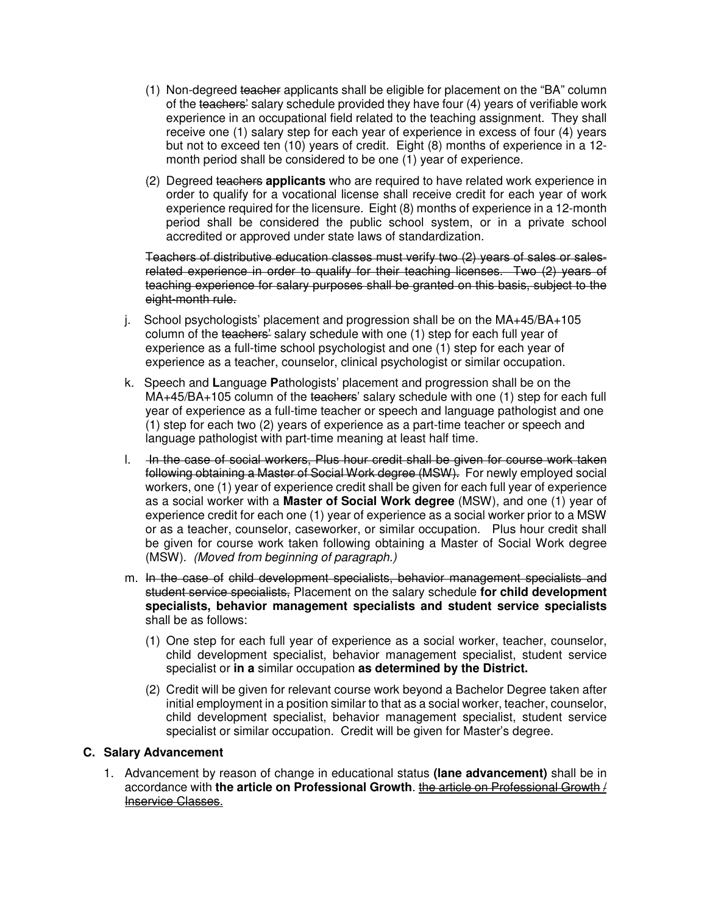(1) Non-degreed ~~teacher~~ applicants shall be eligible for placement on the "BA" column of the ~~teachers'~~ salary schedule provided they have four (4) years of verifiable work experience in an occupational field related to the teaching assignment. They shall receive one (1) salary step for each year of experience in excess of four (4) years but not to exceed ten (10) years of credit. Eight (8) months of experience in a 12-month period shall be considered to be one (1) year of experience.

(2) Degreed ~~teachers~~ **applicants** who are required to have related work experience in order to qualify for a vocational license shall receive credit for each year of work experience required for the licensure. Eight (8) months of experience in a 12-month period shall be considered the public school system, or in a private school accredited or approved under state laws of standardization.

~~Teachers of distributive education classes must verify two (2) years of sales or sales-related experience in order to qualify for their teaching licenses. Two (2) years of teaching experience for salary purposes shall be granted on this basis, subject to the eight-month rule.~~

j. School psychologists' placement and progression shall be on the MA+45/BA+105 column of the ~~teachers'~~ salary schedule with one (1) step for each full year of experience as a full-time school psychologist and one (1) step for each year of experience as a teacher, counselor, clinical psychologist or similar occupation.

k. Speech and **L**anguage **P**athologists' placement and progression shall be on the MA+45/BA+105 column of the ~~teachers~~' salary schedule with one (1) step for each full year of experience as a full-time teacher or speech and language pathologist and one (1) step for each two (2) years of experience as a part-time teacher or speech and language pathologist with part-time meaning at least half time.

l. ~~In the case of social workers, Plus hour credit shall be given for course work taken following obtaining a Master of Social Work degree (MSW).~~ For newly employed social workers, one (1) year of experience credit shall be given for each full year of experience as a social worker with a **Master of Social Work degree** (MSW), and one (1) year of experience credit for each one (1) year of experience as a social worker prior to a MSW or as a teacher, counselor, caseworker, or similar occupation. Plus hour credit shall be given for course work taken following obtaining a Master of Social Work degree (MSW). *(Moved from beginning of paragraph.)*

m. ~~In the case of child development specialists, behavior management specialists and student service specialists,~~ Placement on the salary schedule **for child development specialists, behavior management specialists and student service specialists** shall be as follows:

(1) One step for each full year of experience as a social worker, teacher, counselor, child development specialist, behavior management specialist, student service specialist or **in a** similar occupation **as determined by the District.**

(2) Credit will be given for relevant course work beyond a Bachelor Degree taken after initial employment in a position similar to that as a social worker, teacher, counselor, child development specialist, behavior management specialist, student service specialist or similar occupation. Credit will be given for Master's degree.

## C. Salary Advancement

1. Advancement by reason of change in educational status **(lane advancement)** shall be in accordance with **the article on Professional Growth**. ~~the article on Professional Growth / Inservice Classes.~~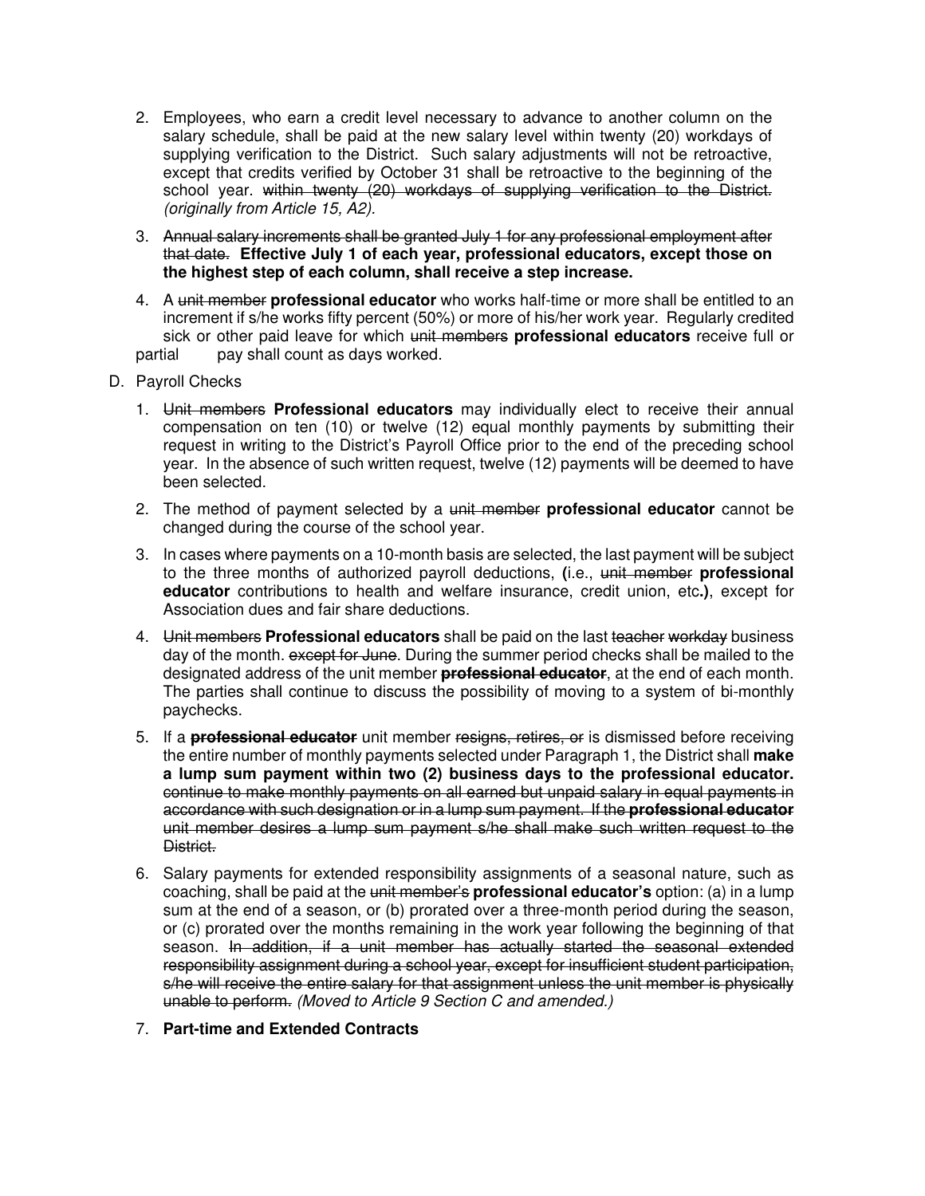2. Employees, who earn a credit level necessary to advance to another column on the salary schedule, shall be paid at the new salary level within twenty (20) workdays of supplying verification to the District. Such salary adjustments will not be retroactive, except that credits verified by October 31 shall be retroactive to the beginning of the school year. ~~within twenty (20) workdays of supplying verification to the District.~~ *(originally from Article 15, A2).*

3. ~~Annual salary increments shall be granted July 1 for any professional employment after that date.~~ **Effective July 1 of each year, professional educators, except those on the highest step of each column, shall receive a step increase.**

4. A ~~unit member~~ **professional educator** who works half-time or more shall be entitled to an increment if s/he works fifty percent (50%) or more of his/her work year. Regularly credited sick or other paid leave for which ~~unit members~~ **professional educators** receive full or partial pay shall count as days worked.

D. Payroll Checks

1. ~~Unit members~~ **Professional educators** may individually elect to receive their annual compensation on ten (10) or twelve (12) equal monthly payments by submitting their request in writing to the District's Payroll Office prior to the end of the preceding school year. In the absence of such written request, twelve (12) payments will be deemed to have been selected.

2. The method of payment selected by a ~~unit member~~ **professional educator** cannot be changed during the course of the school year.

3. In cases where payments on a 10-month basis are selected, the last payment will be subject to the three months of authorized payroll deductions, **(**i.e., ~~unit member~~ **professional educator** contributions to health and welfare insurance, credit union, etc**.)**, except for Association dues and fair share deductions.

4. ~~Unit members~~ **Professional educators** shall be paid on the last ~~teacher workday~~ business day of the month. ~~except for June~~. During the summer period checks shall be mailed to the designated address of the unit member ~~**professional educator**~~, at the end of each month. The parties shall continue to discuss the possibility of moving to a system of bi-monthly paychecks.

5. If a ~~**professional educator**~~ unit member ~~resigns, retires, or~~ is dismissed before receiving the entire number of monthly payments selected under Paragraph 1, the District shall **make a lump sum payment within two (2) business days to the professional educator.** ~~continue to make monthly payments on all earned but unpaid salary in equal payments in accordance with such designation or in a lump sum payment. If the **professional educator** unit member desires a lump sum payment s/he shall make such written request to the District.~~

6. Salary payments for extended responsibility assignments of a seasonal nature, such as coaching, shall be paid at the ~~unit member's~~ **professional educator's** option: (a) in a lump sum at the end of a season, or (b) prorated over a three-month period during the season, or (c) prorated over the months remaining in the work year following the beginning of that season. ~~In addition, if a unit member has actually started the seasonal extended responsibility assignment during a school year, except for insufficient student participation, s/he will receive the entire salary for that assignment unless the unit member is physically unable to perform.~~ *(Moved to Article 9 Section C and amended.)*

7. **Part-time and Extended Contracts**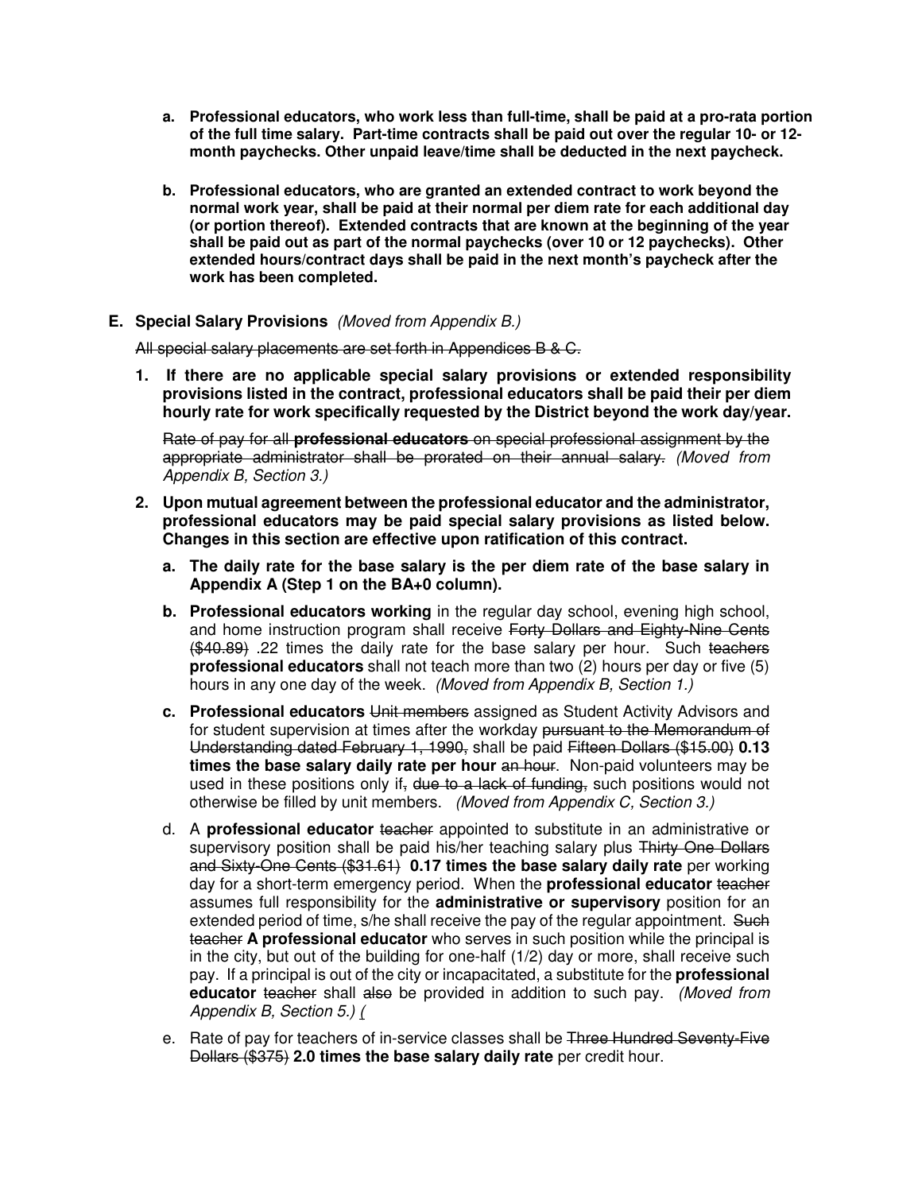a. **Professional educators, who work less than full-time, shall be paid at a pro-rata portion of the full time salary. Part-time contracts shall be paid out over the regular 10- or 12-month paychecks. Other unpaid leave/time shall be deducted in the next paycheck.**

b. **Professional educators, who are granted an extended contract to work beyond the normal work year, shall be paid at their normal per diem rate for each additional day (or portion thereof). Extended contracts that are known at the beginning of the year shall be paid out as part of the normal paychecks (over 10 or 12 paychecks). Other extended hours/contract days shall be paid in the next month's paycheck after the work has been completed.**

**E. Special Salary Provisions** *(Moved from Appendix B.)*

~~All special salary placements are set forth in Appendices B & C.~~

1. **If there are no applicable special salary provisions or extended responsibility provisions listed in the contract, professional educators shall be paid their per diem hourly rate for work specifically requested by the District beyond the work day/year.**

   ~~Rate of pay for all~~ **~~professional educators~~** ~~on special professional assignment by the appropriate administrator shall be prorated on their annual salary.~~ *(Moved from Appendix B, Section 3.)*

2. **Upon mutual agreement between the professional educator and the administrator, professional educators may be paid special salary provisions as listed below. Changes in this section are effective upon ratification of this contract.**

   a. **The daily rate for the base salary is the per diem rate of the base salary in Appendix A (Step 1 on the BA+0 column).**

   b. **Professional educators working** in the regular day school, evening high school, and home instruction program shall receive ~~Forty Dollars and Eighty-Nine Cents ($40.89)~~ .22 times the daily rate for the base salary per hour. Such ~~teachers~~ **professional educators** shall not teach more than two (2) hours per day or five (5) hours in any one day of the week. *(Moved from Appendix B, Section 1.)*

   c. **Professional educators** ~~Unit members~~ assigned as Student Activity Advisors and for student supervision at times after the workday ~~pursuant to the Memorandum of Understanding dated February 1, 1990,~~ shall be paid ~~Fifteen Dollars ($15.00)~~ **0.13 times the base salary daily rate per hour** ~~an hour~~. Non-paid volunteers may be used in these positions only if~~, due to a lack of funding,~~ such positions would not otherwise be filled by unit members. *(Moved from Appendix C, Section 3.)*

   d. A **professional educator** ~~teacher~~ appointed to substitute in an administrative or supervisory position shall be paid his/her teaching salary plus ~~Thirty One Dollars and Sixty-One Cents ($31.61)~~ **0.17 times the base salary daily rate** per working day for a short-term emergency period. When the **professional educator** ~~teacher~~ assumes full responsibility for the **administrative or supervisory** position for an extended period of time, s/he shall receive the pay of the regular appointment. ~~Such teacher~~ **A professional educator** who serves in such position while the principal is in the city, but out of the building for one-half (1/2) day or more, shall receive such pay. If a principal is out of the city or incapacitated, a substitute for the **professional educator** ~~teacher~~ shall ~~also~~ be provided in addition to such pay. *(Moved from Appendix B, Section 5.) (*

   e. Rate of pay for teachers of in-service classes shall be ~~Three Hundred Seventy-Five Dollars ($375)~~ **2.0 times the base salary daily rate** per credit hour.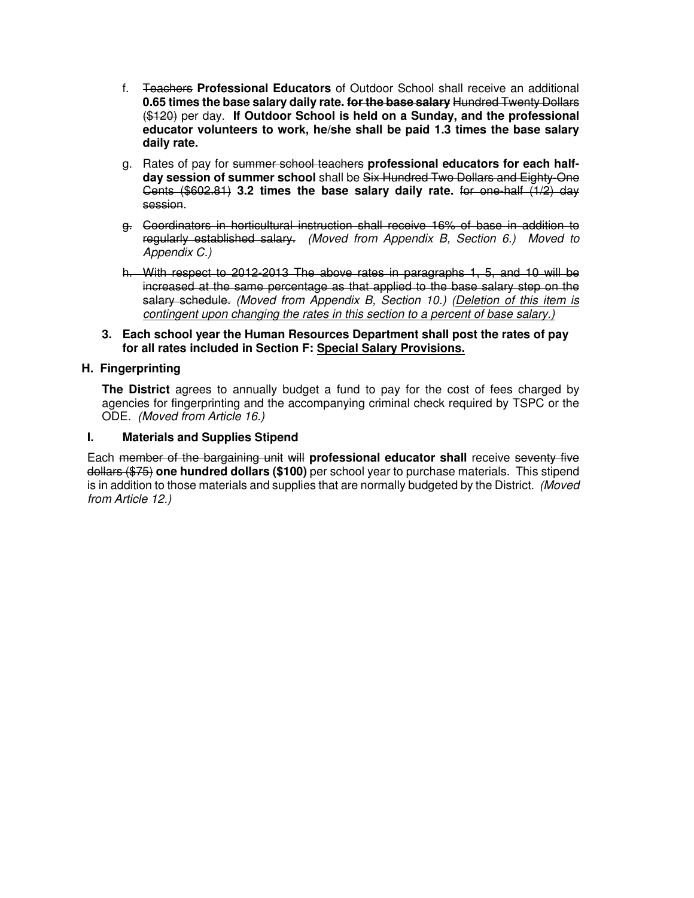f. ~~Teachers~~ **Professional Educators** of Outdoor School shall receive an additional **0.65 times the base salary daily rate.** ~~**for the base salary**~~ ~~Hundred Twenty Dollars ($120)~~ per day. **If Outdoor School is held on a Sunday, and the professional educator volunteers to work, he/she shall be paid 1.3 times the base salary daily rate.**

g. Rates of pay for ~~summer school teachers~~ **professional educators for each half-day session of summer school** shall be ~~Six Hundred Two Dollars and Eighty-One Cents ($602.81)~~ **3.2 times the base salary daily rate.** ~~for one-half (1/2) day session~~.

~~g. Coordinators in horticultural instruction shall receive 16% of base in addition to regularly established salary.~~ *(Moved from Appendix B, Section 6.) Moved to Appendix C.)*

~~h. With respect to 2012-2013 The above rates in paragraphs 1, 5, and 10 will be increased at the same percentage as that applied to the base salary step on the salary schedule.~~ *(Moved from Appendix B, Section 10.)* *(Deletion of this item is contingent upon changing the rates in this section to a percent of base salary.)*

**3. Each school year the Human Resources Department shall post the rates of pay for all rates included in Section F: Special Salary Provisions.**

### H. Fingerprinting

**The District** agrees to annually budget a fund to pay for the cost of fees charged by agencies for fingerprinting and the accompanying criminal check required by TSPC or the ODE. *(Moved from Article 16.)*

### I. Materials and Supplies Stipend

Each ~~member of the bargaining unit will~~ **professional educator shall** receive ~~seventy five dollars ($75)~~ **one hundred dollars ($100)** per school year to purchase materials. This stipend is in addition to those materials and supplies that are normally budgeted by the District. *(Moved from Article 12.)*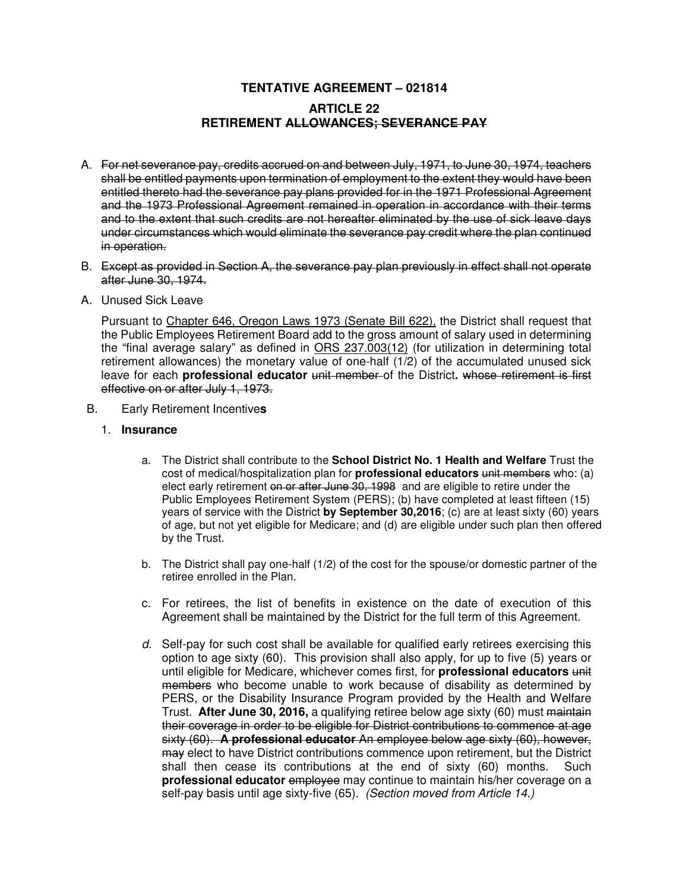# TENTATIVE AGREEMENT – 021814

## ARTICLE 22
## RETIREMENT ~~ALLOWANCES; SEVERANCE PAY~~

A. ~~For net severance pay, credits accrued on and between July, 1971, to June 30, 1974, teachers shall be entitled payments upon termination of employment to the extent they would have been entitled thereto had the severance pay plans provided for in the 1971 Professional Agreement and the 1973 Professional Agreement remained in operation in accordance with their terms and to the extent that such credits are not hereafter eliminated by the use of sick leave days under circumstances which would eliminate the severance pay credit where the plan continued in operation.~~

B. ~~Except as provided in Section A, the severance pay plan previously in effect shall not operate after June 30, 1974.~~

A. Unused Sick Leave

Pursuant to Chapter 646, Oregon Laws 1973 (Senate Bill 622), the District shall request that the Public Employees Retirement Board add to the gross amount of salary used in determining the "final average salary" as defined in ORS 237.003(12) (for utilization in determining total retirement allowances) the monetary value of one-half (1/2) of the accumulated unused sick leave for each **professional educator** ~~unit member~~ of the District**.** ~~whose retirement is first effective on or after July 1, 1973.~~

B. Early Retirement Incentive**s**

1. **Insurance**

   a. The District shall contribute to the **School District No. 1 Health and Welfare** Trust the cost of medical/hospitalization plan for **professional educators** ~~unit members~~ who: (a) elect early retirement ~~on or after June 30, 1998~~ and are eligible to retire under the Public Employees Retirement System (PERS); (b) have completed at least fifteen (15) years of service with the District **by September 30,2016**; (c) are at least sixty (60) years of age, but not yet eligible for Medicare; and (d) are eligible under such plan then offered by the Trust.

   b. The District shall pay one-half (1/2) of the cost for the spouse/or domestic partner of the retiree enrolled in the Plan.

   c. For retirees, the list of benefits in existence on the date of execution of this Agreement shall be maintained by the District for the full term of this Agreement.

   *d.* Self-pay for such cost shall be available for qualified early retirees exercising this option to age sixty (60). This provision shall also apply, for up to five (5) years or until eligible for Medicare, whichever comes first, for **professional educators** ~~unit members~~ who become unable to work because of disability as determined by PERS, or the Disability Insurance Program provided by the Health and Welfare Trust. **After June 30, 2016,** a qualifying retiree below age sixty (60) must ~~maintain their coverage in order to be eligible for District contributions to commence at age sixty (60).~~ **A professional educator** ~~An employee below age sixty (60), however, may~~ elect to have District contributions commence upon retirement, but the District shall then cease its contributions at the end of sixty (60) months. Such **professional educator** ~~employee~~ may continue to maintain his/her coverage on a self-pay basis until age sixty-five (65). *(Section moved from Article 14.)*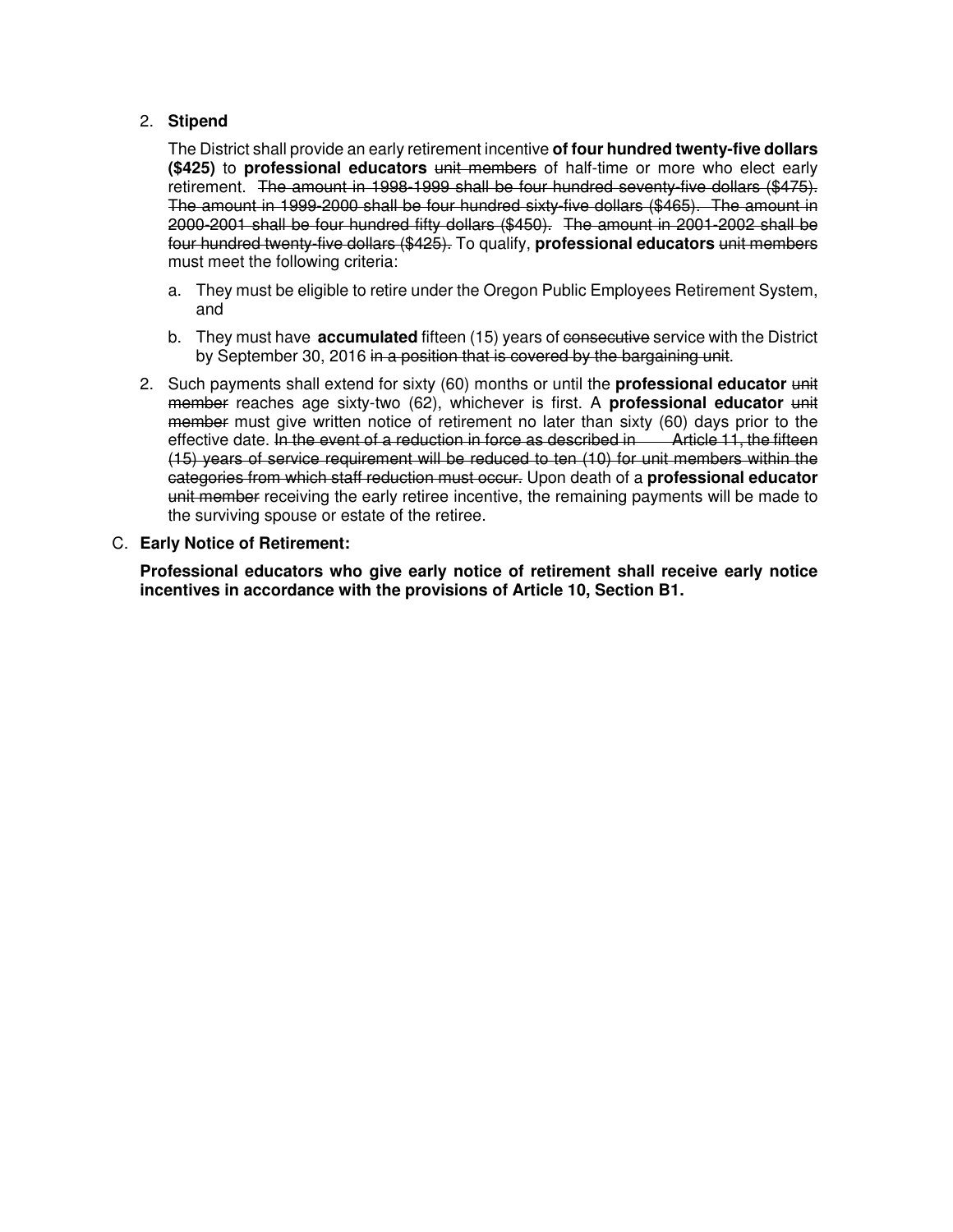2. **Stipend**

   The District shall provide an early retirement incentive **of four hundred twenty-five dollars ($425)** to **professional educators** ~~unit members~~ of half-time or more who elect early retirement. ~~The amount in 1998-1999 shall be four hundred seventy-five dollars ($475). The amount in 1999-2000 shall be four hundred sixty-five dollars ($465). The amount in 2000-2001 shall be four hundred fifty dollars ($450). The amount in 2001-2002 shall be four hundred twenty-five dollars ($425).~~ To qualify, **professional educators** ~~unit members~~ must meet the following criteria:

   a. They must be eligible to retire under the Oregon Public Employees Retirement System, and

   b. They must have **accumulated** fifteen (15) years of ~~consecutive~~ service with the District by September 30, 2016 ~~in a position that is covered by the bargaining unit~~.

2. Such payments shall extend for sixty (60) months or until the **professional educator** ~~unit member~~ reaches age sixty-two (62), whichever is first. A **professional educator** ~~unit member~~ must give written notice of retirement no later than sixty (60) days prior to the effective date. ~~In the event of a reduction in force as described in Article 11, the fifteen (15) years of service requirement will be reduced to ten (10) for unit members within the categories from which staff reduction must occur.~~ Upon death of a **professional educator** ~~unit member~~ receiving the early retiree incentive, the remaining payments will be made to the surviving spouse or estate of the retiree.

C. **Early Notice of Retirement:**

   **Professional educators who give early notice of retirement shall receive early notice incentives in accordance with the provisions of Article 10, Section B1.**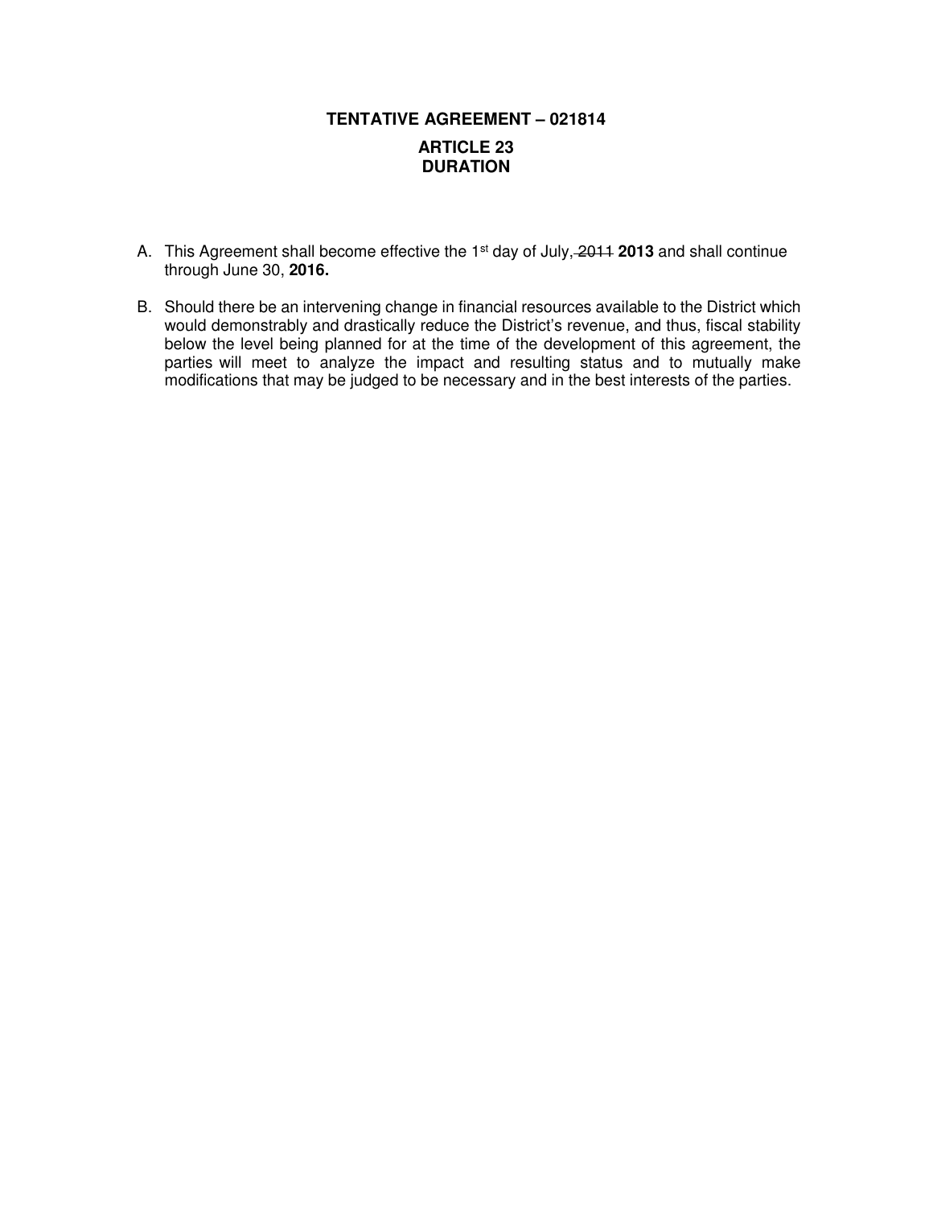## TENTATIVE AGREEMENT – 021814

## ARTICLE 23
## DURATION

A. This Agreement shall become effective the 1st day of July, ~~2011~~ **2013** and shall continue through June 30, **2016.**

B. Should there be an intervening change in financial resources available to the District which would demonstrably and drastically reduce the District's revenue, and thus, fiscal stability below the level being planned for at the time of the development of this agreement, the parties will meet to analyze the impact and resulting status and to mutually make modifications that may be judged to be necessary and in the best interests of the parties.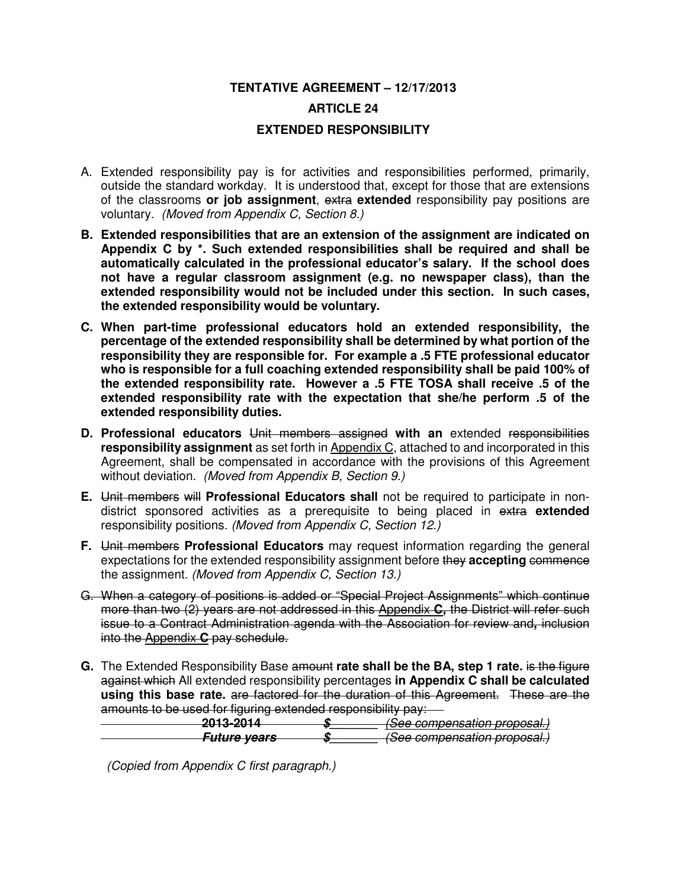**TENTATIVE AGREEMENT – 12/17/2013**

**ARTICLE 24**

**EXTENDED RESPONSIBILITY**

A. Extended responsibility pay is for activities and responsibilities performed, primarily, outside the standard workday. It is understood that, except for those that are extensions of the classrooms **or job assignment**, ~~extra~~ **extended** responsibility pay positions are voluntary. *(Moved from Appendix C, Section 8.)*

**B. Extended responsibilities that are an extension of the assignment are indicated on Appendix C by *. Such extended responsibilities shall be required and shall be automatically calculated in the professional educator's salary. If the school does not have a regular classroom assignment (e.g. no newspaper class), than the extended responsibility would not be included under this section. In such cases, the extended responsibility would be voluntary.**

**C. When part-time professional educators hold an extended responsibility, the percentage of the extended responsibility shall be determined by what portion of the responsibility they are responsible for. For example a .5 FTE professional educator who is responsible for a full coaching extended responsibility shall be paid 100% of the extended responsibility rate. However a .5 FTE TOSA shall receive .5 of the extended responsibility rate with the expectation that she/he perform .5 of the extended responsibility duties.**

**D. Professional educators** ~~Unit members assigned~~ **with an** extended ~~responsibilities~~ **responsibility assignment** as set forth in Appendix C, attached to and incorporated in this Agreement, shall be compensated in accordance with the provisions of this Agreement without deviation. *(Moved from Appendix B, Section 9.)*

**E.** ~~Unit members will~~ **Professional Educators shall** not be required to participate in non-district sponsored activities as a prerequisite to being placed in ~~extra~~ **extended** responsibility positions. *(Moved from Appendix C, Section 12.)*

**F.** ~~Unit members~~ **Professional Educators** may request information regarding the general expectations for the extended responsibility assignment before ~~they~~ **accepting** ~~commence~~ the assignment. *(Moved from Appendix C, Section 13.)*

~~G. When a category of positions is added or "Special Project Assignments" which continue more than two (2) years are not addressed in this Appendix **C,** the District will refer such issue to a Contract Administration agenda with the Association for review and**,** inclusion into the Appendix **C** pay schedule.~~

**G.** The Extended Responsibility Base ~~amount~~ **rate shall be the BA, step 1 rate.** ~~is the figure against which~~ All extended responsibility percentages **in Appendix C shall be calculated using this base rate.** ~~are factored for the duration of this Agreement. These are the amounts to be used for figuring extended responsibility pay:~~

~~**2013-2014** **$\_\_\_\_\_\_\_** *(See compensation proposal.)*~~

~~***Future years*** **$\_\_\_\_\_\_\_** *(See compensation proposal.)*~~

*(Copied from Appendix C first paragraph.)*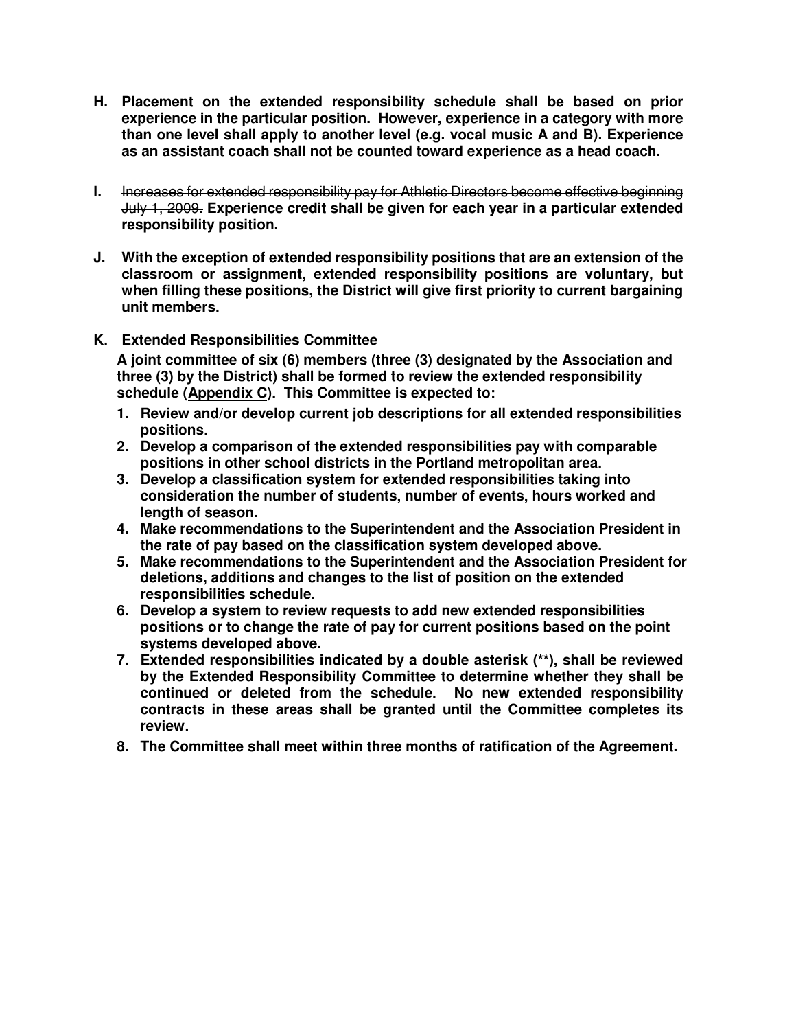**H. Placement on the extended responsibility schedule shall be based on prior experience in the particular position. However, experience in a category with more than one level shall apply to another level (e.g. vocal music A and B). Experience as an assistant coach shall not be counted toward experience as a head coach.**

**I.** ~~Increases for extended responsibility pay for Athletic Directors become effective beginning July 1, 2009.~~ **Experience credit shall be given for each year in a particular extended responsibility position.**

**J. With the exception of extended responsibility positions that are an extension of the classroom or assignment, extended responsibility positions are voluntary, but when filling these positions, the District will give first priority to current bargaining unit members.**

**K. Extended Responsibilities Committee**

**A joint committee of six (6) members (three (3) designated by the Association and three (3) by the District) shall be formed to review the extended responsibility schedule (<u>Appendix C</u>). This Committee is expected to:**

1. **Review and/or develop current job descriptions for all extended responsibilities positions.**
2. **Develop a comparison of the extended responsibilities pay with comparable positions in other school districts in the Portland metropolitan area.**
3. **Develop a classification system for extended responsibilities taking into consideration the number of students, number of events, hours worked and length of season.**
4. **Make recommendations to the Superintendent and the Association President in the rate of pay based on the classification system developed above.**
5. **Make recommendations to the Superintendent and the Association President for deletions, additions and changes to the list of position on the extended responsibilities schedule.**
6. **Develop a system to review requests to add new extended responsibilities positions or to change the rate of pay for current positions based on the point systems developed above.**
7. **Extended responsibilities indicated by a double asterisk (**), shall be reviewed by the Extended Responsibility Committee to determine whether they shall be continued or deleted from the schedule. No new extended responsibility contracts in these areas shall be granted until the Committee completes its review.**
8. **The Committee shall meet within three months of ratification of the Agreement.**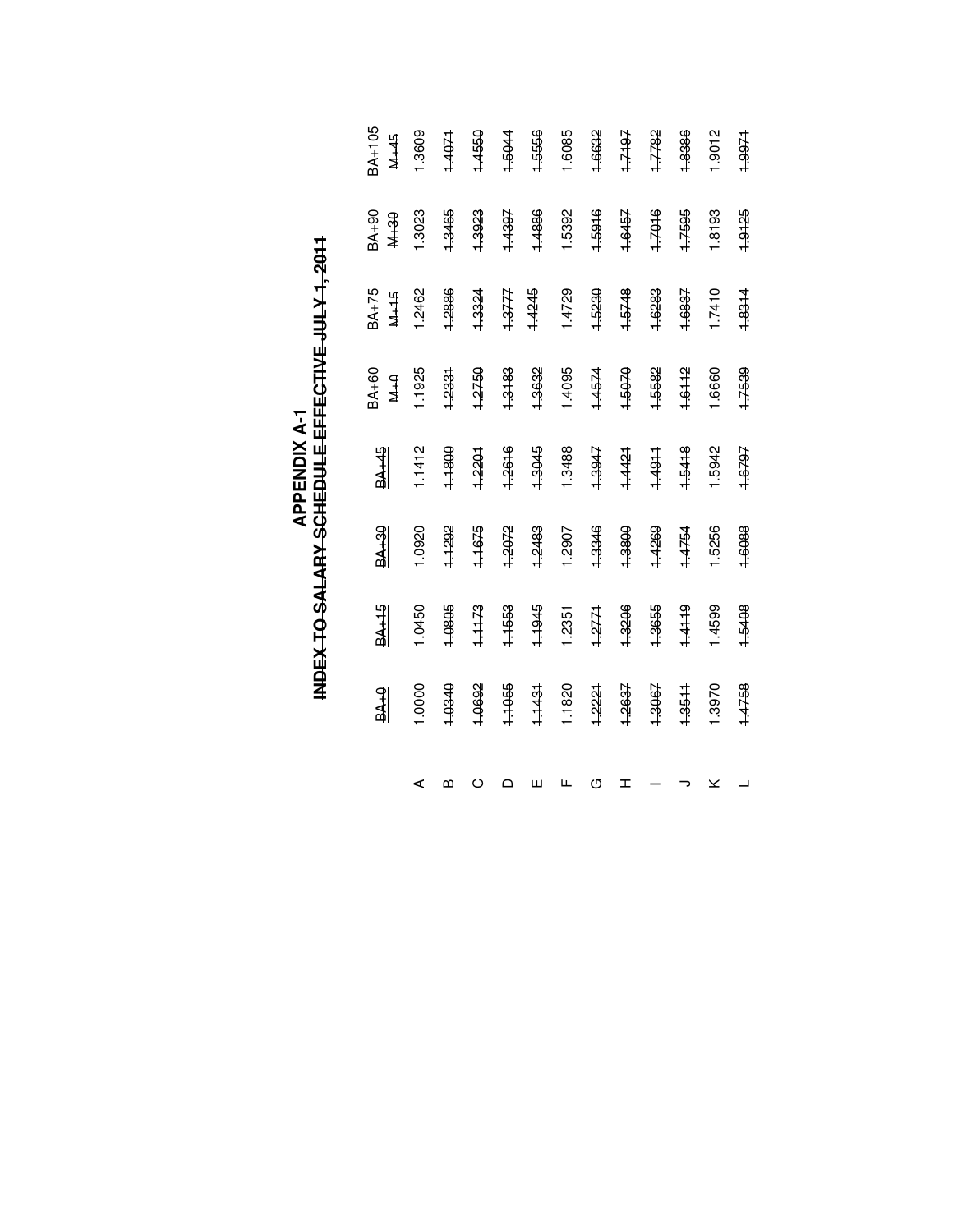# APPENDIX A-1
## INDEX TO SALARY SCHEDULE EFFECTIVE JULY 1, 2011

| | BA+0 | BA+15 | BA+30 | BA+45 | BA+60 M+0 | BA+75 M+15 | BA+90 M+30 | BA+105 M+45 |
|---|---|---|---|---|---|---|---|---|
| A | 1.0000 | 1.0450 | 1.0920 | 1.1412 | 1.1925 | 1.2462 | 1.3023 | 1.3609 |
| B | 1.0340 | 1.0805 | 1.1292 | 1.1800 | 1.2331 | 1.2886 | 1.3465 | 1.4071 |
| C | 1.0692 | 1.1173 | 1.1675 | 1.2201 | 1.2750 | 1.3324 | 1.3923 | 1.4550 |
| D | 1.1055 | 1.1553 | 1.2072 | 1.2616 | 1.3183 | 1.3777 | 1.4397 | 1.5044 |
| E | 1.1431 | 1.1945 | 1.2483 | 1.3045 | 1.3632 | 1.4245 | 1.4886 | 1.5556 |
| F | 1.1820 | 1.2351 | 1.2907 | 1.3488 | 1.4095 | 1.4729 | 1.5392 | 1.6085 |
| G | 1.2221 | 1.2771 | 1.3346 | 1.3947 | 1.4574 | 1.5230 | 1.5916 | 1.6632 |
| H | 1.2637 | 1.3206 | 1.3800 | 1.4421 | 1.5070 | 1.5748 | 1.6457 | 1.7197 |
| I | 1.3067 | 1.3655 | 1.4269 | 1.4911 | 1.5582 | 1.6283 | 1.7016 | 1.7782 |
| J | 1.3511 | 1.4119 | 1.4754 | 1.5418 | 1.6112 | 1.6837 | 1.7595 | 1.8386 |
| K | 1.3970 | 1.4599 | 1.5256 | 1.5942 | 1.6660 | 1.7410 | 1.8193 | 1.9012 |
| L | 1.4758 | 1.5408 | 1.6088 | 1.6797 | 1.7539 | 1.8314 | 1.9125 | 1.9971 |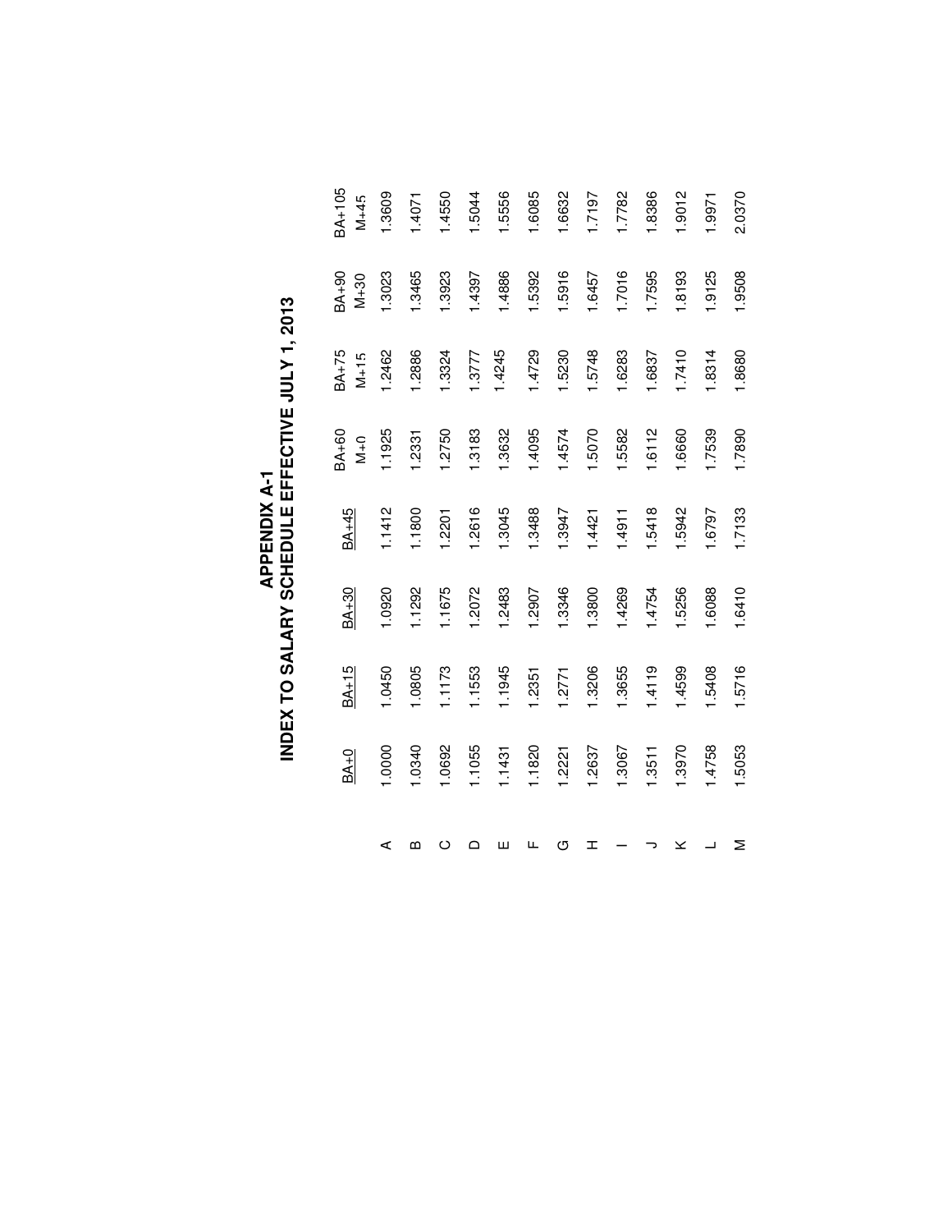# APPENDIX A-1
## INDEX TO SALARY SCHEDULE EFFECTIVE JULY 1, 2013

| | BA+0 | BA+15 | BA+30 | BA+45 | BA+60 M+0 | BA+75 M+15 | BA+90 M+30 | BA+105 M+45 |
|---|---|---|---|---|---|---|---|---|
| A | 1.0000 | 1.0450 | 1.0920 | 1.1412 | 1.1925 | 1.2462 | 1.3023 | 1.3609 |
| B | 1.0340 | 1.0805 | 1.1292 | 1.1800 | 1.2331 | 1.2886 | 1.3465 | 1.4071 |
| C | 1.0692 | 1.1173 | 1.1675 | 1.2201 | 1.2750 | 1.3324 | 1.3923 | 1.4550 |
| D | 1.1055 | 1.1553 | 1.2072 | 1.2616 | 1.3183 | 1.3777 | 1.4397 | 1.5044 |
| E | 1.1431 | 1.1945 | 1.2483 | 1.3045 | 1.3632 | 1.4245 | 1.4886 | 1.5556 |
| F | 1.1820 | 1.2351 | 1.2907 | 1.3488 | 1.4095 | 1.4729 | 1.5392 | 1.6085 |
| G | 1.2221 | 1.2771 | 1.3346 | 1.3947 | 1.4574 | 1.5230 | 1.5916 | 1.6632 |
| H | 1.2637 | 1.3206 | 1.3800 | 1.4421 | 1.5070 | 1.5748 | 1.6457 | 1.7197 |
| I | 1.3067 | 1.3655 | 1.4269 | 1.4911 | 1.5582 | 1.6283 | 1.7016 | 1.7782 |
| J | 1.3511 | 1.4119 | 1.4754 | 1.5418 | 1.6112 | 1.6837 | 1.7595 | 1.8386 |
| K | 1.3970 | 1.4599 | 1.5256 | 1.5942 | 1.6660 | 1.7410 | 1.8193 | 1.9012 |
| L | 1.4758 | 1.5408 | 1.6088 | 1.6797 | 1.7539 | 1.8314 | 1.9125 | 1.9971 |
| M | 1.5053 | 1.5716 | 1.6410 | 1.7133 | 1.7890 | 1.8680 | 1.9508 | 2.0370 |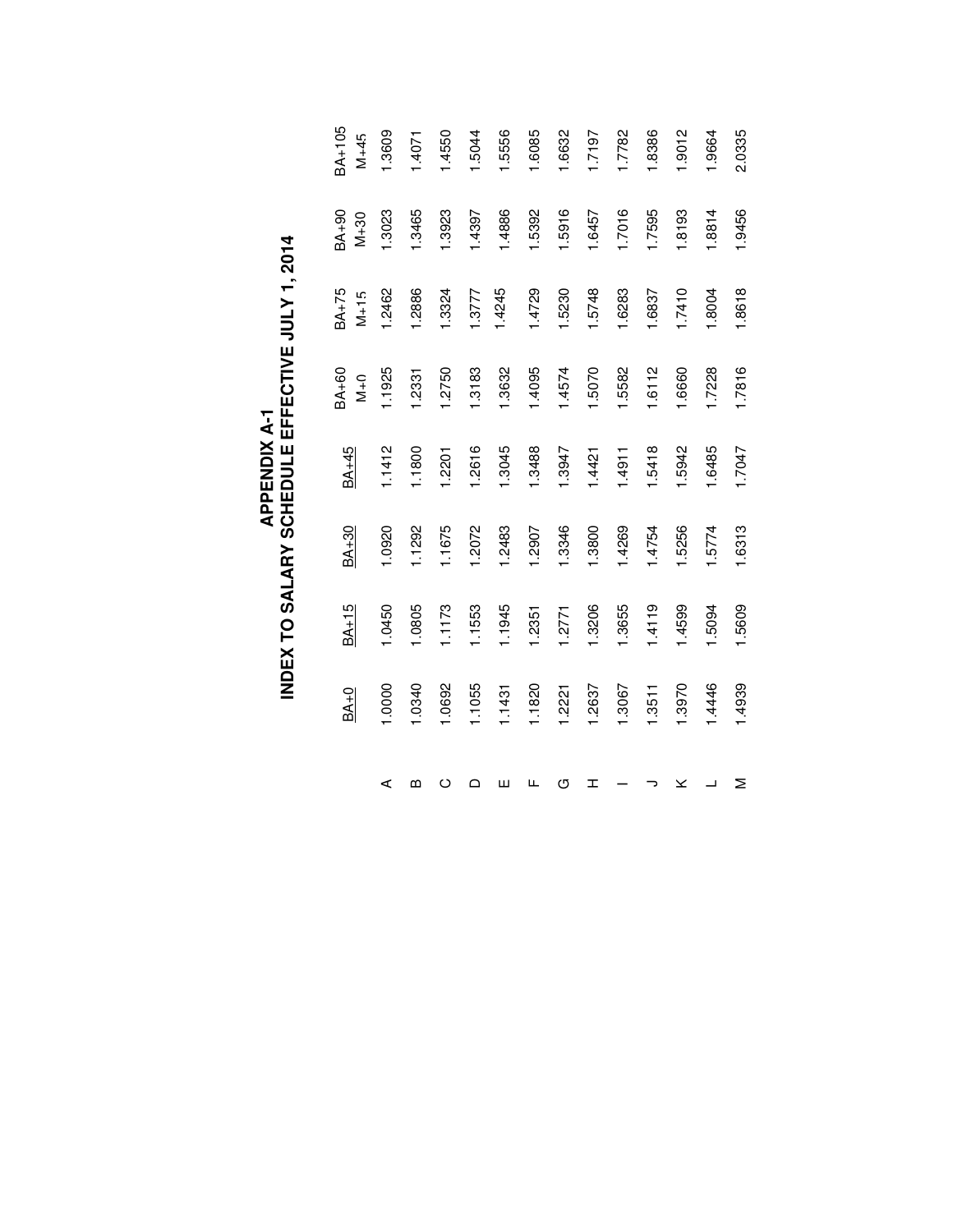# APPENDIX A-1
## INDEX TO SALARY SCHEDULE EFFECTIVE JULY 1, 2014

| | BA+0 | BA+15 | BA+30 | BA+45 | BA+60 M+0 | BA+75 M+15 | BA+90 M+30 | BA+105 M+45 |
|---|---|---|---|---|---|---|---|---|
| A | 1.0000 | 1.0450 | 1.0920 | 1.1412 | 1.1925 | 1.2462 | 1.3023 | 1.3609 |
| B | 1.0340 | 1.0805 | 1.1292 | 1.1800 | 1.2331 | 1.2886 | 1.3465 | 1.4071 |
| C | 1.0692 | 1.1173 | 1.1675 | 1.2201 | 1.2750 | 1.3324 | 1.3923 | 1.4550 |
| D | 1.1055 | 1.1553 | 1.2072 | 1.2616 | 1.3183 | 1.3777 | 1.4397 | 1.5044 |
| E | 1.1431 | 1.1945 | 1.2483 | 1.3045 | 1.3632 | 1.4245 | 1.4886 | 1.5556 |
| F | 1.1820 | 1.2351 | 1.2907 | 1.3488 | 1.4095 | 1.4729 | 1.5392 | 1.6085 |
| G | 1.2221 | 1.2771 | 1.3346 | 1.3947 | 1.4574 | 1.5230 | 1.5916 | 1.6632 |
| H | 1.2637 | 1.3206 | 1.3800 | 1.4421 | 1.5070 | 1.5748 | 1.6457 | 1.7197 |
| I | 1.3067 | 1.3655 | 1.4269 | 1.4911 | 1.5582 | 1.6283 | 1.7016 | 1.7782 |
| J | 1.3511 | 1.4119 | 1.4754 | 1.5418 | 1.6112 | 1.6837 | 1.7595 | 1.8386 |
| K | 1.3970 | 1.4599 | 1.5256 | 1.5942 | 1.6660 | 1.7410 | 1.8193 | 1.9012 |
| L | 1.4446 | 1.5094 | 1.5774 | 1.6485 | 1.7228 | 1.8004 | 1.8814 | 1.9664 |
| M | 1.4939 | 1.5609 | 1.6313 | 1.7047 | 1.7816 | 1.8618 | 1.9456 | 2.0335 |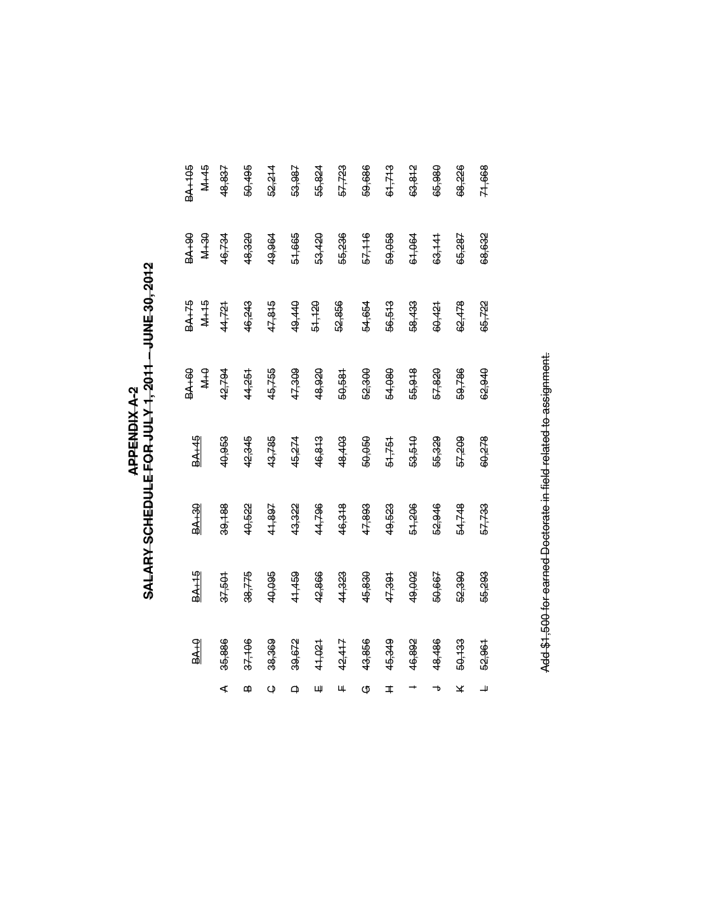# APPENDIX A-2

## SALARY SCHEDULE FOR JULY 1, 2011 – JUNE 30, 2012

| | BA+0 | BA+15 | BA+30 | BA+45 | BA+60<br>M+0 | BA+75<br>M+15 | BA+90<br>M+30 | BA+105<br>M+45 |
|---|---|---|---|---|---|---|---|---|
| A | 35,986 | 37,501 | 39,188 | 40,953 | 42,794 | 44,721 | 46,734 | 48,837 |
| B | 37,106 | 38,775 | 40,522 | 42,345 | 44,251 | 46,243 | 48,320 | 50,495 |
| C | 38,369 | 40,095 | 41,897 | 43,785 | 45,755 | 47,815 | 49,964 | 52,214 |
| D | 39,672 | 41,459 | 43,322 | 45,274 | 47,309 | 49,440 | 51,665 | 53,987 |
| E | 41,021 | 42,866 | 44,796 | 46,813 | 48,920 | 51,120 | 53,420 | 55,824 |
| F | 42,417 | 44,323 | 46,318 | 48,403 | 50,581 | 52,856 | 55,236 | 57,723 |
| G | 43,856 | 45,830 | 47,893 | 50,050 | 52,300 | 54,654 | 57,116 | 59,686 |
| H | 45,349 | 47,391 | 49,523 | 51,751 | 54,080 | 56,513 | 59,058 | 61,713 |
| I | 46,892 | 49,002 | 51,206 | 53,510 | 55,918 | 58,433 | 61,064 | 63,812 |
| J | 48,486 | 50,667 | 52,946 | 55,329 | 57,820 | 60,421 | 63,141 | 65,980 |
| K | 50,133 | 52,390 | 54,748 | 57,209 | 59,786 | 62,478 | 65,287 | 68,226 |
| L | 52,961 | 55,293 | 57,733 | 60,278 | 62,940 | 65,722 | 68,632 | 71,668 |

Add $1,500 for earned Doctorate in field related to assignment.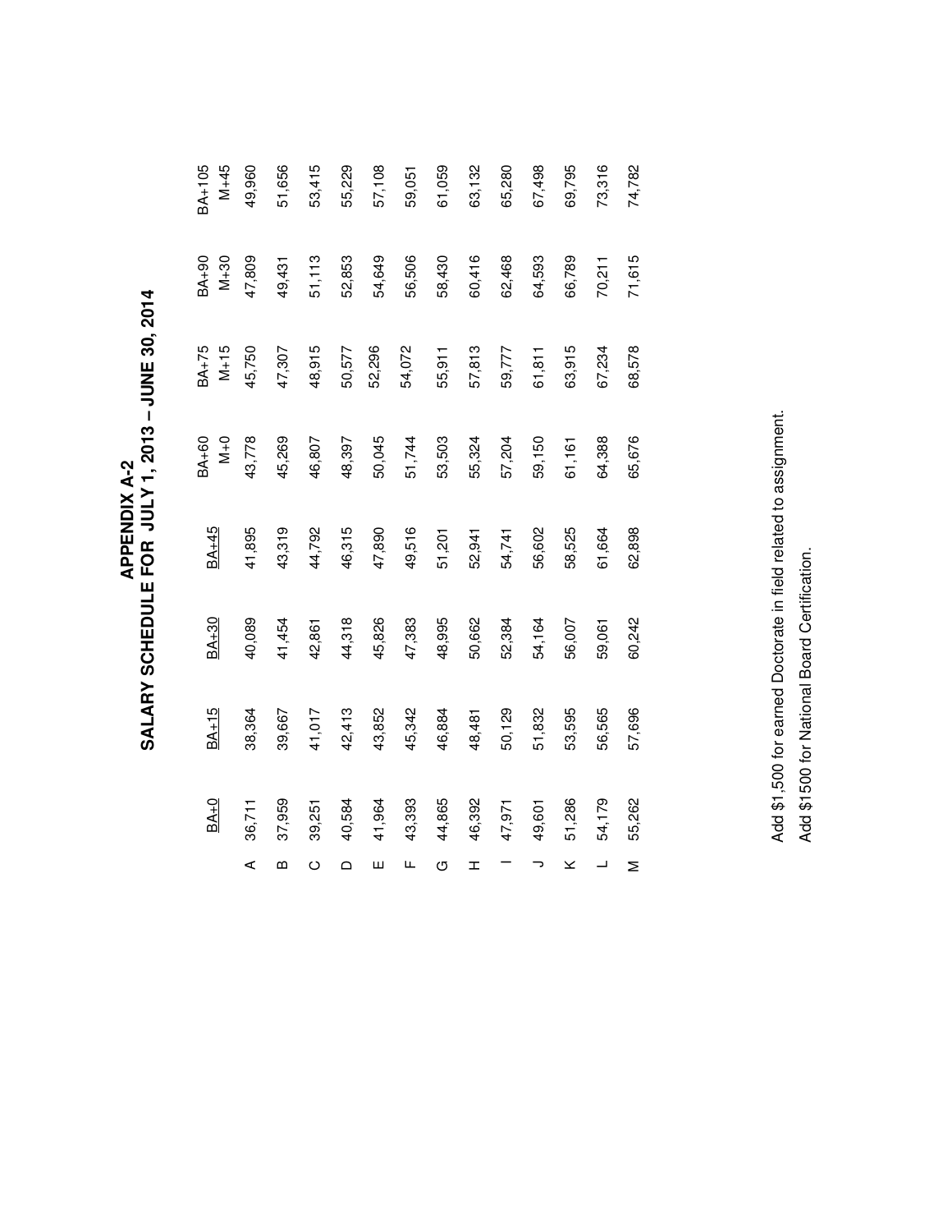# APPENDIX A-2

## SALARY SCHEDULE FOR JULY 1, 2013 – JUNE 30, 2014

| | BA+0 | BA+15 | BA+30 | BA+45 | BA+60<br>M+0 | BA+75<br>M+15 | BA+90<br>M+30 | BA+105<br>M+45 |
|---|---|---|---|---|---|---|---|---|
| A | 36,711 | 38,364 | 40,089 | 41,895 | 43,778 | 45,750 | 47,809 | 49,960 |
| B | 37,959 | 39,667 | 41,454 | 43,319 | 45,269 | 47,307 | 49,431 | 51,656 |
| C | 39,251 | 41,017 | 42,861 | 44,792 | 46,807 | 48,915 | 51,113 | 53,415 |
| D | 40,584 | 42,413 | 44,318 | 46,315 | 48,397 | 50,577 | 52,853 | 55,229 |
| E | 41,964 | 43,852 | 45,826 | 47,890 | 50,045 | 52,296 | 54,649 | 57,108 |
| F | 43,393 | 45,342 | 47,383 | 49,516 | 51,744 | 54,072 | 56,506 | 59,051 |
| G | 44,865 | 46,884 | 48,995 | 51,201 | 53,503 | 55,911 | 58,430 | 61,059 |
| H | 46,392 | 48,481 | 50,662 | 52,941 | 55,324 | 57,813 | 60,416 | 63,132 |
| I | 47,971 | 50,129 | 52,384 | 54,741 | 57,204 | 59,777 | 62,468 | 65,280 |
| J | 49,601 | 51,832 | 54,164 | 56,602 | 59,150 | 61,811 | 64,593 | 67,498 |
| K | 51,286 | 53,595 | 56,007 | 58,525 | 61,161 | 63,915 | 66,789 | 69,795 |
| L | 54,179 | 56,565 | 59,061 | 61,664 | 64,388 | 67,234 | 70,211 | 73,316 |
| M | 55,262 | 57,696 | 60,242 | 62,898 | 65,676 | 68,578 | 71,615 | 74,782 |

Add $1,500 for earned Doctorate in field related to assignment.

Add $1500 for National Board Certification.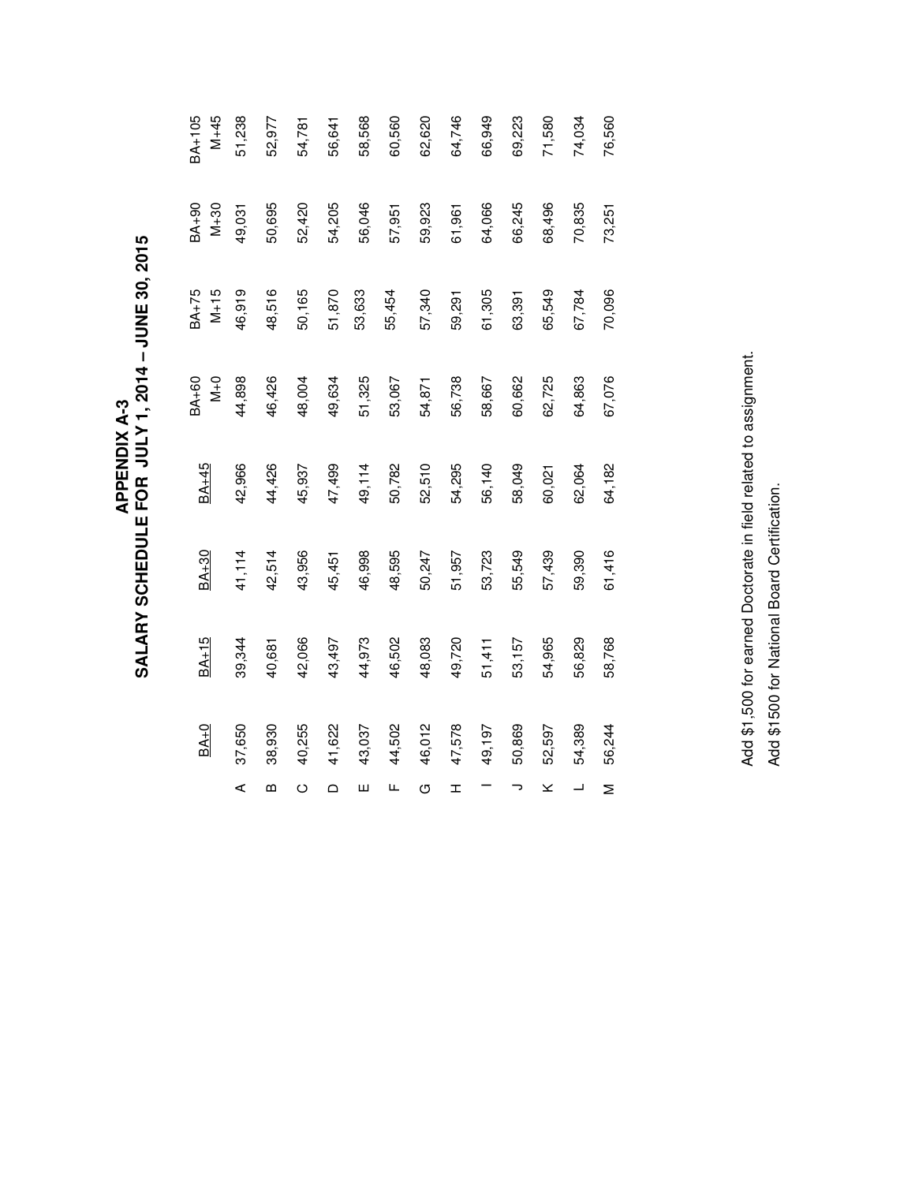# APPENDIX A-3

## SALARY SCHEDULE FOR JULY 1, 2014 – JUNE 30, 2015

| | BA+0 | BA+15 | BA+30 | BA+45 | BA+60 M+0 | BA+75 M+15 | BA+90 M+30 | BA+105 M+45 |
|---|---|---|---|---|---|---|---|---|
| A | 37,650 | 39,344 | 41,114 | 42,966 | 44,898 | 46,919 | 49,031 | 51,238 |
| B | 38,930 | 40,681 | 42,514 | 44,426 | 46,426 | 48,516 | 50,695 | 52,977 |
| C | 40,255 | 42,066 | 43,956 | 45,937 | 48,004 | 50,165 | 52,420 | 54,781 |
| D | 41,622 | 43,497 | 45,451 | 47,499 | 49,634 | 51,870 | 54,205 | 56,641 |
| E | 43,037 | 44,973 | 46,998 | 49,114 | 51,325 | 53,633 | 56,046 | 58,568 |
| F | 44,502 | 46,502 | 48,595 | 50,782 | 53,067 | 55,454 | 57,951 | 60,560 |
| G | 46,012 | 48,083 | 50,247 | 52,510 | 54,871 | 57,340 | 59,923 | 62,620 |
| H | 47,578 | 49,720 | 51,957 | 54,295 | 56,738 | 59,291 | 61,961 | 64,746 |
| I | 49,197 | 51,411 | 53,723 | 56,140 | 58,667 | 61,305 | 64,066 | 66,949 |
| J | 50,869 | 53,157 | 55,549 | 58,049 | 60,662 | 63,391 | 66,245 | 69,223 |
| K | 52,597 | 54,965 | 57,439 | 60,021 | 62,725 | 65,549 | 68,496 | 71,580 |
| L | 54,389 | 56,829 | 59,390 | 62,064 | 64,863 | 67,784 | 70,835 | 74,034 |
| M | 56,244 | 58,768 | 61,416 | 64,182 | 67,076 | 70,096 | 73,251 | 76,560 |

Add $1,500 for earned Doctorate in field related to assignment.

Add $1500 for National Board Certification.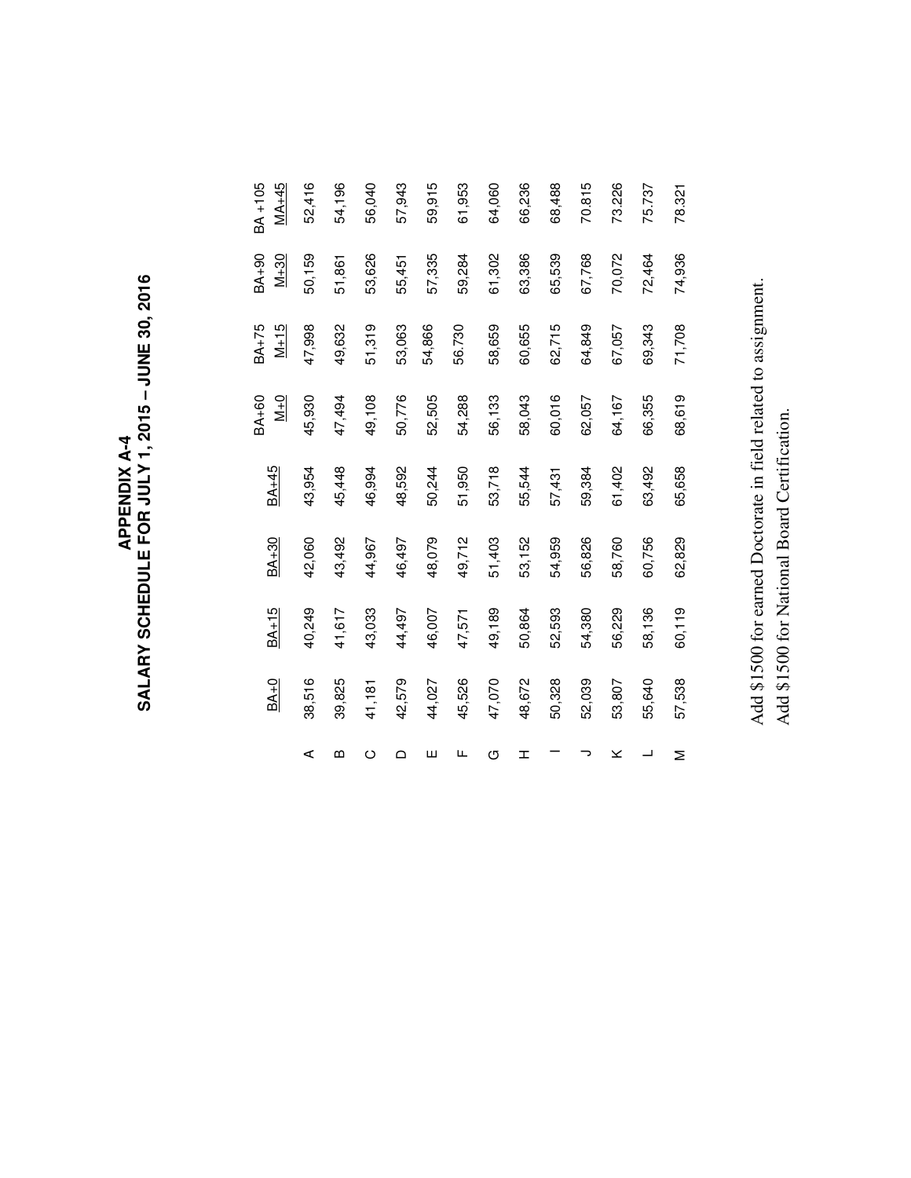# APPENDIX A-4
## SALARY SCHEDULE FOR JULY 1, 2015 – JUNE 30, 2016

| | BA+0 | BA+15 | BA+30 | BA+45 | BA+60 M+0 | BA+75 M+15 | BA+90 M+30 | BA +105 MA+45 |
|---|---|---|---|---|---|---|---|---|
| A | 38,516 | 40,249 | 42,060 | 43,954 | 45,930 | 47,998 | 50,159 | 52,416 |
| B | 39,825 | 41,617 | 43,492 | 45,448 | 47,494 | 49,632 | 51,861 | 54,196 |
| C | 41,181 | 43,033 | 44,967 | 46,994 | 49,108 | 51,319 | 53,626 | 56,040 |
| D | 42,579 | 44,497 | 46,497 | 48,592 | 50,776 | 53,063 | 55,451 | 57,943 |
| E | 44,027 | 46,007 | 48,079 | 50,244 | 52,505 | 54,866 | 57,335 | 59,915 |
| F | 45,526 | 47,571 | 49,712 | 51,950 | 54,288 | 56.730 | 59,284 | 61,953 |
| G | 47,070 | 49,189 | 51,403 | 53,718 | 56,133 | 58,659 | 61,302 | 64,060 |
| H | 48,672 | 50,864 | 53,152 | 55,544 | 58,043 | 60,655 | 63,386 | 66,236 |
| I | 50,328 | 52,593 | 54,959 | 57,431 | 60,016 | 62,715 | 65,539 | 68,488 |
| J | 52,039 | 54,380 | 56,826 | 59,384 | 62,057 | 64,849 | 67,768 | 70.815 |
| K | 53,807 | 56,229 | 58,760 | 61,402 | 64,167 | 67,057 | 70,072 | 73.226 |
| L | 55,640 | 58,136 | 60,756 | 63,492 | 66,355 | 69,343 | 72,464 | 75.737 |
| M | 57,538 | 60,119 | 62,829 | 65,658 | 68,619 | 71,708 | 74,936 | 78.321 |

Add $1500 for earned Doctorate in field related to assignment.

Add $1500 for National Board Certification.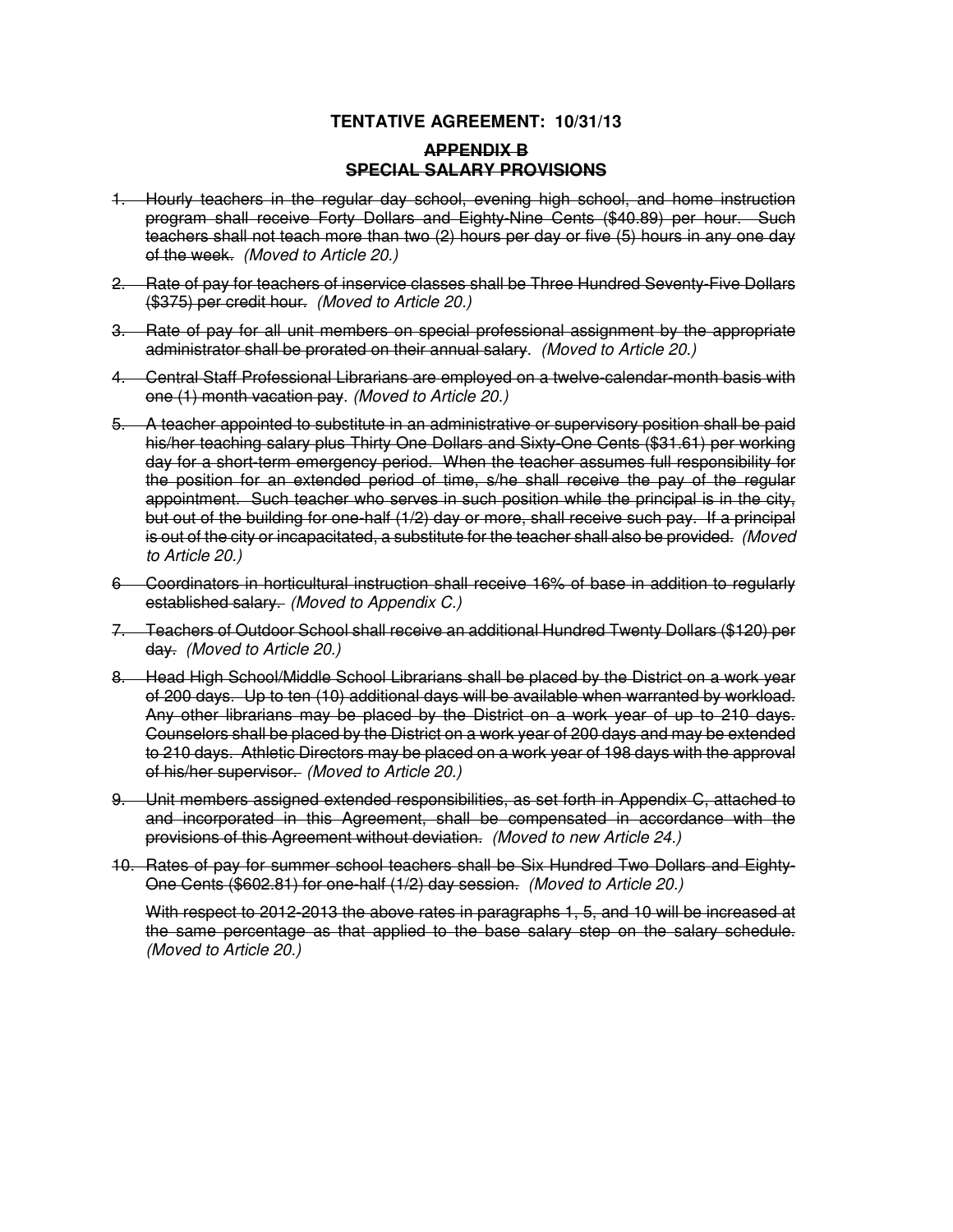**TENTATIVE AGREEMENT: 10/31/13**

**~~APPENDIX B~~**
**~~SPECIAL SALARY PROVISIONS~~**

1. ~~Hourly teachers in the regular day school, evening high school, and home instruction program shall receive Forty Dollars and Eighty-Nine Cents ($40.89) per hour. Such teachers shall not teach more than two (2) hours per day or five (5) hours in any one day of the week.~~ *(Moved to Article 20.)*

2. ~~Rate of pay for teachers of inservice classes shall be Three Hundred Seventy-Five Dollars ($375) per credit hour.~~ *(Moved to Article 20.)*

3. ~~Rate of pay for all unit members on special professional assignment by the appropriate administrator shall be prorated on their annual salary.~~ *(Moved to Article 20.)*

4. ~~Central Staff Professional Librarians are employed on a twelve-calendar-month basis with one (1) month vacation pay.~~ *(Moved to Article 20.)*

5. ~~A teacher appointed to substitute in an administrative or supervisory position shall be paid his/her teaching salary plus Thirty One Dollars and Sixty-One Cents ($31.61) per working day for a short-term emergency period. When the teacher assumes full responsibility for the position for an extended period of time, s/he shall receive the pay of the regular appointment. Such teacher who serves in such position while the principal is in the city, but out of the building for one-half (1/2) day or more, shall receive such pay. If a principal is out of the city or incapacitated, a substitute for the teacher shall also be provided.~~ *(Moved to Article 20.)*

6 ~~Coordinators in horticultural instruction shall receive 16% of base in addition to regularly established salary.~~ *(Moved to Appendix C.)*

7. ~~Teachers of Outdoor School shall receive an additional Hundred Twenty Dollars ($120) per day.~~ *(Moved to Article 20.)*

8. ~~Head High School/Middle School Librarians shall be placed by the District on a work year of 200 days. Up to ten (10) additional days will be available when warranted by workload. Any other librarians may be placed by the District on a work year of up to 210 days. Counselors shall be placed by the District on a work year of 200 days and may be extended to 210 days. Athletic Directors may be placed on a work year of 198 days with the approval of his/her supervisor.~~ *(Moved to Article 20.)*

9. ~~Unit members assigned extended responsibilities, as set forth in Appendix C, attached to and incorporated in this Agreement, shall be compensated in accordance with the provisions of this Agreement without deviation.~~ *(Moved to new Article 24.)*

10. ~~Rates of pay for summer school teachers shall be Six Hundred Two Dollars and Eighty-One Cents ($602.81) for one-half (1/2) day session.~~ *(Moved to Article 20.)*

    ~~With respect to 2012-2013 the above rates in paragraphs 1, 5, and 10 will be increased at the same percentage as that applied to the base salary step on the salary schedule.~~ *(Moved to Article 20.)*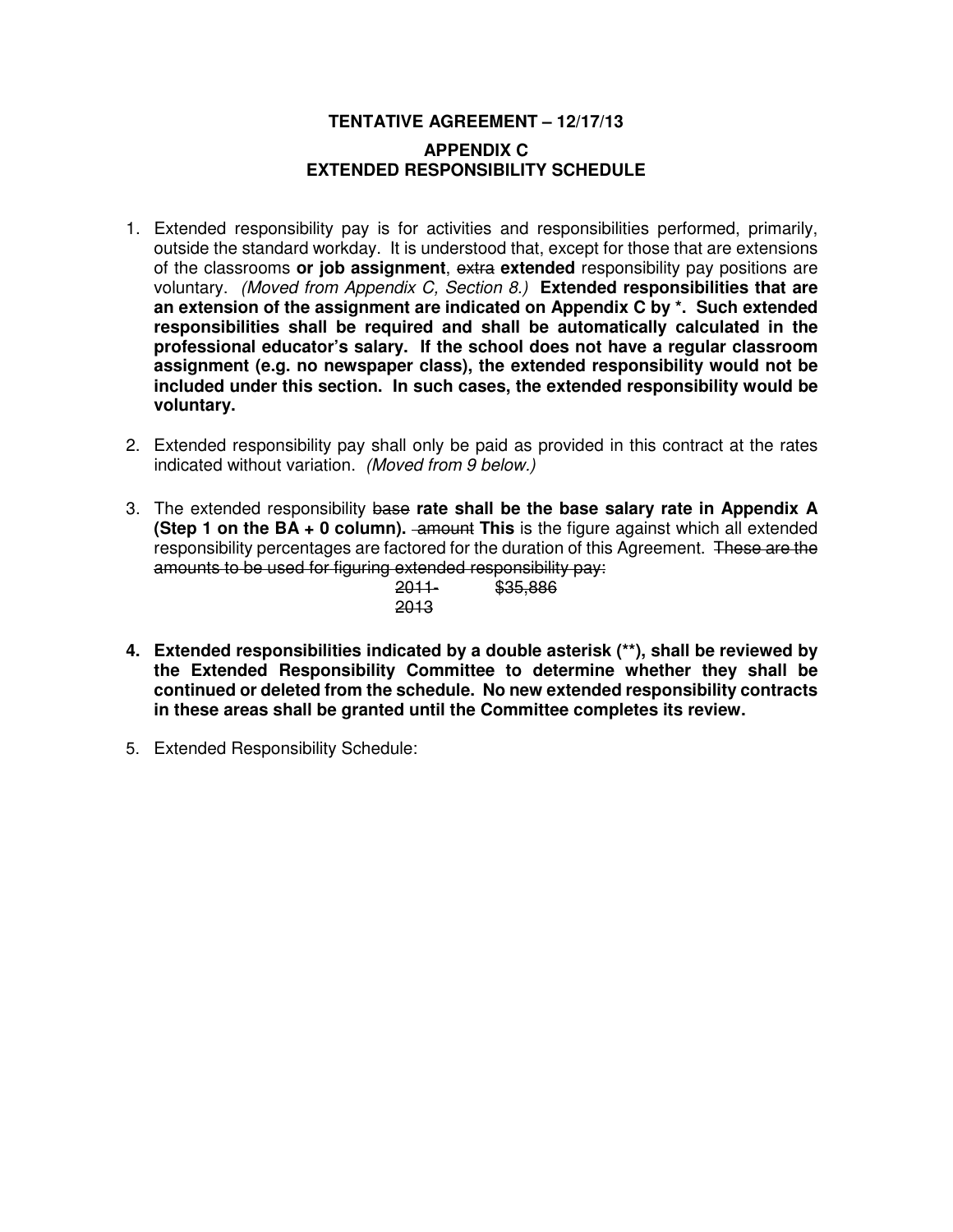# TENTATIVE AGREEMENT – 12/17/13

## APPENDIX C
## EXTENDED RESPONSIBILITY SCHEDULE

1. Extended responsibility pay is for activities and responsibilities performed, primarily, outside the standard workday. It is understood that, except for those that are extensions of the classrooms **or job assignment**, ~~extra~~ **extended** responsibility pay positions are voluntary. *(Moved from Appendix C, Section 8.)* **Extended responsibilities that are an extension of the assignment are indicated on Appendix C by *. Such extended responsibilities shall be required and shall be automatically calculated in the professional educator's salary. If the school does not have a regular classroom assignment (e.g. no newspaper class), the extended responsibility would not be included under this section. In such cases, the extended responsibility would be voluntary.**

2. Extended responsibility pay shall only be paid as provided in this contract at the rates indicated without variation. *(Moved from 9 below.)*

3. The extended responsibility ~~base~~ **rate shall be the base salary rate in Appendix A (Step 1 on the BA + 0 column).** ~~amount~~ **This** is the figure against which all extended responsibility percentages are factored for the duration of this Agreement. ~~These are the amounts to be used for figuring extended responsibility pay:~~

   ~~2011-2013~~ ~~$35,886~~

4. **Extended responsibilities indicated by a double asterisk (**), shall be reviewed by the Extended Responsibility Committee to determine whether they shall be continued or deleted from the schedule. No new extended responsibility contracts in these areas shall be granted until the Committee completes its review.**

5. Extended Responsibility Schedule: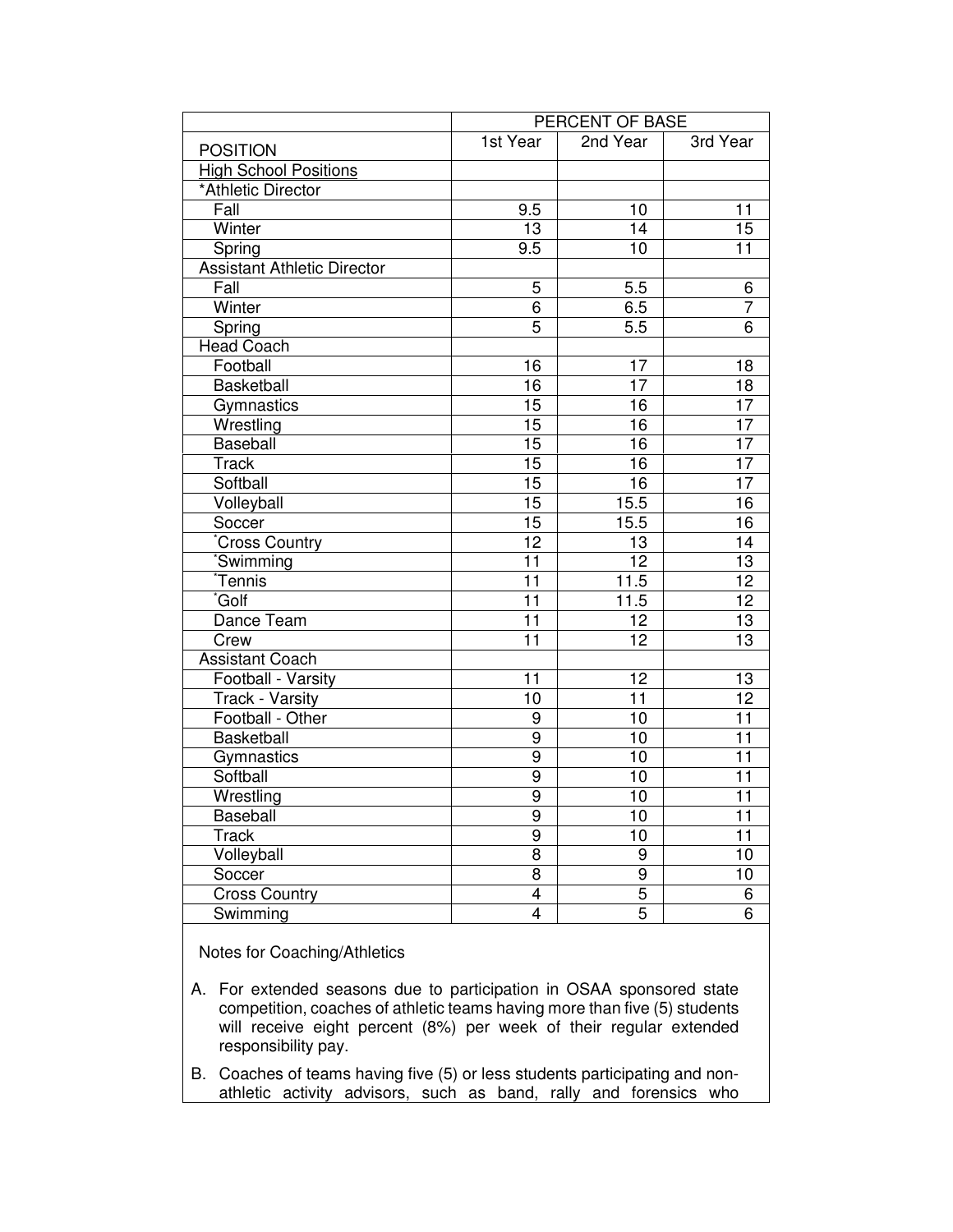| POSITION | PERCENT OF BASE | | |
|---|---|---|---|
| | 1st Year | 2nd Year | 3rd Year |
| High School Positions | | | |
| *Athletic Director | | | |
| Fall | 9.5 | 10 | 11 |
| Winter | 13 | 14 | 15 |
| Spring | 9.5 | 10 | 11 |
| Assistant Athletic Director | | | |
| Fall | 5 | 5.5 | 6 |
| Winter | 6 | 6.5 | 7 |
| Spring | 5 | 5.5 | 6 |
| Head Coach | | | |
| Football | 16 | 17 | 18 |
| Basketball | 16 | 17 | 18 |
| Gymnastics | 15 | 16 | 17 |
| Wrestling | 15 | 16 | 17 |
| Baseball | 15 | 16 | 17 |
| Track | 15 | 16 | 17 |
| Softball | 15 | 16 | 17 |
| Volleyball | 15 | 15.5 | 16 |
| Soccer | 15 | 15.5 | 16 |
| *Cross Country | 12 | 13 | 14 |
| *Swimming | 11 | 12 | 13 |
| *Tennis | 11 | 11.5 | 12 |
| *Golf | 11 | 11.5 | 12 |
| Dance Team | 11 | 12 | 13 |
| Crew | 11 | 12 | 13 |
| Assistant Coach | | | |
| Football - Varsity | 11 | 12 | 13 |
| Track - Varsity | 10 | 11 | 12 |
| Football - Other | 9 | 10 | 11 |
| Basketball | 9 | 10 | 11 |
| Gymnastics | 9 | 10 | 11 |
| Softball | 9 | 10 | 11 |
| Wrestling | 9 | 10 | 11 |
| Baseball | 9 | 10 | 11 |
| Track | 9 | 10 | 11 |
| Volleyball | 8 | 9 | 10 |
| Soccer | 8 | 9 | 10 |
| Cross Country | 4 | 5 | 6 |
| Swimming | 4 | 5 | 6 |

Notes for Coaching/Athletics

A. For extended seasons due to participation in OSAA sponsored state competition, coaches of athletic teams having more than five (5) students will receive eight percent (8%) per week of their regular extended responsibility pay.

B. Coaches of teams having five (5) or less students participating and non-athletic activity advisors, such as band, rally and forensics who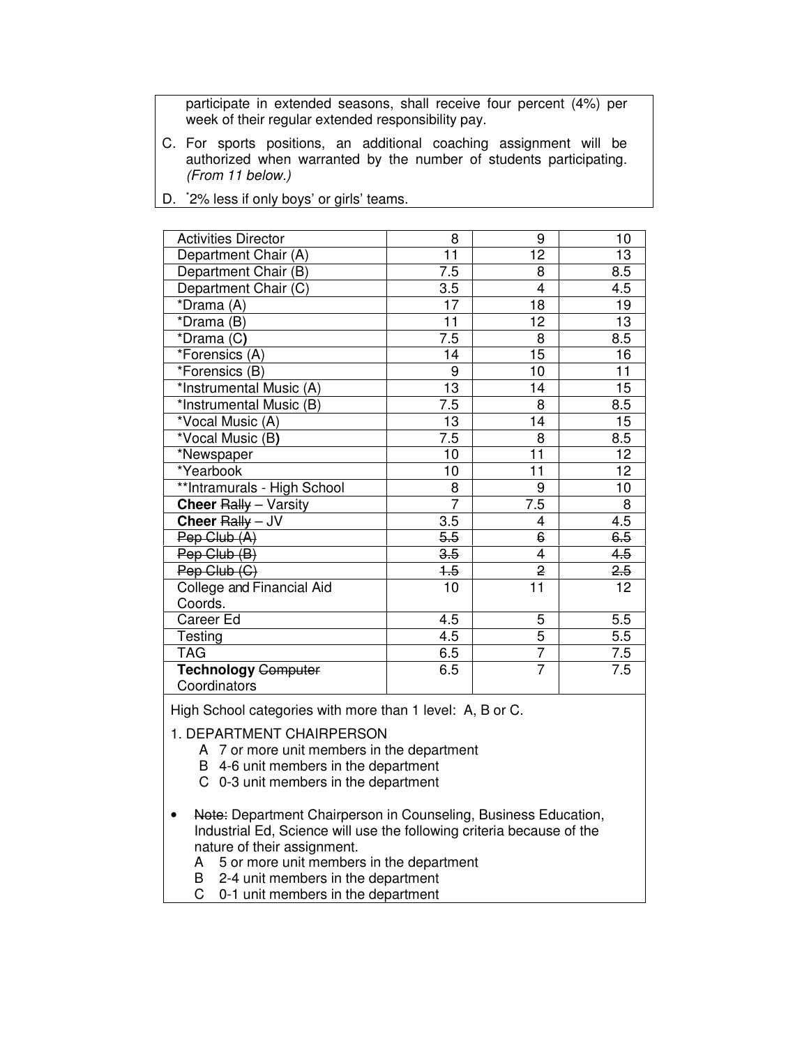participate in extended seasons, shall receive four percent (4%) per week of their regular extended responsibility pay.

C. For sports positions, an additional coaching assignment will be authorized when warranted by the number of students participating. *(From 11 below.)*

D. *2% less if only boys' or girls' teams.

| Activities Director | 8 | 9 | 10 |
|---|---|---|---|
| Department Chair (A) | 11 | 12 | 13 |
| Department Chair (B) | 7.5 | 8 | 8.5 |
| Department Chair (C) | 3.5 | 4 | 4.5 |
| *Drama (A) | 17 | 18 | 19 |
| *Drama (B) | 11 | 12 | 13 |
| *Drama (C**)** | 7.5 | 8 | 8.5 |
| *Forensics (A) | 14 | 15 | 16 |
| *Forensics (B) | 9 | 10 | 11 |
| *Instrumental Music (A) | 13 | 14 | 15 |
| *Instrumental Music (B) | 7.5 | 8 | 8.5 |
| *Vocal Music (A) | 13 | 14 | 15 |
| *Vocal Music (B**)** | 7.5 | 8 | 8.5 |
| *Newspaper | 10 | 11 | 12 |
| *Yearbook | 10 | 11 | 12 |
| **Intramurals - High School | 8 | 9 | 10 |
| **Cheer** ~~Rally~~ – Varsity | 7 | 7.5 | 8 |
| **Cheer** ~~Rally~~ – JV | 3.5 | 4 | 4.5 |
| ~~Pep Club (A)~~ | ~~5.5~~ | ~~6~~ | ~~6.5~~ |
| ~~Pep Club (B)~~ | ~~3.5~~ | ~~4~~ | ~~4.5~~ |
| ~~Pep Club (C)~~ | ~~1.5~~ | ~~2~~ | ~~2.5~~ |
| College and Financial Aid Coords. | 10 | 11 | 12 |
| Career Ed | 4.5 | 5 | 5.5 |
| Testing | 4.5 | 5 | 5.5 |
| TAG | 6.5 | 7 | 7.5 |
| **Technology** ~~Computer~~ Coordinators | 6.5 | 7 | 7.5 |

High School categories with more than 1 level: A, B or C.

1. DEPARTMENT CHAIRPERSON
   - A 7 or more unit members in the department
   - B 4-6 unit members in the department
   - C 0-3 unit members in the department

- ~~Note:~~ Department Chairperson in Counseling, Business Education, Industrial Ed, Science will use the following criteria because of the nature of their assignment.
  - A 5 or more unit members in the department
  - B 2-4 unit members in the department
  - C 0-1 unit members in the department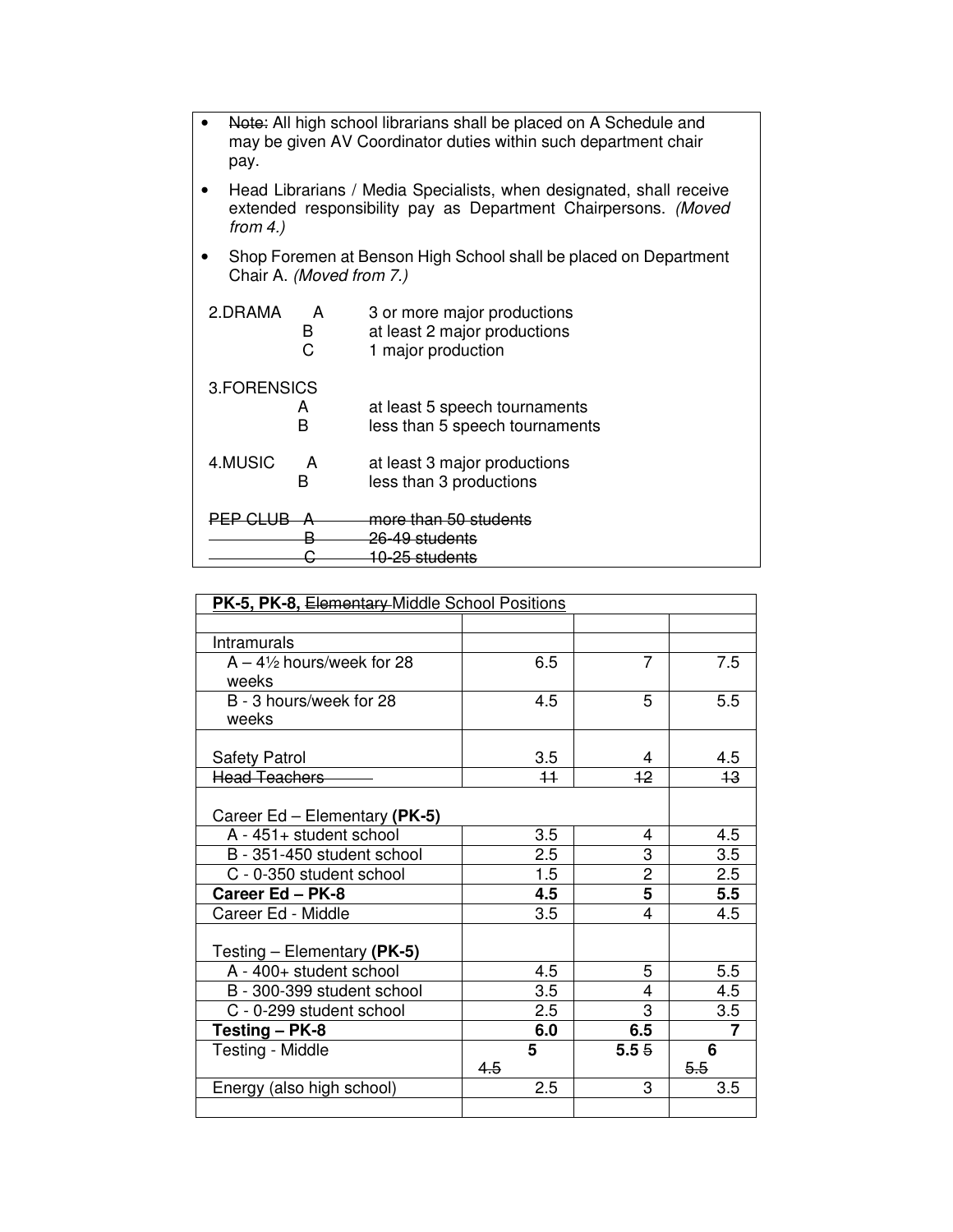- ~~Note:~~ All high school librarians shall be placed on A Schedule and may be given AV Coordinator duties within such department chair pay.
- Head Librarians / Media Specialists, when designated, shall receive extended responsibility pay as Department Chairpersons. *(Moved from 4.)*
- Shop Foremen at Benson High School shall be placed on Department Chair A. *(Moved from 7.)*

| | | |
|---|---|---|
| 2.DRAMA | A | 3 or more major productions |
| | B | at least 2 major productions |
| | C | 1 major production |
| 3.FORENSICS | | |
| | A | at least 5 speech tournaments |
| | B | less than 5 speech tournaments |
| 4.MUSIC | A | at least 3 major productions |
| | B | less than 3 productions |
| ~~PEP CLUB~~ | ~~A~~ | ~~more than 50 students~~ |
| | ~~B~~ | ~~26-49 students~~ |
| | ~~C~~ | ~~10-25 students~~ |

| **PK-5, PK-8,** ~~Elementary~~ Middle School Positions | | | |
|---|---|---|---|
| | | | |
| Intramurals | | | |
| A – 4½ hours/week for 28 weeks | 6.5 | 7 | 7.5 |
| B - 3 hours/week for 28 weeks | 4.5 | 5 | 5.5 |
| Safety Patrol | 3.5 | 4 | 4.5 |
| ~~Head Teachers~~ | ~~11~~ | ~~12~~ | ~~13~~ |
| Career Ed – Elementary **(PK-5)** | | | |
| A - 451+ student school | 3.5 | 4 | 4.5 |
| B - 351-450 student school | 2.5 | 3 | 3.5 |
| C - 0-350 student school | 1.5 | 2 | 2.5 |
| **Career Ed – PK-8** | **4.5** | **5** | **5.5** |
| Career Ed - Middle | 3.5 | 4 | 4.5 |
| Testing – Elementary **(PK-5)** | | | |
| A - 400+ student school | 4.5 | 5 | 5.5 |
| B - 300-399 student school | 3.5 | 4 | 4.5 |
| C - 0-299 student school | 2.5 | 3 | 3.5 |
| **Testing – PK-8** | **6.0** | **6.5** | **7** |
| Testing - Middle | **5** ~~4.5~~ | **5.5** ~~5~~ | **6** ~~5.5~~ |
| Energy (also high school) | 2.5 | 3 | 3.5 |
| | | | |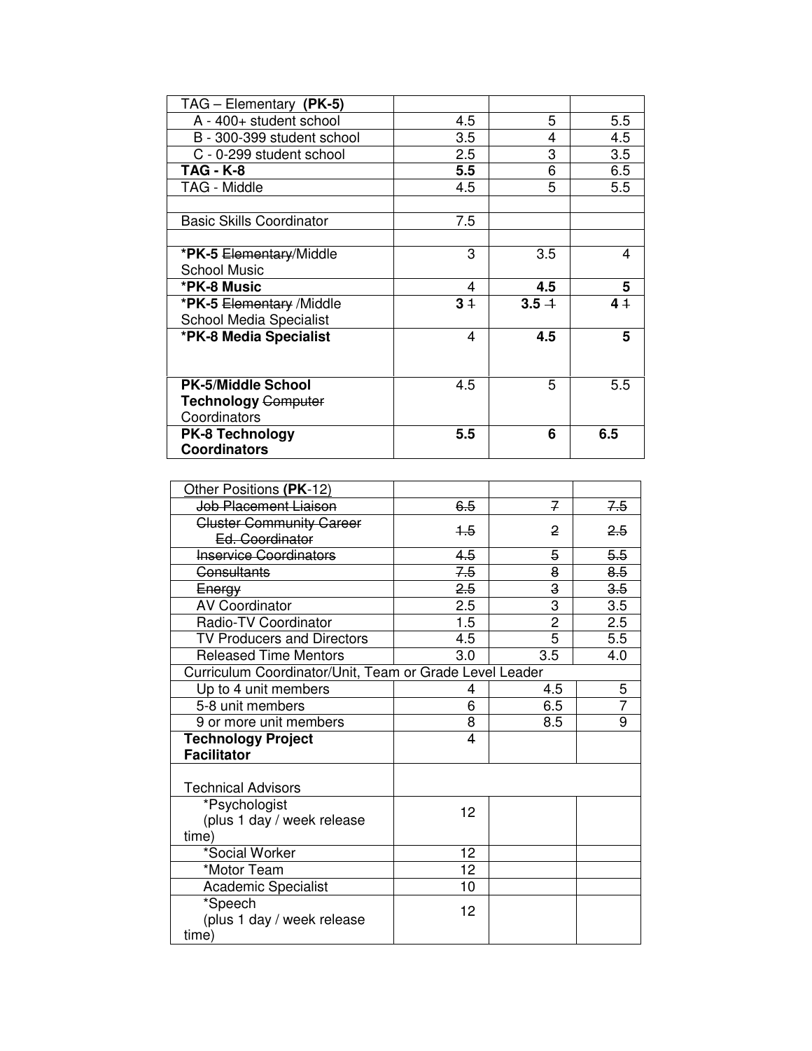| TAG – Elementary **(PK-5)** | | | |
|---|---|---|---|
| A - 400+ student school | 4.5 | 5 | 5.5 |
| B - 300-399 student school | 3.5 | 4 | 4.5 |
| C - 0-299 student school | 2.5 | 3 | 3.5 |
| **TAG - K-8** | **5.5** | 6 | 6.5 |
| TAG - Middle | 4.5 | 5 | 5.5 |
| | | | |
| Basic Skills Coordinator | 7.5 | | |
| | | | |
| ***PK-5** ~~Elementary~~/Middle School Music | 3 | 3.5 | 4 |
| ***PK-8 Music** | 4 | **4.5** | **5** |
| ***PK-5** ~~Elementary~~ /Middle School Media Specialist | **3** ~~1~~ | **3.5** ~~1~~ | **4** ~~1~~ |
| ***PK-8 Media Specialist** | 4 | **4.5** | **5** |
| **PK-5**/**Middle School Technology** ~~Computer~~ Coordinators | 4.5 | 5 | 5.5 |
| **PK-8 Technology Coordinators** | **5.5** | **6** | **6.5** |

| Other Positions **(PK**-12) | | | |
|---|---|---|---|
| ~~Job Placement Liaison~~ | ~~6.5~~ | ~~7~~ | ~~7.5~~ |
| ~~Cluster Community Career Ed. Coordinator~~ | ~~1.5~~ | ~~2~~ | ~~2.5~~ |
| ~~Inservice Coordinators~~ | ~~4.5~~ | ~~5~~ | ~~5.5~~ |
| ~~Consultants~~ | ~~7.5~~ | ~~8~~ | ~~8.5~~ |
| ~~Energy~~ | ~~2.5~~ | ~~3~~ | ~~3.5~~ |
| AV Coordinator | 2.5 | 3 | 3.5 |
| Radio-TV Coordinator | 1.5 | 2 | 2.5 |
| TV Producers and Directors | 4.5 | 5 | 5.5 |
| Released Time Mentors | 3.0 | 3.5 | 4.0 |
| Curriculum Coordinator/Unit, Team or Grade Level Leader | | | |
| Up to 4 unit members | 4 | 4.5 | 5 |
| 5-8 unit members | 6 | 6.5 | 7 |
| 9 or more unit members | 8 | 8.5 | 9 |
| **Technology Project Facilitator** | 4 | | |
| Technical Advisors | | | |
| *Psychologist (plus 1 day / week release time) | 12 | | |
| *Social Worker | 12 | | |
| *Motor Team | 12 | | |
| Academic Specialist | 10 | | |
| *Speech (plus 1 day / week release time) | 12 | | |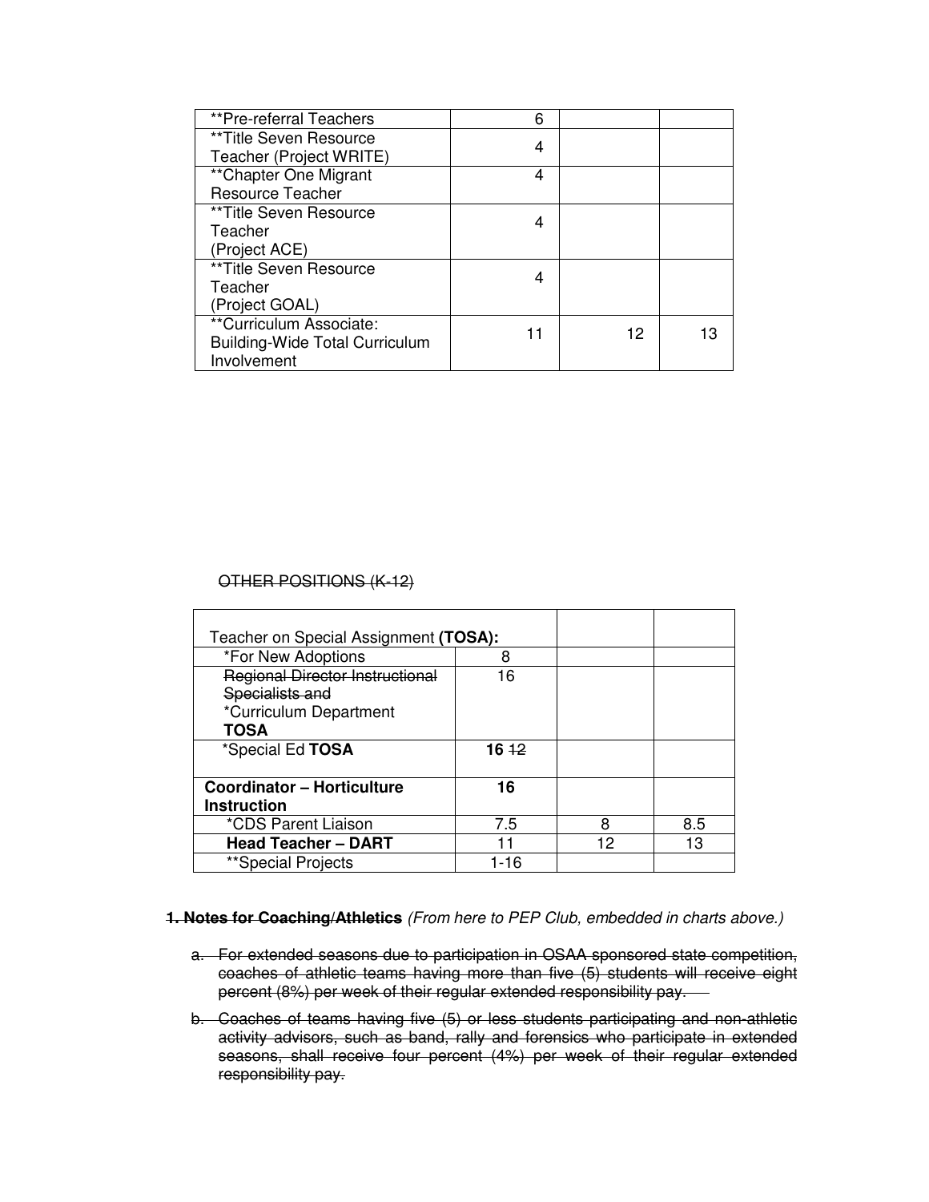| | | | |
|---|---|---|---|
| **Pre-referral Teachers | 6 | | |
| **Title Seven Resource Teacher (Project WRITE) | 4 | | |
| **Chapter One Migrant Resource Teacher | 4 | | |
| **Title Seven Resource Teacher (Project ACE) | 4 | | |
| **Title Seven Resource Teacher (Project GOAL) | 4 | | |
| **Curriculum Associate: Building-Wide Total Curriculum Involvement | 11 | 12 | 13 |

~~OTHER POSITIONS (K-12)~~

| Teacher on Special Assignment **(TOSA):** | | | |
|---|---|---|---|
| *For New Adoptions | 8 | | |
| ~~Regional Director Instructional Specialists and~~ *Curriculum Department **TOSA** | 16 | | |
| *Special Ed **TOSA** | **16** ~~12~~ | | |
| **Coordinator – Horticulture Instruction** | **16** | | |
| *CDS Parent Liaison | 7.5 | 8 | 8.5 |
| **Head Teacher – DART** | 11 | 12 | 13 |
| **Special Projects | 1-16 | | |

**~~1. Notes for Coaching~~/Athletics** *(From here to PEP Club, embedded in charts above.)*

a. ~~For extended seasons due to participation in OSAA sponsored state competition, coaches of athletic teams having more than five (5) students will receive eight percent (8%) per week of their regular extended responsibility pay.~~

b. ~~Coaches of teams having five (5) or less students participating and non-athletic activity advisors, such as band, rally and forensics who participate in extended seasons, shall receive four percent (4%) per week of their regular extended responsibility pay.~~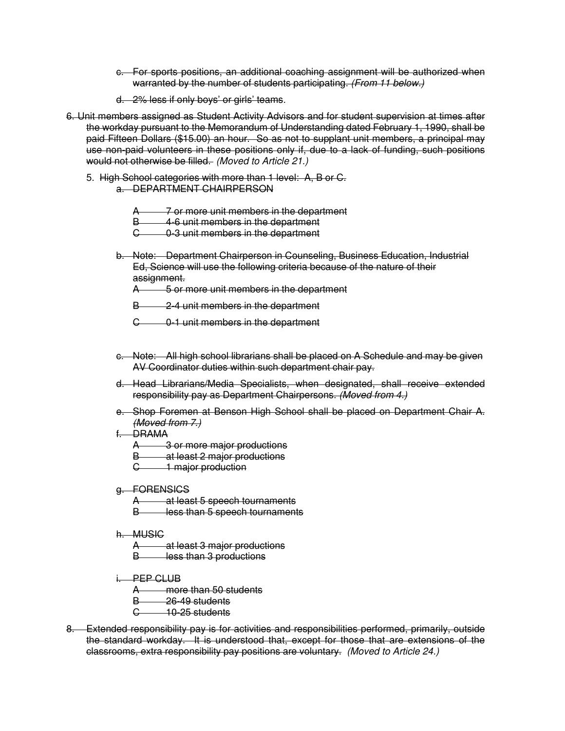c. ~~For sports positions, an additional coaching assignment will be authorized when warranted by the number of students participating.~~ ~~*(From 11 below.)*~~

d. ~~2% less if only boys' or girls' teams.~~

6. ~~Unit members assigned as Student Activity Advisors and for student supervision at times after the workday pursuant to the Memorandum of Understanding dated February 1, 1990, shall be paid Fifteen Dollars ($15.00) an hour. So as not to supplant unit members, a principal may use non-paid volunteers in these positions only if, due to a lack of funding, such positions would not otherwise be filled.~~ *(Moved to Article 21.)*

5. ~~High School categories with more than 1 level: A, B or C.~~

   a. ~~DEPARTMENT CHAIRPERSON~~

      ~~A 7 or more unit members in the department~~
      ~~B 4-6 unit members in the department~~
      ~~C 0-3 unit members in the department~~

   b. ~~Note: Department Chairperson in Counseling, Business Education, Industrial Ed, Science will use the following criteria because of the nature of their assignment.~~

      ~~A 5 or more unit members in the department~~
      ~~B 2-4 unit members in the department~~
      ~~C 0-1 unit members in the department~~

   c. ~~Note: All high school librarians shall be placed on A Schedule and may be given AV Coordinator duties within such department chair pay.~~

   d. ~~Head Librarians/Media Specialists, when designated, shall receive extended responsibility pay as Department Chairpersons.~~ ~~*(Moved from 4.)*~~

   e. ~~Shop Foremen at Benson High School shall be placed on Department Chair A.~~ ~~*(Moved from 7.)*~~

   f. ~~DRAMA~~

      ~~A 3 or more major productions~~
      ~~B at least 2 major productions~~
      ~~C 1 major production~~

   g. ~~FORENSICS~~

      ~~A at least 5 speech tournaments~~
      ~~B less than 5 speech tournaments~~

   h. ~~MUSIC~~

      ~~A at least 3 major productions~~
      ~~B less than 3 productions~~

   i. ~~PEP CLUB~~

      ~~A more than 50 students~~
      ~~B 26-49 students~~
      ~~C 10-25 students~~

8. ~~Extended responsibility pay is for activities and responsibilities performed, primarily, outside the standard workday. It is understood that, except for those that are extensions of the classrooms, extra responsibility pay positions are voluntary.~~ *(Moved to Article 24.)*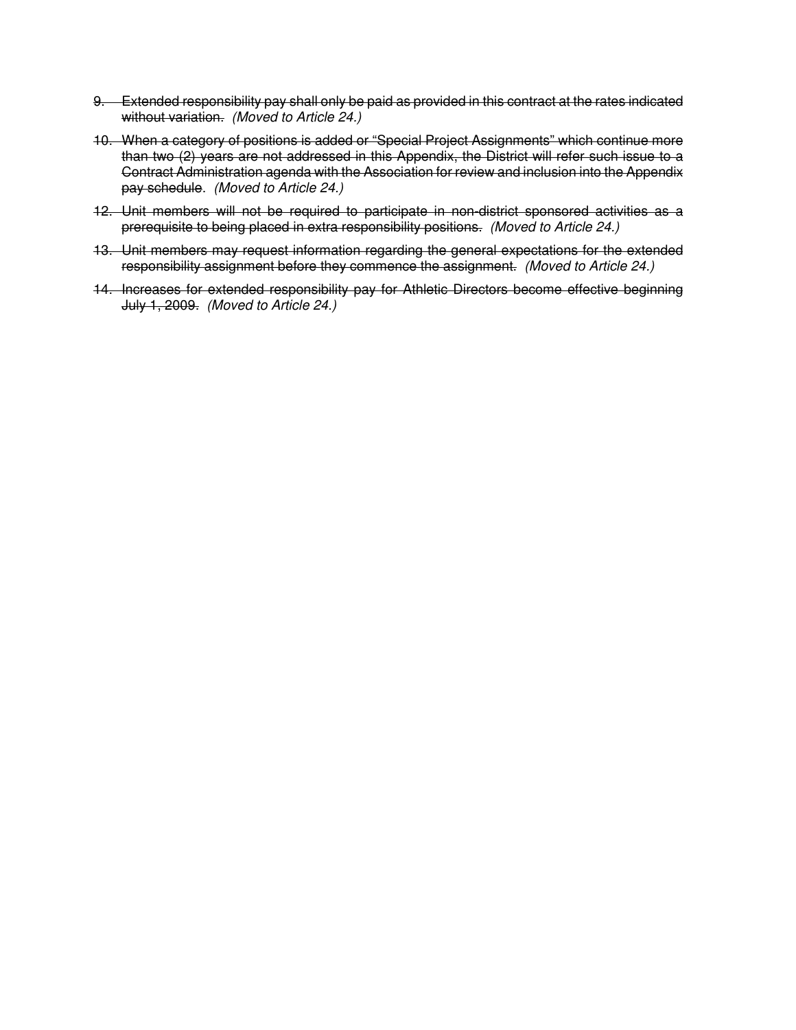9. ~~Extended responsibility pay shall only be paid as provided in this contract at the rates indicated without variation.~~ *(Moved to Article 24.)*

10. ~~When a category of positions is added or "Special Project Assignments" which continue more than two (2) years are not addressed in this Appendix, the District will refer such issue to a Contract Administration agenda with the Association for review and inclusion into the Appendix pay schedule~~. *(Moved to Article 24.)*

12. ~~Unit members will not be required to participate in non-district sponsored activities as a prerequisite to being placed in extra responsibility positions.~~ *(Moved to Article 24.)*

13. ~~Unit members may request information regarding the general expectations for the extended responsibility assignment before they commence the assignment.~~ *(Moved to Article 24.)*

14. ~~Increases for extended responsibility pay for Athletic Directors become effective beginning July 1, 2009.~~ *(Moved to Article 24.)*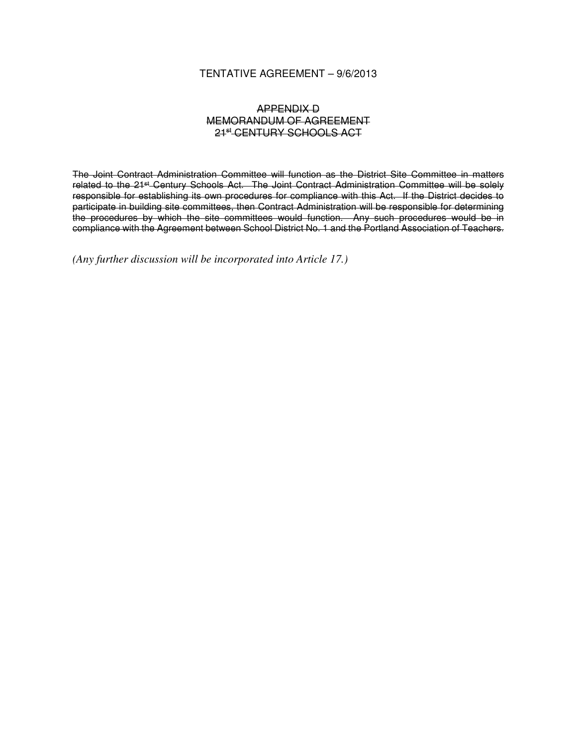TENTATIVE AGREEMENT – 9/6/2013

~~APPENDIX D~~
~~MEMORANDUM OF AGREEMENT~~
~~21st CENTURY SCHOOLS ACT~~

~~The Joint Contract Administration Committee will function as the District Site Committee in matters related to the 21st Century Schools Act. The Joint Contract Administration Committee will be solely responsible for establishing its own procedures for compliance with this Act. If the District decides to participate in building site committees, then Contract Administration will be responsible for determining the procedures by which the site committees would function. Any such procedures would be in compliance with the Agreement between School District No. 1 and the Portland Association of Teachers.~~

*(Any further discussion will be incorporated into Article 17.)*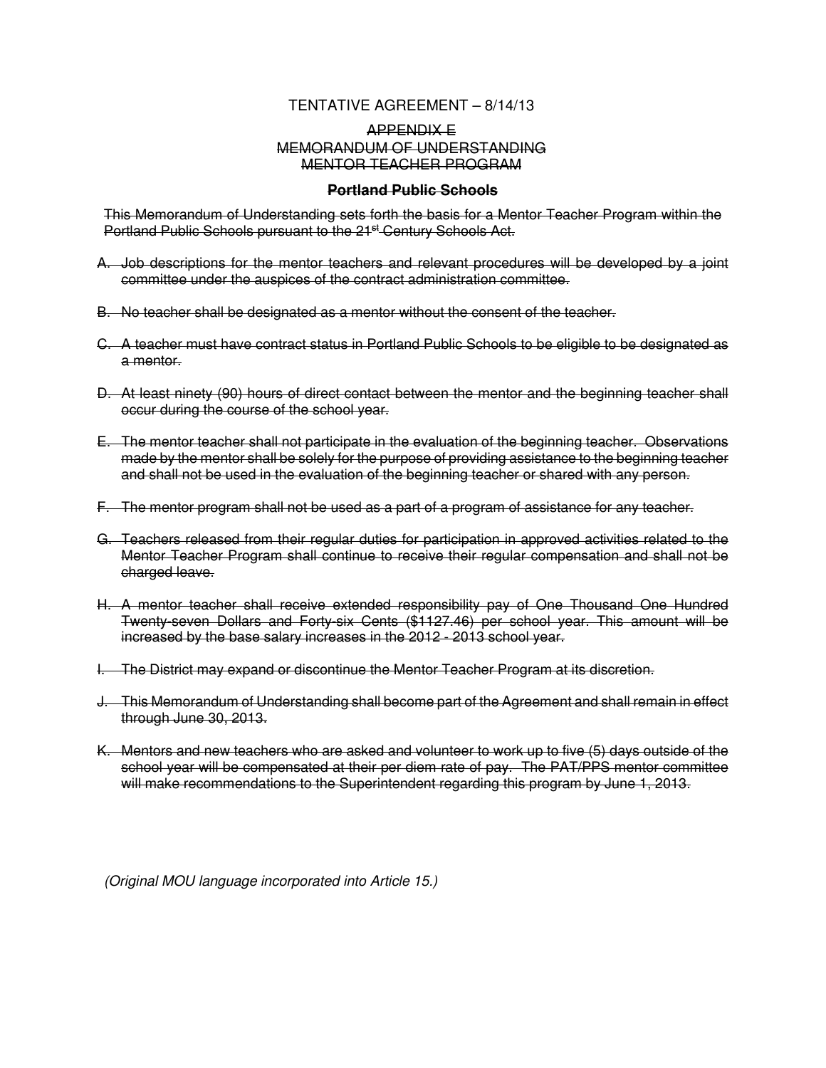TENTATIVE AGREEMENT – 8/14/13

~~APPENDIX E~~
~~MEMORANDUM OF UNDERSTANDING~~
~~MENTOR TEACHER PROGRAM~~

**~~Portland Public Schools~~**

~~This Memorandum of Understanding sets forth the basis for a Mentor Teacher Program within the Portland Public Schools pursuant to the 21st Century Schools Act.~~

A. ~~Job descriptions for the mentor teachers and relevant procedures will be developed by a joint committee under the auspices of the contract administration committee.~~

B. ~~No teacher shall be designated as a mentor without the consent of the teacher.~~

C. ~~A teacher must have contract status in Portland Public Schools to be eligible to be designated as a mentor.~~

D. ~~At least ninety (90) hours of direct contact between the mentor and the beginning teacher shall occur during the course of the school year.~~

E. ~~The mentor teacher shall not participate in the evaluation of the beginning teacher. Observations made by the mentor shall be solely for the purpose of providing assistance to the beginning teacher and shall not be used in the evaluation of the beginning teacher or shared with any person.~~

F. ~~The mentor program shall not be used as a part of a program of assistance for any teacher.~~

G. ~~Teachers released from their regular duties for participation in approved activities related to the Mentor Teacher Program shall continue to receive their regular compensation and shall not be charged leave.~~

H. ~~A mentor teacher shall receive extended responsibility pay of One Thousand One Hundred Twenty-seven Dollars and Forty-six Cents ($1127.46) per school year. This amount will be increased by the base salary increases in the 2012 - 2013 school year.~~

I. ~~The District may expand or discontinue the Mentor Teacher Program at its discretion.~~

J. ~~This Memorandum of Understanding shall become part of the Agreement and shall remain in effect through June 30, 2013.~~

K. ~~Mentors and new teachers who are asked and volunteer to work up to five (5) days outside of the school year will be compensated at their per diem rate of pay. The PAT/PPS mentor committee will make recommendations to the Superintendent regarding this program by June 1, 2013.~~

*(Original MOU language incorporated into Article 15.)*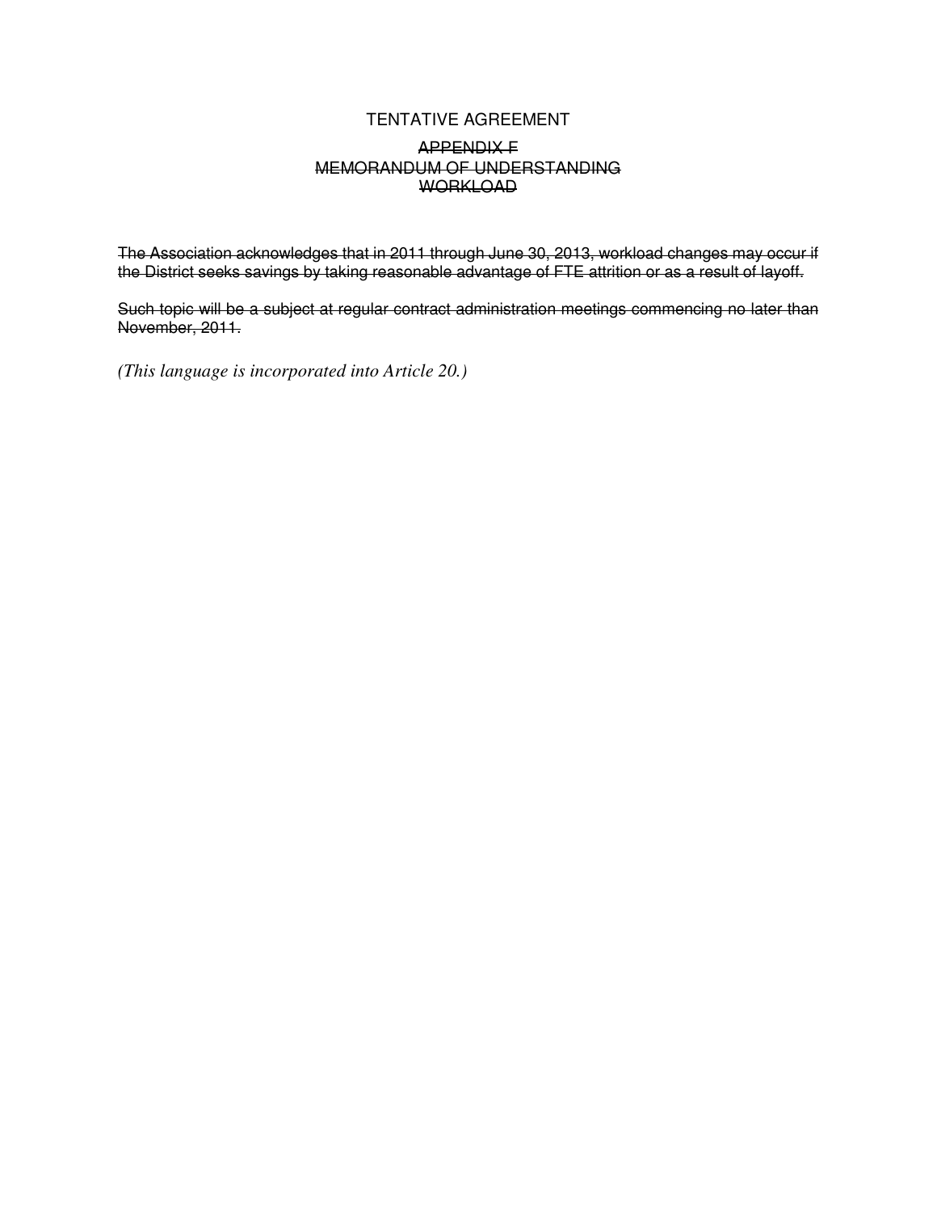TENTATIVE AGREEMENT

~~APPENDIX F~~
~~MEMORANDUM OF UNDERSTANDING~~
~~WORKLOAD~~

~~The Association acknowledges that in 2011 through June 30, 2013, workload changes may occur if the District seeks savings by taking reasonable advantage of FTE attrition or as a result of layoff.~~

~~Such topic will be a subject at regular contract administration meetings commencing no later than November, 2011.~~

*(This language is incorporated into Article 20.)*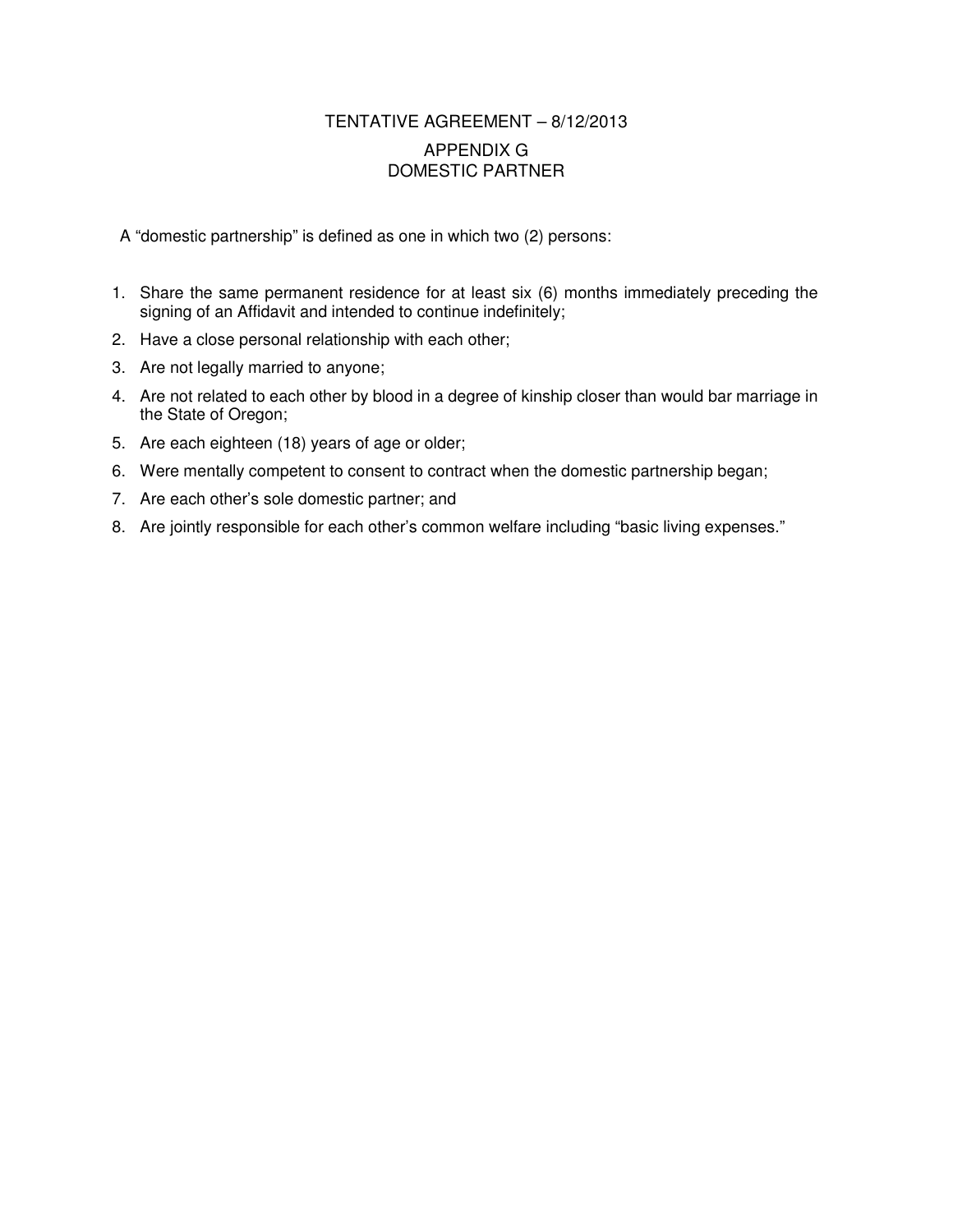# TENTATIVE AGREEMENT – 8/12/2013

## APPENDIX G
## DOMESTIC PARTNER

A "domestic partnership" is defined as one in which two (2) persons:

1. Share the same permanent residence for at least six (6) months immediately preceding the signing of an Affidavit and intended to continue indefinitely;
2. Have a close personal relationship with each other;
3. Are not legally married to anyone;
4. Are not related to each other by blood in a degree of kinship closer than would bar marriage in the State of Oregon;
5. Are each eighteen (18) years of age or older;
6. Were mentally competent to consent to contract when the domestic partnership began;
7. Are each other's sole domestic partner; and
8. Are jointly responsible for each other's common welfare including "basic living expenses."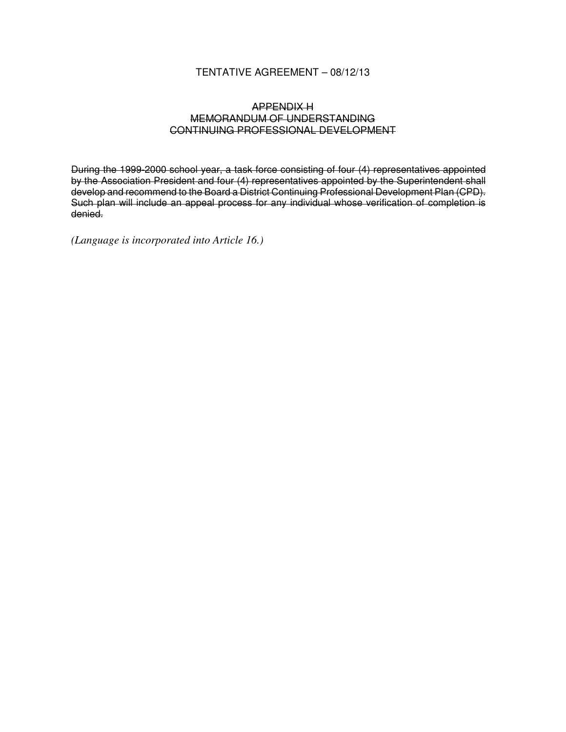TENTATIVE AGREEMENT – 08/12/13

~~APPENDIX H~~
~~MEMORANDUM OF UNDERSTANDING~~
~~CONTINUING PROFESSIONAL DEVELOPMENT~~

~~During the 1999-2000 school year, a task force consisting of four (4) representatives appointed by the Association President and four (4) representatives appointed by the Superintendent shall develop and recommend to the Board a District Continuing Professional Development Plan (CPD). Such plan will include an appeal process for any individual whose verification of completion is denied.~~

*(Language is incorporated into Article 16.)*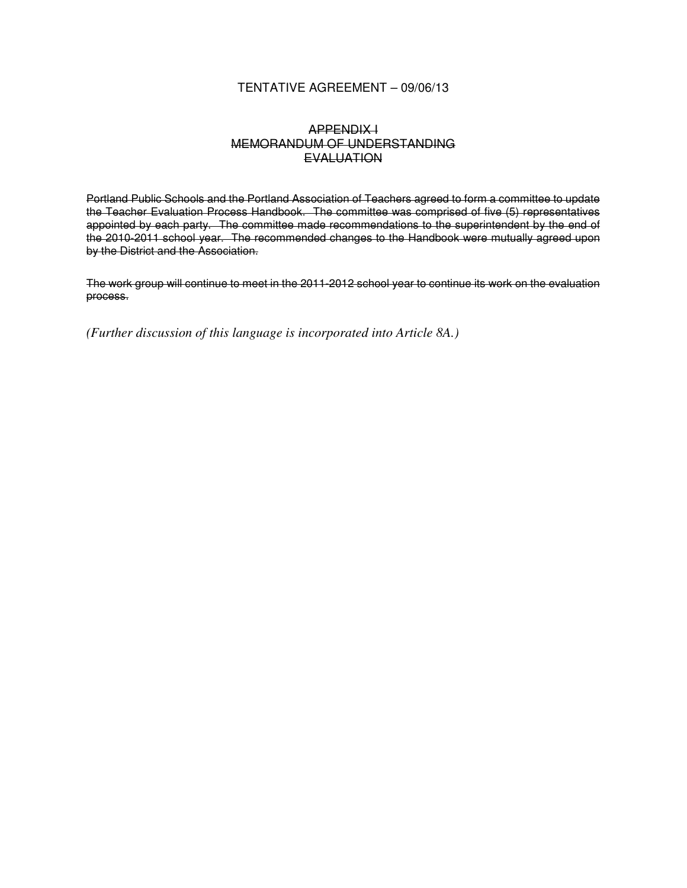TENTATIVE AGREEMENT – 09/06/13

~~APPENDIX I~~
~~MEMORANDUM OF UNDERSTANDING~~
~~EVALUATION~~

~~Portland Public Schools and the Portland Association of Teachers agreed to form a committee to update the Teacher Evaluation Process Handbook. The committee was comprised of five (5) representatives appointed by each party. The committee made recommendations to the superintendent by the end of the 2010-2011 school year. The recommended changes to the Handbook were mutually agreed upon by the District and the Association.~~

~~The work group will continue to meet in the 2011-2012 school year to continue its work on the evaluation process.~~

*(Further discussion of this language is incorporated into Article 8A.)*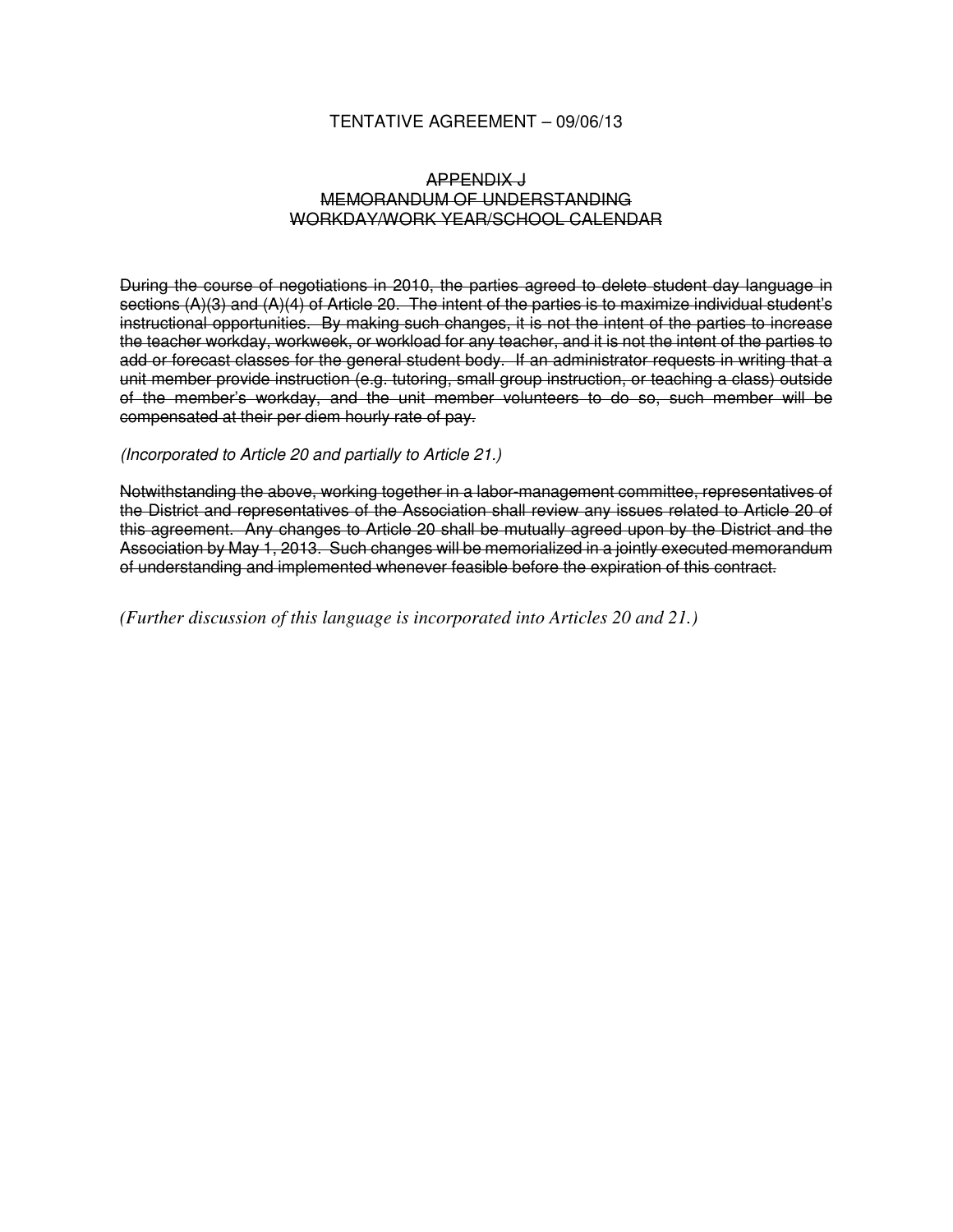TENTATIVE AGREEMENT – 09/06/13

~~APPENDIX J~~
~~MEMORANDUM OF UNDERSTANDING~~
~~WORKDAY/WORK YEAR/SCHOOL CALENDAR~~

~~During the course of negotiations in 2010, the parties agreed to delete student day language in sections (A)(3) and (A)(4) of Article 20. The intent of the parties is to maximize individual student's instructional opportunities. By making such changes, it is not the intent of the parties to increase the teacher workday, workweek, or workload for any teacher, and it is not the intent of the parties to add or forecast classes for the general student body. If an administrator requests in writing that a unit member provide instruction (e.g. tutoring, small group instruction, or teaching a class) outside of the member's workday, and the unit member volunteers to do so, such member will be compensated at their per diem hourly rate of pay.~~

*(Incorporated to Article 20 and partially to Article 21.)*

~~Notwithstanding the above, working together in a labor-management committee, representatives of the District and representatives of the Association shall review any issues related to Article 20 of this agreement. Any changes to Article 20 shall be mutually agreed upon by the District and the Association by May 1, 2013. Such changes will be memorialized in a jointly executed memorandum of understanding and implemented whenever feasible before the expiration of this contract.~~

*(Further discussion of this language is incorporated into Articles 20 and 21.)*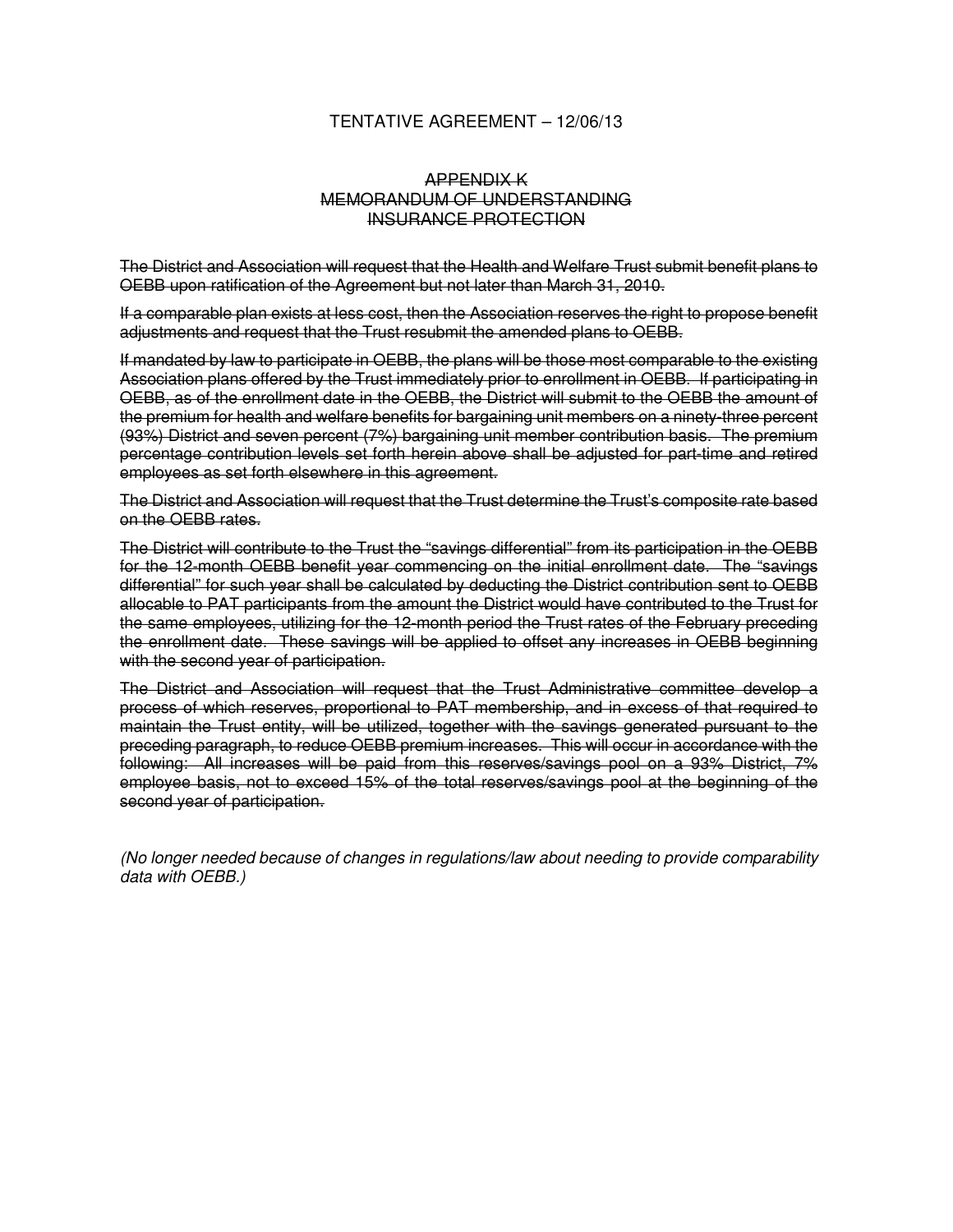TENTATIVE AGREEMENT – 12/06/13

~~APPENDIX K~~
~~MEMORANDUM OF UNDERSTANDING~~
~~INSURANCE PROTECTION~~

~~The District and Association will request that the Health and Welfare Trust submit benefit plans to OEBB upon ratification of the Agreement but not later than March 31, 2010.~~

~~If a comparable plan exists at less cost, then the Association reserves the right to propose benefit adjustments and request that the Trust resubmit the amended plans to OEBB.~~

~~If mandated by law to participate in OEBB, the plans will be those most comparable to the existing Association plans offered by the Trust immediately prior to enrollment in OEBB. If participating in OEBB, as of the enrollment date in the OEBB, the District will submit to the OEBB the amount of the premium for health and welfare benefits for bargaining unit members on a ninety-three percent (93%) District and seven percent (7%) bargaining unit member contribution basis. The premium percentage contribution levels set forth herein above shall be adjusted for part-time and retired employees as set forth elsewhere in this agreement.~~

~~The District and Association will request that the Trust determine the Trust's composite rate based on the OEBB rates.~~

~~The District will contribute to the Trust the "savings differential" from its participation in the OEBB for the 12-month OEBB benefit year commencing on the initial enrollment date. The "savings differential" for such year shall be calculated by deducting the District contribution sent to OEBB allocable to PAT participants from the amount the District would have contributed to the Trust for the same employees, utilizing for the 12-month period the Trust rates of the February preceding the enrollment date. These savings will be applied to offset any increases in OEBB beginning with the second year of participation.~~

~~The District and Association will request that the Trust Administrative committee develop a process of which reserves, proportional to PAT membership, and in excess of that required to maintain the Trust entity, will be utilized, together with the savings generated pursuant to the preceding paragraph, to reduce OEBB premium increases. This will occur in accordance with the following: All increases will be paid from this reserves/savings pool on a 93% District, 7% employee basis, not to exceed 15% of the total reserves/savings pool at the beginning of the second year of participation.~~

*(No longer needed because of changes in regulations/law about needing to provide comparability data with OEBB.)*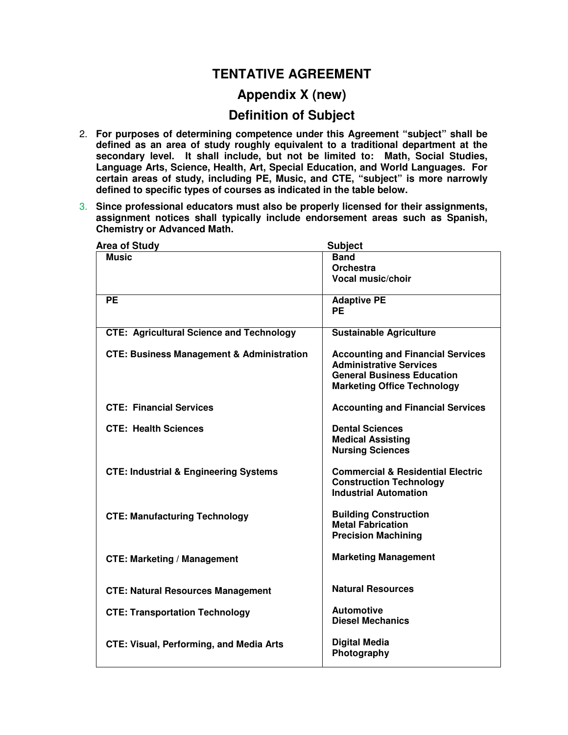# TENTATIVE AGREEMENT

## Appendix X (new)

## Definition of Subject

2. **For purposes of determining competence under this Agreement "subject" shall be defined as an area of study roughly equivalent to a traditional department at the secondary level. It shall include, but not be limited to: Math, Social Studies, Language Arts, Science, Health, Art, Special Education, and World Languages. For certain areas of study, including PE, Music, and CTE, "subject" is more narrowly defined to specific types of courses as indicated in the table below.**

3. **Since professional educators must also be properly licensed for their assignments, assignment notices shall typically include endorsement areas such as Spanish, Chemistry or Advanced Math.**

| Area of Study | Subject |
|---|---|
| **Music** | **Band**<br>**Orchestra**<br>**Vocal music/choir** |
| **PE** | **Adaptive PE**<br>**PE** |
| **CTE: Agricultural Science and Technology** | **Sustainable Agriculture** |
| **CTE: Business Management & Administration** | **Accounting and Financial Services**<br>**Administrative Services**<br>**General Business Education**<br>**Marketing Office Technology** |
| **CTE: Financial Services** | **Accounting and Financial Services** |
| **CTE: Health Sciences** | **Dental Sciences**<br>**Medical Assisting**<br>**Nursing Sciences** |
| **CTE: Industrial & Engineering Systems** | **Commercial & Residential Electric**<br>**Construction Technology**<br>**Industrial Automation** |
| **CTE: Manufacturing Technology** | **Building Construction**<br>**Metal Fabrication**<br>**Precision Machining** |
| **CTE: Marketing / Management** | **Marketing Management** |
| **CTE: Natural Resources Management** | **Natural Resources** |
| **CTE: Transportation Technology** | **Automotive**<br>**Diesel Mechanics** |
| **CTE: Visual, Performing, and Media Arts** | **Digital Media**<br>**Photography** |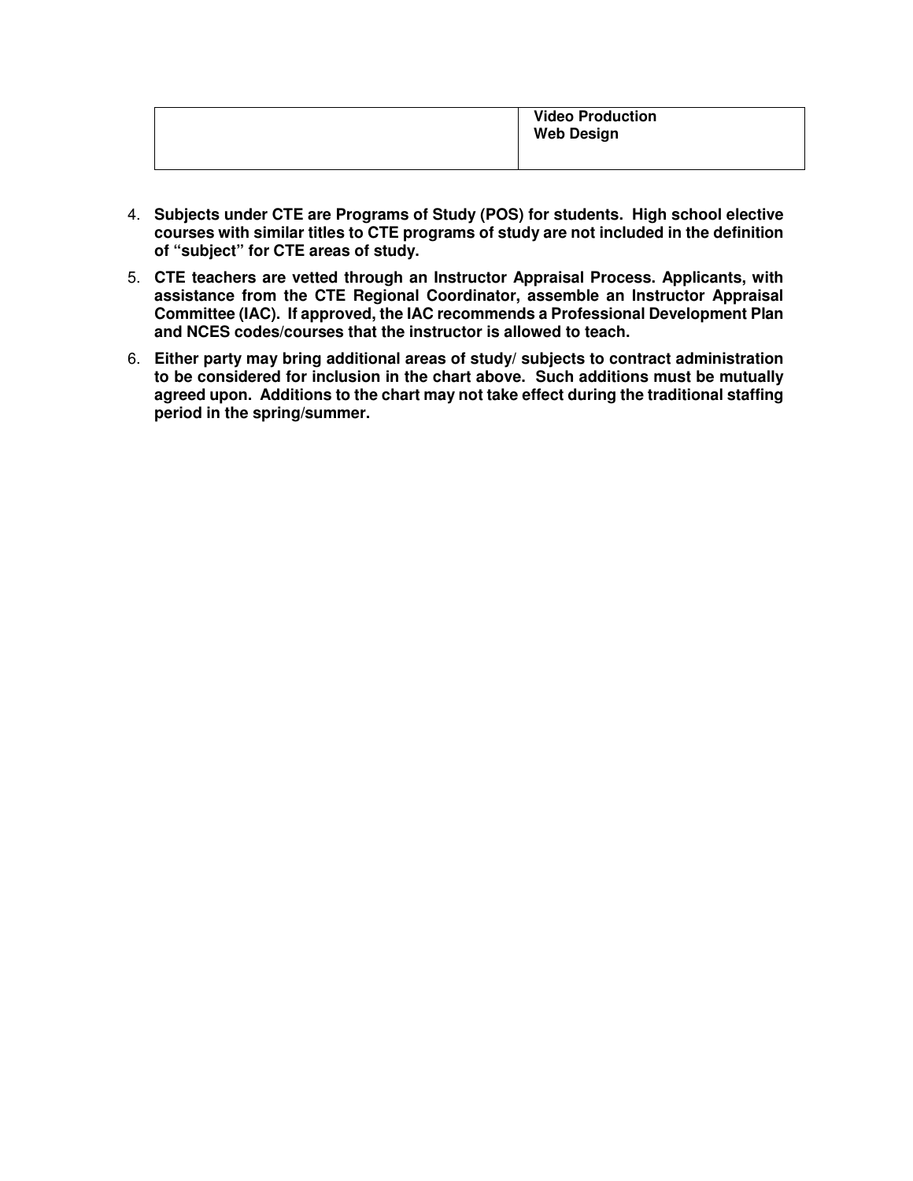| | |
|---|---|
| | **Video Production**<br>**Web Design** |

4. **Subjects under CTE are Programs of Study (POS) for students. High school elective courses with similar titles to CTE programs of study are not included in the definition of "subject" for CTE areas of study.**
5. **CTE teachers are vetted through an Instructor Appraisal Process. Applicants, with assistance from the CTE Regional Coordinator, assemble an Instructor Appraisal Committee (IAC). If approved, the IAC recommends a Professional Development Plan and NCES codes/courses that the instructor is allowed to teach.**
6. **Either party may bring additional areas of study/ subjects to contract administration to be considered for inclusion in the chart above. Such additions must be mutually agreed upon. Additions to the chart may not take effect during the traditional staffing period in the spring/summer.**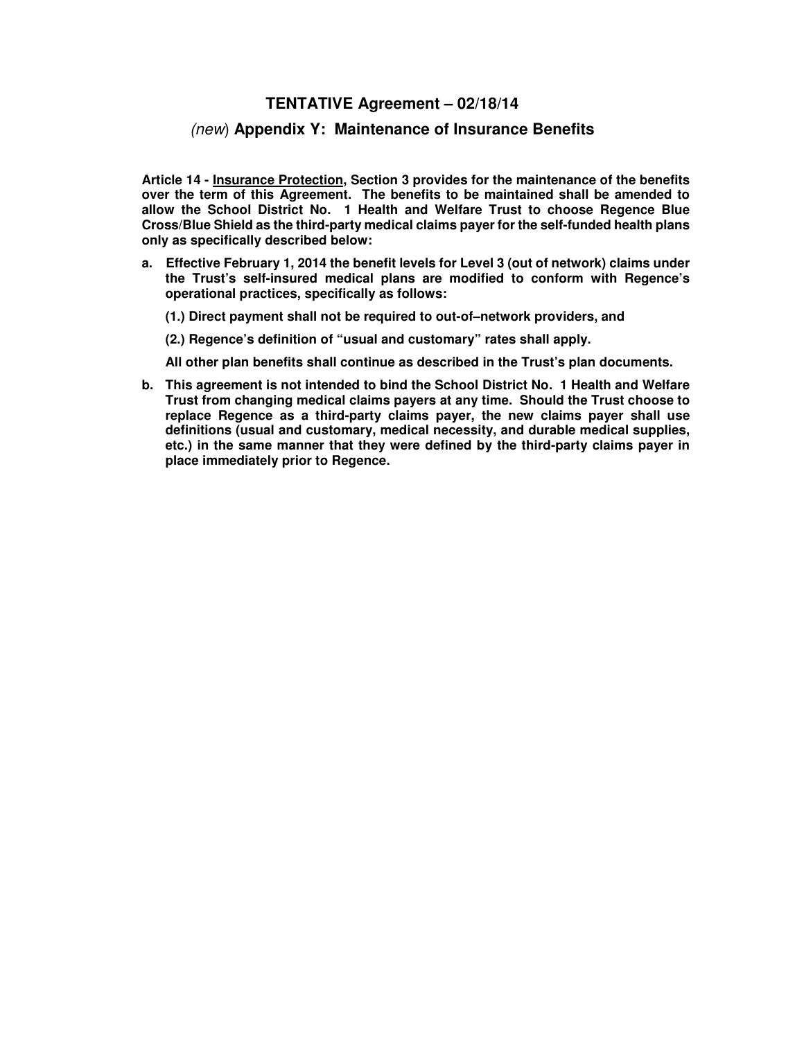# TENTATIVE Agreement – 02/18/14

## *(new)* Appendix Y: Maintenance of Insurance Benefits

**Article 14 - <u>Insurance Protection</u>, Section 3 provides for the maintenance of the benefits over the term of this Agreement. The benefits to be maintained shall be amended to allow the School District No. 1 Health and Welfare Trust to choose Regence Blue Cross/Blue Shield as the third-party medical claims payer for the self-funded health plans only as specifically described below:**

**a. Effective February 1, 2014 the benefit levels for Level 3 (out of network) claims under the Trust's self-insured medical plans are modified to conform with Regence's operational practices, specifically as follows:**

**(1.) Direct payment shall not be required to out-of–network providers, and**

**(2.) Regence's definition of "usual and customary" rates shall apply.**

**All other plan benefits shall continue as described in the Trust's plan documents.**

**b. This agreement is not intended to bind the School District No. 1 Health and Welfare Trust from changing medical claims payers at any time. Should the Trust choose to replace Regence as a third-party claims payer, the new claims payer shall use definitions (usual and customary, medical necessity, and durable medical supplies, etc.) in the same manner that they were defined by the third-party claims payer in place immediately prior to Regence.**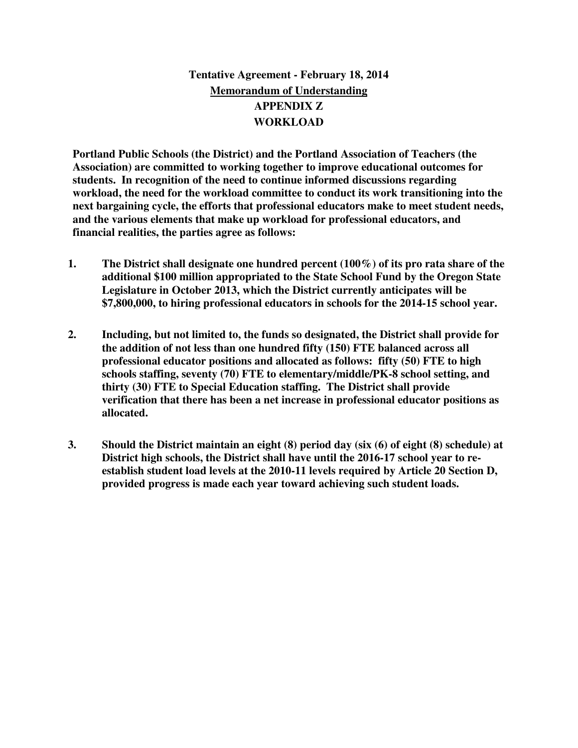# Tentative Agreement - February 18, 2014

## Memorandum of Understanding

## APPENDIX Z

## WORKLOAD

**Portland Public Schools (the District) and the Portland Association of Teachers (the Association) are committed to working together to improve educational outcomes for students. In recognition of the need to continue informed discussions regarding workload, the need for the workload committee to conduct its work transitioning into the next bargaining cycle, the efforts that professional educators make to meet student needs, and the various elements that make up workload for professional educators, and financial realities, the parties agree as follows:**

1. **The District shall designate one hundred percent (100%) of its pro rata share of the additional $100 million appropriated to the State School Fund by the Oregon State Legislature in October 2013, which the District currently anticipates will be $7,800,000, to hiring professional educators in schools for the 2014-15 school year.**

2. **Including, but not limited to, the funds so designated, the District shall provide for the addition of not less than one hundred fifty (150) FTE balanced across all professional educator positions and allocated as follows: fifty (50) FTE to high schools staffing, seventy (70) FTE to elementary/middle/PK-8 school setting, and thirty (30) FTE to Special Education staffing. The District shall provide verification that there has been a net increase in professional educator positions as allocated.**

3. **Should the District maintain an eight (8) period day (six (6) of eight (8) schedule) at District high schools, the District shall have until the 2016-17 school year to re-establish student load levels at the 2010-11 levels required by Article 20 Section D, provided progress is made each year toward achieving such student loads.**